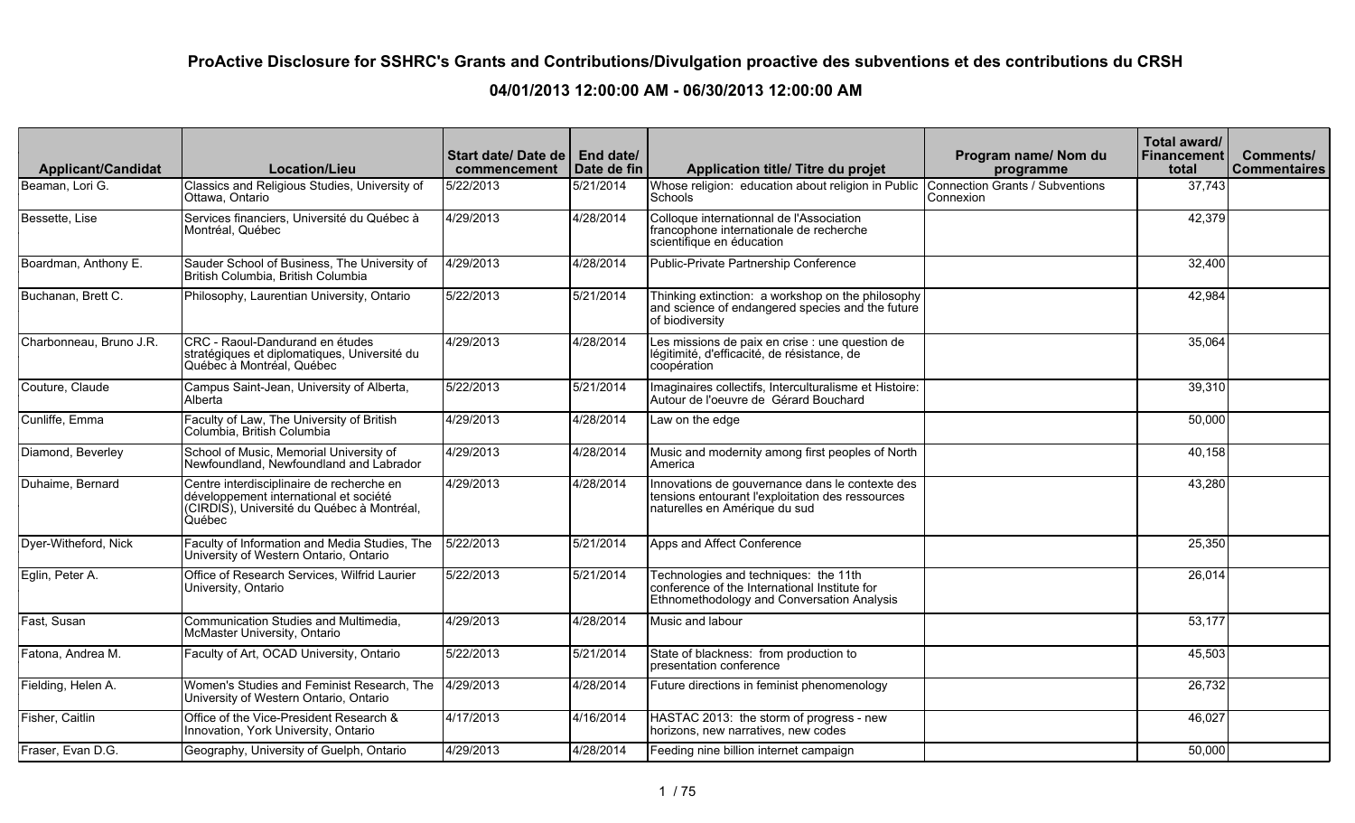## ProActive Disclosure for SSHRC's Grants and Contributions/Divulgation proactive des subventions et des contributions du CRSH

## 04/01/2013 12:00:00 AM - 06/30/2013 12:00:00 AM

| Applicant/Candidat | Location/Lieu | Start date/ Date de commencement | End date/ Date de fin | Application title/ Titre du projet | Program name/ Nom du programme | Total award/ Financement total | Comments/ Commentaires |
|---|---|---|---|---|---|---|---|
| Beaman, Lori G. | Classics and Religious Studies, University of Ottawa, Ontario | 5/22/2013 | 5/21/2014 | Whose religion: education about religion in Public Schools | Connection Grants / Subventions Connexion | 37,743 | |
| Bessette, Lise | Services financiers, Université du Québec à Montréal, Québec | 4/29/2013 | 4/28/2014 | Colloque internationnal de l'Association francophone internationale de recherche scientifique en éducation | | 42,379 | |
| Boardman, Anthony E. | Sauder School of Business, The University of British Columbia, British Columbia | 4/29/2013 | 4/28/2014 | Public-Private Partnership Conference | | 32,400 | |
| Buchanan, Brett C. | Philosophy, Laurentian University, Ontario | 5/22/2013 | 5/21/2014 | Thinking extinction: a workshop on the philosophy and science of endangered species and the future of biodiversity | | 42,984 | |
| Charbonneau, Bruno J.R. | CRC - Raoul-Dandurand en études stratégiques et diplomatiques, Université du Québec à Montréal, Québec | 4/29/2013 | 4/28/2014 | Les missions de paix en crise : une question de légitimité, d'efficacité, de résistance, de coopération | | 35,064 | |
| Couture, Claude | Campus Saint-Jean, University of Alberta, Alberta | 5/22/2013 | 5/21/2014 | Imaginaires collectifs, Interculturalisme et Histoire: Autour de l'oeuvre de Gérard Bouchard | | 39,310 | |
| Cunliffe, Emma | Faculty of Law, The University of British Columbia, British Columbia | 4/29/2013 | 4/28/2014 | Law on the edge | | 50,000 | |
| Diamond, Beverley | School of Music, Memorial University of Newfoundland, Newfoundland and Labrador | 4/29/2013 | 4/28/2014 | Music and modernity among first peoples of North America | | 40,158 | |
| Duhaime, Bernard | Centre interdisciplinaire de recherche en développement international et société (CIRDIS), Université du Québec à Montréal, Québec | 4/29/2013 | 4/28/2014 | Innovations de gouvernance dans le contexte des tensions entourant l'exploitation des ressources naturelles en Amérique du sud | | 43,280 | |
| Dyer-Witheford, Nick | Faculty of Information and Media Studies, The University of Western Ontario, Ontario | 5/22/2013 | 5/21/2014 | Apps and Affect Conference | | 25,350 | |
| Eglin, Peter A. | Office of Research Services, Wilfrid Laurier University, Ontario | 5/22/2013 | 5/21/2014 | Technologies and techniques: the 11th conference of the International Institute for Ethnomethodology and Conversation Analysis | | 26,014 | |
| Fast, Susan | Communication Studies and Multimedia, McMaster University, Ontario | 4/29/2013 | 4/28/2014 | Music and labour | | 53,177 | |
| Fatona, Andrea M. | Faculty of Art, OCAD University, Ontario | 5/22/2013 | 5/21/2014 | State of blackness: from production to presentation conference | | 45,503 | |
| Fielding, Helen A. | Women's Studies and Feminist Research, The University of Western Ontario, Ontario | 4/29/2013 | 4/28/2014 | Future directions in feminist phenomenology | | 26,732 | |
| Fisher, Caitlin | Office of the Vice-President Research & Innovation, York University, Ontario | 4/17/2013 | 4/16/2014 | HASTAC 2013: the storm of progress - new horizons, new narratives, new codes | | 46,027 | |
| Fraser, Evan D.G. | Geography, University of Guelph, Ontario | 4/29/2013 | 4/28/2014 | Feeding nine billion internet campaign | | 50,000 | |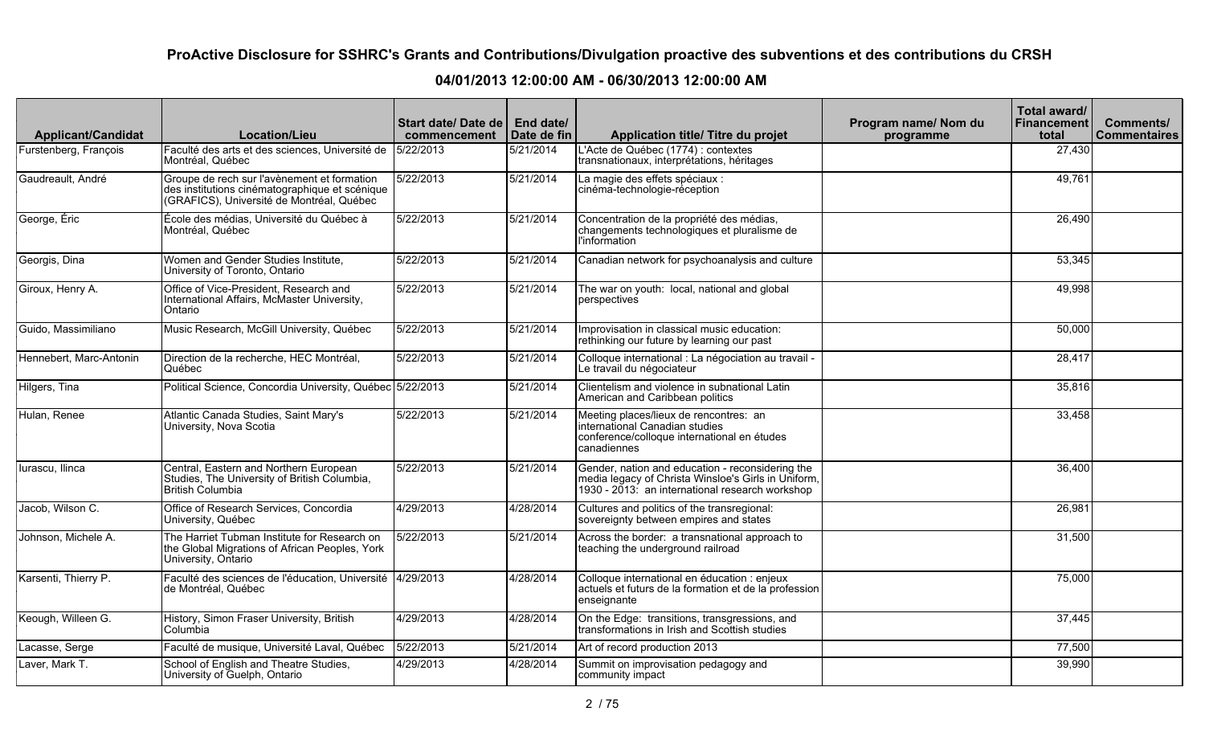## ProActive Disclosure for SSHRC's Grants and Contributions/Divulgation proactive des subventions et des contributions du CRSH

### 04/01/2013 12:00:00 AM - 06/30/2013 12:00:00 AM

| Applicant/Candidat | Location/Lieu | Start date/ Date de commencement | End date/ Date de fin | Application title/ Titre du projet | Program name/ Nom du programme | Total award/ Financement total | Comments/ Commentaires |
|---|---|---|---|---|---|---|---|
| Furstenberg, François | Faculté des arts et des sciences, Université de Montréal, Québec | 5/22/2013 | 5/21/2014 | L'Acte de Québec (1774) : contextes transnationaux, interprétations, héritages | | 27,430 | |
| Gaudreault, André | Groupe de rech sur l'avènement et formation des institutions cinématographique et scénique (GRAFICS), Université de Montréal, Québec | 5/22/2013 | 5/21/2014 | La magie des effets spéciaux : cinéma-technologie-réception | | 49,761 | |
| George, Éric | École des médias, Université du Québec à Montréal, Québec | 5/22/2013 | 5/21/2014 | Concentration de la propriété des médias, changements technologiques et pluralisme de l'information | | 26,490 | |
| Georgis, Dina | Women and Gender Studies Institute, University of Toronto, Ontario | 5/22/2013 | 5/21/2014 | Canadian network for psychoanalysis and culture | | 53,345 | |
| Giroux, Henry A. | Office of Vice-President, Research and International Affairs, McMaster University, Ontario | 5/22/2013 | 5/21/2014 | The war on youth: local, national and global perspectives | | 49,998 | |
| Guido, Massimiliano | Music Research, McGill University, Québec | 5/22/2013 | 5/21/2014 | Improvisation in classical music education: rethinking our future by learning our past | | 50,000 | |
| Hennebert, Marc-Antonin | Direction de la recherche, HEC Montréal, Québec | 5/22/2013 | 5/21/2014 | Colloque international : La négociation au travail - Le travail du négociateur | | 28,417 | |
| Hilgers, Tina | Political Science, Concordia University, Québec | 5/22/2013 | 5/21/2014 | Clientelism and violence in subnational Latin American and Caribbean politics | | 35,816 | |
| Hulan, Renee | Atlantic Canada Studies, Saint Mary's University, Nova Scotia | 5/22/2013 | 5/21/2014 | Meeting places/lieux de rencontres: an international Canadian studies conference/colloque international en études canadiennes | | 33,458 | |
| Iurascu, Ilinca | Central, Eastern and Northern European Studies, The University of British Columbia, British Columbia | 5/22/2013 | 5/21/2014 | Gender, nation and education - reconsidering the media legacy of Christa Winsloe's Girls in Uniform, 1930 - 2013: an international research workshop | | 36,400 | |
| Jacob, Wilson C. | Office of Research Services, Concordia University, Québec | 4/29/2013 | 4/28/2014 | Cultures and politics of the transregional: sovereignty between empires and states | | 26,981 | |
| Johnson, Michele A. | The Harriet Tubman Institute for Research on the Global Migrations of African Peoples, York University, Ontario | 5/22/2013 | 5/21/2014 | Across the border: a transnational approach to teaching the underground railroad | | 31,500 | |
| Karsenti, Thierry P. | Faculté des sciences de l'éducation, Université de Montréal, Québec | 4/29/2013 | 4/28/2014 | Colloque international en éducation : enjeux actuels et futurs de la formation et de la profession enseignante | | 75,000 | |
| Keough, Willeen G. | History, Simon Fraser University, British Columbia | 4/29/2013 | 4/28/2014 | On the Edge: transitions, transgressions, and transformations in Irish and Scottish studies | | 37,445 | |
| Lacasse, Serge | Faculté de musique, Université Laval, Québec | 5/22/2013 | 5/21/2014 | Art of record production 2013 | | 77,500 | |
| Laver, Mark T. | School of English and Theatre Studies, University of Guelph, Ontario | 4/29/2013 | 4/28/2014 | Summit on improvisation pedagogy and community impact | | 39,990 | |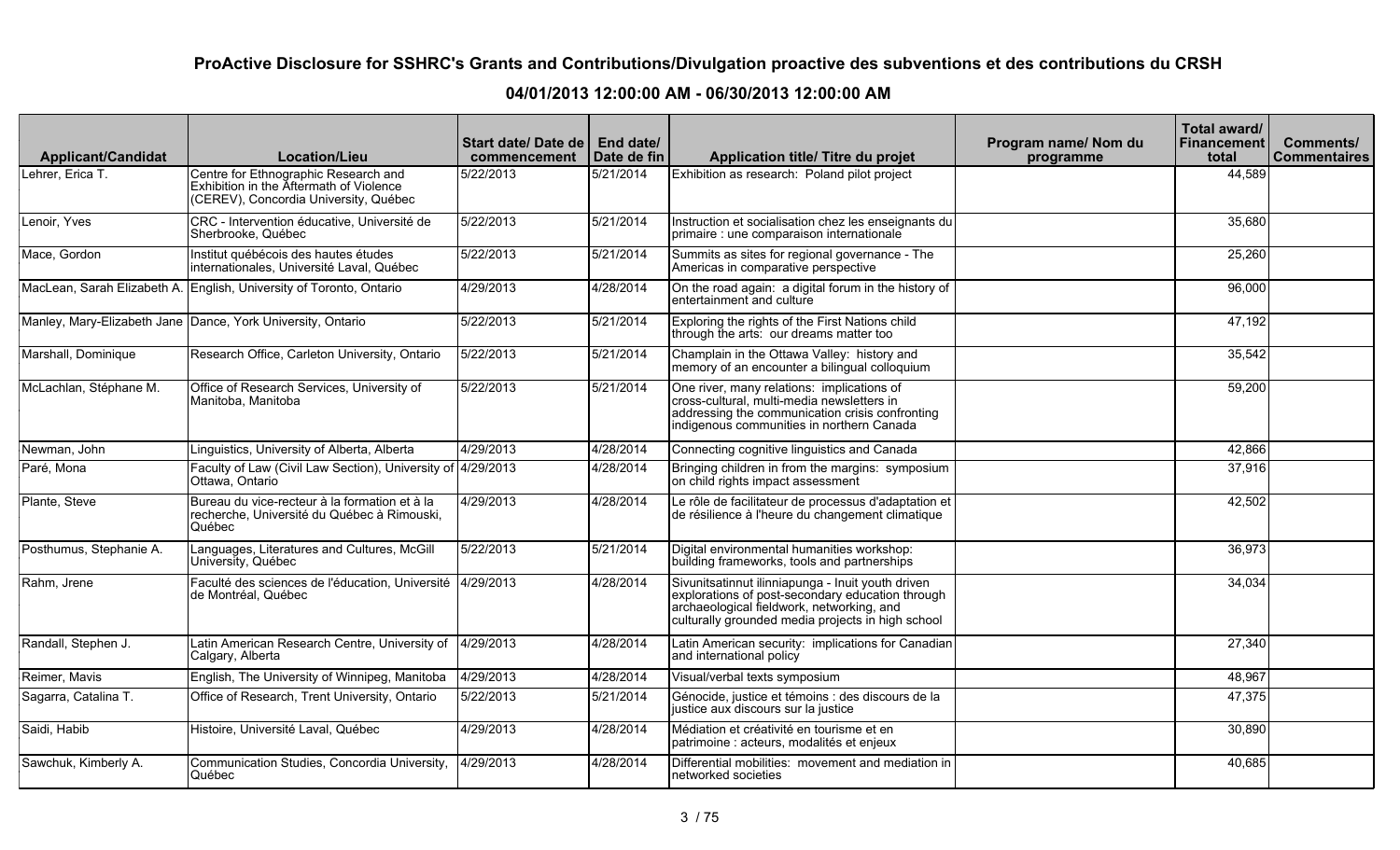# ProActive Disclosure for SSHRC's Grants and Contributions/Divulgation proactive des subventions et des contributions du CRSH

## 04/01/2013 12:00:00 AM - 06/30/2013 12:00:00 AM

| Applicant/Candidat | Location/Lieu | Start date/ Date de commencement | End date/ Date de fin | Application title/ Titre du projet | Program name/ Nom du programme | Total award/ Financement total | Comments/ Commentaires |
|---|---|---|---|---|---|---|---|
| Lehrer, Erica T. | Centre for Ethnographic Research and Exhibition in the Aftermath of Violence (CEREV), Concordia University, Québec | 5/22/2013 | 5/21/2014 | Exhibition as research: Poland pilot project | | 44,589 | |
| Lenoir, Yves | CRC - Intervention éducative, Université de Sherbrooke, Québec | 5/22/2013 | 5/21/2014 | Instruction et socialisation chez les enseignants du primaire : une comparaison internationale | | 35,680 | |
| Mace, Gordon | Institut québécois des hautes études internationales, Université Laval, Québec | 5/22/2013 | 5/21/2014 | Summits as sites for regional governance - The Americas in comparative perspective | | 25,260 | |
| MacLean, Sarah Elizabeth A. | English, University of Toronto, Ontario | 4/29/2013 | 4/28/2014 | On the road again: a digital forum in the history of entertainment and culture | | 96,000 | |
| Manley, Mary-Elizabeth Jane | Dance, York University, Ontario | 5/22/2013 | 5/21/2014 | Exploring the rights of the First Nations child through the arts: our dreams matter too | | 47,192 | |
| Marshall, Dominique | Research Office, Carleton University, Ontario | 5/22/2013 | 5/21/2014 | Champlain in the Ottawa Valley: history and memory of an encounter a bilingual colloquium | | 35,542 | |
| McLachlan, Stéphane M. | Office of Research Services, University of Manitoba, Manitoba | 5/22/2013 | 5/21/2014 | One river, many relations: implications of cross-cultural, multi-media newsletters in addressing the communication crisis confronting indigenous communities in northern Canada | | 59,200 | |
| Newman, John | Linguistics, University of Alberta, Alberta | 4/29/2013 | 4/28/2014 | Connecting cognitive linguistics and Canada | | 42,866 | |
| Paré, Mona | Faculty of Law (Civil Law Section), University of Ottawa, Ontario | 4/29/2013 | 4/28/2014 | Bringing children in from the margins: symposium on child rights impact assessment | | 37,916 | |
| Plante, Steve | Bureau du vice-recteur à la formation et à la recherche, Université du Québec à Rimouski, Québec | 4/29/2013 | 4/28/2014 | Le rôle de facilitateur de processus d'adaptation et de résilience à l'heure du changement climatique | | 42,502 | |
| Posthumus, Stephanie A. | Languages, Literatures and Cultures, McGill University, Québec | 5/22/2013 | 5/21/2014 | Digital environmental humanities workshop: building frameworks, tools and partnerships | | 36,973 | |
| Rahm, Jrene | Faculté des sciences de l'éducation, Université de Montréal, Québec | 4/29/2013 | 4/28/2014 | Sivunitsatinnut ilinniapunga - Inuit youth driven explorations of post-secondary education through archaeological fieldwork, networking, and culturally grounded media projects in high school | | 34,034 | |
| Randall, Stephen J. | Latin American Research Centre, University of Calgary, Alberta | 4/29/2013 | 4/28/2014 | Latin American security: implications for Canadian and international policy | | 27,340 | |
| Reimer, Mavis | English, The University of Winnipeg, Manitoba | 4/29/2013 | 4/28/2014 | Visual/verbal texts symposium | | 48,967 | |
| Sagarra, Catalina T. | Office of Research, Trent University, Ontario | 5/22/2013 | 5/21/2014 | Génocide, justice et témoins : des discours de la justice aux discours sur la justice | | 47,375 | |
| Saidi, Habib | Histoire, Université Laval, Québec | 4/29/2013 | 4/28/2014 | Médiation et créativité en tourisme et en patrimoine : acteurs, modalités et enjeux | | 30,890 | |
| Sawchuk, Kimberly A. | Communication Studies, Concordia University, Québec | 4/29/2013 | 4/28/2014 | Differential mobilities: movement and mediation in networked societies | | 40,685 | |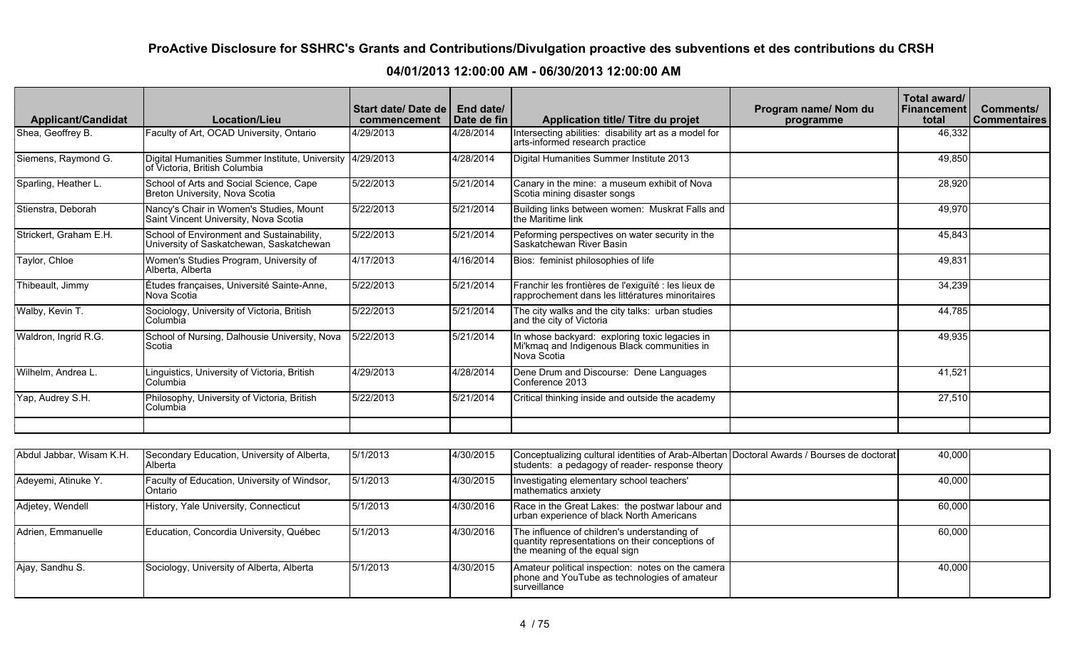# ProActive Disclosure for SSHRC's Grants and Contributions/Divulgation proactive des subventions et des contributions du CRSH

## 04/01/2013 12:00:00 AM - 06/30/2013 12:00:00 AM

| Applicant/Candidat | Location/Lieu | Start date/ Date de commencement | End date/ Date de fin | Application title/ Titre du projet | Program name/ Nom du programme | Total award/ Financement total | Comments/ Commentaires |
|---|---|---|---|---|---|---|---|
| Shea, Geoffrey B. | Faculty of Art, OCAD University, Ontario | 4/29/2013 | 4/28/2014 | Intersecting abilities: disability art as a model for arts-informed research practice | | 46,332 | |
| Siemens, Raymond G. | Digital Humanities Summer Institute, University of Victoria, British Columbia | 4/29/2013 | 4/28/2014 | Digital Humanities Summer Institute 2013 | | 49,850 | |
| Sparling, Heather L. | School of Arts and Social Science, Cape Breton University, Nova Scotia | 5/22/2013 | 5/21/2014 | Canary in the mine: a museum exhibit of Nova Scotia mining disaster songs | | 28,920 | |
| Stienstra, Deborah | Nancy's Chair in Women's Studies, Mount Saint Vincent University, Nova Scotia | 5/22/2013 | 5/21/2014 | Building links between women: Muskrat Falls and the Maritime link | | 49,970 | |
| Strickert, Graham E.H. | School of Environment and Sustainability, University of Saskatchewan, Saskatchewan | 5/22/2013 | 5/21/2014 | Peforming perspectives on water security in the Saskatchewan River Basin | | 45,843 | |
| Taylor, Chloe | Women's Studies Program, University of Alberta, Alberta | 4/17/2013 | 4/16/2014 | Bios: feminist philosophies of life | | 49,831 | |
| Thibeault, Jimmy | Études françaises, Université Sainte-Anne, Nova Scotia | 5/22/2013 | 5/21/2014 | Franchir les frontières de l'exiguïté : les lieux de rapprochement dans les littératures minoritaires | | 34,239 | |
| Walby, Kevin T. | Sociology, University of Victoria, British Columbia | 5/22/2013 | 5/21/2014 | The city walks and the city talks: urban studies and the city of Victoria | | 44,785 | |
| Waldron, Ingrid R.G. | School of Nursing, Dalhousie University, Nova Scotia | 5/22/2013 | 5/21/2014 | In whose backyard: exploring toxic legacies in Mi'kmaq and Indigenous Black communities in Nova Scotia | | 49,935 | |
| Wilhelm, Andrea L. | Linguistics, University of Victoria, British Columbia | 4/29/2013 | 4/28/2014 | Dene Drum and Discourse: Dene Languages Conference 2013 | | 41,521 | |
| Yap, Audrey S.H. | Philosophy, University of Victoria, British Columbia | 5/22/2013 | 5/21/2014 | Critical thinking inside and outside the academy | | 27,510 | |
| | | | | | | | |
| Abdul Jabbar, Wisam K.H. | Secondary Education, University of Alberta, Alberta | 5/1/2013 | 4/30/2015 | Conceptualizing cultural identities of Arab-Albertan students: a pedagogy of reader- response theory | Doctoral Awards / Bourses de doctorat | 40,000 | |
| Adeyemi, Atinuke Y. | Faculty of Education, University of Windsor, Ontario | 5/1/2013 | 4/30/2015 | Investigating elementary school teachers' mathematics anxiety | | 40,000 | |
| Adjetey, Wendell | History, Yale University, Connecticut | 5/1/2013 | 4/30/2016 | Race in the Great Lakes: the postwar labour and urban experience of black North Americans | | 60,000 | |
| Adrien, Emmanuelle | Education, Concordia University, Québec | 5/1/2013 | 4/30/2016 | The influence of children's understanding of quantity representations on their conceptions of the meaning of the equal sign | | 60,000 | |
| Ajay, Sandhu S. | Sociology, University of Alberta, Alberta | 5/1/2013 | 4/30/2015 | Amateur political inspection: notes on the camera phone and YouTube as technologies of amateur surveillance | | 40,000 | |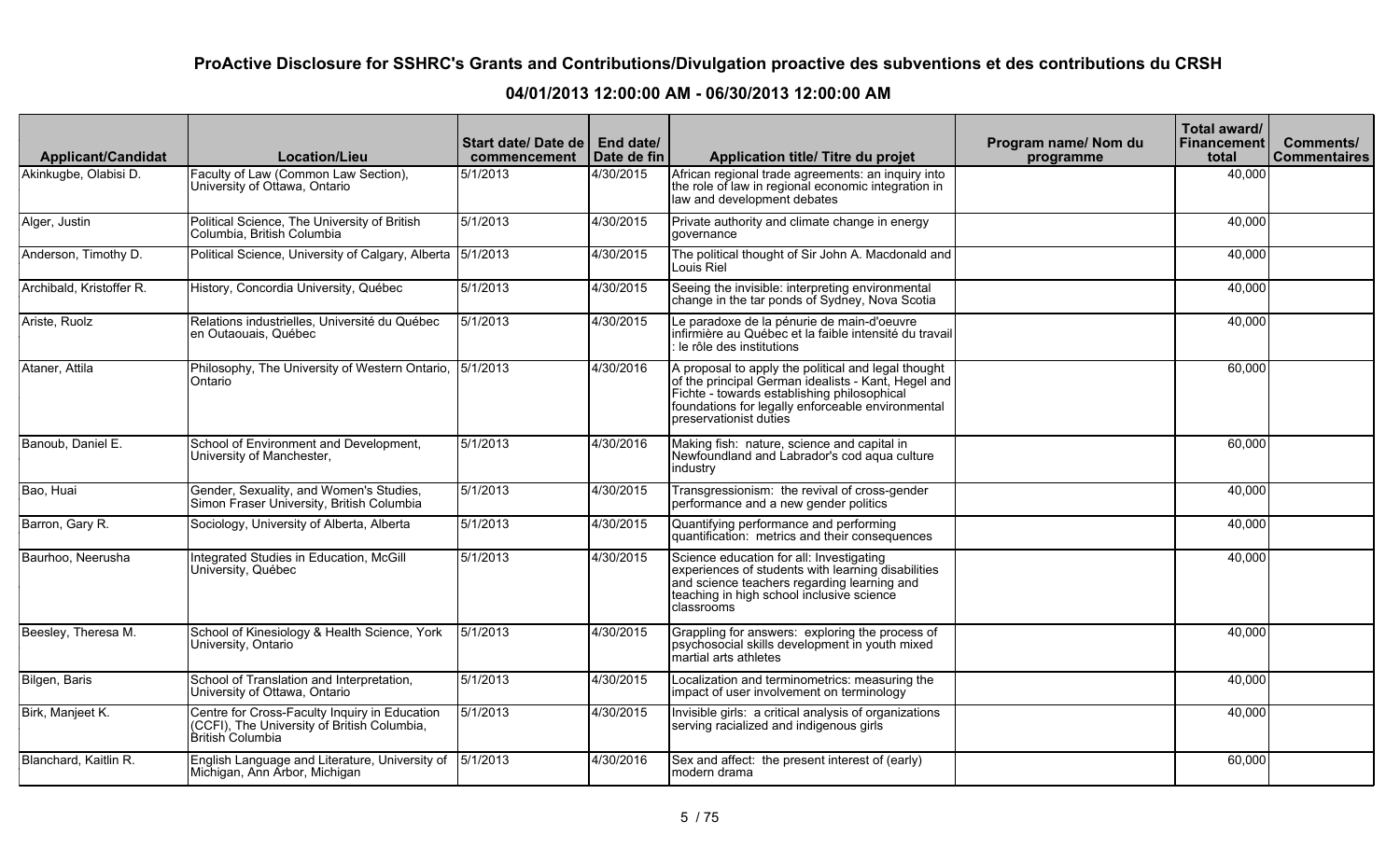## ProActive Disclosure for SSHRC's Grants and Contributions/Divulgation proactive des subventions et des contributions du CRSH

### 04/01/2013 12:00:00 AM - 06/30/2013 12:00:00 AM

| Applicant/Candidat | Location/Lieu | Start date/ Date de commencement | End date/ Date de fin | Application title/ Titre du projet | Program name/ Nom du programme | Total award/ Financement total | Comments/ Commentaires |
|---|---|---|---|---|---|---|---|
| Akinkugbe, Olabisi D. | Faculty of Law (Common Law Section), University of Ottawa, Ontario | 5/1/2013 | 4/30/2015 | African regional trade agreements: an inquiry into the role of law in regional economic integration in law and development debates | | 40,000 | |
| Alger, Justin | Political Science, The University of British Columbia, British Columbia | 5/1/2013 | 4/30/2015 | Private authority and climate change in energy governance | | 40,000 | |
| Anderson, Timothy D. | Political Science, University of Calgary, Alberta | 5/1/2013 | 4/30/2015 | The political thought of Sir John A. Macdonald and Louis Riel | | 40,000 | |
| Archibald, Kristoffer R. | History, Concordia University, Québec | 5/1/2013 | 4/30/2015 | Seeing the invisible: interpreting environmental change in the tar ponds of Sydney, Nova Scotia | | 40,000 | |
| Ariste, Ruolz | Relations industrielles, Université du Québec en Outaouais, Québec | 5/1/2013 | 4/30/2015 | Le paradoxe de la pénurie de main-d'oeuvre infirmière au Québec et la faible intensité du travail : le rôle des institutions | | 40,000 | |
| Ataner, Attila | Philosophy, The University of Western Ontario, Ontario | 5/1/2013 | 4/30/2016 | A proposal to apply the political and legal thought of the principal German idealists - Kant, Hegel and Fichte - towards establishing philosophical foundations for legally enforceable environmental preservationist duties | | 60,000 | |
| Banoub, Daniel E. | School of Environment and Development, University of Manchester, | 5/1/2013 | 4/30/2016 | Making fish: nature, science and capital in Newfoundland and Labrador's cod aqua culture industry | | 60,000 | |
| Bao, Huai | Gender, Sexuality, and Women's Studies, Simon Fraser University, British Columbia | 5/1/2013 | 4/30/2015 | Transgressionism: the revival of cross-gender performance and a new gender politics | | 40,000 | |
| Barron, Gary R. | Sociology, University of Alberta, Alberta | 5/1/2013 | 4/30/2015 | Quantifying performance and performing quantification: metrics and their consequences | | 40,000 | |
| Baurhoo, Neerusha | Integrated Studies in Education, McGill University, Québec | 5/1/2013 | 4/30/2015 | Science education for all: Investigating experiences of students with learning disabilities and science teachers regarding learning and teaching in high school inclusive science classrooms | | 40,000 | |
| Beesley, Theresa M. | School of Kinesiology & Health Science, York University, Ontario | 5/1/2013 | 4/30/2015 | Grappling for answers: exploring the process of psychosocial skills development in youth mixed martial arts athletes | | 40,000 | |
| Bilgen, Baris | School of Translation and Interpretation, University of Ottawa, Ontario | 5/1/2013 | 4/30/2015 | Localization and terminometrics: measuring the impact of user involvement on terminology | | 40,000 | |
| Birk, Manjeet K. | Centre for Cross-Faculty Inquiry in Education (CCFI), The University of British Columbia, British Columbia | 5/1/2013 | 4/30/2015 | Invisible girls: a critical analysis of organizations serving racialized and indigenous girls | | 40,000 | |
| Blanchard, Kaitlin R. | English Language and Literature, University of Michigan, Ann Arbor, Michigan | 5/1/2013 | 4/30/2016 | Sex and affect: the present interest of (early) modern drama | | 60,000 | |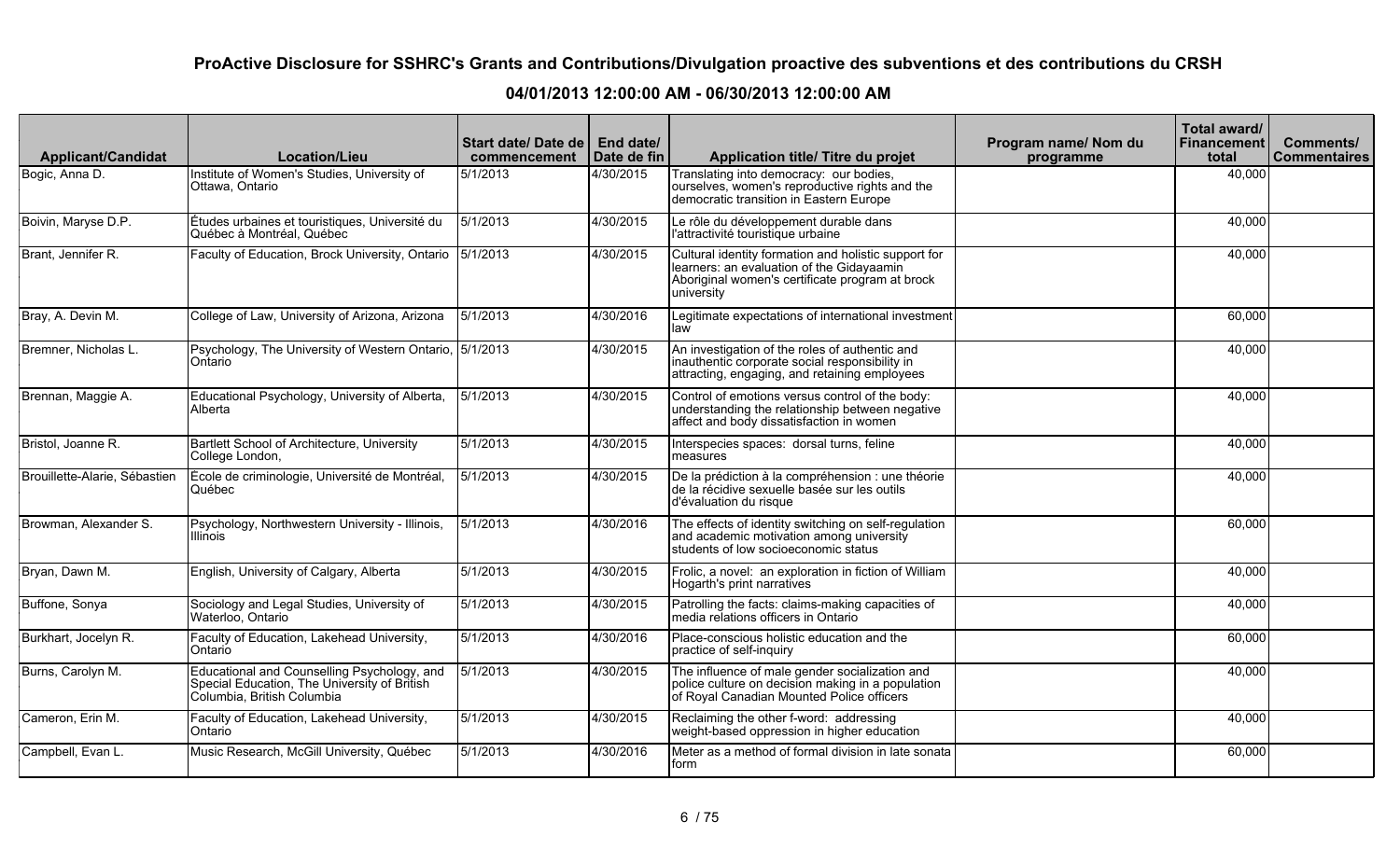# ProActive Disclosure for SSHRC's Grants and Contributions/Divulgation proactive des subventions et des contributions du CRSH

## 04/01/2013 12:00:00 AM - 06/30/2013 12:00:00 AM

| Applicant/Candidat | Location/Lieu | Start date/ Date de commencement | End date/ Date de fin | Application title/ Titre du projet | Program name/ Nom du programme | Total award/ Financement total | Comments/ Commentaires |
|---|---|---|---|---|---|---|---|
| Bogic, Anna D. | Institute of Women's Studies, University of Ottawa, Ontario | 5/1/2013 | 4/30/2015 | Translating into democracy: our bodies, ourselves, women's reproductive rights and the democratic transition in Eastern Europe | | 40,000 | |
| Boivin, Maryse D.P. | Études urbaines et touristiques, Université du Québec à Montréal, Québec | 5/1/2013 | 4/30/2015 | Le rôle du développement durable dans l'attractivité touristique urbaine | | 40,000 | |
| Brant, Jennifer R. | Faculty of Education, Brock University, Ontario | 5/1/2013 | 4/30/2015 | Cultural identity formation and holistic support for learners: an evaluation of the Gidayaamin Aboriginal women's certificate program at brock university | | 40,000 | |
| Bray, A. Devin M. | College of Law, University of Arizona, Arizona | 5/1/2013 | 4/30/2016 | Legitimate expectations of international investment law | | 60,000 | |
| Bremner, Nicholas L. | Psychology, The University of Western Ontario, Ontario | 5/1/2013 | 4/30/2015 | An investigation of the roles of authentic and inauthentic corporate social responsibility in attracting, engaging, and retaining employees | | 40,000 | |
| Brennan, Maggie A. | Educational Psychology, University of Alberta, Alberta | 5/1/2013 | 4/30/2015 | Control of emotions versus control of the body: understanding the relationship between negative affect and body dissatisfaction in women | | 40,000 | |
| Bristol, Joanne R. | Bartlett School of Architecture, University College London, | 5/1/2013 | 4/30/2015 | Interspecies spaces: dorsal turns, feline measures | | 40,000 | |
| Brouillette-Alarie, Sébastien | École de criminologie, Université de Montréal, Québec | 5/1/2013 | 4/30/2015 | De la prédiction à la compréhension : une théorie de la récidive sexuelle basée sur les outils d'évaluation du risque | | 40,000 | |
| Browman, Alexander S. | Psychology, Northwestern University - Illinois, Illinois | 5/1/2013 | 4/30/2016 | The effects of identity switching on self-regulation and academic motivation among university students of low socioeconomic status | | 60,000 | |
| Bryan, Dawn M. | English, University of Calgary, Alberta | 5/1/2013 | 4/30/2015 | Frolic, a novel: an exploration in fiction of William Hogarth's print narratives | | 40,000 | |
| Buffone, Sonya | Sociology and Legal Studies, University of Waterloo, Ontario | 5/1/2013 | 4/30/2015 | Patrolling the facts: claims-making capacities of media relations officers in Ontario | | 40,000 | |
| Burkhart, Jocelyn R. | Faculty of Education, Lakehead University, Ontario | 5/1/2013 | 4/30/2016 | Place-conscious holistic education and the practice of self-inquiry | | 60,000 | |
| Burns, Carolyn M. | Educational and Counselling Psychology, and Special Education, The University of British Columbia, British Columbia | 5/1/2013 | 4/30/2015 | The influence of male gender socialization and police culture on decision making in a population of Royal Canadian Mounted Police officers | | 40,000 | |
| Cameron, Erin M. | Faculty of Education, Lakehead University, Ontario | 5/1/2013 | 4/30/2015 | Reclaiming the other f-word: addressing weight-based oppression in higher education | | 40,000 | |
| Campbell, Evan L. | Music Research, McGill University, Québec | 5/1/2013 | 4/30/2016 | Meter as a method of formal division in late sonata form | | 60,000 | |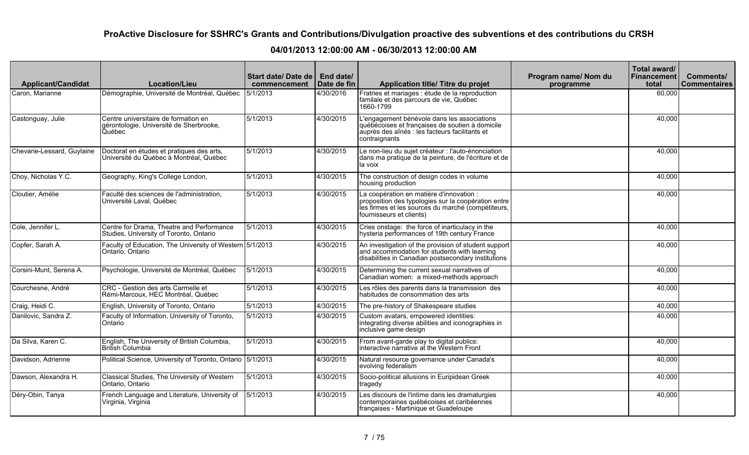## ProActive Disclosure for SSHRC's Grants and Contributions/Divulgation proactive des subventions et des contributions du CRSH

### 04/01/2013 12:00:00 AM - 06/30/2013 12:00:00 AM

| Applicant/Candidat | Location/Lieu | Start date/ Date de commencement | End date/ Date de fin | Application title/ Titre du projet | Program name/ Nom du programme | Total award/ Financement total | Comments/ Commentaires |
|---|---|---|---|---|---|---|---|
| Caron, Marianne | Démographie, Université de Montréal, Québec | 5/1/2013 | 4/30/2016 | Fratries et mariages : étude de la reproduction familale et des parcours de vie, Québec 1660-1799 | | 60,000 | |
| Castonguay, Julie | Centre universitaire de formation en gérontologie, Université de Sherbrooke, Québec | 5/1/2013 | 4/30/2015 | L'engagement bénévole dans les associations québécoises et françaises de soutien à domicile auprès des aînés : les facteurs facilitants et contraignants | | 40,000 | |
| Chevarie-Lessard, Guylaine | Doctorat en études et pratiques des arts, Université du Québec à Montréal, Québec | 5/1/2013 | 4/30/2015 | Le non-lieu du sujet créateur : l'auto-énonciation dans ma pratique de la peinture, de l'écriture et de la voix | | 40,000 | |
| Choy, Nicholas Y.C. | Geography, King's College London, | 5/1/2013 | 4/30/2015 | The construction of design codes in volume housing production | | 40,000 | |
| Cloutier, Amélie | Faculté des sciences de l'administration, Université Laval, Québec | 5/1/2013 | 4/30/2015 | La coopération en matière d'innovation : proposition des typologies sur la coopération entre les firmes et les sources du marché (compétiteurs, fournisseurs et clients) | | 40,000 | |
| Cole, Jennifer L. | Centre for Drama, Theatre and Performance Studies, University of Toronto, Ontario | 5/1/2013 | 4/30/2015 | Cries onstage: the force of inarticulacy in the hysteria performances of 19th century France | | 40,000 | |
| Copfer, Sarah A. | Faculty of Education, The University of Western Ontario, Ontario | 5/1/2013 | 4/30/2015 | An investigation of the provision of student support and accommodation for students with learning disabilities in Canadian postsecondary institutions | | 40,000 | |
| Corsini-Munt, Serena A. | Psychologie, Université de Montréal, Québec | 5/1/2013 | 4/30/2015 | Determining the current sexual narratives of Canadian women: a mixed-methods approach | | 40,000 | |
| Courchesne, André | CRC - Gestion des arts Carmelle et Rémi-Marcoux, HEC Montréal, Québec | 5/1/2013 | 4/30/2015 | Les rôles des parents dans la transmission des habitudes de consommation des arts | | 40,000 | |
| Craig, Heidi C. | English, University of Toronto, Ontario | 5/1/2013 | 4/30/2015 | The pre-history of Shakespeare studies | | 40,000 | |
| Danilovic, Sandra Z. | Faculty of Information, University of Toronto, Ontario | 5/1/2013 | 4/30/2015 | Custom avatars, empowered identities: integrating diverse abilities and iconographies in inclusive game design | | 40,000 | |
| Da Silva, Karen C. | English, The University of British Columbia, British Columbia | 5/1/2013 | 4/30/2015 | From avant-garde play to digital publics: interactive narrative at the Western Front | | 40,000 | |
| Davidson, Adrienne | Political Science, University of Toronto, Ontario | 5/1/2013 | 4/30/2015 | Natural resource governance under Canada's evolving federalism | | 40,000 | |
| Dawson, Alexandra H. | Classical Studies, The University of Western Ontario, Ontario | 5/1/2013 | 4/30/2015 | Socio-political allusions in Euripidean Greek tragedy | | 40,000 | |
| Déry-Obin, Tanya | French Language and Literature, University of Virginia, Virginia | 5/1/2013 | 4/30/2015 | Les discours de l'intime dans les dramaturgies contemporaines québécoises et caribéennes françaises - Martinique et Guadeloupe | | 40,000 | |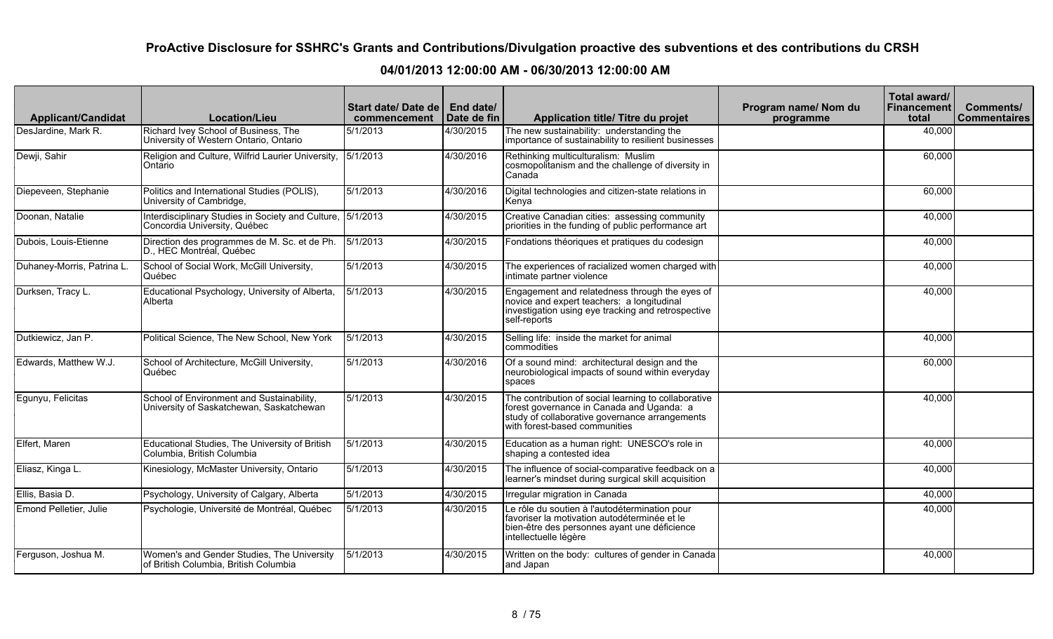# ProActive Disclosure for SSHRC's Grants and Contributions/Divulgation proactive des subventions et des contributions du CRSH

## 04/01/2013 12:00:00 AM - 06/30/2013 12:00:00 AM

| Applicant/Candidat | Location/Lieu | Start date/ Date de commencement | End date/ Date de fin | Application title/ Titre du projet | Program name/ Nom du programme | Total award/ Financement total | Comments/ Commentaires |
|---|---|---|---|---|---|---|---|
| DesJardine, Mark R. | Richard Ivey School of Business, The University of Western Ontario, Ontario | 5/1/2013 | 4/30/2015 | The new sustainability: understanding the importance of sustainability to resilient businesses | | 40,000 | |
| Dewji, Sahir | Religion and Culture, Wilfrid Laurier University, Ontario | 5/1/2013 | 4/30/2016 | Rethinking multiculturalism: Muslim cosmopolitanism and the challenge of diversity in Canada | | 60,000 | |
| Diepeveen, Stephanie | Politics and International Studies (POLIS), University of Cambridge, | 5/1/2013 | 4/30/2016 | Digital technologies and citizen-state relations in Kenya | | 60,000 | |
| Doonan, Natalie | Interdisciplinary Studies in Society and Culture, Concordia University, Québec | 5/1/2013 | 4/30/2015 | Creative Canadian cities: assessing community priorities in the funding of public performance art | | 40,000 | |
| Dubois, Louis-Etienne | Direction des programmes de M. Sc. et de Ph. D., HEC Montréal, Québec | 5/1/2013 | 4/30/2015 | Fondations théoriques et pratiques du codesign | | 40,000 | |
| Duhaney-Morris, Patrina L. | School of Social Work, McGill University, Québec | 5/1/2013 | 4/30/2015 | The experiences of racialized women charged with intimate partner violence | | 40,000 | |
| Durksen, Tracy L. | Educational Psychology, University of Alberta, Alberta | 5/1/2013 | 4/30/2015 | Engagement and relatedness through the eyes of novice and expert teachers: a longitudinal investigation using eye tracking and retrospective self-reports | | 40,000 | |
| Dutkiewicz, Jan P. | Political Science, The New School, New York | 5/1/2013 | 4/30/2015 | Selling life: inside the market for animal commodities | | 40,000 | |
| Edwards, Matthew W.J. | School of Architecture, McGill University, Québec | 5/1/2013 | 4/30/2016 | Of a sound mind: architectural design and the neurobiological impacts of sound within everyday spaces | | 60,000 | |
| Egunyu, Felicitas | School of Environment and Sustainability, University of Saskatchewan, Saskatchewan | 5/1/2013 | 4/30/2015 | The contribution of social learning to collaborative forest governance in Canada and Uganda: a study of collaborative governance arrangements with forest-based communities | | 40,000 | |
| Elfert, Maren | Educational Studies, The University of British Columbia, British Columbia | 5/1/2013 | 4/30/2015 | Education as a human right: UNESCO's role in shaping a contested idea | | 40,000 | |
| Eliasz, Kinga L. | Kinesiology, McMaster University, Ontario | 5/1/2013 | 4/30/2015 | The influence of social-comparative feedback on a learner's mindset during surgical skill acquisition | | 40,000 | |
| Ellis, Basia D. | Psychology, University of Calgary, Alberta | 5/1/2013 | 4/30/2015 | Irregular migration in Canada | | 40,000 | |
| Emond Pelletier, Julie | Psychologie, Université de Montréal, Québec | 5/1/2013 | 4/30/2015 | Le rôle du soutien à l'autodétermination pour favoriser la motivation autodéterminée et le bien-être des personnes ayant une déficience intellectuelle légère | | 40,000 | |
| Ferguson, Joshua M. | Women's and Gender Studies, The University of British Columbia, British Columbia | 5/1/2013 | 4/30/2015 | Written on the body: cultures of gender in Canada and Japan | | 40,000 | |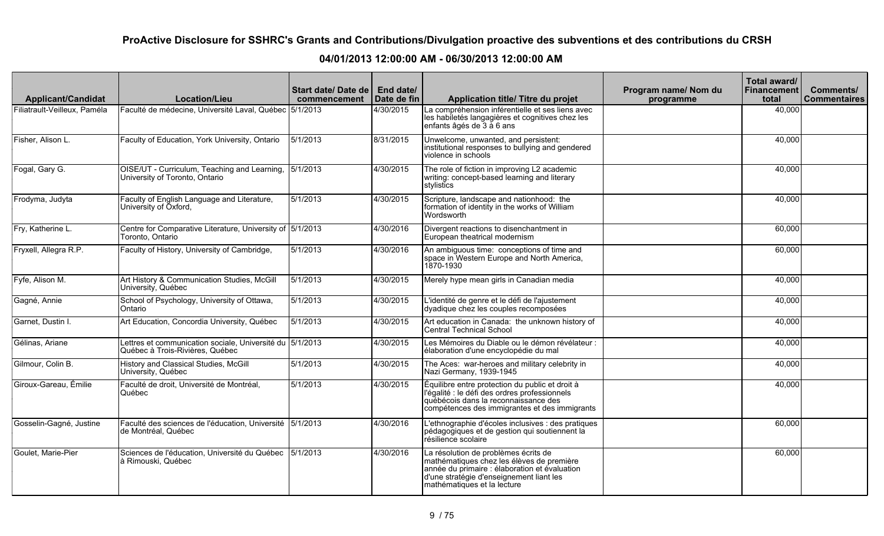# ProActive Disclosure for SSHRC's Grants and Contributions/Divulgation proactive des subventions et des contributions du CRSH

## 04/01/2013 12:00:00 AM - 06/30/2013 12:00:00 AM

| Applicant/Candidat | Location/Lieu | Start date/ Date de commencement | End date/ Date de fin | Application title/ Titre du projet | Program name/ Nom du programme | Total award/ Financement total | Comments/ Commentaires |
|---|---|---|---|---|---|---|---|
| Filiatrault-Veilleux, Paméla | Faculté de médecine, Université Laval, Québec | 5/1/2013 | 4/30/2015 | La compréhension inférentielle et ses liens avec les habiletés langagières et cognitives chez les enfants âgés de 3 à 6 ans | | 40,000 | |
| Fisher, Alison L. | Faculty of Education, York University, Ontario | 5/1/2013 | 8/31/2015 | Unwelcome, unwanted, and persistent: institutional responses to bullying and gendered violence in schools | | 40,000 | |
| Fogal, Gary G. | OISE/UT - Curriculum, Teaching and Learning, University of Toronto, Ontario | 5/1/2013 | 4/30/2015 | The role of fiction in improving L2 academic writing: concept-based learning and literary stylistics | | 40,000 | |
| Frodyma, Judyta | Faculty of English Language and Literature, University of Oxford, | 5/1/2013 | 4/30/2015 | Scripture, landscape and nationhood: the formation of identity in the works of William Wordsworth | | 40,000 | |
| Fry, Katherine L. | Centre for Comparative Literature, University of Toronto, Ontario | 5/1/2013 | 4/30/2016 | Divergent reactions to disenchantment in European theatrical modernism | | 60,000 | |
| Fryxell, Allegra R.P. | Faculty of History, University of Cambridge, | 5/1/2013 | 4/30/2016 | An ambiguous time: conceptions of time and space in Western Europe and North America, 1870-1930 | | 60,000 | |
| Fyfe, Alison M. | Art History & Communication Studies, McGill University, Québec | 5/1/2013 | 4/30/2015 | Merely hype mean girls in Canadian media | | 40,000 | |
| Gagné, Annie | School of Psychology, University of Ottawa, Ontario | 5/1/2013 | 4/30/2015 | L'identité de genre et le défi de l'ajustement dyadique chez les couples recomposées | | 40,000 | |
| Garnet, Dustin I. | Art Education, Concordia University, Québec | 5/1/2013 | 4/30/2015 | Art education in Canada: the unknown history of Central Technical School | | 40,000 | |
| Gélinas, Ariane | Lettres et communication sociale, Université du Québec à Trois-Rivières, Québec | 5/1/2013 | 4/30/2015 | Les Mémoires du Diable ou le démon révélateur : élaboration d'une encyclopédie du mal | | 40,000 | |
| Gilmour, Colin B. | History and Classical Studies, McGill University, Québec | 5/1/2013 | 4/30/2015 | The Aces: war-heroes and military celebrity in Nazi Germany, 1939-1945 | | 40,000 | |
| Giroux-Gareau, Émilie | Faculté de droit, Université de Montréal, Québec | 5/1/2013 | 4/30/2015 | Équilibre entre protection du public et droit à l'égalité : le défi des ordres professionnels québécois dans la reconnaissance des compétences des immigrantes et des immigrants | | 40,000 | |
| Gosselin-Gagné, Justine | Faculté des sciences de l'éducation, Université de Montréal, Québec | 5/1/2013 | 4/30/2016 | L'ethnographie d'écoles inclusives : des pratiques pédagogiques et de gestion qui soutiennent la résilience scolaire | | 60,000 | |
| Goulet, Marie-Pier | Sciences de l'éducation, Université du Québec à Rimouski, Québec | 5/1/2013 | 4/30/2016 | La résolution de problèmes écrits de mathématiques chez les élèves de première année du primaire : élaboration et évaluation d'une stratégie d'enseignement liant les mathématiques et la lecture | | 60,000 | |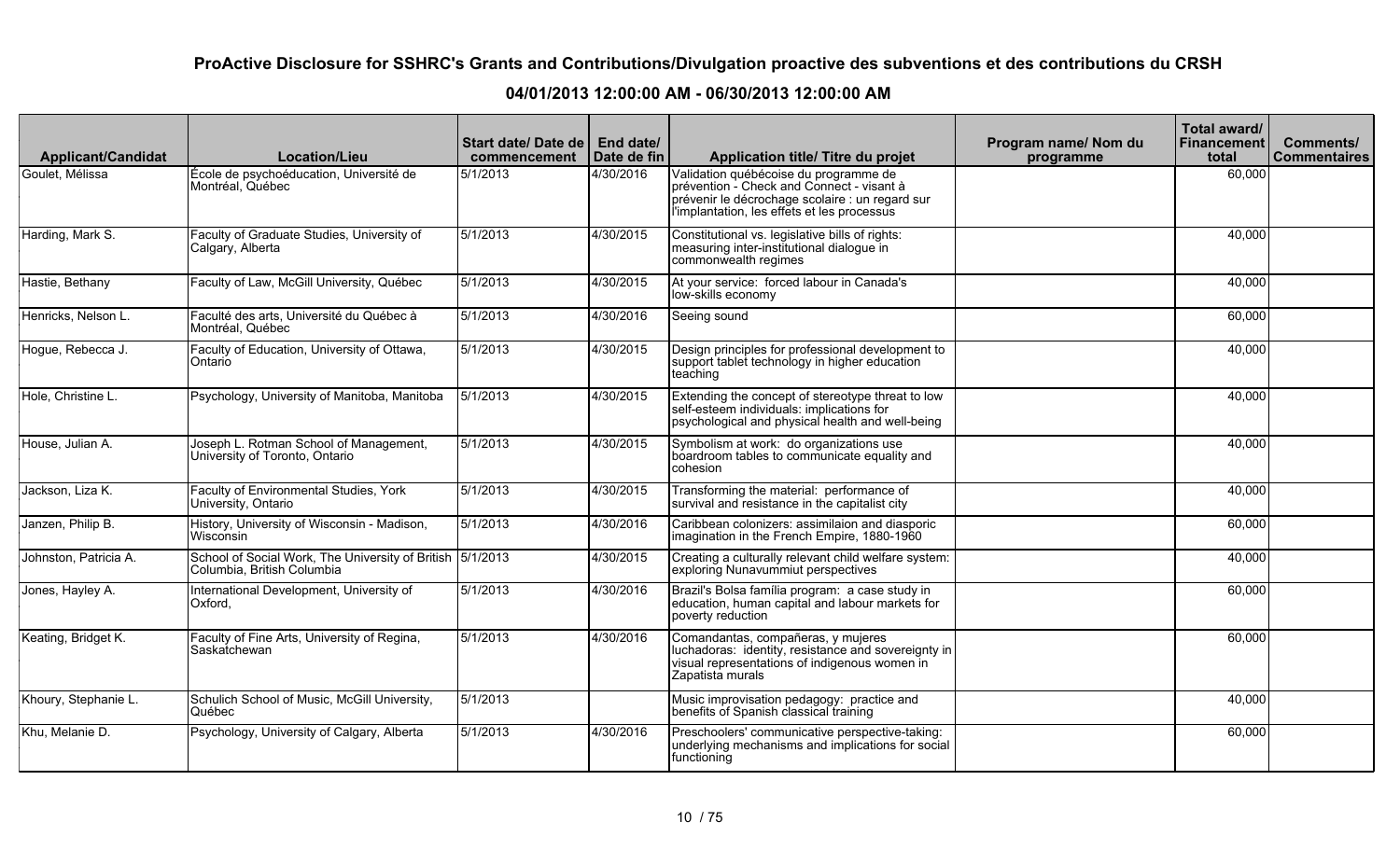## ProActive Disclosure for SSHRC's Grants and Contributions/Divulgation proactive des subventions et des contributions du CRSH

### 04/01/2013 12:00:00 AM - 06/30/2013 12:00:00 AM

| Applicant/Candidat | Location/Lieu | Start date/ Date de commencement | End date/ Date de fin | Application title/ Titre du projet | Program name/ Nom du programme | Total award/ Financement total | Comments/ Commentaires |
|---|---|---|---|---|---|---|---|
| Goulet, Mélissa | École de psychoéducation, Université de Montréal, Québec | 5/1/2013 | 4/30/2016 | Validation québécoise du programme de prévention - Check and Connect - visant à prévenir le décrochage scolaire : un regard sur l'implantation, les effets et les processus | | 60,000 | |
| Harding, Mark S. | Faculty of Graduate Studies, University of Calgary, Alberta | 5/1/2013 | 4/30/2015 | Constitutional vs. legislative bills of rights: measuring inter-institutional dialogue in commonwealth regimes | | 40,000 | |
| Hastie, Bethany | Faculty of Law, McGill University, Québec | 5/1/2013 | 4/30/2015 | At your service: forced labour in Canada's low-skills economy | | 40,000 | |
| Henricks, Nelson L. | Faculté des arts, Université du Québec à Montréal, Québec | 5/1/2013 | 4/30/2016 | Seeing sound | | 60,000 | |
| Hogue, Rebecca J. | Faculty of Education, University of Ottawa, Ontario | 5/1/2013 | 4/30/2015 | Design principles for professional development to support tablet technology in higher education teaching | | 40,000 | |
| Hole, Christine L. | Psychology, University of Manitoba, Manitoba | 5/1/2013 | 4/30/2015 | Extending the concept of stereotype threat to low self-esteem individuals: implications for psychological and physical health and well-being | | 40,000 | |
| House, Julian A. | Joseph L. Rotman School of Management, University of Toronto, Ontario | 5/1/2013 | 4/30/2015 | Symbolism at work: do organizations use boardroom tables to communicate equality and cohesion | | 40,000 | |
| Jackson, Liza K. | Faculty of Environmental Studies, York University, Ontario | 5/1/2013 | 4/30/2015 | Transforming the material: performance of survival and resistance in the capitalist city | | 40,000 | |
| Janzen, Philip B. | History, University of Wisconsin - Madison, Wisconsin | 5/1/2013 | 4/30/2016 | Caribbean colonizers: assimilaion and diasporic imagination in the French Empire, 1880-1960 | | 60,000 | |
| Johnston, Patricia A. | School of Social Work, The University of British Columbia, British Columbia | 5/1/2013 | 4/30/2015 | Creating a culturally relevant child welfare system: exploring Nunavummiut perspectives | | 40,000 | |
| Jones, Hayley A. | International Development, University of Oxford, | 5/1/2013 | 4/30/2016 | Brazil's Bolsa família program: a case study in education, human capital and labour markets for poverty reduction | | 60,000 | |
| Keating, Bridget K. | Faculty of Fine Arts, University of Regina, Saskatchewan | 5/1/2013 | 4/30/2016 | Comandantas, compañeras, y mujeres luchadoras: identity, resistance and sovereignty in visual representations of indigenous women in Zapatista murals | | 60,000 | |
| Khoury, Stephanie L. | Schulich School of Music, McGill University, Québec | 5/1/2013 | | Music improvisation pedagogy: practice and benefits of Spanish classical training | | 40,000 | |
| Khu, Melanie D. | Psychology, University of Calgary, Alberta | 5/1/2013 | 4/30/2016 | Preschoolers' communicative perspective-taking: underlying mechanisms and implications for social functioning | | 60,000 | |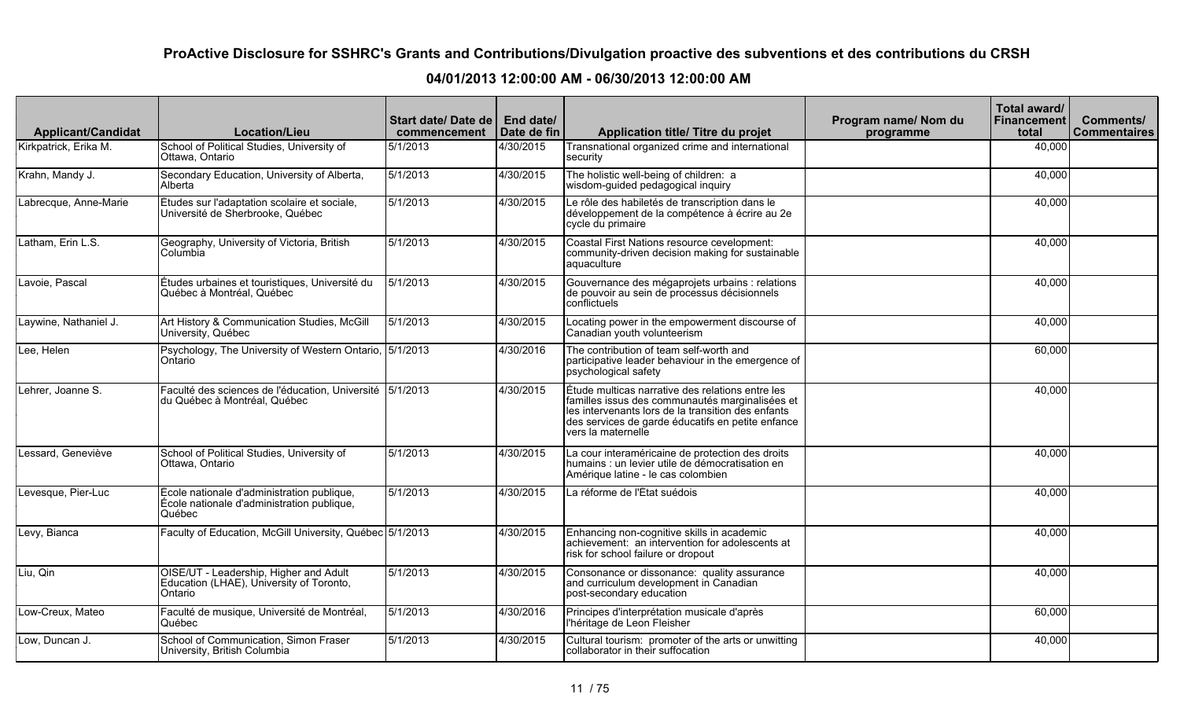## ProActive Disclosure for SSHRC's Grants and Contributions/Divulgation proactive des subventions et des contributions du CRSH

### 04/01/2013 12:00:00 AM - 06/30/2013 12:00:00 AM

| Applicant/Candidat | Location/Lieu | Start date/ Date de commencement | End date/ Date de fin | Application title/ Titre du projet | Program name/ Nom du programme | Total award/ Financement total | Comments/ Commentaires |
|---|---|---|---|---|---|---|---|
| Kirkpatrick, Erika M. | School of Political Studies, University of Ottawa, Ontario | 5/1/2013 | 4/30/2015 | Transnational organized crime and international security | | 40,000 | |
| Krahn, Mandy J. | Secondary Education, University of Alberta, Alberta | 5/1/2013 | 4/30/2015 | The holistic well-being of children: a wisdom-guided pedagogical inquiry | | 40,000 | |
| Labrecque, Anne-Marie | Études sur l'adaptation scolaire et sociale, Université de Sherbrooke, Québec | 5/1/2013 | 4/30/2015 | Le rôle des habiletés de transcription dans le développement de la compétence à écrire au 2e cycle du primaire | | 40,000 | |
| Latham, Erin L.S. | Geography, University of Victoria, British Columbia | 5/1/2013 | 4/30/2015 | Coastal First Nations resource cevelopment: community-driven decision making for sustainable aquaculture | | 40,000 | |
| Lavoie, Pascal | Études urbaines et touristiques, Université du Québec à Montréal, Québec | 5/1/2013 | 4/30/2015 | Gouvernance des mégaprojets urbains : relations de pouvoir au sein de processus décisionnels conflictuels | | 40,000 | |
| Laywine, Nathaniel J. | Art History & Communication Studies, McGill University, Québec | 5/1/2013 | 4/30/2015 | Locating power in the empowerment discourse of Canadian youth volunteerism | | 40,000 | |
| Lee, Helen | Psychology, The University of Western Ontario, Ontario | 5/1/2013 | 4/30/2016 | The contribution of team self-worth and participative leader behaviour in the emergence of psychological safety | | 60,000 | |
| Lehrer, Joanne S. | Faculté des sciences de l'éducation, Université du Québec à Montréal, Québec | 5/1/2013 | 4/30/2015 | Étude multicas narrative des relations entre les familles issus des communautés marginalisées et les intervenants lors de la transition des enfants des services de garde éducatifs en petite enfance vers la maternelle | | 40,000 | |
| Lessard, Geneviève | School of Political Studies, University of Ottawa, Ontario | 5/1/2013 | 4/30/2015 | La cour interaméricaine de protection des droits humains : un levier utile de démocratisation en Amérique latine - le cas colombien | | 40,000 | |
| Levesque, Pier-Luc | École nationale d'administration publique, École nationale d'administration publique, Québec | 5/1/2013 | 4/30/2015 | La réforme de l'État suédois | | 40,000 | |
| Levy, Bianca | Faculty of Education, McGill University, Québec | 5/1/2013 | 4/30/2015 | Enhancing non-cognitive skills in academic achievement: an intervention for adolescents at risk for school failure or dropout | | 40,000 | |
| Liu, Qin | OISE/UT - Leadership, Higher and Adult Education (LHAE), University of Toronto, Ontario | 5/1/2013 | 4/30/2015 | Consonance or dissonance: quality assurance and curriculum development in Canadian post-secondary education | | 40,000 | |
| Low-Creux, Mateo | Faculté de musique, Université de Montréal, Québec | 5/1/2013 | 4/30/2016 | Principes d'interprétation musicale d'après l'héritage de Leon Fleisher | | 60,000 | |
| Low, Duncan J. | School of Communication, Simon Fraser University, British Columbia | 5/1/2013 | 4/30/2015 | Cultural tourism: promoter of the arts or unwitting collaborator in their suffocation | | 40,000 | |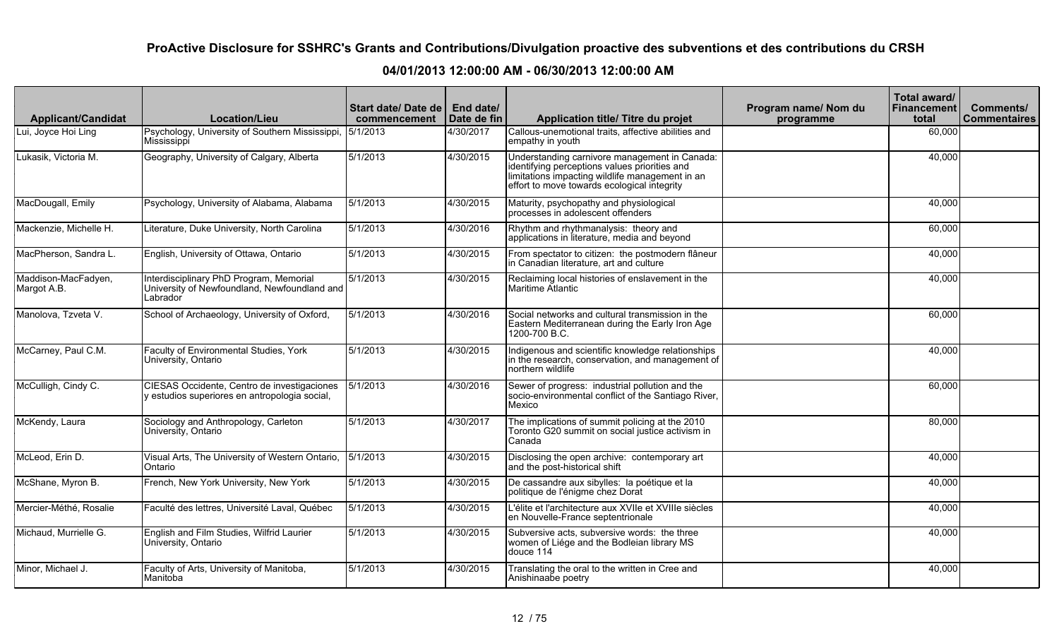## ProActive Disclosure for SSHRC's Grants and Contributions/Divulgation proactive des subventions et des contributions du CRSH

### 04/01/2013 12:00:00 AM - 06/30/2013 12:00:00 AM

| Applicant/Candidat | Location/Lieu | Start date/ Date de commencement | End date/ Date de fin | Application title/ Titre du projet | Program name/ Nom du programme | Total award/ Financement total | Comments/ Commentaires |
|---|---|---|---|---|---|---|---|
| Lui, Joyce Hoi Ling | Psychology, University of Southern Mississippi, Mississippi | 5/1/2013 | 4/30/2017 | Callous-unemotional traits, affective abilities and empathy in youth | | 60,000 | |
| Lukasik, Victoria M. | Geography, University of Calgary, Alberta | 5/1/2013 | 4/30/2015 | Understanding carnivore management in Canada: identifying perceptions values priorities and limitations impacting wildlife management in an effort to move towards ecological integrity | | 40,000 | |
| MacDougall, Emily | Psychology, University of Alabama, Alabama | 5/1/2013 | 4/30/2015 | Maturity, psychopathy and physiological processes in adolescent offenders | | 40,000 | |
| Mackenzie, Michelle H. | Literature, Duke University, North Carolina | 5/1/2013 | 4/30/2016 | Rhythm and rhythmanalysis: theory and applications in literature, media and beyond | | 60,000 | |
| MacPherson, Sandra L. | English, University of Ottawa, Ontario | 5/1/2013 | 4/30/2015 | From spectator to citizen: the postmodern flâneur in Canadian literature, art and culture | | 40,000 | |
| Maddison-MacFadyen, Margot A.B. | Interdisciplinary PhD Program, Memorial University of Newfoundland, Newfoundland and Labrador | 5/1/2013 | 4/30/2015 | Reclaiming local histories of enslavement in the Maritime Atlantic | | 40,000 | |
| Manolova, Tzveta V. | School of Archaeology, University of Oxford, | 5/1/2013 | 4/30/2016 | Social networks and cultural transmission in the Eastern Mediterranean during the Early Iron Age 1200-700 B.C. | | 60,000 | |
| McCarney, Paul C.M. | Faculty of Environmental Studies, York University, Ontario | 5/1/2013 | 4/30/2015 | Indigenous and scientific knowledge relationships in the research, conservation, and management of northern wildlife | | 40,000 | |
| McCulligh, Cindy C. | CIESAS Occidente, Centro de investigaciones y estudios superiores en antropologia social, | 5/1/2013 | 4/30/2016 | Sewer of progress: industrial pollution and the socio-environmental conflict of the Santiago River, Mexico | | 60,000 | |
| McKendy, Laura | Sociology and Anthropology, Carleton University, Ontario | 5/1/2013 | 4/30/2017 | The implications of summit policing at the 2010 Toronto G20 summit on social justice activism in Canada | | 80,000 | |
| McLeod, Erin D. | Visual Arts, The University of Western Ontario, Ontario | 5/1/2013 | 4/30/2015 | Disclosing the open archive: contemporary art and the post-historical shift | | 40,000 | |
| McShane, Myron B. | French, New York University, New York | 5/1/2013 | 4/30/2015 | De cassandre aux sibylles: la poétique et la politique de l'énigme chez Dorat | | 40,000 | |
| Mercier-Méthé, Rosalie | Faculté des lettres, Université Laval, Québec | 5/1/2013 | 4/30/2015 | L'élite et l'architecture aux XVIIe et XVIIIe siècles en Nouvelle-France septentrionale | | 40,000 | |
| Michaud, Murrielle G. | English and Film Studies, Wilfrid Laurier University, Ontario | 5/1/2013 | 4/30/2015 | Subversive acts, subversive words: the three women of Liége and the Bodleian library MS douce 114 | | 40,000 | |
| Minor, Michael J. | Faculty of Arts, University of Manitoba, Manitoba | 5/1/2013 | 4/30/2015 | Translating the oral to the written in Cree and Anishinaabe poetry | | 40,000 | |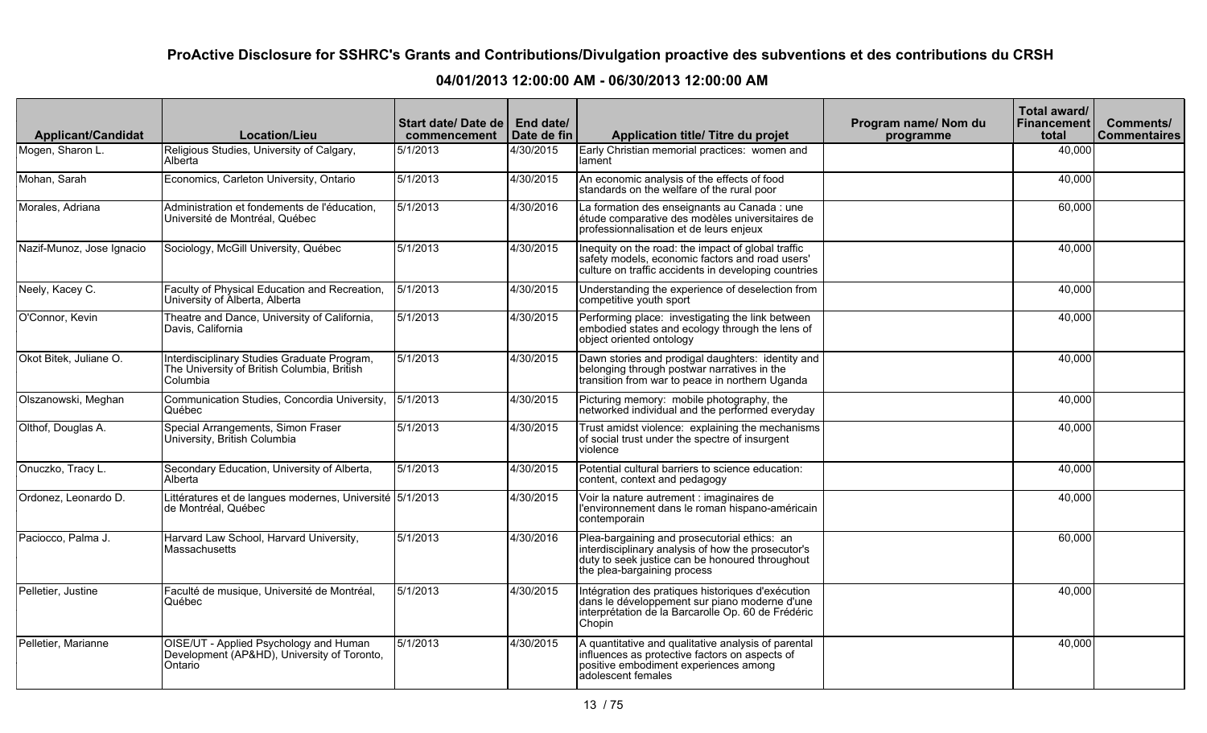## ProActive Disclosure for SSHRC's Grants and Contributions/Divulgation proactive des subventions et des contributions du CRSH

### 04/01/2013 12:00:00 AM - 06/30/2013 12:00:00 AM

| Applicant/Candidat | Location/Lieu | Start date/ Date de commencement | End date/ Date de fin | Application title/ Titre du projet | Program name/ Nom du programme | Total award/ Financement total | Comments/ Commentaires |
|---|---|---|---|---|---|---|---|
| Mogen, Sharon L. | Religious Studies, University of Calgary, Alberta | 5/1/2013 | 4/30/2015 | Early Christian memorial practices: women and lament | | 40,000 | |
| Mohan, Sarah | Economics, Carleton University, Ontario | 5/1/2013 | 4/30/2015 | An economic analysis of the effects of food standards on the welfare of the rural poor | | 40,000 | |
| Morales, Adriana | Administration et fondements de l'éducation, Université de Montréal, Québec | 5/1/2013 | 4/30/2016 | La formation des enseignants au Canada : une étude comparative des modèles universitaires de professionnalisation et de leurs enjeux | | 60,000 | |
| Nazif-Munoz, Jose Ignacio | Sociology, McGill University, Québec | 5/1/2013 | 4/30/2015 | Inequity on the road: the impact of global traffic safety models, economic factors and road users' culture on traffic accidents in developing countries | | 40,000 | |
| Neely, Kacey C. | Faculty of Physical Education and Recreation, University of Alberta, Alberta | 5/1/2013 | 4/30/2015 | Understanding the experience of deselection from competitive youth sport | | 40,000 | |
| O'Connor, Kevin | Theatre and Dance, University of California, Davis, California | 5/1/2013 | 4/30/2015 | Performing place: investigating the link between embodied states and ecology through the lens of object oriented ontology | | 40,000 | |
| Okot Bitek, Juliane O. | Interdisciplinary Studies Graduate Program, The University of British Columbia, British Columbia | 5/1/2013 | 4/30/2015 | Dawn stories and prodigal daughters: identity and belonging through postwar narratives in the transition from war to peace in northern Uganda | | 40,000 | |
| Olszanowski, Meghan | Communication Studies, Concordia University, Québec | 5/1/2013 | 4/30/2015 | Picturing memory: mobile photography, the networked individual and the performed everyday | | 40,000 | |
| Olthof, Douglas A. | Special Arrangements, Simon Fraser University, British Columbia | 5/1/2013 | 4/30/2015 | Trust amidst violence: explaining the mechanisms of social trust under the spectre of insurgent violence | | 40,000 | |
| Onuczko, Tracy L. | Secondary Education, University of Alberta, Alberta | 5/1/2013 | 4/30/2015 | Potential cultural barriers to science education: content, context and pedagogy | | 40,000 | |
| Ordonez, Leonardo D. | Littératures et de langues modernes, Université de Montréal, Québec | 5/1/2013 | 4/30/2015 | Voir la nature autrement : imaginaires de l'environnement dans le roman hispano-américain contemporain | | 40,000 | |
| Paciocco, Palma J. | Harvard Law School, Harvard University, Massachusetts | 5/1/2013 | 4/30/2016 | Plea-bargaining and prosecutorial ethics: an interdisciplinary analysis of how the prosecutor's duty to seek justice can be honoured throughout the plea-bargaining process | | 60,000 | |
| Pelletier, Justine | Faculté de musique, Université de Montréal, Québec | 5/1/2013 | 4/30/2015 | Intégration des pratiques historiques d'exécution dans le développement sur piano moderne d'une interprétation de la Barcarolle Op. 60 de Frédéric Chopin | | 40,000 | |
| Pelletier, Marianne | OISE/UT - Applied Psychology and Human Development (AP&HD), University of Toronto, Ontario | 5/1/2013 | 4/30/2015 | A quantitative and qualitative analysis of parental influences as protective factors on aspects of positive embodiment experiences among adolescent females | | 40,000 | |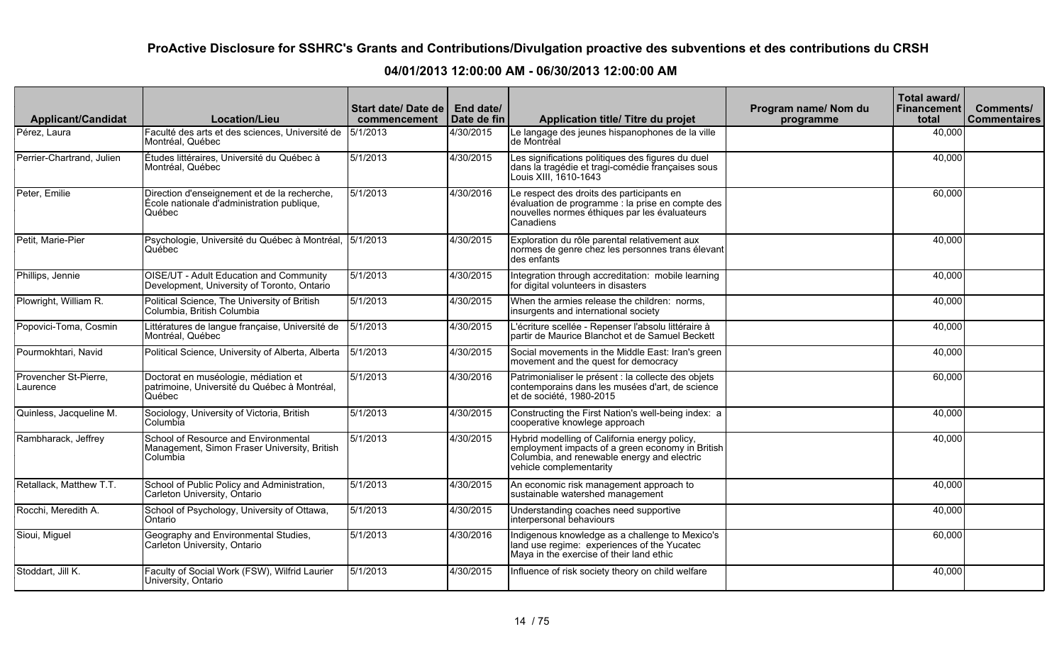## ProActive Disclosure for SSHRC's Grants and Contributions/Divulgation proactive des subventions et des contributions du CRSH

### 04/01/2013 12:00:00 AM - 06/30/2013 12:00:00 AM

| Applicant/Candidat | Location/Lieu | Start date/ Date de commencement | End date/ Date de fin | Application title/ Titre du projet | Program name/ Nom du programme | Total award/ Financement total | Comments/ Commentaires |
|---|---|---|---|---|---|---|---|
| Pérez, Laura | Faculté des arts et des sciences, Université de Montréal, Québec | 5/1/2013 | 4/30/2015 | Le langage des jeunes hispanophones de la ville de Montréal | | 40,000 | |
| Perrier-Chartrand, Julien | Études littéraires, Université du Québec à Montréal, Québec | 5/1/2013 | 4/30/2015 | Les significations politiques des figures du duel dans la tragédie et tragi-comédie françaises sous Louis XIII, 1610-1643 | | 40,000 | |
| Peter, Emilie | Direction d'enseignement et de la recherche, École nationale d'administration publique, Québec | 5/1/2013 | 4/30/2016 | Le respect des droits des participants en évaluation de programme : la prise en compte des nouvelles normes éthiques par les évaluateurs Canadiens | | 60,000 | |
| Petit, Marie-Pier | Psychologie, Université du Québec à Montréal, Québec | 5/1/2013 | 4/30/2015 | Exploration du rôle parental relativement aux normes de genre chez les personnes trans élevant des enfants | | 40,000 | |
| Phillips, Jennie | OISE/UT - Adult Education and Community Development, University of Toronto, Ontario | 5/1/2013 | 4/30/2015 | Integration through accreditation: mobile learning for digital volunteers in disasters | | 40,000 | |
| Plowright, William R. | Political Science, The University of British Columbia, British Columbia | 5/1/2013 | 4/30/2015 | When the armies release the children: norms, insurgents and international society | | 40,000 | |
| Popovici-Toma, Cosmin | Littératures de langue française, Université de Montréal, Québec | 5/1/2013 | 4/30/2015 | L'écriture scellée - Repenser l'absolu littéraire à partir de Maurice Blanchot et de Samuel Beckett | | 40,000 | |
| Pourmokhtari, Navid | Political Science, University of Alberta, Alberta | 5/1/2013 | 4/30/2015 | Social movements in the Middle East: Iran's green movement and the quest for democracy | | 40,000 | |
| Provencher St-Pierre, Laurence | Doctorat en muséologie, médiation et patrimoine, Université du Québec à Montréal, Québec | 5/1/2013 | 4/30/2016 | Patrimonialiser le présent : la collecte des objets contemporains dans les musées d'art, de science et de société, 1980-2015 | | 60,000 | |
| Quinless, Jacqueline M. | Sociology, University of Victoria, British Columbia | 5/1/2013 | 4/30/2015 | Constructing the First Nation's well-being index: a cooperative knowlege approach | | 40,000 | |
| Rambharack, Jeffrey | School of Resource and Environmental Management, Simon Fraser University, British Columbia | 5/1/2013 | 4/30/2015 | Hybrid modelling of California energy policy, employment impacts of a green economy in British Columbia, and renewable energy and electric vehicle complementarity | | 40,000 | |
| Retallack, Matthew T.T. | School of Public Policy and Administration, Carleton University, Ontario | 5/1/2013 | 4/30/2015 | An economic risk management approach to sustainable watershed management | | 40,000 | |
| Rocchi, Meredith A. | School of Psychology, University of Ottawa, Ontario | 5/1/2013 | 4/30/2015 | Understanding coaches need supportive interpersonal behaviours | | 40,000 | |
| Sioui, Miguel | Geography and Environmental Studies, Carleton University, Ontario | 5/1/2013 | 4/30/2016 | Indigenous knowledge as a challenge to Mexico's land use regime: experiences of the Yucatec Maya in the exercise of their land ethic | | 60,000 | |
| Stoddart, Jill K. | Faculty of Social Work (FSW), Wilfrid Laurier University, Ontario | 5/1/2013 | 4/30/2015 | Influence of risk society theory on child welfare | | 40,000 | |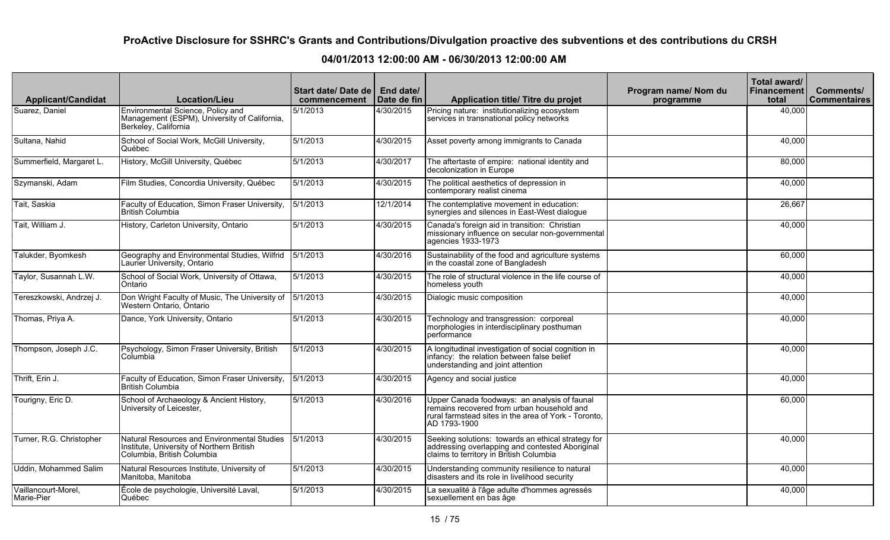## ProActive Disclosure for SSHRC's Grants and Contributions/Divulgation proactive des subventions et des contributions du CRSH

### 04/01/2013 12:00:00 AM - 06/30/2013 12:00:00 AM

| Applicant/Candidat | Location/Lieu | Start date/ Date de commencement | End date/ Date de fin | Application title/ Titre du projet | Program name/ Nom du programme | Total award/ Financement total | Comments/ Commentaires |
|---|---|---|---|---|---|---|---|
| Suarez, Daniel | Environmental Science, Policy and Management (ESPM), University of California, Berkeley, California | 5/1/2013 | 4/30/2015 | Pricing nature: institutionalizing ecosystem services in transnational policy networks | | 40,000 | |
| Sultana, Nahid | School of Social Work, McGill University, Québec | 5/1/2013 | 4/30/2015 | Asset poverty among immigrants to Canada | | 40,000 | |
| Summerfield, Margaret L. | History, McGill University, Québec | 5/1/2013 | 4/30/2017 | The aftertaste of empire: national identity and decolonization in Europe | | 80,000 | |
| Szymanski, Adam | Film Studies, Concordia University, Québec | 5/1/2013 | 4/30/2015 | The political aesthetics of depression in contemporary realist cinema | | 40,000 | |
| Tait, Saskia | Faculty of Education, Simon Fraser University, British Columbia | 5/1/2013 | 12/1/2014 | The contemplative movement in education: synergies and silences in East-West dialogue | | 26,667 | |
| Tait, William J. | History, Carleton University, Ontario | 5/1/2013 | 4/30/2015 | Canada's foreign aid in transition: Christian missionary influence on secular non-governmental agencies 1933-1973 | | 40,000 | |
| Talukder, Byomkesh | Geography and Environmental Studies, Wilfrid Laurier University, Ontario | 5/1/2013 | 4/30/2016 | Sustainability of the food and agriculture systems in the coastal zone of Bangladesh | | 60,000 | |
| Taylor, Susannah L.W. | School of Social Work, University of Ottawa, Ontario | 5/1/2013 | 4/30/2015 | The role of structural violence in the life course of homeless youth | | 40,000 | |
| Tereszkowski, Andrzej J. | Don Wright Faculty of Music, The University of Western Ontario, Ontario | 5/1/2013 | 4/30/2015 | Dialogic music composition | | 40,000 | |
| Thomas, Priya A. | Dance, York University, Ontario | 5/1/2013 | 4/30/2015 | Technology and transgression: corporeal morphologies in interdisciplinary posthuman performance | | 40,000 | |
| Thompson, Joseph J.C. | Psychology, Simon Fraser University, British Columbia | 5/1/2013 | 4/30/2015 | A longitudinal investigation of social cognition in infancy: the relation between false belief understanding and joint attention | | 40,000 | |
| Thrift, Erin J. | Faculty of Education, Simon Fraser University, British Columbia | 5/1/2013 | 4/30/2015 | Agency and social justice | | 40,000 | |
| Tourigny, Eric D. | School of Archaeology & Ancient History, University of Leicester, | 5/1/2013 | 4/30/2016 | Upper Canada foodways: an analysis of faunal remains recovered from urban household and rural farmstead sites in the area of York - Toronto, AD 1793-1900 | | 60,000 | |
| Turner, R.G. Christopher | Natural Resources and Environmental Studies Institute, University of Northern British Columbia, British Columbia | 5/1/2013 | 4/30/2015 | Seeking solutions: towards an ethical strategy for addressing overlapping and contested Aboriginal claims to territory in British Columbia | | 40,000 | |
| Uddin, Mohammed Salim | Natural Resources Institute, University of Manitoba, Manitoba | 5/1/2013 | 4/30/2015 | Understanding community resilience to natural disasters and its role in livelihood security | | 40,000 | |
| Vaillancourt-Morel, Marie-Pier | École de psychologie, Université Laval, Québec | 5/1/2013 | 4/30/2015 | La sexualité à l'âge adulte d'hommes agressés sexuellement en bas âge | | 40,000 | |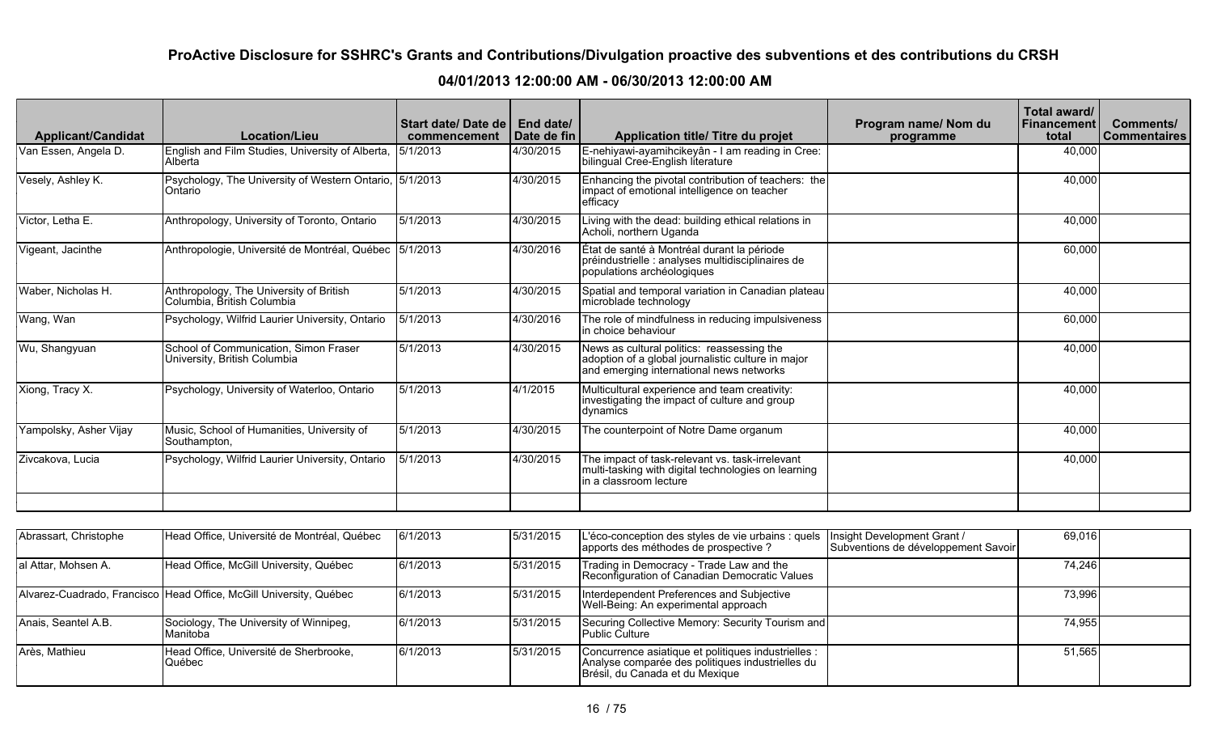## ProActive Disclosure for SSHRC's Grants and Contributions/Divulgation proactive des subventions et des contributions du CRSH

### 04/01/2013 12:00:00 AM - 06/30/2013 12:00:00 AM

| Applicant/Candidat | Location/Lieu | Start date/ Date de commencement | End date/ Date de fin | Application title/ Titre du projet | Program name/ Nom du programme | Total award/ Financement total | Comments/ Commentaires |
|---|---|---|---|---|---|---|---|
| Van Essen, Angela D. | English and Film Studies, University of Alberta, Alberta | 5/1/2013 | 4/30/2015 | E-nehiyawi-ayamihcikeyân - I am reading in Cree: bilingual Cree-English literature | | 40,000 | |
| Vesely, Ashley K. | Psychology, The University of Western Ontario, Ontario | 5/1/2013 | 4/30/2015 | Enhancing the pivotal contribution of teachers: the impact of emotional intelligence on teacher efficacy | | 40,000 | |
| Victor, Letha E. | Anthropology, University of Toronto, Ontario | 5/1/2013 | 4/30/2015 | Living with the dead: building ethical relations in Acholi, northern Uganda | | 40,000 | |
| Vigeant, Jacinthe | Anthropologie, Université de Montréal, Québec | 5/1/2013 | 4/30/2016 | État de santé à Montréal durant la période préindustrielle : analyses multidisciplinaires de populations archéologiques | | 60,000 | |
| Waber, Nicholas H. | Anthropology, The University of British Columbia, British Columbia | 5/1/2013 | 4/30/2015 | Spatial and temporal variation in Canadian plateau microblade technology | | 40,000 | |
| Wang, Wan | Psychology, Wilfrid Laurier University, Ontario | 5/1/2013 | 4/30/2016 | The role of mindfulness in reducing impulsiveness in choice behaviour | | 60,000 | |
| Wu, Shangyuan | School of Communication, Simon Fraser University, British Columbia | 5/1/2013 | 4/30/2015 | News as cultural politics: reassessing the adoption of a global journalistic culture in major and emerging international news networks | | 40,000 | |
| Xiong, Tracy X. | Psychology, University of Waterloo, Ontario | 5/1/2013 | 4/1/2015 | Multicultural experience and team creativity: investigating the impact of culture and group dynamics | | 40,000 | |
| Yampolsky, Asher Vijay | Music, School of Humanities, University of Southampton, | 5/1/2013 | 4/30/2015 | The counterpoint of Notre Dame organum | | 40,000 | |
| Zivcakova, Lucia | Psychology, Wilfrid Laurier University, Ontario | 5/1/2013 | 4/30/2015 | The impact of task-relevant vs. task-irrelevant multi-tasking with digital technologies on learning in a classroom lecture | | 40,000 | |
| | | | | | | | |
| Abrassart, Christophe | Head Office, Université de Montréal, Québec | 6/1/2013 | 5/31/2015 | L'éco-conception des styles de vie urbains : quels apports des méthodes de prospective ? | Insight Development Grant / Subventions de développement Savoir | 69,016 | |
| al Attar, Mohsen A. | Head Office, McGill University, Québec | 6/1/2013 | 5/31/2015 | Trading in Democracy - Trade Law and the Reconfiguration of Canadian Democratic Values | | 74,246 | |
| Alvarez-Cuadrado, Francisco | Head Office, McGill University, Québec | 6/1/2013 | 5/31/2015 | Interdependent Preferences and Subjective Well-Being: An experimental approach | | 73,996 | |
| Anais, Seantel A.B. | Sociology, The University of Winnipeg, Manitoba | 6/1/2013 | 5/31/2015 | Securing Collective Memory: Security Tourism and Public Culture | | 74,955 | |
| Arès, Mathieu | Head Office, Université de Sherbrooke, Québec | 6/1/2013 | 5/31/2015 | Concurrence asiatique et politiques industrielles : Analyse comparée des politiques industrielles du Brésil, du Canada et du Mexique | | 51,565 | |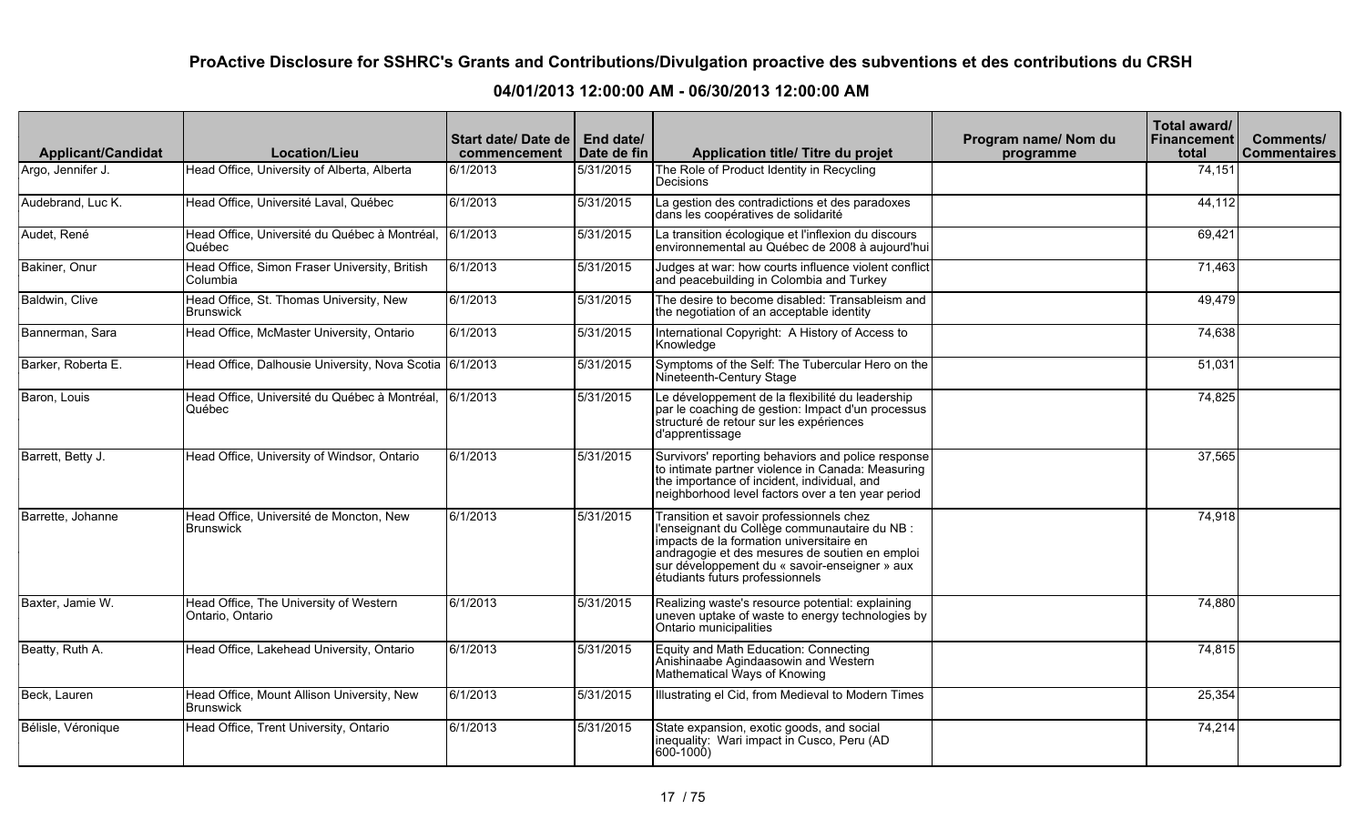# ProActive Disclosure for SSHRC's Grants and Contributions/Divulgation proactive des subventions et des contributions du CRSH

## 04/01/2013 12:00:00 AM - 06/30/2013 12:00:00 AM

| Applicant/Candidat | Location/Lieu | Start date/ Date de commencement | End date/ Date de fin | Application title/ Titre du projet | Program name/ Nom du programme | Total award/ Financement total | Comments/ Commentaires |
|---|---|---|---|---|---|---|---|
| Argo, Jennifer J. | Head Office, University of Alberta, Alberta | 6/1/2013 | 5/31/2015 | The Role of Product Identity in Recycling Decisions | | 74,151 | |
| Audebrand, Luc K. | Head Office, Université Laval, Québec | 6/1/2013 | 5/31/2015 | La gestion des contradictions et des paradoxes dans les coopératives de solidarité | | 44,112 | |
| Audet, René | Head Office, Université du Québec à Montréal, Québec | 6/1/2013 | 5/31/2015 | La transition écologique et l'inflexion du discours environnemental au Québec de 2008 à aujourd'hui | | 69,421 | |
| Bakiner, Onur | Head Office, Simon Fraser University, British Columbia | 6/1/2013 | 5/31/2015 | Judges at war: how courts influence violent conflict and peacebuilding in Colombia and Turkey | | 71,463 | |
| Baldwin, Clive | Head Office, St. Thomas University, New Brunswick | 6/1/2013 | 5/31/2015 | The desire to become disabled: Transableism and the negotiation of an acceptable identity | | 49,479 | |
| Bannerman, Sara | Head Office, McMaster University, Ontario | 6/1/2013 | 5/31/2015 | International Copyright: A History of Access to Knowledge | | 74,638 | |
| Barker, Roberta E. | Head Office, Dalhousie University, Nova Scotia | 6/1/2013 | 5/31/2015 | Symptoms of the Self: The Tubercular Hero on the Nineteenth-Century Stage | | 51,031 | |
| Baron, Louis | Head Office, Université du Québec à Montréal, Québec | 6/1/2013 | 5/31/2015 | Le développement de la flexibilité du leadership par le coaching de gestion: Impact d'un processus structuré de retour sur les expériences d'apprentissage | | 74,825 | |
| Barrett, Betty J. | Head Office, University of Windsor, Ontario | 6/1/2013 | 5/31/2015 | Survivors' reporting behaviors and police response to intimate partner violence in Canada: Measuring the importance of incident, individual, and neighborhood level factors over a ten year period | | 37,565 | |
| Barrette, Johanne | Head Office, Université de Moncton, New Brunswick | 6/1/2013 | 5/31/2015 | Transition et savoir professionnels chez l'enseignant du Collège communautaire du NB : impacts de la formation universitaire en andragogie et des mesures de soutien en emploi sur développement du « savoir-enseigner » aux étudiants futurs professionnels | | 74,918 | |
| Baxter, Jamie W. | Head Office, The University of Western Ontario, Ontario | 6/1/2013 | 5/31/2015 | Realizing waste's resource potential: explaining uneven uptake of waste to energy technologies by Ontario municipalities | | 74,880 | |
| Beatty, Ruth A. | Head Office, Lakehead University, Ontario | 6/1/2013 | 5/31/2015 | Equity and Math Education: Connecting Anishinaabe Agindaasowin and Western Mathematical Ways of Knowing | | 74,815 | |
| Beck, Lauren | Head Office, Mount Allison University, New Brunswick | 6/1/2013 | 5/31/2015 | Illustrating el Cid, from Medieval to Modern Times | | 25,354 | |
| Bélisle, Véronique | Head Office, Trent University, Ontario | 6/1/2013 | 5/31/2015 | State expansion, exotic goods, and social inequality: Wari impact in Cusco, Peru (AD 600-1000) | | 74,214 | |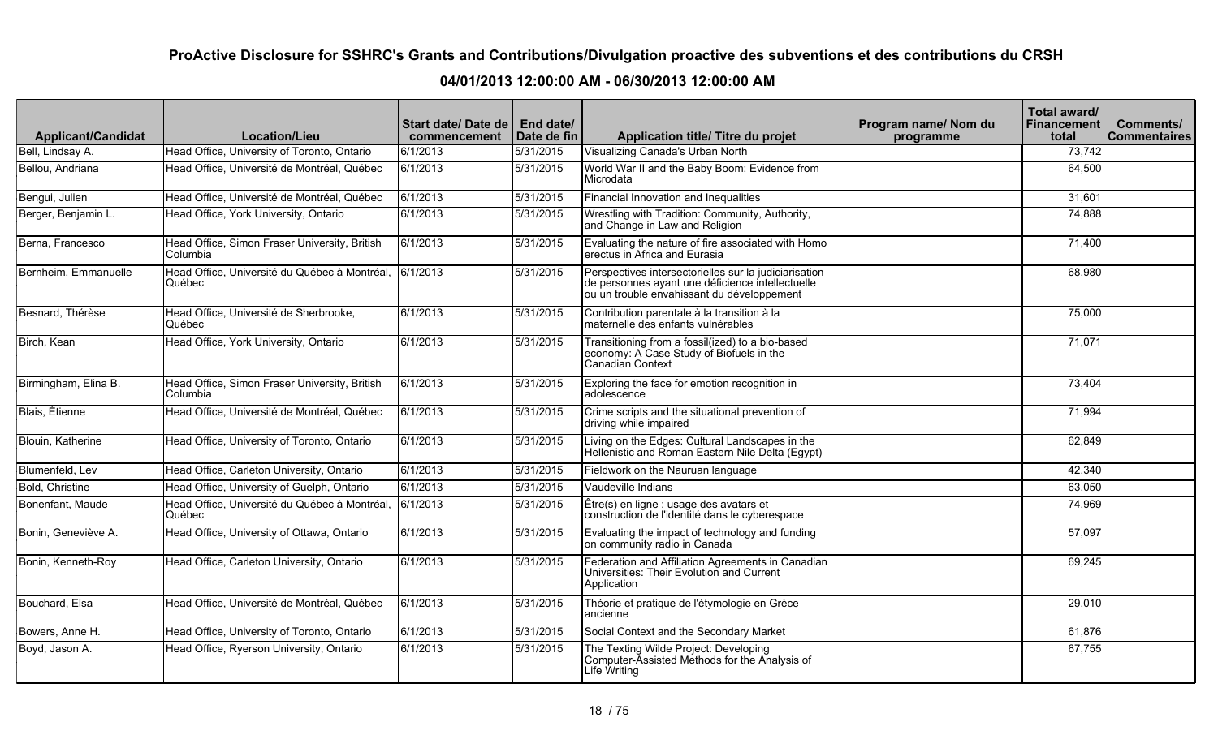# ProActive Disclosure for SSHRC's Grants and Contributions/Divulgation proactive des subventions et des contributions du CRSH

## 04/01/2013 12:00:00 AM - 06/30/2013 12:00:00 AM

| Applicant/Candidat | Location/Lieu | Start date/ Date de commencement | End date/ Date de fin | Application title/ Titre du projet | Program name/ Nom du programme | Total award/ Financement total | Comments/ Commentaires |
|---|---|---|---|---|---|---|---|
| Bell, Lindsay A. | Head Office, University of Toronto, Ontario | 6/1/2013 | 5/31/2015 | Visualizing Canada's Urban North | | 73,742 | |
| Bellou, Andriana | Head Office, Université de Montréal, Québec | 6/1/2013 | 5/31/2015 | World War II and the Baby Boom: Evidence from Microdata | | 64,500 | |
| Bengui, Julien | Head Office, Université de Montréal, Québec | 6/1/2013 | 5/31/2015 | Financial Innovation and Inequalities | | 31,601 | |
| Berger, Benjamin L. | Head Office, York University, Ontario | 6/1/2013 | 5/31/2015 | Wrestling with Tradition: Community, Authority, and Change in Law and Religion | | 74,888 | |
| Berna, Francesco | Head Office, Simon Fraser University, British Columbia | 6/1/2013 | 5/31/2015 | Evaluating the nature of fire associated with Homo erectus in Africa and Eurasia | | 71,400 | |
| Bernheim, Emmanuelle | Head Office, Université du Québec à Montréal, Québec | 6/1/2013 | 5/31/2015 | Perspectives intersectorielles sur la judiciarisation de personnes ayant une déficience intellectuelle ou un trouble envahissant du développement | | 68,980 | |
| Besnard, Thérèse | Head Office, Université de Sherbrooke, Québec | 6/1/2013 | 5/31/2015 | Contribution parentale à la transition à la maternelle des enfants vulnérables | | 75,000 | |
| Birch, Kean | Head Office, York University, Ontario | 6/1/2013 | 5/31/2015 | Transitioning from a fossil(ized) to a bio-based economy: A Case Study of Biofuels in the Canadian Context | | 71,071 | |
| Birmingham, Elina B. | Head Office, Simon Fraser University, British Columbia | 6/1/2013 | 5/31/2015 | Exploring the face for emotion recognition in adolescence | | 73,404 | |
| Blais, Étienne | Head Office, Université de Montréal, Québec | 6/1/2013 | 5/31/2015 | Crime scripts and the situational prevention of driving while impaired | | 71,994 | |
| Blouin, Katherine | Head Office, University of Toronto, Ontario | 6/1/2013 | 5/31/2015 | Living on the Edges: Cultural Landscapes in the Hellenistic and Roman Eastern Nile Delta (Egypt) | | 62,849 | |
| Blumenfeld, Lev | Head Office, Carleton University, Ontario | 6/1/2013 | 5/31/2015 | Fieldwork on the Nauruan language | | 42,340 | |
| Bold, Christine | Head Office, University of Guelph, Ontario | 6/1/2013 | 5/31/2015 | Vaudeville Indians | | 63,050 | |
| Bonenfant, Maude | Head Office, Université du Québec à Montréal, Québec | 6/1/2013 | 5/31/2015 | Être(s) en ligne : usage des avatars et construction de l'identité dans le cyberespace | | 74,969 | |
| Bonin, Geneviève A. | Head Office, University of Ottawa, Ontario | 6/1/2013 | 5/31/2015 | Evaluating the impact of technology and funding on community radio in Canada | | 57,097 | |
| Bonin, Kenneth-Roy | Head Office, Carleton University, Ontario | 6/1/2013 | 5/31/2015 | Federation and Affiliation Agreements in Canadian Universities: Their Evolution and Current Application | | 69,245 | |
| Bouchard, Elsa | Head Office, Université de Montréal, Québec | 6/1/2013 | 5/31/2015 | Théorie et pratique de l'étymologie en Grèce ancienne | | 29,010 | |
| Bowers, Anne H. | Head Office, University of Toronto, Ontario | 6/1/2013 | 5/31/2015 | Social Context and the Secondary Market | | 61,876 | |
| Boyd, Jason A. | Head Office, Ryerson University, Ontario | 6/1/2013 | 5/31/2015 | The Texting Wilde Project: Developing Computer-Assisted Methods for the Analysis of Life Writing | | 67,755 | |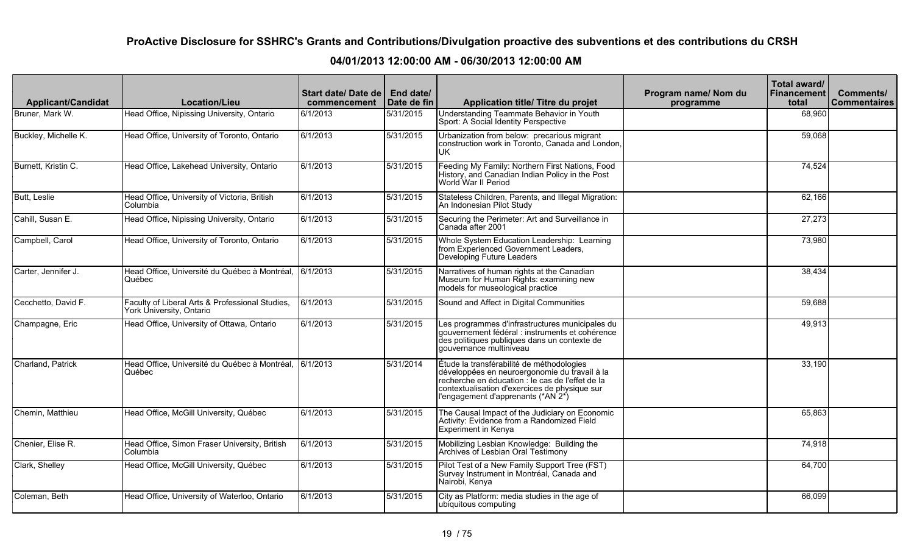## ProActive Disclosure for SSHRC's Grants and Contributions/Divulgation proactive des subventions et des contributions du CRSH

### 04/01/2013 12:00:00 AM - 06/30/2013 12:00:00 AM

| Applicant/Candidat | Location/Lieu | Start date/ Date de commencement | End date/ Date de fin | Application title/ Titre du projet | Program name/ Nom du programme | Total award/ Financement total | Comments/ Commentaires |
|---|---|---|---|---|---|---|---|
| Bruner, Mark W. | Head Office, Nipissing University, Ontario | 6/1/2013 | 5/31/2015 | Understanding Teammate Behavior in Youth Sport: A Social Identity Perspective | | 68,960 | |
| Buckley, Michelle K. | Head Office, University of Toronto, Ontario | 6/1/2013 | 5/31/2015 | Urbanization from below: precarious migrant construction work in Toronto, Canada and London, UK | | 59,068 | |
| Burnett, Kristin C. | Head Office, Lakehead University, Ontario | 6/1/2013 | 5/31/2015 | Feeding My Family: Northern First Nations, Food History, and Canadian Indian Policy in the Post World War II Period | | 74,524 | |
| Butt, Leslie | Head Office, University of Victoria, British Columbia | 6/1/2013 | 5/31/2015 | Stateless Children, Parents, and Illegal Migration: An Indonesian Pilot Study | | 62,166 | |
| Cahill, Susan E. | Head Office, Nipissing University, Ontario | 6/1/2013 | 5/31/2015 | Securing the Perimeter: Art and Surveillance in Canada after 2001 | | 27,273 | |
| Campbell, Carol | Head Office, University of Toronto, Ontario | 6/1/2013 | 5/31/2015 | Whole System Education Leadership: Learning from Experienced Government Leaders, Developing Future Leaders | | 73,980 | |
| Carter, Jennifer J. | Head Office, Université du Québec à Montréal, Québec | 6/1/2013 | 5/31/2015 | Narratives of human rights at the Canadian Museum for Human Rights: examining new models for museological practice | | 38,434 | |
| Cecchetto, David F. | Faculty of Liberal Arts & Professional Studies, York University, Ontario | 6/1/2013 | 5/31/2015 | Sound and Affect in Digital Communities | | 59,688 | |
| Champagne, Eric | Head Office, University of Ottawa, Ontario | 6/1/2013 | 5/31/2015 | Les programmes d'infrastructures municipales du gouvernement fédéral : instruments et cohérence des politiques publiques dans un contexte de gouvernance multiniveau | | 49,913 | |
| Charland, Patrick | Head Office, Université du Québec à Montréal, Québec | 6/1/2013 | 5/31/2014 | Étude la transférabilité de méthodologies développées en neuroergonomie du travail à la recherche en éducation : le cas de l'effet de la contextualisation d'exercices de physique sur l'engagement d'apprenants (*AN 2*) | | 33,190 | |
| Chemin, Matthieu | Head Office, McGill University, Québec | 6/1/2013 | 5/31/2015 | The Causal Impact of the Judiciary on Economic Activity: Evidence from a Randomized Field Experiment in Kenya | | 65,863 | |
| Chenier, Elise R. | Head Office, Simon Fraser University, British Columbia | 6/1/2013 | 5/31/2015 | Mobilizing Lesbian Knowledge: Building the Archives of Lesbian Oral Testimony | | 74,918 | |
| Clark, Shelley | Head Office, McGill University, Québec | 6/1/2013 | 5/31/2015 | Pilot Test of a New Family Support Tree (FST) Survey Instrument in Montréal, Canada and Nairobi, Kenya | | 64,700 | |
| Coleman, Beth | Head Office, University of Waterloo, Ontario | 6/1/2013 | 5/31/2015 | City as Platform: media studies in the age of ubiquitous computing | | 66,099 | |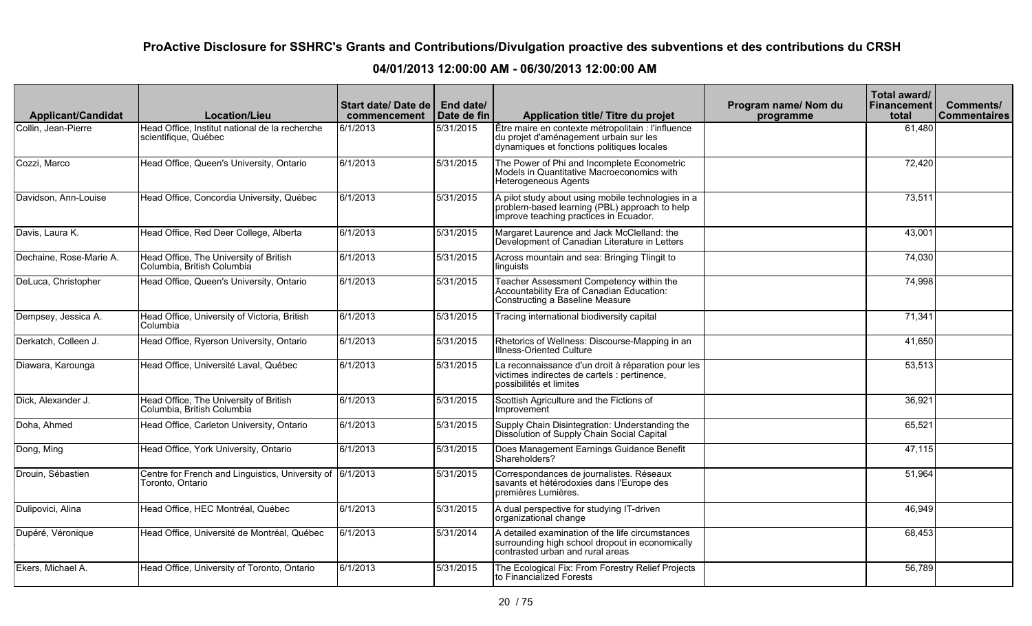# ProActive Disclosure for SSHRC's Grants and Contributions/Divulgation proactive des subventions et des contributions du CRSH

## 04/01/2013 12:00:00 AM - 06/30/2013 12:00:00 AM

| Applicant/Candidat | Location/Lieu | Start date/ Date de commencement | End date/ Date de fin | Application title/ Titre du projet | Program name/ Nom du programme | Total award/ Financement total | Comments/ Commentaires |
|---|---|---|---|---|---|---|---|
| Collin, Jean-Pierre | Head Office, Institut national de la recherche scientifique, Québec | 6/1/2013 | 5/31/2015 | Être maire en contexte métropolitain : l'influence du projet d'aménagement urbain sur les dynamiques et fonctions politiques locales | | 61,480 | |
| Cozzi, Marco | Head Office, Queen's University, Ontario | 6/1/2013 | 5/31/2015 | The Power of Phi and Incomplete Econometric Models in Quantitative Macroeconomics with Heterogeneous Agents | | 72,420 | |
| Davidson, Ann-Louise | Head Office, Concordia University, Québec | 6/1/2013 | 5/31/2015 | A pilot study about using mobile technologies in a problem-based learning (PBL) approach to help improve teaching practices in Ecuador. | | 73,511 | |
| Davis, Laura K. | Head Office, Red Deer College, Alberta | 6/1/2013 | 5/31/2015 | Margaret Laurence and Jack McClelland: the Development of Canadian Literature in Letters | | 43,001 | |
| Dechaine, Rose-Marie A. | Head Office, The University of British Columbia, British Columbia | 6/1/2013 | 5/31/2015 | Across mountain and sea: Bringing Tlingit to linguists | | 74,030 | |
| DeLuca, Christopher | Head Office, Queen's University, Ontario | 6/1/2013 | 5/31/2015 | Teacher Assessment Competency within the Accountability Era of Canadian Education: Constructing a Baseline Measure | | 74,998 | |
| Dempsey, Jessica A. | Head Office, University of Victoria, British Columbia | 6/1/2013 | 5/31/2015 | Tracing international biodiversity capital | | 71,341 | |
| Derkatch, Colleen J. | Head Office, Ryerson University, Ontario | 6/1/2013 | 5/31/2015 | Rhetorics of Wellness: Discourse-Mapping in an Illness-Oriented Culture | | 41,650 | |
| Diawara, Karounga | Head Office, Université Laval, Québec | 6/1/2013 | 5/31/2015 | La reconnaissance d'un droit à réparation pour les victimes indirectes de cartels : pertinence, possibilités et limites | | 53,513 | |
| Dick, Alexander J. | Head Office, The University of British Columbia, British Columbia | 6/1/2013 | 5/31/2015 | Scottish Agriculture and the Fictions of Improvement | | 36,921 | |
| Doha, Ahmed | Head Office, Carleton University, Ontario | 6/1/2013 | 5/31/2015 | Supply Chain Disintegration: Understanding the Dissolution of Supply Chain Social Capital | | 65,521 | |
| Dong, Ming | Head Office, York University, Ontario | 6/1/2013 | 5/31/2015 | Does Management Earnings Guidance Benefit Shareholders? | | 47,115 | |
| Drouin, Sébastien | Centre for French and Linguistics, University of Toronto, Ontario | 6/1/2013 | 5/31/2015 | Correspondances de journalistes. Réseaux savants et hétérodoxies dans l'Europe des premières Lumières. | | 51,964 | |
| Dulipovici, Alina | Head Office, HEC Montréal, Québec | 6/1/2013 | 5/31/2015 | A dual perspective for studying IT-driven organizational change | | 46,949 | |
| Dupéré, Véronique | Head Office, Université de Montréal, Québec | 6/1/2013 | 5/31/2014 | A detailed examination of the life circumstances surrounding high school dropout in economically contrasted urban and rural areas | | 68,453 | |
| Ekers, Michael A. | Head Office, University of Toronto, Ontario | 6/1/2013 | 5/31/2015 | The Ecological Fix: From Forestry Relief Projects to Financialized Forests | | 56,789 | |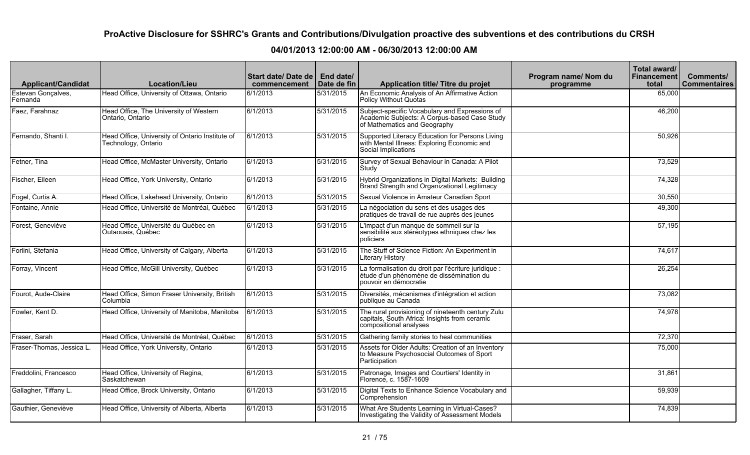# ProActive Disclosure for SSHRC's Grants and Contributions/Divulgation proactive des subventions et des contributions du CRSH

## 04/01/2013 12:00:00 AM - 06/30/2013 12:00:00 AM

| Applicant/Candidat | Location/Lieu | Start date/ Date de commencement | End date/ Date de fin | Application title/ Titre du projet | Program name/ Nom du programme | Total award/ Financement total | Comments/ Commentaires |
|---|---|---|---|---|---|---|---|
| Estevan Gonçalves, Fernanda | Head Office, University of Ottawa, Ontario | 6/1/2013 | 5/31/2015 | An Economic Analysis of An Affirmative Action Policy Without Quotas | | 65,000 | |
| Faez, Farahnaz | Head Office, The University of Western Ontario, Ontario | 6/1/2013 | 5/31/2015 | Subject-specific Vocabulary and Expressions of Academic Subjects: A Corpus-based Case Study of Mathematics and Geography | | 46,200 | |
| Fernando, Shanti I. | Head Office, University of Ontario Institute of Technology, Ontario | 6/1/2013 | 5/31/2015 | Supported Literacy Education for Persons Living with Mental Illness: Exploring Economic and Social Implications | | 50,926 | |
| Fetner, Tina | Head Office, McMaster University, Ontario | 6/1/2013 | 5/31/2015 | Survey of Sexual Behaviour in Canada: A Pilot Study | | 73,529 | |
| Fischer, Eileen | Head Office, York University, Ontario | 6/1/2013 | 5/31/2015 | Hybrid Organizations in Digital Markets: Building Brand Strength and Organizational Legitimacy | | 74,328 | |
| Fogel, Curtis A. | Head Office, Lakehead University, Ontario | 6/1/2013 | 5/31/2015 | Sexual Violence in Amateur Canadian Sport | | 30,550 | |
| Fontaine, Annie | Head Office, Université de Montréal, Québec | 6/1/2013 | 5/31/2015 | La négociation du sens et des usages des pratiques de travail de rue auprès des jeunes | | 49,300 | |
| Forest, Geneviève | Head Office, Université du Québec en Outaouais, Québec | 6/1/2013 | 5/31/2015 | L'impact d'un manque de sommeil sur la sensibilité aux stéréotypes ethniques chez les policiers | | 57,195 | |
| Forlini, Stefania | Head Office, University of Calgary, Alberta | 6/1/2013 | 5/31/2015 | The Stuff of Science Fiction: An Experiment in Literary History | | 74,617 | |
| Forray, Vincent | Head Office, McGill University, Québec | 6/1/2013 | 5/31/2015 | La formalisation du droit par l'écriture juridique : étude d'un phénomène de dissémination du pouvoir en démocratie | | 26,254 | |
| Fourot, Aude-Claire | Head Office, Simon Fraser University, British Columbia | 6/1/2013 | 5/31/2015 | Diversités, mécanismes d'intégration et action publique au Canada | | 73,082 | |
| Fowler, Kent D. | Head Office, University of Manitoba, Manitoba | 6/1/2013 | 5/31/2015 | The rural provisioning of nineteenth century Zulu capitals, South Africa: Insights from ceramic compositional analyses | | 74,978 | |
| Fraser, Sarah | Head Office, Université de Montréal, Québec | 6/1/2013 | 5/31/2015 | Gathering family stories to heal communities | | 72,370 | |
| Fraser-Thomas, Jessica L. | Head Office, York University, Ontario | 6/1/2013 | 5/31/2015 | Assets for Older Adults: Creation of an Inventory to Measure Psychosocial Outcomes of Sport Participation | | 75,000 | |
| Freddolini, Francesco | Head Office, University of Regina, Saskatchewan | 6/1/2013 | 5/31/2015 | Patronage, Images and Courtiers' Identity in Florence, c. 1587-1609 | | 31,861 | |
| Gallagher, Tiffany L. | Head Office, Brock University, Ontario | 6/1/2013 | 5/31/2015 | Digital Texts to Enhance Science Vocabulary and Comprehension | | 59,939 | |
| Gauthier, Geneviève | Head Office, University of Alberta, Alberta | 6/1/2013 | 5/31/2015 | What Are Students Learning in Virtual-Cases? Investigating the Validity of Assessment Models | | 74,839 | |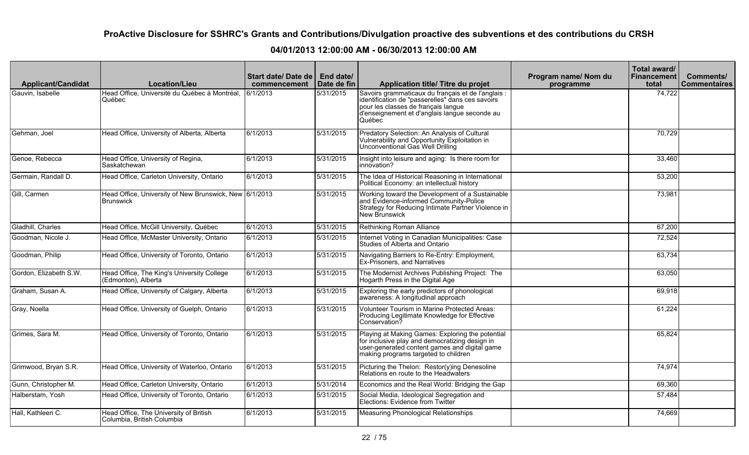## ProActive Disclosure for SSHRC's Grants and Contributions/Divulgation proactive des subventions et des contributions du CRSH

### 04/01/2013 12:00:00 AM - 06/30/2013 12:00:00 AM

| Applicant/Candidat | Location/Lieu | Start date/ Date de commencement | End date/ Date de fin | Application title/ Titre du projet | Program name/ Nom du programme | Total award/ Financement total | Comments/ Commentaires |
|---|---|---|---|---|---|---|---|
| Gauvin, Isabelle | Head Office, Université du Québec à Montréal, Québec | 6/1/2013 | 5/31/2015 | Savoirs grammaticaux du français et de l'anglais : identification de "passerelles" dans ces savoirs pour les classes de français langue d'enseignement et d'anglais langue seconde au Québec | | 74,722 | |
| Gehman, Joel | Head Office, University of Alberta, Alberta | 6/1/2013 | 5/31/2015 | Predatory Selection: An Analysis of Cultural Vulnerability and Opportunity Exploitation in Unconventional Gas Well Drilling | | 70,729 | |
| Genoe, Rebecca | Head Office, University of Regina, Saskatchewan | 6/1/2013 | 5/31/2015 | Insight into leisure and aging: Is there room for innovation? | | 33,460 | |
| Germain, Randall D. | Head Office, Carleton University, Ontario | 6/1/2013 | 5/31/2015 | The Idea of Historical Reasoning in International Political Economy: an intellectual history | | 53,200 | |
| Gill, Carmen | Head Office, University of New Brunswick, New Brunswick | 6/1/2013 | 5/31/2015 | Working toward the Development of a Sustainable and Evidence-informed Community-Police Strategy for Reducing Intimate Partner Violence in New Brunswick | | 73,981 | |
| Gladhill, Charles | Head Office, McGill University, Québec | 6/1/2013 | 5/31/2015 | Rethinking Roman Alliance | | 67,200 | |
| Goodman, Nicole J. | Head Office, McMaster University, Ontario | 6/1/2013 | 5/31/2015 | Internet Voting in Canadian Municipalities: Case Studies of Alberta and Ontario | | 72,524 | |
| Goodman, Philip | Head Office, University of Toronto, Ontario | 6/1/2013 | 5/31/2015 | Navigating Barriers to Re-Entry: Employment, Ex-Prisoners, and Narratives | | 63,734 | |
| Gordon, Elizabeth S.W. | Head Office, The King's University College (Edmonton), Alberta | 6/1/2013 | 5/31/2015 | The Modernist Archives Publishing Project: The Hogarth Press in the Digital Age | | 63,050 | |
| Graham, Susan A. | Head Office, University of Calgary, Alberta | 6/1/2013 | 5/31/2015 | Exploring the early predictors of phonological awareness: A longitudinal approach | | 69,918 | |
| Gray, Noella | Head Office, University of Guelph, Ontario | 6/1/2013 | 5/31/2015 | Volunteer Tourism in Marine Protected Areas: Producing Legitimate Knowledge for Effective Conservation? | | 61,224 | |
| Grimes, Sara M. | Head Office, University of Toronto, Ontario | 6/1/2013 | 5/31/2015 | Playing at Making Games: Exploring the potential for inclusive play and democratizing design in user-generated content games and digital game making programs targeted to children | | 65,824 | |
| Grimwood, Bryan S.R. | Head Office, University of Waterloo, Ontario | 6/1/2013 | 5/31/2015 | Picturing the Thelon: Restor(y)ing Denesoline Relations en route to the Headwaters | | 74,974 | |
| Gunn, Christopher M. | Head Office, Carleton University, Ontario | 6/1/2013 | 5/31/2014 | Economics and the Real World: Bridging the Gap | | 69,360 | |
| Halberstam, Yosh | Head Office, University of Toronto, Ontario | 6/1/2013 | 5/31/2015 | Social Media, Ideological Segregation and Elections: Evidence from Twitter | | 57,484 | |
| Hall, Kathleen C. | Head Office, The University of British Columbia, British Columbia | 6/1/2013 | 5/31/2015 | Measuring Phonological Relationships | | 74,669 | |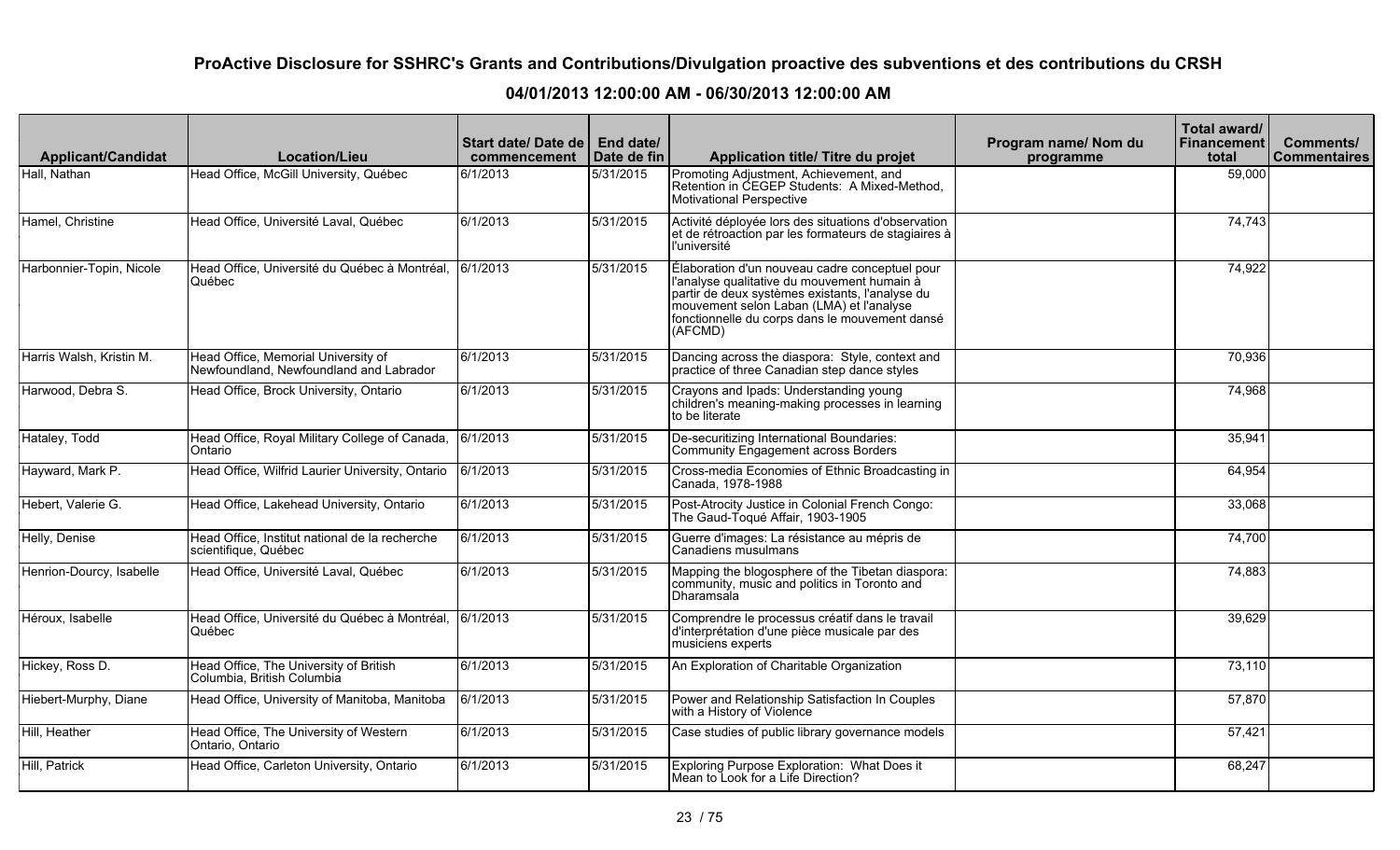## ProActive Disclosure for SSHRC's Grants and Contributions/Divulgation proactive des subventions et des contributions du CRSH

### 04/01/2013 12:00:00 AM - 06/30/2013 12:00:00 AM

| Applicant/Candidat | Location/Lieu | Start date/ Date de commencement | End date/ Date de fin | Application title/ Titre du projet | Program name/ Nom du programme | Total award/ Financement total | Comments/ Commentaires |
|---|---|---|---|---|---|---|---|
| Hall, Nathan | Head Office, McGill University, Québec | 6/1/2013 | 5/31/2015 | Promoting Adjustment, Achievement, and Retention in CEGEP Students: A Mixed-Method, Motivational Perspective | | 59,000 | |
| Hamel, Christine | Head Office, Université Laval, Québec | 6/1/2013 | 5/31/2015 | Activité déployée lors des situations d'observation et de rétroaction par les formateurs de stagiaires à l'université | | 74,743 | |
| Harbonnier-Topin, Nicole | Head Office, Université du Québec à Montréal, Québec | 6/1/2013 | 5/31/2015 | Élaboration d'un nouveau cadre conceptuel pour l'analyse qualitative du mouvement humain à partir de deux systèmes existants, l'analyse du mouvement selon Laban (LMA) et l'analyse fonctionnelle du corps dans le mouvement dansé (AFCMD) | | 74,922 | |
| Harris Walsh, Kristin M. | Head Office, Memorial University of Newfoundland, Newfoundland and Labrador | 6/1/2013 | 5/31/2015 | Dancing across the diaspora: Style, context and practice of three Canadian step dance styles | | 70,936 | |
| Harwood, Debra S. | Head Office, Brock University, Ontario | 6/1/2013 | 5/31/2015 | Crayons and Ipads: Understanding young children's meaning-making processes in learning to be literate | | 74,968 | |
| Hataley, Todd | Head Office, Royal Military College of Canada, Ontario | 6/1/2013 | 5/31/2015 | De-securitizing International Boundaries: Community Engagement across Borders | | 35,941 | |
| Hayward, Mark P. | Head Office, Wilfrid Laurier University, Ontario | 6/1/2013 | 5/31/2015 | Cross-media Economies of Ethnic Broadcasting in Canada, 1978-1988 | | 64,954 | |
| Hebert, Valerie G. | Head Office, Lakehead University, Ontario | 6/1/2013 | 5/31/2015 | Post-Atrocity Justice in Colonial French Congo: The Gaud-Toqué Affair, 1903-1905 | | 33,068 | |
| Helly, Denise | Head Office, Institut national de la recherche scientifique, Québec | 6/1/2013 | 5/31/2015 | Guerre d'images: La résistance au mépris de Canadiens musulmans | | 74,700 | |
| Henrion-Dourcy, Isabelle | Head Office, Université Laval, Québec | 6/1/2013 | 5/31/2015 | Mapping the blogosphere of the Tibetan diaspora: community, music and politics in Toronto and Dharamsala | | 74,883 | |
| Héroux, Isabelle | Head Office, Université du Québec à Montréal, Québec | 6/1/2013 | 5/31/2015 | Comprendre le processus créatif dans le travail d'interprétation d'une pièce musicale par des musiciens experts | | 39,629 | |
| Hickey, Ross D. | Head Office, The University of British Columbia, British Columbia | 6/1/2013 | 5/31/2015 | An Exploration of Charitable Organization | | 73,110 | |
| Hiebert-Murphy, Diane | Head Office, University of Manitoba, Manitoba | 6/1/2013 | 5/31/2015 | Power and Relationship Satisfaction In Couples with a History of Violence | | 57,870 | |
| Hill, Heather | Head Office, The University of Western Ontario, Ontario | 6/1/2013 | 5/31/2015 | Case studies of public library governance models | | 57,421 | |
| Hill, Patrick | Head Office, Carleton University, Ontario | 6/1/2013 | 5/31/2015 | Exploring Purpose Exploration: What Does it Mean to Look for a Life Direction? | | 68,247 | |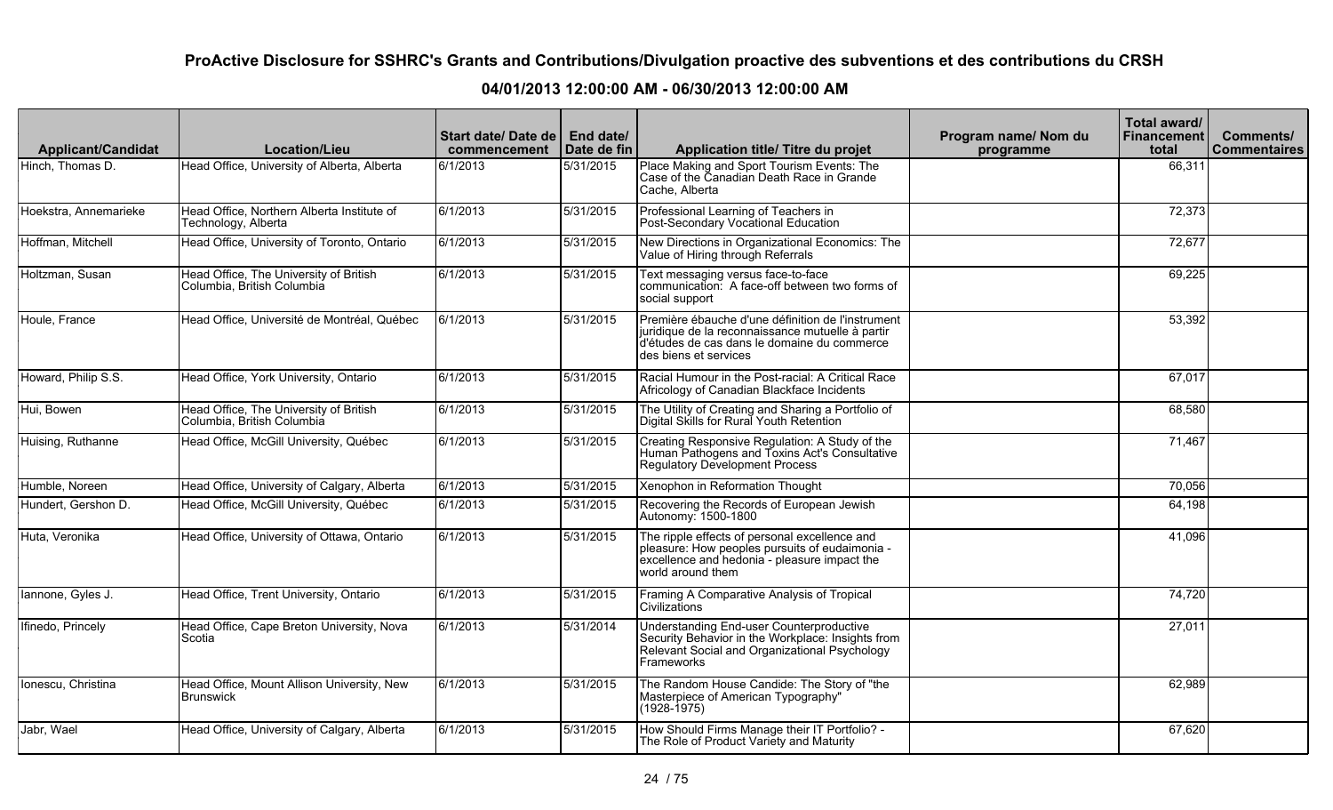## ProActive Disclosure for SSHRC's Grants and Contributions/Divulgation proactive des subventions et des contributions du CRSH

### 04/01/2013 12:00:00 AM - 06/30/2013 12:00:00 AM

| Applicant/Candidat | Location/Lieu | Start date/ Date de commencement | End date/ Date de fin | Application title/ Titre du projet | Program name/ Nom du programme | Total award/ Financement total | Comments/ Commentaires |
|---|---|---|---|---|---|---|---|
| Hinch, Thomas D. | Head Office, University of Alberta, Alberta | 6/1/2013 | 5/31/2015 | Place Making and Sport Tourism Events: The Case of the Canadian Death Race in Grande Cache, Alberta | | 66,311 | |
| Hoekstra, Annemarieke | Head Office, Northern Alberta Institute of Technology, Alberta | 6/1/2013 | 5/31/2015 | Professional Learning of Teachers in Post-Secondary Vocational Education | | 72,373 | |
| Hoffman, Mitchell | Head Office, University of Toronto, Ontario | 6/1/2013 | 5/31/2015 | New Directions in Organizational Economics: The Value of Hiring through Referrals | | 72,677 | |
| Holtzman, Susan | Head Office, The University of British Columbia, British Columbia | 6/1/2013 | 5/31/2015 | Text messaging versus face-to-face communication: A face-off between two forms of social support | | 69,225 | |
| Houle, France | Head Office, Université de Montréal, Québec | 6/1/2013 | 5/31/2015 | Première ébauche d'une définition de l'instrument juridique de la reconnaissance mutuelle à partir d'études de cas dans le domaine du commerce des biens et services | | 53,392 | |
| Howard, Philip S.S. | Head Office, York University, Ontario | 6/1/2013 | 5/31/2015 | Racial Humour in the Post-racial: A Critical Race Africology of Canadian Blackface Incidents | | 67,017 | |
| Hui, Bowen | Head Office, The University of British Columbia, British Columbia | 6/1/2013 | 5/31/2015 | The Utility of Creating and Sharing a Portfolio of Digital Skills for Rural Youth Retention | | 68,580 | |
| Huising, Ruthanne | Head Office, McGill University, Québec | 6/1/2013 | 5/31/2015 | Creating Responsive Regulation: A Study of the Human Pathogens and Toxins Act's Consultative Regulatory Development Process | | 71,467 | |
| Humble, Noreen | Head Office, University of Calgary, Alberta | 6/1/2013 | 5/31/2015 | Xenophon in Reformation Thought | | 70,056 | |
| Hundert, Gershon D. | Head Office, McGill University, Québec | 6/1/2013 | 5/31/2015 | Recovering the Records of European Jewish Autonomy: 1500-1800 | | 64,198 | |
| Huta, Veronika | Head Office, University of Ottawa, Ontario | 6/1/2013 | 5/31/2015 | The ripple effects of personal excellence and pleasure: How peoples pursuits of eudaimonia - excellence and hedonia - pleasure impact the world around them | | 41,096 | |
| Iannone, Gyles J. | Head Office, Trent University, Ontario | 6/1/2013 | 5/31/2015 | Framing A Comparative Analysis of Tropical Civilizations | | 74,720 | |
| Ifinedo, Princely | Head Office, Cape Breton University, Nova Scotia | 6/1/2013 | 5/31/2014 | Understanding End-user Counterproductive Security Behavior in the Workplace: Insights from Relevant Social and Organizational Psychology Frameworks | | 27,011 | |
| Ionescu, Christina | Head Office, Mount Allison University, New Brunswick | 6/1/2013 | 5/31/2015 | The Random House Candide: The Story of "the Masterpiece of American Typography" (1928-1975) | | 62,989 | |
| Jabr, Wael | Head Office, University of Calgary, Alberta | 6/1/2013 | 5/31/2015 | How Should Firms Manage their IT Portfolio? - The Role of Product Variety and Maturity | | 67,620 | |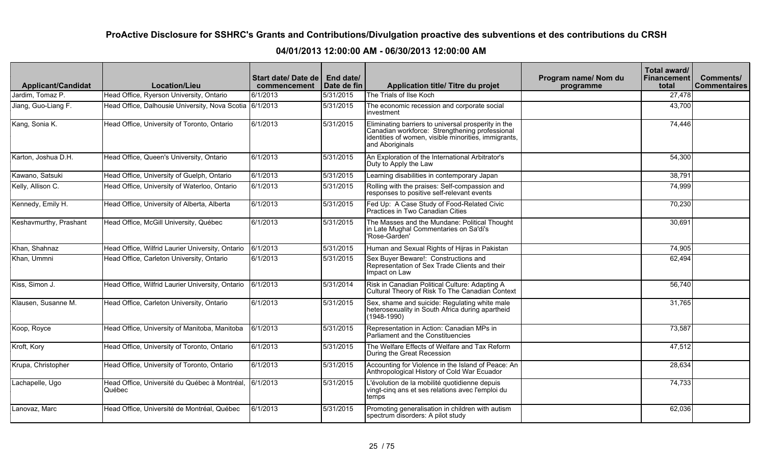## ProActive Disclosure for SSHRC's Grants and Contributions/Divulgation proactive des subventions et des contributions du CRSH

### 04/01/2013 12:00:00 AM - 06/30/2013 12:00:00 AM

| Applicant/Candidat | Location/Lieu | Start date/ Date de commencement | End date/ Date de fin | Application title/ Titre du projet | Program name/ Nom du programme | Total award/ Financement total | Comments/ Commentaires |
|---|---|---|---|---|---|---|---|
| Jardim, Tomaz P. | Head Office, Ryerson University, Ontario | 6/1/2013 | 5/31/2015 | The Trials of Ilse Koch | | 27,478 | |
| Jiang, Guo-Liang F. | Head Office, Dalhousie University, Nova Scotia | 6/1/2013 | 5/31/2015 | The economic recession and corporate social investment | | 43,700 | |
| Kang, Sonia K. | Head Office, University of Toronto, Ontario | 6/1/2013 | 5/31/2015 | Eliminating barriers to universal prosperity in the Canadian workforce: Strengthening professional identities of women, visible minorities, immigrants, and Aboriginals | | 74,446 | |
| Karton, Joshua D.H. | Head Office, Queen's University, Ontario | 6/1/2013 | 5/31/2015 | An Exploration of the International Arbitrator's Duty to Apply the Law | | 54,300 | |
| Kawano, Satsuki | Head Office, University of Guelph, Ontario | 6/1/2013 | 5/31/2015 | Learning disabilities in contemporary Japan | | 38,791 | |
| Kelly, Allison C. | Head Office, University of Waterloo, Ontario | 6/1/2013 | 5/31/2015 | Rolling with the praises: Self-compassion and responses to positive self-relevant events | | 74,999 | |
| Kennedy, Emily H. | Head Office, University of Alberta, Alberta | 6/1/2013 | 5/31/2015 | Fed Up: A Case Study of Food-Related Civic Practices in Two Canadian Cities | | 70,230 | |
| Keshavmurthy, Prashant | Head Office, McGill University, Québec | 6/1/2013 | 5/31/2015 | The Masses and the Mundane: Political Thought in Late Mughal Commentaries on Sa'di's 'Rose-Garden' | | 30,691 | |
| Khan, Shahnaz | Head Office, Wilfrid Laurier University, Ontario | 6/1/2013 | 5/31/2015 | Human and Sexual Rights of Hijras in Pakistan | | 74,905 | |
| Khan, Ummni | Head Office, Carleton University, Ontario | 6/1/2013 | 5/31/2015 | Sex Buyer Beware!: Constructions and Representation of Sex Trade Clients and their Impact on Law | | 62,494 | |
| Kiss, Simon J. | Head Office, Wilfrid Laurier University, Ontario | 6/1/2013 | 5/31/2014 | Risk in Canadian Political Culture: Adapting A Cultural Theory of Risk To The Canadian Context | | 56,740 | |
| Klausen, Susanne M. | Head Office, Carleton University, Ontario | 6/1/2013 | 5/31/2015 | Sex, shame and suicide: Regulating white male heterosexuality in South Africa during apartheid (1948-1990) | | 31,765 | |
| Koop, Royce | Head Office, University of Manitoba, Manitoba | 6/1/2013 | 5/31/2015 | Representation in Action: Canadian MPs in Parliament and the Constituencies | | 73,587 | |
| Kroft, Kory | Head Office, University of Toronto, Ontario | 6/1/2013 | 5/31/2015 | The Welfare Effects of Welfare and Tax Reform During the Great Recession | | 47,512 | |
| Krupa, Christopher | Head Office, University of Toronto, Ontario | 6/1/2013 | 5/31/2015 | Accounting for Violence in the Island of Peace: An Anthropological History of Cold War Ecuador | | 28,634 | |
| Lachapelle, Ugo | Head Office, Université du Québec à Montréal, Québec | 6/1/2013 | 5/31/2015 | L'évolution de la mobilité quotidienne depuis vingt-cinq ans et ses relations avec l'emploi du temps | | 74,733 | |
| Lanovaz, Marc | Head Office, Université de Montréal, Québec | 6/1/2013 | 5/31/2015 | Promoting generalisation in children with autism spectrum disorders: A pilot study | | 62,036 | |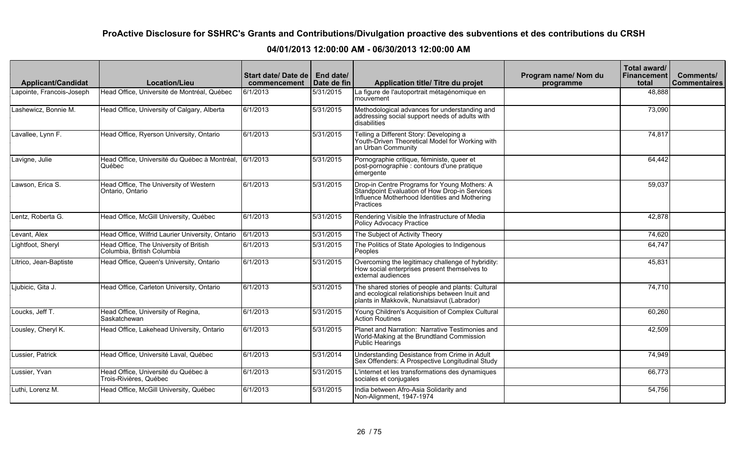# ProActive Disclosure for SSHRC's Grants and Contributions/Divulgation proactive des subventions et des contributions du CRSH

## 04/01/2013 12:00:00 AM - 06/30/2013 12:00:00 AM

| Applicant/Candidat | Location/Lieu | Start date/ Date de commencement | End date/ Date de fin | Application title/ Titre du projet | Program name/ Nom du programme | Total award/ Financement total | Comments/ Commentaires |
|---|---|---|---|---|---|---|---|
| Lapointe, Francois-Joseph | Head Office, Université de Montréal, Québec | 6/1/2013 | 5/31/2015 | La figure de l'autoportrait métagénomique en mouvement | | 48,888 | |
| Lashewicz, Bonnie M. | Head Office, University of Calgary, Alberta | 6/1/2013 | 5/31/2015 | Methodological advances for understanding and addressing social support needs of adults with disabilities | | 73,090 | |
| Lavallee, Lynn F. | Head Office, Ryerson University, Ontario | 6/1/2013 | 5/31/2015 | Telling a Different Story: Developing a Youth-Driven Theoretical Model for Working with an Urban Community | | 74,817 | |
| Lavigne, Julie | Head Office, Université du Québec à Montréal, Québec | 6/1/2013 | 5/31/2015 | Pornographie critique, féministe, queer et post-pornographie : contours d'une pratique émergente | | 64,442 | |
| Lawson, Erica S. | Head Office, The University of Western Ontario, Ontario | 6/1/2013 | 5/31/2015 | Drop-in Centre Programs for Young Mothers: A Standpoint Evaluation of How Drop-in Services Influence Motherhood Identities and Mothering Practices | | 59,037 | |
| Lentz, Roberta G. | Head Office, McGill University, Québec | 6/1/2013 | 5/31/2015 | Rendering Visible the Infrastructure of Media Policy Advocacy Practice | | 42,878 | |
| Levant, Alex | Head Office, Wilfrid Laurier University, Ontario | 6/1/2013 | 5/31/2015 | The Subject of Activity Theory | | 74,620 | |
| Lightfoot, Sheryl | Head Office, The University of British Columbia, British Columbia | 6/1/2013 | 5/31/2015 | The Politics of State Apologies to Indigenous Peoples | | 64,747 | |
| Litrico, Jean-Baptiste | Head Office, Queen's University, Ontario | 6/1/2013 | 5/31/2015 | Overcoming the legitimacy challenge of hybridity: How social enterprises present themselves to external audiences | | 45,831 | |
| Ljubicic, Gita J. | Head Office, Carleton University, Ontario | 6/1/2013 | 5/31/2015 | The shared stories of people and plants: Cultural and ecological relationships between Inuit and plants in Makkovik, Nunatsiavut (Labrador) | | 74,710 | |
| Loucks, Jeff T. | Head Office, University of Regina, Saskatchewan | 6/1/2013 | 5/31/2015 | Young Children's Acquisition of Complex Cultural Action Routines | | 60,260 | |
| Lousley, Cheryl K. | Head Office, Lakehead University, Ontario | 6/1/2013 | 5/31/2015 | Planet and Narration: Narrative Testimonies and World-Making at the Brundtland Commission Public Hearings | | 42,509 | |
| Lussier, Patrick | Head Office, Université Laval, Québec | 6/1/2013 | 5/31/2014 | Understanding Desistance from Crime in Adult Sex Offenders: A Prospective Longitudinal Study | | 74,949 | |
| Lussier, Yvan | Head Office, Université du Québec à Trois-Rivières, Québec | 6/1/2013 | 5/31/2015 | L'internet et les transformations des dynamiques sociales et conjugales | | 66,773 | |
| Luthi, Lorenz M. | Head Office, McGill University, Québec | 6/1/2013 | 5/31/2015 | India between Afro-Asia Solidarity and Non-Alignment, 1947-1974 | | 54,756 | |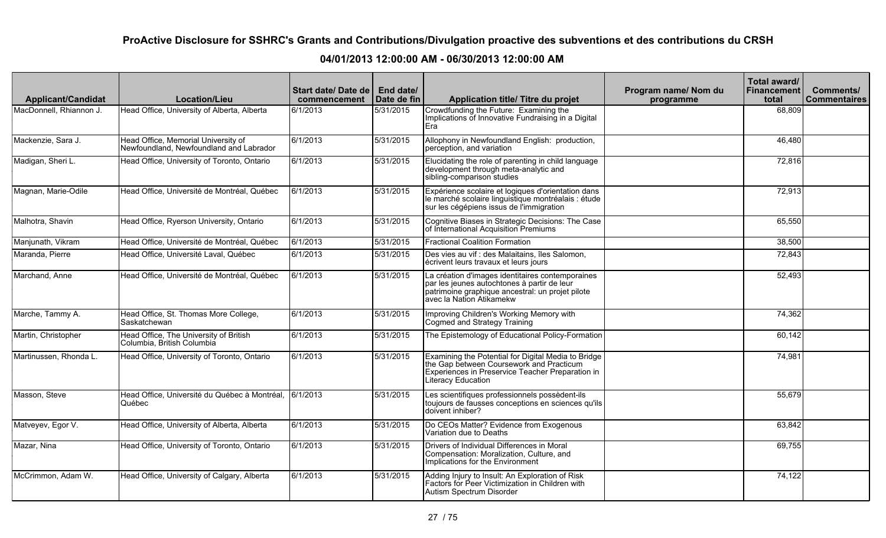# ProActive Disclosure for SSHRC's Grants and Contributions/Divulgation proactive des subventions et des contributions du CRSH

## 04/01/2013 12:00:00 AM - 06/30/2013 12:00:00 AM

| Applicant/Candidat | Location/Lieu | Start date/ Date de commencement | End date/ Date de fin | Application title/ Titre du projet | Program name/ Nom du programme | Total award/ Financement total | Comments/ Commentaires |
|---|---|---|---|---|---|---|---|
| MacDonnell, Rhiannon J. | Head Office, University of Alberta, Alberta | 6/1/2013 | 5/31/2015 | Crowdfunding the Future: Examining the Implications of Innovative Fundraising in a Digital Era | | 68,809 | |
| Mackenzie, Sara J. | Head Office, Memorial University of Newfoundland, Newfoundland and Labrador | 6/1/2013 | 5/31/2015 | Allophony in Newfoundland English: production, perception, and variation | | 46,480 | |
| Madigan, Sheri L. | Head Office, University of Toronto, Ontario | 6/1/2013 | 5/31/2015 | Elucidating the role of parenting in child language development through meta-analytic and sibling-comparison studies | | 72,816 | |
| Magnan, Marie-Odile | Head Office, Université de Montréal, Québec | 6/1/2013 | 5/31/2015 | Expérience scolaire et logiques d'orientation dans le marché scolaire linguistique montréalais : étude sur les cégépiens issus de l'immigration | | 72,913 | |
| Malhotra, Shavin | Head Office, Ryerson University, Ontario | 6/1/2013 | 5/31/2015 | Cognitive Biases in Strategic Decisions: The Case of International Acquisition Premiums | | 65,550 | |
| Manjunath, Vikram | Head Office, Université de Montréal, Québec | 6/1/2013 | 5/31/2015 | Fractional Coalition Formation | | 38,500 | |
| Maranda, Pierre | Head Office, Université Laval, Québec | 6/1/2013 | 5/31/2015 | Des vies au vif : des Malaitains, îles Salomon, écrivent leurs travaux et leurs jours | | 72,843 | |
| Marchand, Anne | Head Office, Université de Montréal, Québec | 6/1/2013 | 5/31/2015 | La création d'images identitaires contemporaines par les jeunes autochtones à partir de leur patrimoine graphique ancestral: un projet pilote avec la Nation Atikamekw | | 52,493 | |
| Marche, Tammy A. | Head Office, St. Thomas More College, Saskatchewan | 6/1/2013 | 5/31/2015 | Improving Children's Working Memory with Cogmed and Strategy Training | | 74,362 | |
| Martin, Christopher | Head Office, The University of British Columbia, British Columbia | 6/1/2013 | 5/31/2015 | The Epistemology of Educational Policy-Formation | | 60,142 | |
| Martinussen, Rhonda L. | Head Office, University of Toronto, Ontario | 6/1/2013 | 5/31/2015 | Examining the Potential for Digital Media to Bridge the Gap between Coursework and Practicum Experiences in Preservice Teacher Preparation in Literacy Education | | 74,981 | |
| Masson, Steve | Head Office, Université du Québec à Montréal, Québec | 6/1/2013 | 5/31/2015 | Les scientifiques professionnels possèdent-ils toujours de fausses conceptions en sciences qu'ils doivent inhiber? | | 55,679 | |
| Matveyev, Egor V. | Head Office, University of Alberta, Alberta | 6/1/2013 | 5/31/2015 | Do CEOs Matter? Evidence from Exogenous Variation due to Deaths | | 63,842 | |
| Mazar, Nina | Head Office, University of Toronto, Ontario | 6/1/2013 | 5/31/2015 | Drivers of Individual Differences in Moral Compensation: Moralization, Culture, and Implications for the Environment | | 69,755 | |
| McCrimmon, Adam W. | Head Office, University of Calgary, Alberta | 6/1/2013 | 5/31/2015 | Adding Injury to Insult: An Exploration of Risk Factors for Peer Victimization in Children with Autism Spectrum Disorder | | 74,122 | |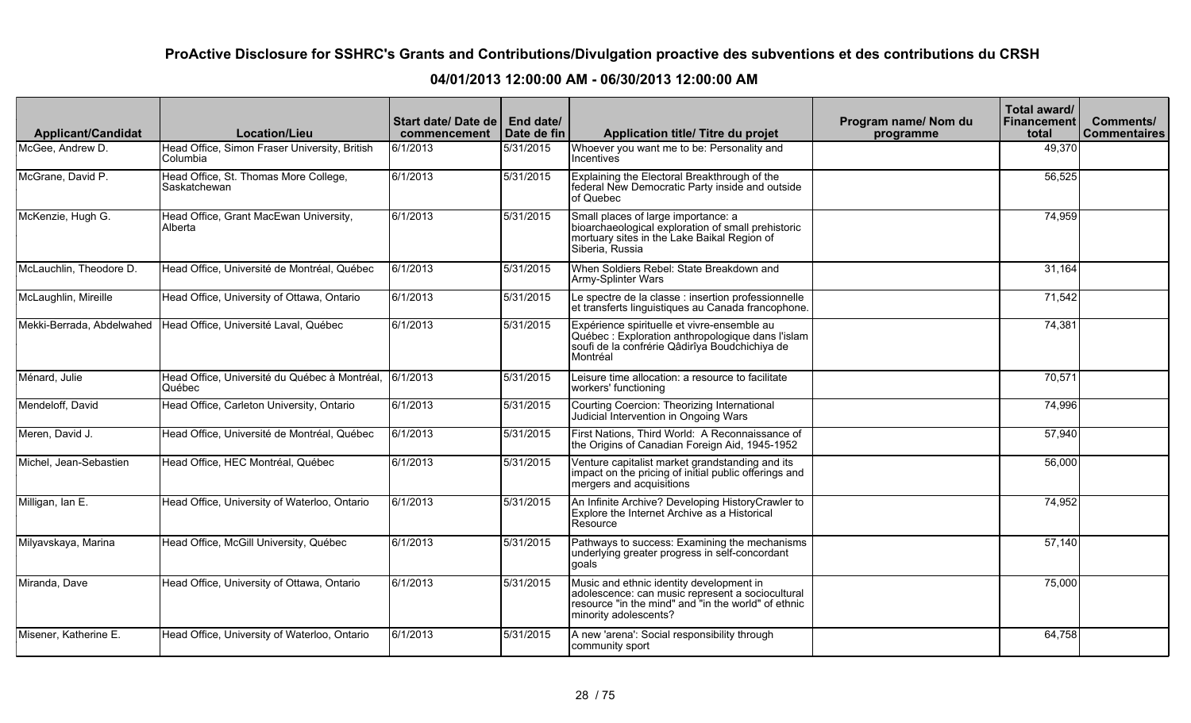## ProActive Disclosure for SSHRC's Grants and Contributions/Divulgation proactive des subventions et des contributions du CRSH

### 04/01/2013 12:00:00 AM - 06/30/2013 12:00:00 AM

| Applicant/Candidat | Location/Lieu | Start date/ Date de commencement | End date/ Date de fin | Application title/ Titre du projet | Program name/ Nom du programme | Total award/ Financement total | Comments/ Commentaires |
|---|---|---|---|---|---|---|---|
| McGee, Andrew D. | Head Office, Simon Fraser University, British Columbia | 6/1/2013 | 5/31/2015 | Whoever you want me to be: Personality and Incentives | | 49,370 | |
| McGrane, David P. | Head Office, St. Thomas More College, Saskatchewan | 6/1/2013 | 5/31/2015 | Explaining the Electoral Breakthrough of the federal New Democratic Party inside and outside of Quebec | | 56,525 | |
| McKenzie, Hugh G. | Head Office, Grant MacEwan University, Alberta | 6/1/2013 | 5/31/2015 | Small places of large importance: a bioarchaeological exploration of small prehistoric mortuary sites in the Lake Baikal Region of Siberia, Russia | | 74,959 | |
| McLauchlin, Theodore D. | Head Office, Université de Montréal, Québec | 6/1/2013 | 5/31/2015 | When Soldiers Rebel: State Breakdown and Army-Splinter Wars | | 31,164 | |
| McLaughlin, Mireille | Head Office, University of Ottawa, Ontario | 6/1/2013 | 5/31/2015 | Le spectre de la classe : insertion professionnelle et transferts linguistiques au Canada francophone. | | 71,542 | |
| Mekki-Berrada, Abdelwahed | Head Office, Université Laval, Québec | 6/1/2013 | 5/31/2015 | Expérience spirituelle et vivre-ensemble au Québec : Exploration anthropologique dans l'islam soufi de la confrérie Qâdirîya Boudchichiya de Montréal | | 74,381 | |
| Ménard, Julie | Head Office, Université du Québec à Montréal, Québec | 6/1/2013 | 5/31/2015 | Leisure time allocation: a resource to facilitate workers' functioning | | 70,571 | |
| Mendeloff, David | Head Office, Carleton University, Ontario | 6/1/2013 | 5/31/2015 | Courting Coercion: Theorizing International Judicial Intervention in Ongoing Wars | | 74,996 | |
| Meren, David J. | Head Office, Université de Montréal, Québec | 6/1/2013 | 5/31/2015 | First Nations, Third World: A Reconnaissance of the Origins of Canadian Foreign Aid, 1945-1952 | | 57,940 | |
| Michel, Jean-Sebastien | Head Office, HEC Montréal, Québec | 6/1/2013 | 5/31/2015 | Venture capitalist market grandstanding and its impact on the pricing of initial public offerings and mergers and acquisitions | | 56,000 | |
| Milligan, Ian E. | Head Office, University of Waterloo, Ontario | 6/1/2013 | 5/31/2015 | An Infinite Archive? Developing HistoryCrawler to Explore the Internet Archive as a Historical Resource | | 74,952 | |
| Milyavskaya, Marina | Head Office, McGill University, Québec | 6/1/2013 | 5/31/2015 | Pathways to success: Examining the mechanisms underlying greater progress in self-concordant goals | | 57,140 | |
| Miranda, Dave | Head Office, University of Ottawa, Ontario | 6/1/2013 | 5/31/2015 | Music and ethnic identity development in adolescence: can music represent a sociocultural resource "in the mind" and "in the world" of ethnic minority adolescents? | | 75,000 | |
| Misener, Katherine E. | Head Office, University of Waterloo, Ontario | 6/1/2013 | 5/31/2015 | A new 'arena': Social responsibility through community sport | | 64,758 | |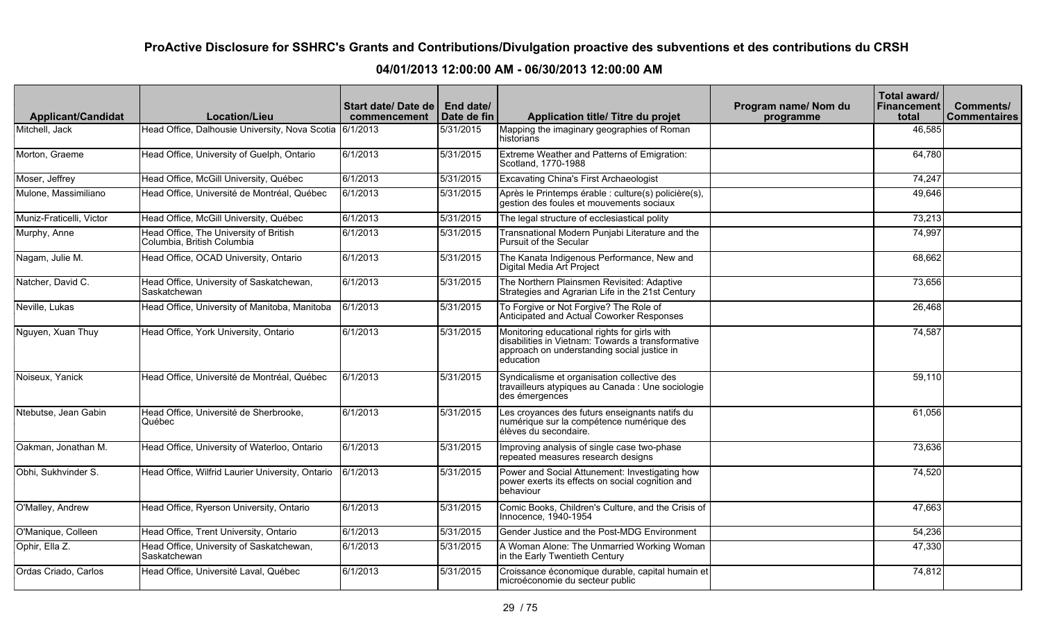## ProActive Disclosure for SSHRC's Grants and Contributions/Divulgation proactive des subventions et des contributions du CRSH

### 04/01/2013 12:00:00 AM - 06/30/2013 12:00:00 AM

| Applicant/Candidat | Location/Lieu | Start date/ Date de commencement | End date/ Date de fin | Application title/ Titre du projet | Program name/ Nom du programme | Total award/ Financement total | Comments/ Commentaires |
|---|---|---|---|---|---|---|---|
| Mitchell, Jack | Head Office, Dalhousie University, Nova Scotia | 6/1/2013 | 5/31/2015 | Mapping the imaginary geographies of Roman historians | | 46,585 | |
| Morton, Graeme | Head Office, University of Guelph, Ontario | 6/1/2013 | 5/31/2015 | Extreme Weather and Patterns of Emigration: Scotland, 1770-1988 | | 64,780 | |
| Moser, Jeffrey | Head Office, McGill University, Québec | 6/1/2013 | 5/31/2015 | Excavating China's First Archaeologist | | 74,247 | |
| Mulone, Massimiliano | Head Office, Université de Montréal, Québec | 6/1/2013 | 5/31/2015 | Après le Printemps érable : culture(s) policière(s), gestion des foules et mouvements sociaux | | 49,646 | |
| Muniz-Fraticelli, Victor | Head Office, McGill University, Québec | 6/1/2013 | 5/31/2015 | The legal structure of ecclesiastical polity | | 73,213 | |
| Murphy, Anne | Head Office, The University of British Columbia, British Columbia | 6/1/2013 | 5/31/2015 | Transnational Modern Punjabi Literature and the Pursuit of the Secular | | 74,997 | |
| Nagam, Julie M. | Head Office, OCAD University, Ontario | 6/1/2013 | 5/31/2015 | The Kanata Indigenous Performance, New and Digital Media Art Project | | 68,662 | |
| Natcher, David C. | Head Office, University of Saskatchewan, Saskatchewan | 6/1/2013 | 5/31/2015 | The Northern Plainsmen Revisited: Adaptive Strategies and Agrarian Life in the 21st Century | | 73,656 | |
| Neville, Lukas | Head Office, University of Manitoba, Manitoba | 6/1/2013 | 5/31/2015 | To Forgive or Not Forgive? The Role of Anticipated and Actual Coworker Responses | | 26,468 | |
| Nguyen, Xuan Thuy | Head Office, York University, Ontario | 6/1/2013 | 5/31/2015 | Monitoring educational rights for girls with disabilities in Vietnam: Towards a transformative approach on understanding social justice in education | | 74,587 | |
| Noiseux, Yanick | Head Office, Université de Montréal, Québec | 6/1/2013 | 5/31/2015 | Syndicalisme et organisation collective des travailleurs atypiques au Canada : Une sociologie des émergences | | 59,110 | |
| Ntebutse, Jean Gabin | Head Office, Université de Sherbrooke, Québec | 6/1/2013 | 5/31/2015 | Les croyances des futurs enseignants natifs du numérique sur la compétence numérique des élèves du secondaire. | | 61,056 | |
| Oakman, Jonathan M. | Head Office, University of Waterloo, Ontario | 6/1/2013 | 5/31/2015 | Improving analysis of single case two-phase repeated measures research designs | | 73,636 | |
| Obhi, Sukhvinder S. | Head Office, Wilfrid Laurier University, Ontario | 6/1/2013 | 5/31/2015 | Power and Social Attunement: Investigating how power exerts its effects on social cognition and behaviour | | 74,520 | |
| O'Malley, Andrew | Head Office, Ryerson University, Ontario | 6/1/2013 | 5/31/2015 | Comic Books, Children's Culture, and the Crisis of Innocence, 1940-1954 | | 47,663 | |
| O'Manique, Colleen | Head Office, Trent University, Ontario | 6/1/2013 | 5/31/2015 | Gender Justice and the Post-MDG Environment | | 54,236 | |
| Ophir, Ella Z. | Head Office, University of Saskatchewan, Saskatchewan | 6/1/2013 | 5/31/2015 | A Woman Alone: The Unmarried Working Woman in the Early Twentieth Century | | 47,330 | |
| Ordas Criado, Carlos | Head Office, Université Laval, Québec | 6/1/2013 | 5/31/2015 | Croissance économique durable, capital humain et microéconomie du secteur public | | 74,812 | |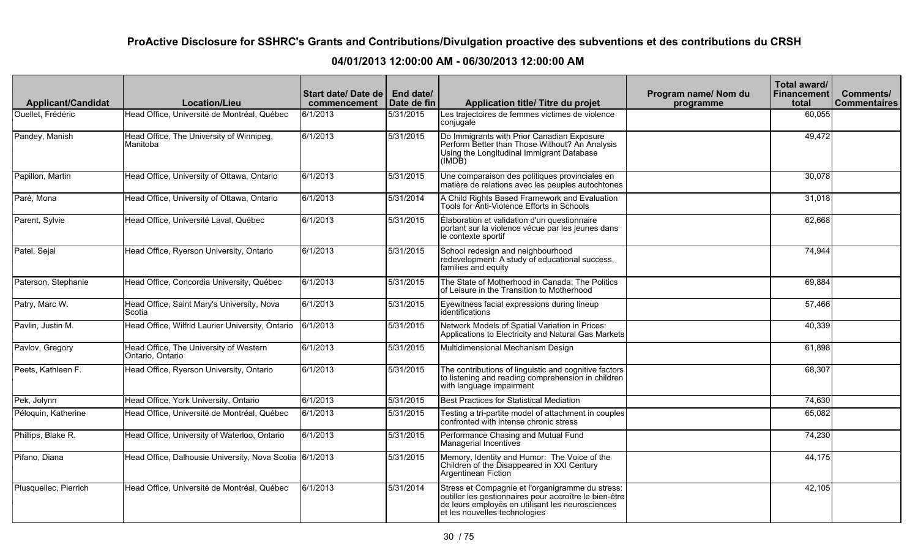# ProActive Disclosure for SSHRC's Grants and Contributions/Divulgation proactive des subventions et des contributions du CRSH

## 04/01/2013 12:00:00 AM - 06/30/2013 12:00:00 AM

| Applicant/Candidat | Location/Lieu | Start date/ Date de commencement | End date/ Date de fin | Application title/ Titre du projet | Program name/ Nom du programme | Total award/ Financement total | Comments/ Commentaires |
|---|---|---|---|---|---|---|---|
| Ouellet, Frédéric | Head Office, Université de Montréal, Québec | 6/1/2013 | 5/31/2015 | Les trajectoires de femmes victimes de violence conjugale | | 60,055 | |
| Pandey, Manish | Head Office, The University of Winnipeg, Manitoba | 6/1/2013 | 5/31/2015 | Do Immigrants with Prior Canadian Exposure Perform Better than Those Without? An Analysis Using the Longitudinal Immigrant Database (IMDB) | | 49,472 | |
| Papillon, Martin | Head Office, University of Ottawa, Ontario | 6/1/2013 | 5/31/2015 | Une comparaison des politiques provinciales en matière de relations avec les peuples autochtones | | 30,078 | |
| Paré, Mona | Head Office, University of Ottawa, Ontario | 6/1/2013 | 5/31/2014 | A Child Rights Based Framework and Evaluation Tools for Anti-Violence Efforts in Schools | | 31,018 | |
| Parent, Sylvie | Head Office, Université Laval, Québec | 6/1/2013 | 5/31/2015 | Élaboration et validation d'un questionnaire portant sur la violence vécue par les jeunes dans le contexte sportif | | 62,668 | |
| Patel, Sejal | Head Office, Ryerson University, Ontario | 6/1/2013 | 5/31/2015 | School redesign and neighbourhood redevelopment: A study of educational success, families and equity | | 74,944 | |
| Paterson, Stephanie | Head Office, Concordia University, Québec | 6/1/2013 | 5/31/2015 | The State of Motherhood in Canada: The Politics of Leisure in the Transition to Motherhood | | 69,884 | |
| Patry, Marc W. | Head Office, Saint Mary's University, Nova Scotia | 6/1/2013 | 5/31/2015 | Eyewitness facial expressions during lineup identifications | | 57,466 | |
| Pavlin, Justin M. | Head Office, Wilfrid Laurier University, Ontario | 6/1/2013 | 5/31/2015 | Network Models of Spatial Variation in Prices: Applications to Electricity and Natural Gas Markets | | 40,339 | |
| Pavlov, Gregory | Head Office, The University of Western Ontario, Ontario | 6/1/2013 | 5/31/2015 | Multidimensional Mechanism Design | | 61,898 | |
| Peets, Kathleen F. | Head Office, Ryerson University, Ontario | 6/1/2013 | 5/31/2015 | The contributions of linguistic and cognitive factors to listening and reading comprehension in children with language impairment | | 68,307 | |
| Pek, Jolynn | Head Office, York University, Ontario | 6/1/2013 | 5/31/2015 | Best Practices for Statistical Mediation | | 74,630 | |
| Péloquin, Katherine | Head Office, Université de Montréal, Québec | 6/1/2013 | 5/31/2015 | Testing a tri-partite model of attachment in couples confronted with intense chronic stress | | 65,082 | |
| Phillips, Blake R. | Head Office, University of Waterloo, Ontario | 6/1/2013 | 5/31/2015 | Performance Chasing and Mutual Fund Managerial Incentives | | 74,230 | |
| Pifano, Diana | Head Office, Dalhousie University, Nova Scotia | 6/1/2013 | 5/31/2015 | Memory, Identity and Humor: The Voice of the Children of the Disappeared in XXI Century Argentinean Fiction | | 44,175 | |
| Plusquellec, Pierrich | Head Office, Université de Montréal, Québec | 6/1/2013 | 5/31/2014 | Stress et Compagnie et l'organigramme du stress: outiller les gestionnaires pour accroître le bien-être de leurs employés en utilisant les neurosciences et les nouvelles technologies | | 42,105 | |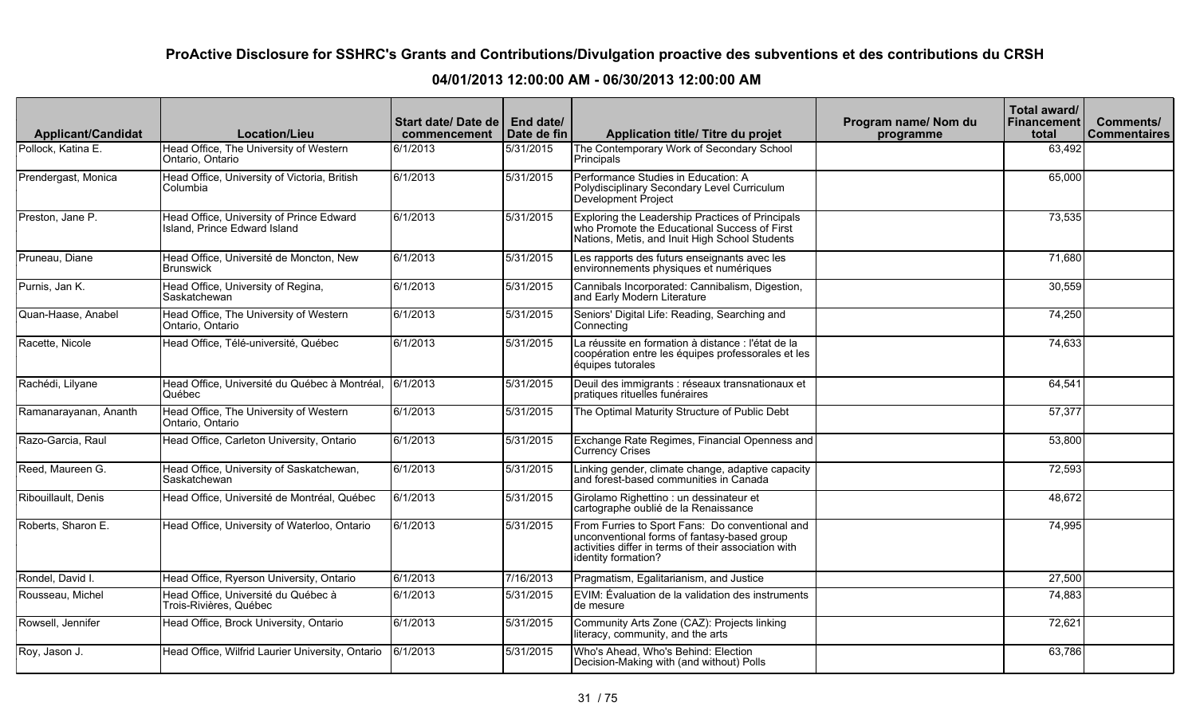# ProActive Disclosure for SSHRC's Grants and Contributions/Divulgation proactive des subventions et des contributions du CRSH

## 04/01/2013 12:00:00 AM - 06/30/2013 12:00:00 AM

| Applicant/Candidat | Location/Lieu | Start date/ Date de commencement | End date/ Date de fin | Application title/ Titre du projet | Program name/ Nom du programme | Total award/ Financement total | Comments/ Commentaires |
|---|---|---|---|---|---|---|---|
| Pollock, Katina E. | Head Office, The University of Western Ontario, Ontario | 6/1/2013 | 5/31/2015 | The Contemporary Work of Secondary School Principals | | 63,492 | |
| Prendergast, Monica | Head Office, University of Victoria, British Columbia | 6/1/2013 | 5/31/2015 | Performance Studies in Education: A Polydisciplinary Secondary Level Curriculum Development Project | | 65,000 | |
| Preston, Jane P. | Head Office, University of Prince Edward Island, Prince Edward Island | 6/1/2013 | 5/31/2015 | Exploring the Leadership Practices of Principals who Promote the Educational Success of First Nations, Metis, and Inuit High School Students | | 73,535 | |
| Pruneau, Diane | Head Office, Université de Moncton, New Brunswick | 6/1/2013 | 5/31/2015 | Les rapports des futurs enseignants avec les environnements physiques et numériques | | 71,680 | |
| Purnis, Jan K. | Head Office, University of Regina, Saskatchewan | 6/1/2013 | 5/31/2015 | Cannibals Incorporated: Cannibalism, Digestion, and Early Modern Literature | | 30,559 | |
| Quan-Haase, Anabel | Head Office, The University of Western Ontario, Ontario | 6/1/2013 | 5/31/2015 | Seniors' Digital Life: Reading, Searching and Connecting | | 74,250 | |
| Racette, Nicole | Head Office, Télé-université, Québec | 6/1/2013 | 5/31/2015 | La réussite en formation à distance : l'état de la coopération entre les équipes professorales et les équipes tutorales | | 74,633 | |
| Rachédi, Lilyane | Head Office, Université du Québec à Montréal, Québec | 6/1/2013 | 5/31/2015 | Deuil des immigrants : réseaux transnationaux et pratiques rituelles funéraires | | 64,541 | |
| Ramanarayanan, Ananth | Head Office, The University of Western Ontario, Ontario | 6/1/2013 | 5/31/2015 | The Optimal Maturity Structure of Public Debt | | 57,377 | |
| Razo-Garcia, Raul | Head Office, Carleton University, Ontario | 6/1/2013 | 5/31/2015 | Exchange Rate Regimes, Financial Openness and Currency Crises | | 53,800 | |
| Reed, Maureen G. | Head Office, University of Saskatchewan, Saskatchewan | 6/1/2013 | 5/31/2015 | Linking gender, climate change, adaptive capacity and forest-based communities in Canada | | 72,593 | |
| Ribouillault, Denis | Head Office, Université de Montréal, Québec | 6/1/2013 | 5/31/2015 | Girolamo Righettino : un dessinateur et cartographe oublié de la Renaissance | | 48,672 | |
| Roberts, Sharon E. | Head Office, University of Waterloo, Ontario | 6/1/2013 | 5/31/2015 | From Furries to Sport Fans: Do conventional and unconventional forms of fantasy-based group activities differ in terms of their association with identity formation? | | 74,995 | |
| Rondel, David I. | Head Office, Ryerson University, Ontario | 6/1/2013 | 7/16/2013 | Pragmatism, Egalitarianism, and Justice | | 27,500 | |
| Rousseau, Michel | Head Office, Université du Québec à Trois-Rivières, Québec | 6/1/2013 | 5/31/2015 | EVIM: Évaluation de la validation des instruments de mesure | | 74,883 | |
| Rowsell, Jennifer | Head Office, Brock University, Ontario | 6/1/2013 | 5/31/2015 | Community Arts Zone (CAZ): Projects linking literacy, community, and the arts | | 72,621 | |
| Roy, Jason J. | Head Office, Wilfrid Laurier University, Ontario | 6/1/2013 | 5/31/2015 | Who's Ahead, Who's Behind: Election Decision-Making with (and without) Polls | | 63,786 | |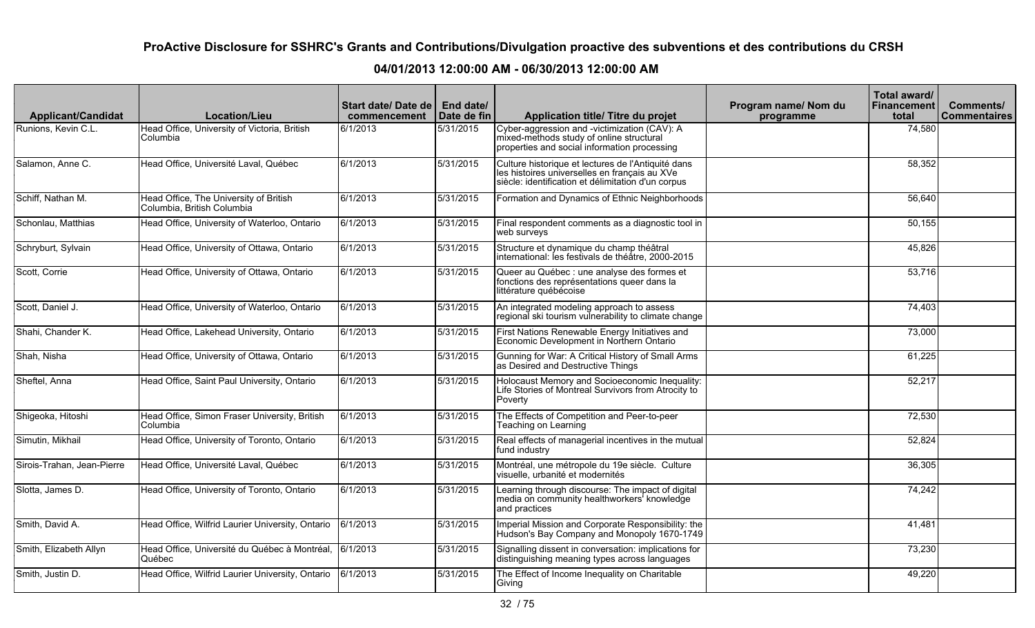# ProActive Disclosure for SSHRC's Grants and Contributions/Divulgation proactive des subventions et des contributions du CRSH

## 04/01/2013 12:00:00 AM - 06/30/2013 12:00:00 AM

| Applicant/Candidat | Location/Lieu | Start date/ Date de commencement | End date/ Date de fin | Application title/ Titre du projet | Program name/ Nom du programme | Total award/ Financement total | Comments/ Commentaires |
|---|---|---|---|---|---|---|---|
| Runions, Kevin C.L. | Head Office, University of Victoria, British Columbia | 6/1/2013 | 5/31/2015 | Cyber-aggression and -victimization (CAV): A mixed-methods study of online structural properties and social information processing | | 74,580 | |
| Salamon, Anne C. | Head Office, Université Laval, Québec | 6/1/2013 | 5/31/2015 | Culture historique et lectures de l'Antiquité dans les histoires universelles en français au XVe siècle: identification et délimitation d'un corpus | | 58,352 | |
| Schiff, Nathan M. | Head Office, The University of British Columbia, British Columbia | 6/1/2013 | 5/31/2015 | Formation and Dynamics of Ethnic Neighborhoods | | 56,640 | |
| Schonlau, Matthias | Head Office, University of Waterloo, Ontario | 6/1/2013 | 5/31/2015 | Final respondent comments as a diagnostic tool in web surveys | | 50,155 | |
| Schryburt, Sylvain | Head Office, University of Ottawa, Ontario | 6/1/2013 | 5/31/2015 | Structure et dynamique du champ théâtral international: les festivals de théâtre, 2000-2015 | | 45,826 | |
| Scott, Corrie | Head Office, University of Ottawa, Ontario | 6/1/2013 | 5/31/2015 | Queer au Québec : une analyse des formes et fonctions des représentations queer dans la littérature québécoise | | 53,716 | |
| Scott, Daniel J. | Head Office, University of Waterloo, Ontario | 6/1/2013 | 5/31/2015 | An integrated modeling approach to assess regional ski tourism vulnerability to climate change | | 74,403 | |
| Shahi, Chander K. | Head Office, Lakehead University, Ontario | 6/1/2013 | 5/31/2015 | First Nations Renewable Energy Initiatives and Economic Development in Northern Ontario | | 73,000 | |
| Shah, Nisha | Head Office, University of Ottawa, Ontario | 6/1/2013 | 5/31/2015 | Gunning for War: A Critical History of Small Arms as Desired and Destructive Things | | 61,225 | |
| Sheftel, Anna | Head Office, Saint Paul University, Ontario | 6/1/2013 | 5/31/2015 | Holocaust Memory and Socioeconomic Inequality: Life Stories of Montreal Survivors from Atrocity to Poverty | | 52,217 | |
| Shigeoka, Hitoshi | Head Office, Simon Fraser University, British Columbia | 6/1/2013 | 5/31/2015 | The Effects of Competition and Peer-to-peer Teaching on Learning | | 72,530 | |
| Simutin, Mikhail | Head Office, University of Toronto, Ontario | 6/1/2013 | 5/31/2015 | Real effects of managerial incentives in the mutual fund industry | | 52,824 | |
| Sirois-Trahan, Jean-Pierre | Head Office, Université Laval, Québec | 6/1/2013 | 5/31/2015 | Montréal, une métropole du 19e siècle. Culture visuelle, urbanité et modernités | | 36,305 | |
| Slotta, James D. | Head Office, University of Toronto, Ontario | 6/1/2013 | 5/31/2015 | Learning through discourse: The impact of digital media on community healthworkers' knowledge and practices | | 74,242 | |
| Smith, David A. | Head Office, Wilfrid Laurier University, Ontario | 6/1/2013 | 5/31/2015 | Imperial Mission and Corporate Responsibility: the Hudson's Bay Company and Monopoly 1670-1749 | | 41,481 | |
| Smith, Elizabeth Allyn | Head Office, Université du Québec à Montréal, Québec | 6/1/2013 | 5/31/2015 | Signalling dissent in conversation: implications for distinguishing meaning types across languages | | 73,230 | |
| Smith, Justin D. | Head Office, Wilfrid Laurier University, Ontario | 6/1/2013 | 5/31/2015 | The Effect of Income Inequality on Charitable Giving | | 49,220 | |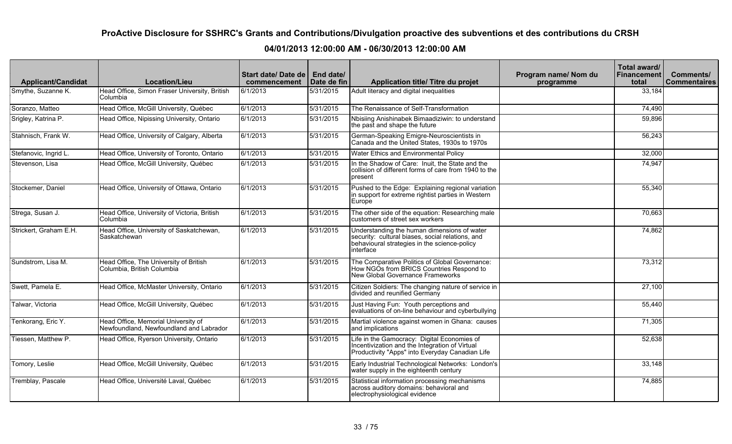## ProActive Disclosure for SSHRC's Grants and Contributions/Divulgation proactive des subventions et des contributions du CRSH

### 04/01/2013 12:00:00 AM - 06/30/2013 12:00:00 AM

| Applicant/Candidat | Location/Lieu | Start date/ Date de commencement | End date/ Date de fin | Application title/ Titre du projet | Program name/ Nom du programme | Total award/ Financement total | Comments/ Commentaires |
|---|---|---|---|---|---|---|---|
| Smythe, Suzanne K. | Head Office, Simon Fraser University, British Columbia | 6/1/2013 | 5/31/2015 | Adult literacy and digital inequalities | | 33,184 | |
| Soranzo, Matteo | Head Office, McGill University, Québec | 6/1/2013 | 5/31/2015 | The Renaissance of Self-Transformation | | 74,490 | |
| Srigley, Katrina P. | Head Office, Nipissing University, Ontario | 6/1/2013 | 5/31/2015 | Nbisiing Anishinabek Bimaadiziwin: to understand the past and shape the future | | 59,896 | |
| Stahnisch, Frank W. | Head Office, University of Calgary, Alberta | 6/1/2013 | 5/31/2015 | German-Speaking Emigre-Neuroscientists in Canada and the United States, 1930s to 1970s | | 56,243 | |
| Stefanovic, Ingrid L. | Head Office, University of Toronto, Ontario | 6/1/2013 | 5/31/2015 | Water Ethics and Environmental Policy | | 32,000 | |
| Stevenson, Lisa | Head Office, McGill University, Québec | 6/1/2013 | 5/31/2015 | In the Shadow of Care: Inuit, the State and the collision of different forms of care from 1940 to the present | | 74,947 | |
| Stockemer, Daniel | Head Office, University of Ottawa, Ontario | 6/1/2013 | 5/31/2015 | Pushed to the Edge: Explaining regional variation in support for extreme rightist parties in Western Europe | | 55,340 | |
| Strega, Susan J. | Head Office, University of Victoria, British Columbia | 6/1/2013 | 5/31/2015 | The other side of the equation: Researching male customers of street sex workers | | 70,663 | |
| Strickert, Graham E.H. | Head Office, University of Saskatchewan, Saskatchewan | 6/1/2013 | 5/31/2015 | Understanding the human dimensions of water security: cultural biases, social relations, and behavioural strategies in the science-policy interface | | 74,862 | |
| Sundstrom, Lisa M. | Head Office, The University of British Columbia, British Columbia | 6/1/2013 | 5/31/2015 | The Comparative Politics of Global Governance: How NGOs from BRICS Countries Respond to New Global Governance Frameworks | | 73,312 | |
| Swett, Pamela E. | Head Office, McMaster University, Ontario | 6/1/2013 | 5/31/2015 | Citizen Soldiers: The changing nature of service in divided and reunified Germany | | 27,100 | |
| Talwar, Victoria | Head Office, McGill University, Québec | 6/1/2013 | 5/31/2015 | Just Having Fun: Youth perceptions and evaluations of on-line behaviour and cyberbullying | | 55,440 | |
| Tenkorang, Eric Y. | Head Office, Memorial University of Newfoundland, Newfoundland and Labrador | 6/1/2013 | 5/31/2015 | Martial violence against women in Ghana: causes and implications | | 71,305 | |
| Tiessen, Matthew P. | Head Office, Ryerson University, Ontario | 6/1/2013 | 5/31/2015 | Life in the Gamocracy: Digital Economies of Incentivization and the Integration of Virtual Productivity "Apps" into Everyday Canadian Life | | 52,638 | |
| Tomory, Leslie | Head Office, McGill University, Québec | 6/1/2013 | 5/31/2015 | Early Industrial Technological Networks: London's water supply in the eighteenth century | | 33,148 | |
| Tremblay, Pascale | Head Office, Université Laval, Québec | 6/1/2013 | 5/31/2015 | Statistical information processing mechanisms across auditory domains: behavioral and electrophysiological evidence | | 74,885 | |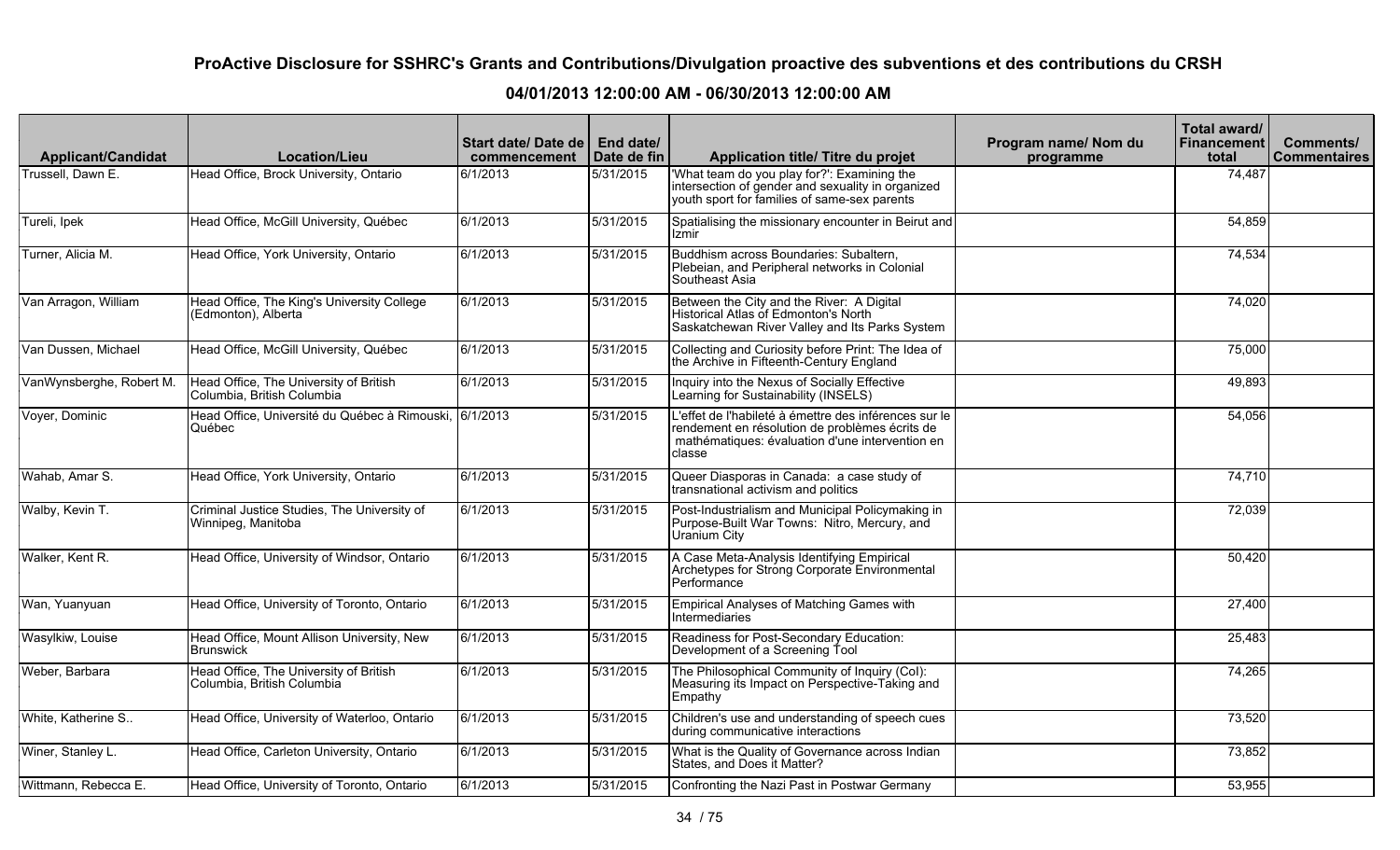## ProActive Disclosure for SSHRC's Grants and Contributions/Divulgation proactive des subventions et des contributions du CRSH

### 04/01/2013 12:00:00 AM - 06/30/2013 12:00:00 AM

| Applicant/Candidat | Location/Lieu | Start date/ Date de commencement | End date/ Date de fin | Application title/ Titre du projet | Program name/ Nom du programme | Total award/ Financement total | Comments/ Commentaires |
|---|---|---|---|---|---|---|---|
| Trussell, Dawn E. | Head Office, Brock University, Ontario | 6/1/2013 | 5/31/2015 | 'What team do you play for?': Examining the intersection of gender and sexuality in organized youth sport for families of same-sex parents | | 74,487 | |
| Tureli, Ipek | Head Office, McGill University, Québec | 6/1/2013 | 5/31/2015 | Spatialising the missionary encounter in Beirut and Izmir | | 54,859 | |
| Turner, Alicia M. | Head Office, York University, Ontario | 6/1/2013 | 5/31/2015 | Buddhism across Boundaries: Subaltern, Plebeian, and Peripheral networks in Colonial Southeast Asia | | 74,534 | |
| Van Arragon, William | Head Office, The King's University College (Edmonton), Alberta | 6/1/2013 | 5/31/2015 | Between the City and the River: A Digital Historical Atlas of Edmonton's North Saskatchewan River Valley and Its Parks System | | 74,020 | |
| Van Dussen, Michael | Head Office, McGill University, Québec | 6/1/2013 | 5/31/2015 | Collecting and Curiosity before Print: The Idea of the Archive in Fifteenth-Century England | | 75,000 | |
| VanWynsberghe, Robert M. | Head Office, The University of British Columbia, British Columbia | 6/1/2013 | 5/31/2015 | Inquiry into the Nexus of Socially Effective Learning for Sustainability (INSELS) | | 49,893 | |
| Voyer, Dominic | Head Office, Université du Québec à Rimouski, Québec | 6/1/2013 | 5/31/2015 | L'effet de l'habileté à émettre des inférences sur le rendement en résolution de problèmes écrits de mathématiques: évaluation d'une intervention en classe | | 54,056 | |
| Wahab, Amar S. | Head Office, York University, Ontario | 6/1/2013 | 5/31/2015 | Queer Diasporas in Canada: a case study of transnational activism and politics | | 74,710 | |
| Walby, Kevin T. | Criminal Justice Studies, The University of Winnipeg, Manitoba | 6/1/2013 | 5/31/2015 | Post-Industrialism and Municipal Policymaking in Purpose-Built War Towns: Nitro, Mercury, and Uranium City | | 72,039 | |
| Walker, Kent R. | Head Office, University of Windsor, Ontario | 6/1/2013 | 5/31/2015 | A Case Meta-Analysis Identifying Empirical Archetypes for Strong Corporate Environmental Performance | | 50,420 | |
| Wan, Yuanyuan | Head Office, University of Toronto, Ontario | 6/1/2013 | 5/31/2015 | Empirical Analyses of Matching Games with Intermediaries | | 27,400 | |
| Wasylkiw, Louise | Head Office, Mount Allison University, New Brunswick | 6/1/2013 | 5/31/2015 | Readiness for Post-Secondary Education: Development of a Screening Tool | | 25,483 | |
| Weber, Barbara | Head Office, The University of British Columbia, British Columbia | 6/1/2013 | 5/31/2015 | The Philosophical Community of Inquiry (CoI): Measuring its Impact on Perspective-Taking and Empathy | | 74,265 | |
| White, Katherine S.. | Head Office, University of Waterloo, Ontario | 6/1/2013 | 5/31/2015 | Children's use and understanding of speech cues during communicative interactions | | 73,520 | |
| Winer, Stanley L. | Head Office, Carleton University, Ontario | 6/1/2013 | 5/31/2015 | What is the Quality of Governance across Indian States, and Does it Matter? | | 73,852 | |
| Wittmann, Rebecca E. | Head Office, University of Toronto, Ontario | 6/1/2013 | 5/31/2015 | Confronting the Nazi Past in Postwar Germany | | 53,955 | |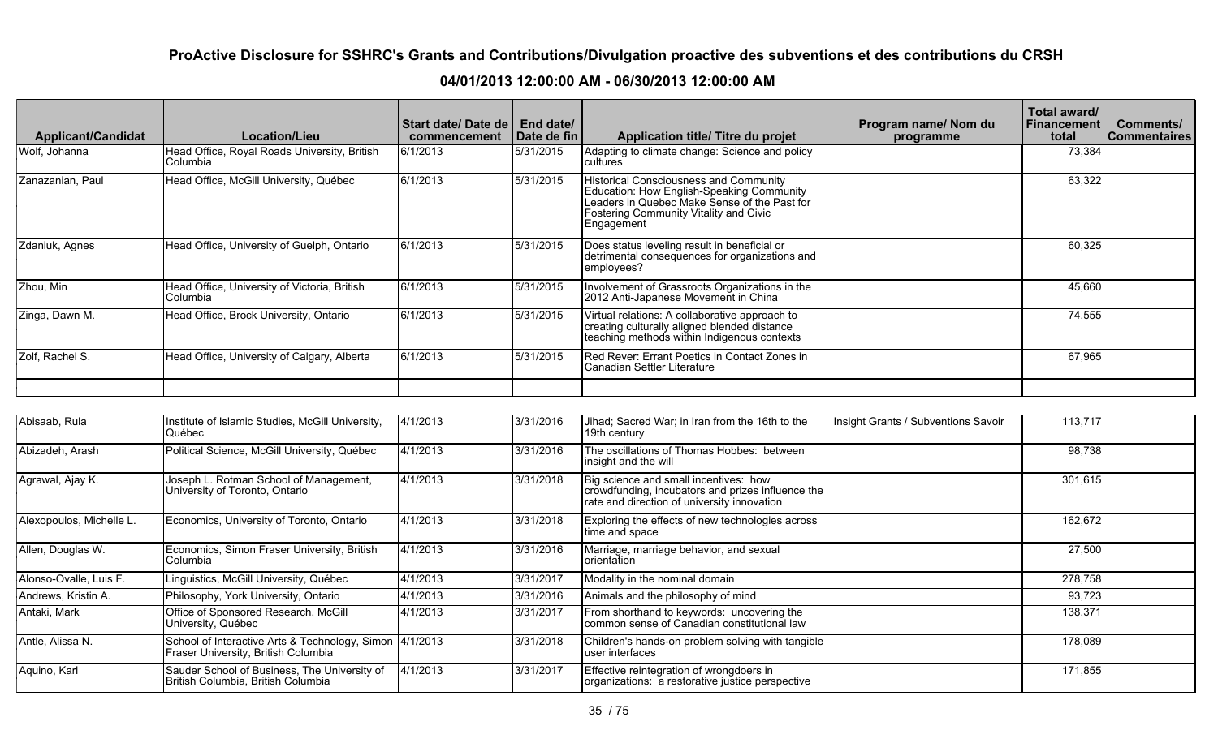# ProActive Disclosure for SSHRC's Grants and Contributions/Divulgation proactive des subventions et des contributions du CRSH

## 04/01/2013 12:00:00 AM - 06/30/2013 12:00:00 AM

| Applicant/Candidat | Location/Lieu | Start date/ Date de commencement | End date/ Date de fin | Application title/ Titre du projet | Program name/ Nom du programme | Total award/ Financement total | Comments/ Commentaires |
|---|---|---|---|---|---|---|---|
| Wolf, Johanna | Head Office, Royal Roads University, British Columbia | 6/1/2013 | 5/31/2015 | Adapting to climate change: Science and policy cultures | | 73,384 | |
| Zanazanian, Paul | Head Office, McGill University, Québec | 6/1/2013 | 5/31/2015 | Historical Consciousness and Community Education: How English-Speaking Community Leaders in Quebec Make Sense of the Past for Fostering Community Vitality and Civic Engagement | | 63,322 | |
| Zdaniuk, Agnes | Head Office, University of Guelph, Ontario | 6/1/2013 | 5/31/2015 | Does status leveling result in beneficial or detrimental consequences for organizations and employees? | | 60,325 | |
| Zhou, Min | Head Office, University of Victoria, British Columbia | 6/1/2013 | 5/31/2015 | Involvement of Grassroots Organizations in the 2012 Anti-Japanese Movement in China | | 45,660 | |
| Zinga, Dawn M. | Head Office, Brock University, Ontario | 6/1/2013 | 5/31/2015 | Virtual relations: A collaborative approach to creating culturally aligned blended distance teaching methods within Indigenous contexts | | 74,555 | |
| Zolf, Rachel S. | Head Office, University of Calgary, Alberta | 6/1/2013 | 5/31/2015 | Red Rever: Errant Poetics in Contact Zones in Canadian Settler Literature | | 67,965 | |
| | | | | | | | |

| | | | | | | | |
|---|---|---|---|---|---|---|---|
| Abisaab, Rula | Institute of Islamic Studies, McGill University, Québec | 4/1/2013 | 3/31/2016 | Jihad; Sacred War; in Iran from the 16th to the 19th century | Insight Grants / Subventions Savoir | 113,717 | |
| Abizadeh, Arash | Political Science, McGill University, Québec | 4/1/2013 | 3/31/2016 | The oscillations of Thomas Hobbes: between insight and the will | | 98,738 | |
| Agrawal, Ajay K. | Joseph L. Rotman School of Management, University of Toronto, Ontario | 4/1/2013 | 3/31/2018 | Big science and small incentives: how crowdfunding, incubators and prizes influence the rate and direction of university innovation | | 301,615 | |
| Alexopoulos, Michelle L. | Economics, University of Toronto, Ontario | 4/1/2013 | 3/31/2018 | Exploring the effects of new technologies across time and space | | 162,672 | |
| Allen, Douglas W. | Economics, Simon Fraser University, British Columbia | 4/1/2013 | 3/31/2016 | Marriage, marriage behavior, and sexual orientation | | 27,500 | |
| Alonso-Ovalle, Luis F. | Linguistics, McGill University, Québec | 4/1/2013 | 3/31/2017 | Modality in the nominal domain | | 278,758 | |
| Andrews, Kristin A. | Philosophy, York University, Ontario | 4/1/2013 | 3/31/2016 | Animals and the philosophy of mind | | 93,723 | |
| Antaki, Mark | Office of Sponsored Research, McGill University, Québec | 4/1/2013 | 3/31/2017 | From shorthand to keywords: uncovering the common sense of Canadian constitutional law | | 138,371 | |
| Antle, Alissa N. | School of Interactive Arts & Technology, Simon Fraser University, British Columbia | 4/1/2013 | 3/31/2018 | Children's hands-on problem solving with tangible user interfaces | | 178,089 | |
| Aquino, Karl | Sauder School of Business, The University of British Columbia, British Columbia | 4/1/2013 | 3/31/2017 | Effective reintegration of wrongdoers in organizations: a restorative justice perspective | | 171,855 | |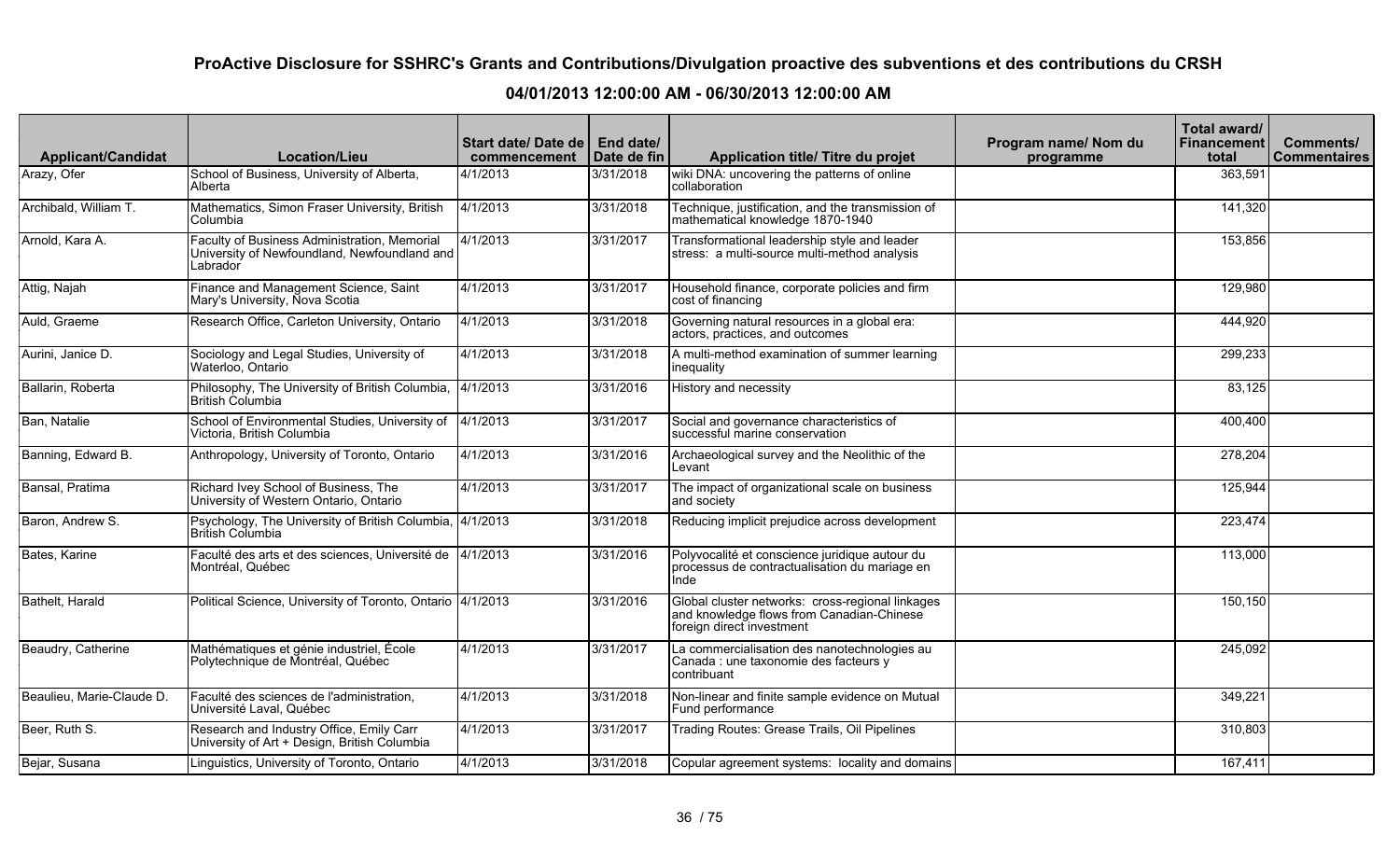## ProActive Disclosure for SSHRC's Grants and Contributions/Divulgation proactive des subventions et des contributions du CRSH

### 04/01/2013 12:00:00 AM - 06/30/2013 12:00:00 AM

| Applicant/Candidat | Location/Lieu | Start date/ Date de commencement | End date/ Date de fin | Application title/ Titre du projet | Program name/ Nom du programme | Total award/ Financement total | Comments/ Commentaires |
|---|---|---|---|---|---|---|---|
| Arazy, Ofer | School of Business, University of Alberta, Alberta | 4/1/2013 | 3/31/2018 | wiki DNA: uncovering the patterns of online collaboration | | 363,591 | |
| Archibald, William T. | Mathematics, Simon Fraser University, British Columbia | 4/1/2013 | 3/31/2018 | Technique, justification, and the transmission of mathematical knowledge 1870-1940 | | 141,320 | |
| Arnold, Kara A. | Faculty of Business Administration, Memorial University of Newfoundland, Newfoundland and Labrador | 4/1/2013 | 3/31/2017 | Transformational leadership style and leader stress: a multi-source multi-method analysis | | 153,856 | |
| Attig, Najah | Finance and Management Science, Saint Mary's University, Nova Scotia | 4/1/2013 | 3/31/2017 | Household finance, corporate policies and firm cost of financing | | 129,980 | |
| Auld, Graeme | Research Office, Carleton University, Ontario | 4/1/2013 | 3/31/2018 | Governing natural resources in a global era: actors, practices, and outcomes | | 444,920 | |
| Aurini, Janice D. | Sociology and Legal Studies, University of Waterloo, Ontario | 4/1/2013 | 3/31/2018 | A multi-method examination of summer learning inequality | | 299,233 | |
| Ballarin, Roberta | Philosophy, The University of British Columbia, British Columbia | 4/1/2013 | 3/31/2016 | History and necessity | | 83,125 | |
| Ban, Natalie | School of Environmental Studies, University of Victoria, British Columbia | 4/1/2013 | 3/31/2017 | Social and governance characteristics of successful marine conservation | | 400,400 | |
| Banning, Edward B. | Anthropology, University of Toronto, Ontario | 4/1/2013 | 3/31/2016 | Archaeological survey and the Neolithic of the Levant | | 278,204 | |
| Bansal, Pratima | Richard Ivey School of Business, The University of Western Ontario, Ontario | 4/1/2013 | 3/31/2017 | The impact of organizational scale on business and society | | 125,944 | |
| Baron, Andrew S. | Psychology, The University of British Columbia, British Columbia | 4/1/2013 | 3/31/2018 | Reducing implicit prejudice across development | | 223,474 | |
| Bates, Karine | Faculté des arts et des sciences, Université de Montréal, Québec | 4/1/2013 | 3/31/2016 | Polyvocalité et conscience juridique autour du processus de contractualisation du mariage en Inde | | 113,000 | |
| Bathelt, Harald | Political Science, University of Toronto, Ontario | 4/1/2013 | 3/31/2016 | Global cluster networks: cross-regional linkages and knowledge flows from Canadian-Chinese foreign direct investment | | 150,150 | |
| Beaudry, Catherine | Mathématiques et génie industriel, École Polytechnique de Montréal, Québec | 4/1/2013 | 3/31/2017 | La commercialisation des nanotechnologies au Canada : une taxonomie des facteurs y contribuant | | 245,092 | |
| Beaulieu, Marie-Claude D. | Faculté des sciences de l'administration, Université Laval, Québec | 4/1/2013 | 3/31/2018 | Non-linear and finite sample evidence on Mutual Fund performance | | 349,221 | |
| Beer, Ruth S. | Research and Industry Office, Emily Carr University of Art + Design, British Columbia | 4/1/2013 | 3/31/2017 | Trading Routes: Grease Trails, Oil Pipelines | | 310,803 | |
| Bejar, Susana | Linguistics, University of Toronto, Ontario | 4/1/2013 | 3/31/2018 | Copular agreement systems: locality and domains | | 167,411 | |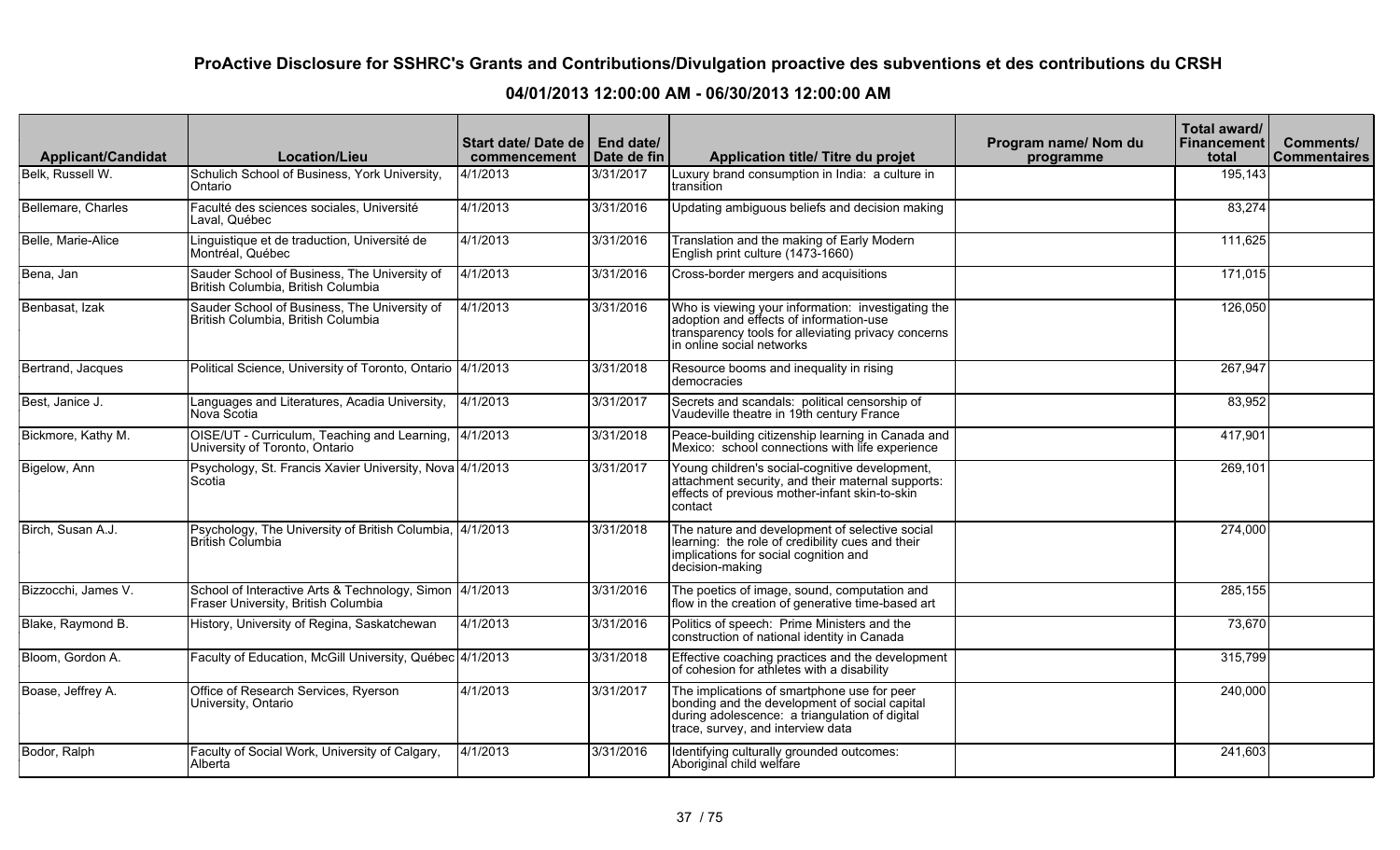# ProActive Disclosure for SSHRC's Grants and Contributions/Divulgation proactive des subventions et des contributions du CRSH

## 04/01/2013 12:00:00 AM - 06/30/2013 12:00:00 AM

| Applicant/Candidat | Location/Lieu | Start date/ Date de commencement | End date/ Date de fin | Application title/ Titre du projet | Program name/ Nom du programme | Total award/ Financement total | Comments/ Commentaires |
|---|---|---|---|---|---|---|---|
| Belk, Russell W. | Schulich School of Business, York University, Ontario | 4/1/2013 | 3/31/2017 | Luxury brand consumption in India: a culture in transition | | 195,143 | |
| Bellemare, Charles | Faculté des sciences sociales, Université Laval, Québec | 4/1/2013 | 3/31/2016 | Updating ambiguous beliefs and decision making | | 83,274 | |
| Belle, Marie-Alice | Linguistique et de traduction, Université de Montréal, Québec | 4/1/2013 | 3/31/2016 | Translation and the making of Early Modern English print culture (1473-1660) | | 111,625 | |
| Bena, Jan | Sauder School of Business, The University of British Columbia, British Columbia | 4/1/2013 | 3/31/2016 | Cross-border mergers and acquisitions | | 171,015 | |
| Benbasat, Izak | Sauder School of Business, The University of British Columbia, British Columbia | 4/1/2013 | 3/31/2016 | Who is viewing your information: investigating the adoption and effects of information-use transparency tools for alleviating privacy concerns in online social networks | | 126,050 | |
| Bertrand, Jacques | Political Science, University of Toronto, Ontario | 4/1/2013 | 3/31/2018 | Resource booms and inequality in rising democracies | | 267,947 | |
| Best, Janice J. | Languages and Literatures, Acadia University, Nova Scotia | 4/1/2013 | 3/31/2017 | Secrets and scandals: political censorship of Vaudeville theatre in 19th century France | | 83,952 | |
| Bickmore, Kathy M. | OISE/UT - Curriculum, Teaching and Learning, University of Toronto, Ontario | 4/1/2013 | 3/31/2018 | Peace-building citizenship learning in Canada and Mexico: school connections with life experience | | 417,901 | |
| Bigelow, Ann | Psychology, St. Francis Xavier University, Nova Scotia | 4/1/2013 | 3/31/2017 | Young children's social-cognitive development, attachment security, and their maternal supports: effects of previous mother-infant skin-to-skin contact | | 269,101 | |
| Birch, Susan A.J. | Psychology, The University of British Columbia, British Columbia | 4/1/2013 | 3/31/2018 | The nature and development of selective social learning: the role of credibility cues and their implications for social cognition and decision-making | | 274,000 | |
| Bizzocchi, James V. | School of Interactive Arts & Technology, Simon Fraser University, British Columbia | 4/1/2013 | 3/31/2016 | The poetics of image, sound, computation and flow in the creation of generative time-based art | | 285,155 | |
| Blake, Raymond B. | History, University of Regina, Saskatchewan | 4/1/2013 | 3/31/2016 | Politics of speech: Prime Ministers and the construction of national identity in Canada | | 73,670 | |
| Bloom, Gordon A. | Faculty of Education, McGill University, Québec | 4/1/2013 | 3/31/2018 | Effective coaching practices and the development of cohesion for athletes with a disability | | 315,799 | |
| Boase, Jeffrey A. | Office of Research Services, Ryerson University, Ontario | 4/1/2013 | 3/31/2017 | The implications of smartphone use for peer bonding and the development of social capital during adolescence: a triangulation of digital trace, survey, and interview data | | 240,000 | |
| Bodor, Ralph | Faculty of Social Work, University of Calgary, Alberta | 4/1/2013 | 3/31/2016 | Identifying culturally grounded outcomes: Aboriginal child welfare | | 241,603 | |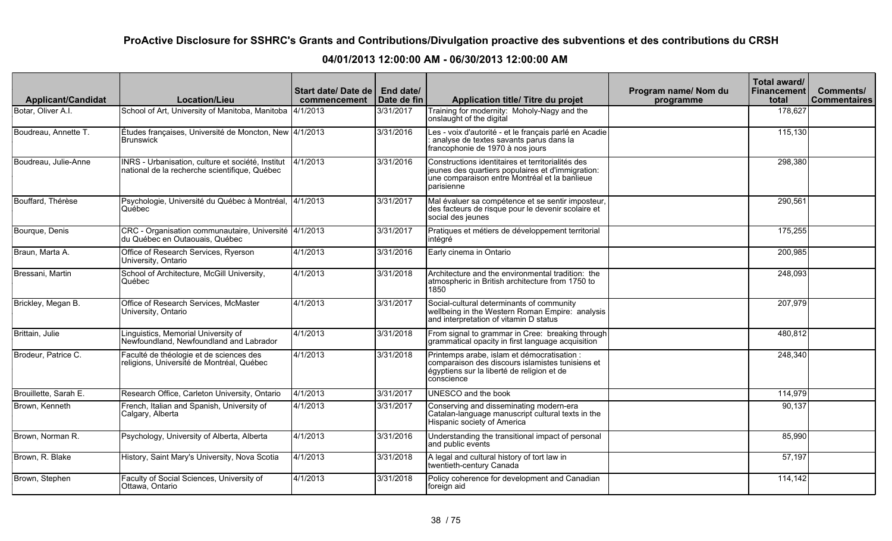## ProActive Disclosure for SSHRC's Grants and Contributions/Divulgation proactive des subventions et des contributions du CRSH

### 04/01/2013 12:00:00 AM - 06/30/2013 12:00:00 AM

| Applicant/Candidat | Location/Lieu | Start date/ Date de commencement | End date/ Date de fin | Application title/ Titre du projet | Program name/ Nom du programme | Total award/ Financement total | Comments/ Commentaires |
|---|---|---|---|---|---|---|---|
| Botar, Oliver A.I. | School of Art, University of Manitoba, Manitoba | 4/1/2013 | 3/31/2017 | Training for modernity: Moholy-Nagy and the onslaught of the digital | | 178,627 | |
| Boudreau, Annette T. | Études françaises, Université de Moncton, New Brunswick | 4/1/2013 | 3/31/2016 | Les - voix d'autorité - et le français parlé en Acadie : analyse de textes savants parus dans la francophonie de 1970 à nos jours | | 115,130 | |
| Boudreau, Julie-Anne | INRS - Urbanisation, culture et société, Institut national de la recherche scientifique, Québec | 4/1/2013 | 3/31/2016 | Constructions identitaires et territorialités des jeunes des quartiers populaires et d'immigration: une comparaison entre Montréal et la banlieue parisienne | | 298,380 | |
| Bouffard, Thérèse | Psychologie, Université du Québec à Montréal, Québec | 4/1/2013 | 3/31/2017 | Mal évaluer sa compétence et se sentir imposteur, des facteurs de risque pour le devenir scolaire et social des jeunes | | 290,561 | |
| Bourque, Denis | CRC - Organisation communautaire, Université du Québec en Outaouais, Québec | 4/1/2013 | 3/31/2017 | Pratiques et métiers de développement territorial intégré | | 175,255 | |
| Braun, Marta A. | Office of Research Services, Ryerson University, Ontario | 4/1/2013 | 3/31/2016 | Early cinema in Ontario | | 200,985 | |
| Bressani, Martin | School of Architecture, McGill University, Québec | 4/1/2013 | 3/31/2018 | Architecture and the environmental tradition: the atmospheric in British architecture from 1750 to 1850 | | 248,093 | |
| Brickley, Megan B. | Office of Research Services, McMaster University, Ontario | 4/1/2013 | 3/31/2017 | Social-cultural determinants of community wellbeing in the Western Roman Empire: analysis and interpretation of vitamin D status | | 207,979 | |
| Brittain, Julie | Linguistics, Memorial University of Newfoundland, Newfoundland and Labrador | 4/1/2013 | 3/31/2018 | From signal to grammar in Cree: breaking through grammatical opacity in first language acquisition | | 480,812 | |
| Brodeur, Patrice C. | Faculté de théologie et de sciences des religions, Université de Montréal, Québec | 4/1/2013 | 3/31/2018 | Printemps arabe, islam et démocratisation : comparaison des discours islamistes tunisiens et égyptiens sur la liberté de religion et de conscience | | 248,340 | |
| Brouillette, Sarah E. | Research Office, Carleton University, Ontario | 4/1/2013 | 3/31/2017 | UNESCO and the book | | 114,979 | |
| Brown, Kenneth | French, Italian and Spanish, University of Calgary, Alberta | 4/1/2013 | 3/31/2017 | Conserving and disseminating modern-era Catalan-language manuscript cultural texts in the Hispanic society of America | | 90,137 | |
| Brown, Norman R. | Psychology, University of Alberta, Alberta | 4/1/2013 | 3/31/2016 | Understanding the transitional impact of personal and public events | | 85,990 | |
| Brown, R. Blake | History, Saint Mary's University, Nova Scotia | 4/1/2013 | 3/31/2018 | A legal and cultural history of tort law in twentieth-century Canada | | 57,197 | |
| Brown, Stephen | Faculty of Social Sciences, University of Ottawa, Ontario | 4/1/2013 | 3/31/2018 | Policy coherence for development and Canadian foreign aid | | 114,142 | |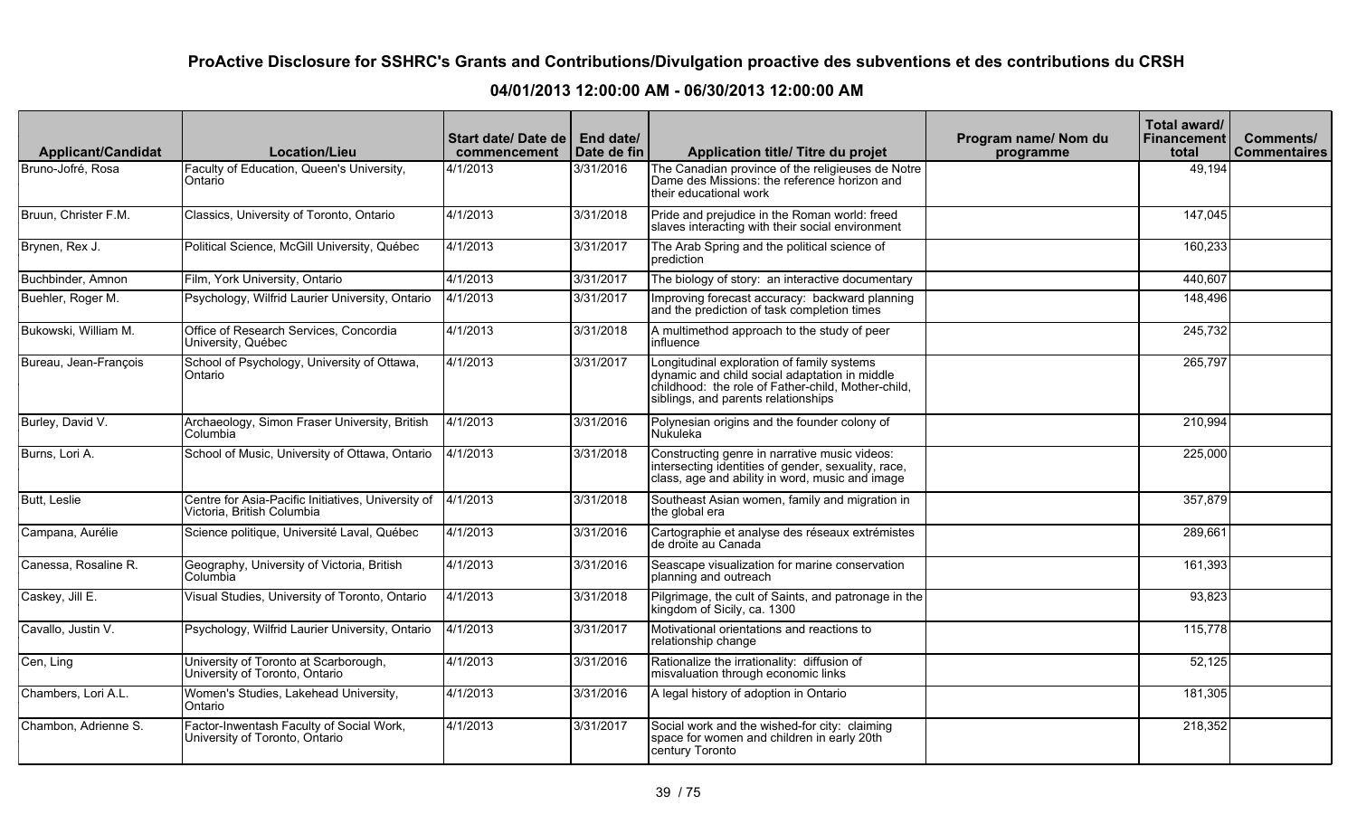## ProActive Disclosure for SSHRC's Grants and Contributions/Divulgation proactive des subventions et des contributions du CRSH

### 04/01/2013 12:00:00 AM - 06/30/2013 12:00:00 AM

| Applicant/Candidat | Location/Lieu | Start date/ Date de commencement | End date/ Date de fin | Application title/ Titre du projet | Program name/ Nom du programme | Total award/ Financement total | Comments/ Commentaires |
|---|---|---|---|---|---|---|---|
| Bruno-Jofré, Rosa | Faculty of Education, Queen's University, Ontario | 4/1/2013 | 3/31/2016 | The Canadian province of the religieuses de Notre Dame des Missions: the reference horizon and their educational work | | 49,194 | |
| Bruun, Christer F.M. | Classics, University of Toronto, Ontario | 4/1/2013 | 3/31/2018 | Pride and prejudice in the Roman world: freed slaves interacting with their social environment | | 147,045 | |
| Brynen, Rex J. | Political Science, McGill University, Québec | 4/1/2013 | 3/31/2017 | The Arab Spring and the political science of prediction | | 160,233 | |
| Buchbinder, Amnon | Film, York University, Ontario | 4/1/2013 | 3/31/2017 | The biology of story: an interactive documentary | | 440,607 | |
| Buehler, Roger M. | Psychology, Wilfrid Laurier University, Ontario | 4/1/2013 | 3/31/2017 | Improving forecast accuracy: backward planning and the prediction of task completion times | | 148,496 | |
| Bukowski, William M. | Office of Research Services, Concordia University, Québec | 4/1/2013 | 3/31/2018 | A multimethod approach to the study of peer influence | | 245,732 | |
| Bureau, Jean-François | School of Psychology, University of Ottawa, Ontario | 4/1/2013 | 3/31/2017 | Longitudinal exploration of family systems dynamic and child social adaptation in middle childhood: the role of Father-child, Mother-child, siblings, and parents relationships | | 265,797 | |
| Burley, David V. | Archaeology, Simon Fraser University, British Columbia | 4/1/2013 | 3/31/2016 | Polynesian origins and the founder colony of Nukuleka | | 210,994 | |
| Burns, Lori A. | School of Music, University of Ottawa, Ontario | 4/1/2013 | 3/31/2018 | Constructing genre in narrative music videos: intersecting identities of gender, sexuality, race, class, age and ability in word, music and image | | 225,000 | |
| Butt, Leslie | Centre for Asia-Pacific Initiatives, University of Victoria, British Columbia | 4/1/2013 | 3/31/2018 | Southeast Asian women, family and migration in the global era | | 357,879 | |
| Campana, Aurélie | Science politique, Université Laval, Québec | 4/1/2013 | 3/31/2016 | Cartographie et analyse des réseaux extrémistes de droite au Canada | | 289,661 | |
| Canessa, Rosaline R. | Geography, University of Victoria, British Columbia | 4/1/2013 | 3/31/2016 | Seascape visualization for marine conservation planning and outreach | | 161,393 | |
| Caskey, Jill E. | Visual Studies, University of Toronto, Ontario | 4/1/2013 | 3/31/2018 | Pilgrimage, the cult of Saints, and patronage in the kingdom of Sicily, ca. 1300 | | 93,823 | |
| Cavallo, Justin V. | Psychology, Wilfrid Laurier University, Ontario | 4/1/2013 | 3/31/2017 | Motivational orientations and reactions to relationship change | | 115,778 | |
| Cen, Ling | University of Toronto at Scarborough, University of Toronto, Ontario | 4/1/2013 | 3/31/2016 | Rationalize the irrationality: diffusion of misvaluation through economic links | | 52,125 | |
| Chambers, Lori A.L. | Women's Studies, Lakehead University, Ontario | 4/1/2013 | 3/31/2016 | A legal history of adoption in Ontario | | 181,305 | |
| Chambon, Adrienne S. | Factor-Inwentash Faculty of Social Work, University of Toronto, Ontario | 4/1/2013 | 3/31/2017 | Social work and the wished-for city: claiming space for women and children in early 20th century Toronto | | 218,352 | |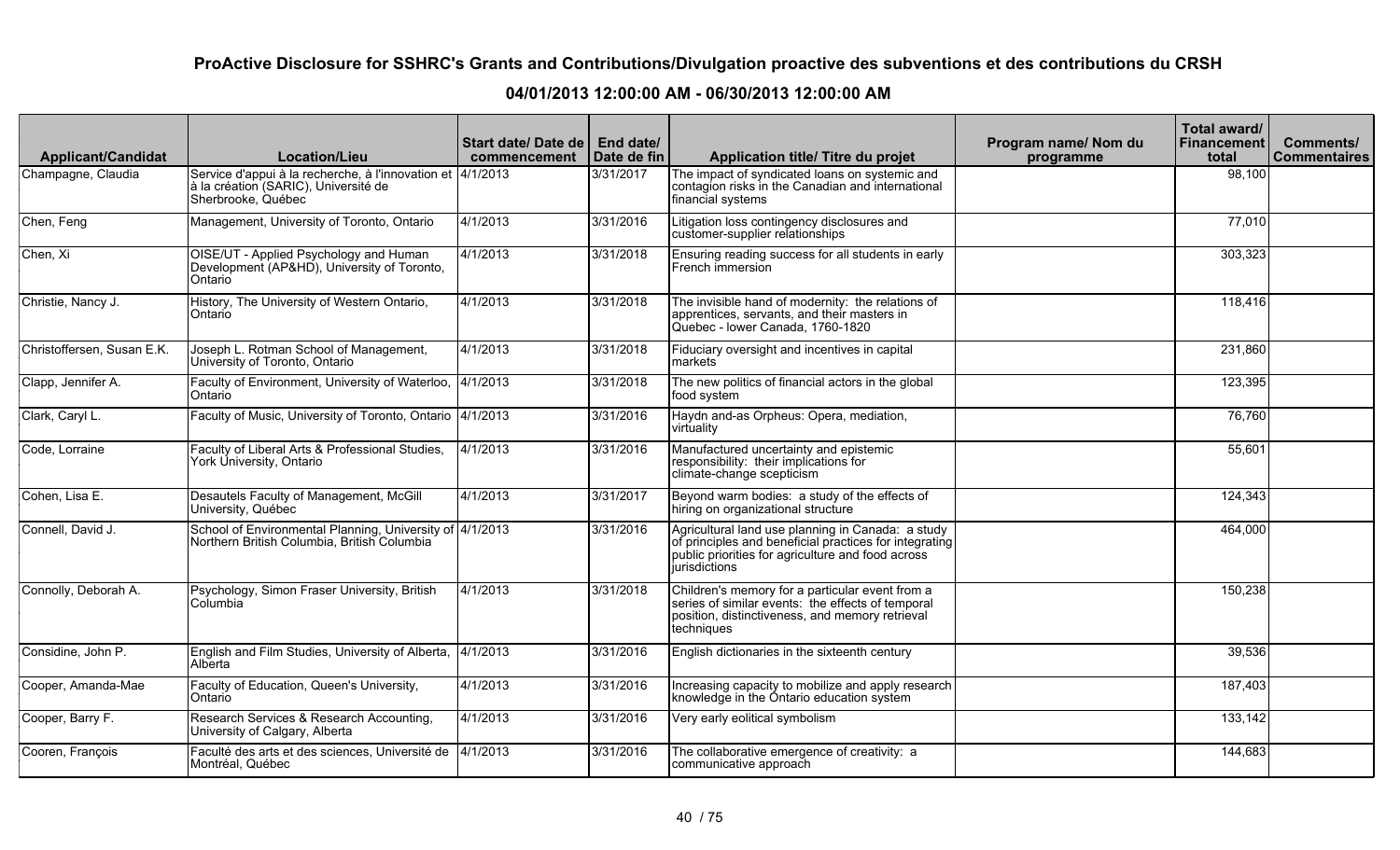## ProActive Disclosure for SSHRC's Grants and Contributions/Divulgation proactive des subventions et des contributions du CRSH

### 04/01/2013 12:00:00 AM - 06/30/2013 12:00:00 AM

| Applicant/Candidat | Location/Lieu | Start date/ Date de commencement | End date/ Date de fin | Application title/ Titre du projet | Program name/ Nom du programme | Total award/ Financement total | Comments/ Commentaires |
|---|---|---|---|---|---|---|---|
| Champagne, Claudia | Service d'appui à la recherche, à l'innovation et à la création (SARIC), Université de Sherbrooke, Québec | 4/1/2013 | 3/31/2017 | The impact of syndicated loans on systemic and contagion risks in the Canadian and international financial systems | | 98,100 | |
| Chen, Feng | Management, University of Toronto, Ontario | 4/1/2013 | 3/31/2016 | Litigation loss contingency disclosures and customer-supplier relationships | | 77,010 | |
| Chen, Xi | OISE/UT - Applied Psychology and Human Development (AP&HD), University of Toronto, Ontario | 4/1/2013 | 3/31/2018 | Ensuring reading success for all students in early French immersion | | 303,323 | |
| Christie, Nancy J. | History, The University of Western Ontario, Ontario | 4/1/2013 | 3/31/2018 | The invisible hand of modernity: the relations of apprentices, servants, and their masters in Quebec - lower Canada, 1760-1820 | | 118,416 | |
| Christoffersen, Susan E.K. | Joseph L. Rotman School of Management, University of Toronto, Ontario | 4/1/2013 | 3/31/2018 | Fiduciary oversight and incentives in capital markets | | 231,860 | |
| Clapp, Jennifer A. | Faculty of Environment, University of Waterloo, Ontario | 4/1/2013 | 3/31/2018 | The new politics of financial actors in the global food system | | 123,395 | |
| Clark, Caryl L. | Faculty of Music, University of Toronto, Ontario | 4/1/2013 | 3/31/2016 | Haydn and-as Orpheus: Opera, mediation, virtuality | | 76,760 | |
| Code, Lorraine | Faculty of Liberal Arts & Professional Studies, York University, Ontario | 4/1/2013 | 3/31/2016 | Manufactured uncertainty and epistemic responsibility: their implications for climate-change scepticism | | 55,601 | |
| Cohen, Lisa E. | Desautels Faculty of Management, McGill University, Québec | 4/1/2013 | 3/31/2017 | Beyond warm bodies: a study of the effects of hiring on organizational structure | | 124,343 | |
| Connell, David J. | School of Environmental Planning, University of Northern British Columbia, British Columbia | 4/1/2013 | 3/31/2016 | Agricultural land use planning in Canada: a study of principles and beneficial practices for integrating public priorities for agriculture and food across jurisdictions | | 464,000 | |
| Connolly, Deborah A. | Psychology, Simon Fraser University, British Columbia | 4/1/2013 | 3/31/2018 | Children's memory for a particular event from a series of similar events: the effects of temporal position, distinctiveness, and memory retrieval techniques | | 150,238 | |
| Considine, John P. | English and Film Studies, University of Alberta, Alberta | 4/1/2013 | 3/31/2016 | English dictionaries in the sixteenth century | | 39,536 | |
| Cooper, Amanda-Mae | Faculty of Education, Queen's University, Ontario | 4/1/2013 | 3/31/2016 | Increasing capacity to mobilize and apply research knowledge in the Ontario education system | | 187,403 | |
| Cooper, Barry F. | Research Services & Research Accounting, University of Calgary, Alberta | 4/1/2013 | 3/31/2016 | Very early eolitical symbolism | | 133,142 | |
| Cooren, François | Faculté des arts et des sciences, Université de Montréal, Québec | 4/1/2013 | 3/31/2016 | The collaborative emergence of creativity: a communicative approach | | 144,683 | |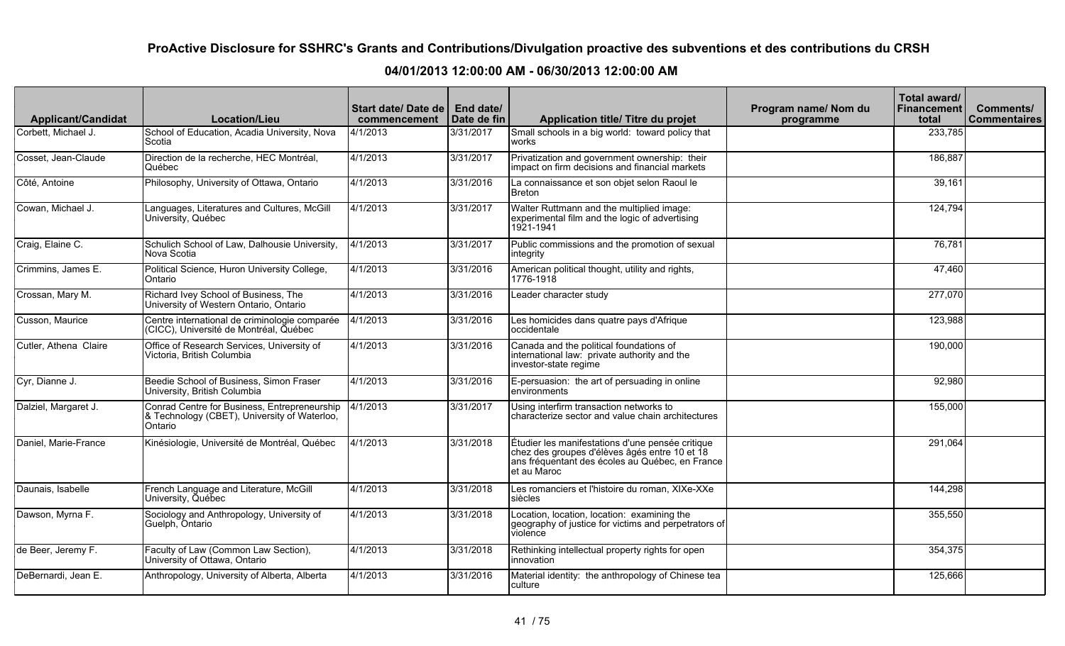# ProActive Disclosure for SSHRC's Grants and Contributions/Divulgation proactive des subventions et des contributions du CRSH

## 04/01/2013 12:00:00 AM - 06/30/2013 12:00:00 AM

| Applicant/Candidat | Location/Lieu | Start date/ Date de commencement | End date/ Date de fin | Application title/ Titre du projet | Program name/ Nom du programme | Total award/ Financement total | Comments/ Commentaires |
|---|---|---|---|---|---|---|---|
| Corbett, Michael J. | School of Education, Acadia University, Nova Scotia | 4/1/2013 | 3/31/2017 | Small schools in a big world: toward policy that works | | 233,785 | |
| Cosset, Jean-Claude | Direction de la recherche, HEC Montréal, Québec | 4/1/2013 | 3/31/2017 | Privatization and government ownership: their impact on firm decisions and financial markets | | 186,887 | |
| Côté, Antoine | Philosophy, University of Ottawa, Ontario | 4/1/2013 | 3/31/2016 | La connaissance et son objet selon Raoul le Breton | | 39,161 | |
| Cowan, Michael J. | Languages, Literatures and Cultures, McGill University, Québec | 4/1/2013 | 3/31/2017 | Walter Ruttmann and the multiplied image: experimental film and the logic of advertising 1921-1941 | | 124,794 | |
| Craig, Elaine C. | Schulich School of Law, Dalhousie University, Nova Scotia | 4/1/2013 | 3/31/2017 | Public commissions and the promotion of sexual integrity | | 76,781 | |
| Crimmins, James E. | Political Science, Huron University College, Ontario | 4/1/2013 | 3/31/2016 | American political thought, utility and rights, 1776-1918 | | 47,460 | |
| Crossan, Mary M. | Richard Ivey School of Business, The University of Western Ontario, Ontario | 4/1/2013 | 3/31/2016 | Leader character study | | 277,070 | |
| Cusson, Maurice | Centre international de criminologie comparée (CICC), Université de Montréal, Québec | 4/1/2013 | 3/31/2016 | Les homicides dans quatre pays d'Afrique occidentale | | 123,988 | |
| Cutler, Athena Claire | Office of Research Services, University of Victoria, British Columbia | 4/1/2013 | 3/31/2016 | Canada and the political foundations of international law: private authority and the investor-state regime | | 190,000 | |
| Cyr, Dianne J. | Beedie School of Business, Simon Fraser University, British Columbia | 4/1/2013 | 3/31/2016 | E-persuasion: the art of persuading in online environments | | 92,980 | |
| Dalziel, Margaret J. | Conrad Centre for Business, Entrepreneurship & Technology (CBET), University of Waterloo, Ontario | 4/1/2013 | 3/31/2017 | Using interfirm transaction networks to characterize sector and value chain architectures | | 155,000 | |
| Daniel, Marie-France | Kinésiologie, Université de Montréal, Québec | 4/1/2013 | 3/31/2018 | Étudier les manifestations d'une pensée critique chez des groupes d'élèves âgés entre 10 et 18 ans fréquentant des écoles au Québec, en France et au Maroc | | 291,064 | |
| Daunais, Isabelle | French Language and Literature, McGill University, Québec | 4/1/2013 | 3/31/2018 | Les romanciers et l'histoire du roman, XIXe-XXe siècles | | 144,298 | |
| Dawson, Myrna F. | Sociology and Anthropology, University of Guelph, Ontario | 4/1/2013 | 3/31/2018 | Location, location, location: examining the geography of justice for victims and perpetrators of violence | | 355,550 | |
| de Beer, Jeremy F. | Faculty of Law (Common Law Section), University of Ottawa, Ontario | 4/1/2013 | 3/31/2018 | Rethinking intellectual property rights for open innovation | | 354,375 | |
| DeBernardi, Jean E. | Anthropology, University of Alberta, Alberta | 4/1/2013 | 3/31/2016 | Material identity: the anthropology of Chinese tea culture | | 125,666 | |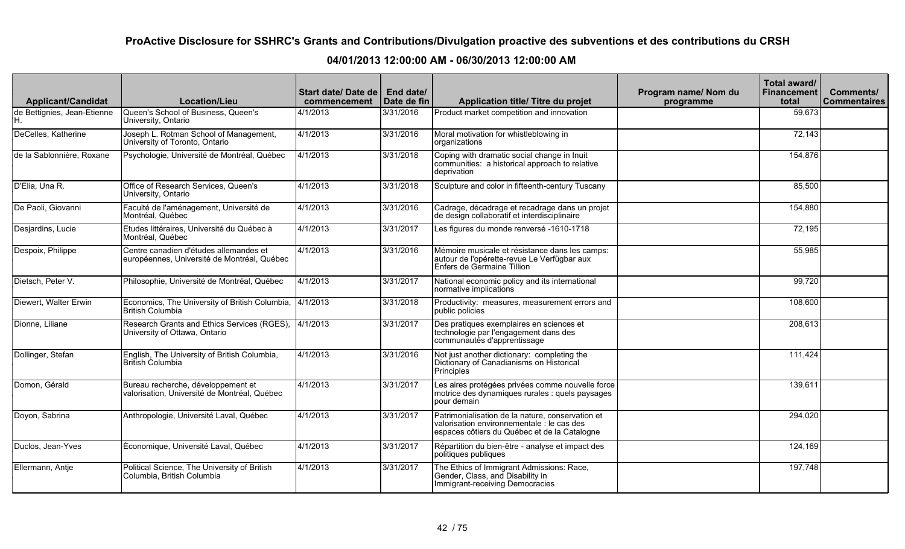# ProActive Disclosure for SSHRC's Grants and Contributions/Divulgation proactive des subventions et des contributions du CRSH

## 04/01/2013 12:00:00 AM - 06/30/2013 12:00:00 AM

| Applicant/Candidat | Location/Lieu | Start date/ Date de commencement | End date/ Date de fin | Application title/ Titre du projet | Program name/ Nom du programme | Total award/ Financement total | Comments/ Commentaires |
|---|---|---|---|---|---|---|---|
| de Bettignies, Jean-Etienne H. | Queen's School of Business, Queen's University, Ontario | 4/1/2013 | 3/31/2016 | Product market competition and innovation | | 59,673 | |
| DeCelles, Katherine | Joseph L. Rotman School of Management, University of Toronto, Ontario | 4/1/2013 | 3/31/2016 | Moral motivation for whistleblowing in organizations | | 72,143 | |
| de la Sablonnière, Roxane | Psychologie, Université de Montréal, Québec | 4/1/2013 | 3/31/2018 | Coping with dramatic social change in Inuit communities: a historical approach to relative deprivation | | 154,876 | |
| D'Elia, Una R. | Office of Research Services, Queen's University, Ontario | 4/1/2013 | 3/31/2018 | Sculpture and color in fifteenth-century Tuscany | | 85,500 | |
| De Paoli, Giovanni | Faculté de l'aménagement, Université de Montréal, Québec | 4/1/2013 | 3/31/2016 | Cadrage, décadrage et recadrage dans un projet de design collaboratif et interdisciplinaire | | 154,880 | |
| Desjardins, Lucie | Études littéraires, Université du Québec à Montréal, Québec | 4/1/2013 | 3/31/2017 | Les figures du monde renversé -1610-1718 | | 72,195 | |
| Despoix, Philippe | Centre canadien d'études allemandes et européennes, Université de Montréal, Québec | 4/1/2013 | 3/31/2016 | Mémoire musicale et résistance dans les camps: autour de l'opérette-revue Le Verfügbar aux Enfers de Germaine Tillion | | 55,985 | |
| Dietsch, Peter V. | Philosophie, Université de Montréal, Québec | 4/1/2013 | 3/31/2017 | National economic policy and its international normative implications | | 99,720 | |
| Diewert, Walter Erwin | Economics, The University of British Columbia, British Columbia | 4/1/2013 | 3/31/2018 | Productivity: measures, measurement errors and public policies | | 108,600 | |
| Dionne, Liliane | Research Grants and Ethics Services (RGES), University of Ottawa, Ontario | 4/1/2013 | 3/31/2017 | Des pratiques exemplaires en sciences et technologie par l'engagement dans des communautés d'apprentissage | | 208,613 | |
| Dollinger, Stefan | English, The University of British Columbia, British Columbia | 4/1/2013 | 3/31/2016 | Not just another dictionary: completing the Dictionary of Canadianisms on Historical Principles | | 111,424 | |
| Domon, Gérald | Bureau recherche, développement et valorisation, Université de Montréal, Québec | 4/1/2013 | 3/31/2017 | Les aires protégées privées comme nouvelle force motrice des dynamiques rurales : quels paysages pour demain | | 139,611 | |
| Doyon, Sabrina | Anthropologie, Université Laval, Québec | 4/1/2013 | 3/31/2017 | Patrimonialisation de la nature, conservation et valorisation environnementale : le cas des espaces côtiers du Québec et de la Catalogne | | 294,020 | |
| Duclos, Jean-Yves | Économique, Université Laval, Québec | 4/1/2013 | 3/31/2017 | Répartition du bien-être - analyse et impact des politiques publiques | | 124,169 | |
| Ellermann, Antje | Political Science, The University of British Columbia, British Columbia | 4/1/2013 | 3/31/2017 | The Ethics of Immigrant Admissions: Race, Gender, Class, and Disability in Immigrant-receiving Democracies | | 197,748 | |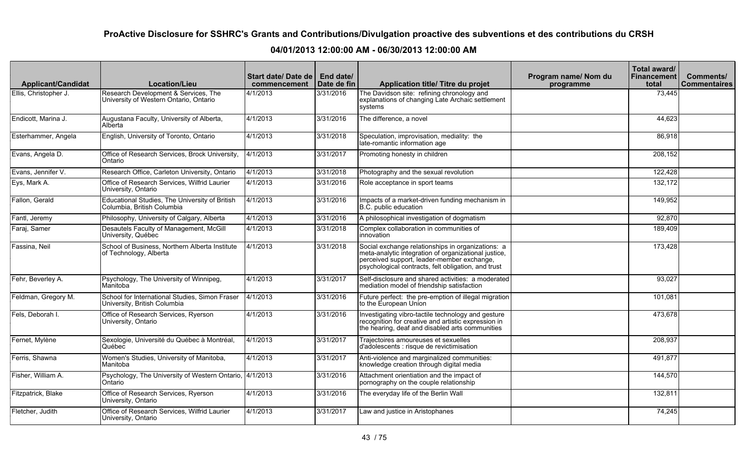## ProActive Disclosure for SSHRC's Grants and Contributions/Divulgation proactive des subventions et des contributions du CRSH

### 04/01/2013 12:00:00 AM - 06/30/2013 12:00:00 AM

| Applicant/Candidat | Location/Lieu | Start date/ Date de commencement | End date/ Date de fin | Application title/ Titre du projet | Program name/ Nom du programme | Total award/ Financement total | Comments/ Commentaires |
|---|---|---|---|---|---|---|---|
| Ellis, Christopher J. | Research Development & Services, The University of Western Ontario, Ontario | 4/1/2013 | 3/31/2016 | The Davidson site: refining chronology and explanations of changing Late Archaic settlement systems | | 73,445 | |
| Endicott, Marina J. | Augustana Faculty, University of Alberta, Alberta | 4/1/2013 | 3/31/2016 | The difference, a novel | | 44,623 | |
| Esterhammer, Angela | English, University of Toronto, Ontario | 4/1/2013 | 3/31/2018 | Speculation, improvisation, mediality: the late-romantic information age | | 86,918 | |
| Evans, Angela D. | Office of Research Services, Brock University, Ontario | 4/1/2013 | 3/31/2017 | Promoting honesty in children | | 208,152 | |
| Evans, Jennifer V. | Research Office, Carleton University, Ontario | 4/1/2013 | 3/31/2018 | Photography and the sexual revolution | | 122,428 | |
| Eys, Mark A. | Office of Research Services, Wilfrid Laurier University, Ontario | 4/1/2013 | 3/31/2016 | Role acceptance in sport teams | | 132,172 | |
| Fallon, Gerald | Educational Studies, The University of British Columbia, British Columbia | 4/1/2013 | 3/31/2016 | Impacts of a market-driven funding mechanism in B.C. public education | | 149,952 | |
| Fantl, Jeremy | Philosophy, University of Calgary, Alberta | 4/1/2013 | 3/31/2016 | A philosophical investigation of dogmatism | | 92,870 | |
| Faraj, Samer | Desautels Faculty of Management, McGill University, Québec | 4/1/2013 | 3/31/2018 | Complex collaboration in communities of innovation | | 189,409 | |
| Fassina, Neil | School of Business, Northern Alberta Institute of Technology, Alberta | 4/1/2013 | 3/31/2018 | Social exchange relationships in organizations: a meta-analytic integration of organizational justice, perceived support, leader-member exchange, psychological contracts, felt obligation, and trust | | 173,428 | |
| Fehr, Beverley A. | Psychology, The University of Winnipeg, Manitoba | 4/1/2013 | 3/31/2017 | Self-disclosure and shared activities: a moderated mediation model of friendship satisfaction | | 93,027 | |
| Feldman, Gregory M. | School for International Studies, Simon Fraser University, British Columbia | 4/1/2013 | 3/31/2016 | Future perfect: the pre-emption of illegal migration to the European Union | | 101,081 | |
| Fels, Deborah I. | Office of Research Services, Ryerson University, Ontario | 4/1/2013 | 3/31/2016 | Investigating vibro-tactile technology and gesture recognition for creative and artistic expression in the hearing, deaf and disabled arts communities | | 473,678 | |
| Fernet, Mylène | Sexologie, Université du Québec à Montréal, Québec | 4/1/2013 | 3/31/2017 | Trajectoires amoureuses et sexuelles d'adolescents : risque de revictimisation | | 208,937 | |
| Ferris, Shawna | Women's Studies, University of Manitoba, Manitoba | 4/1/2013 | 3/31/2017 | Anti-violence and marginalized communities: knowledge creation through digital media | | 491,877 | |
| Fisher, William A. | Psychology, The University of Western Ontario, Ontario | 4/1/2013 | 3/31/2016 | Attachment orientiation and the impact of pornography on the couple relationship | | 144,570 | |
| Fitzpatrick, Blake | Office of Research Services, Ryerson University, Ontario | 4/1/2013 | 3/31/2016 | The everyday life of the Berlin Wall | | 132,811 | |
| Fletcher, Judith | Office of Research Services, Wilfrid Laurier University, Ontario | 4/1/2013 | 3/31/2017 | Law and justice in Aristophanes | | 74,245 | |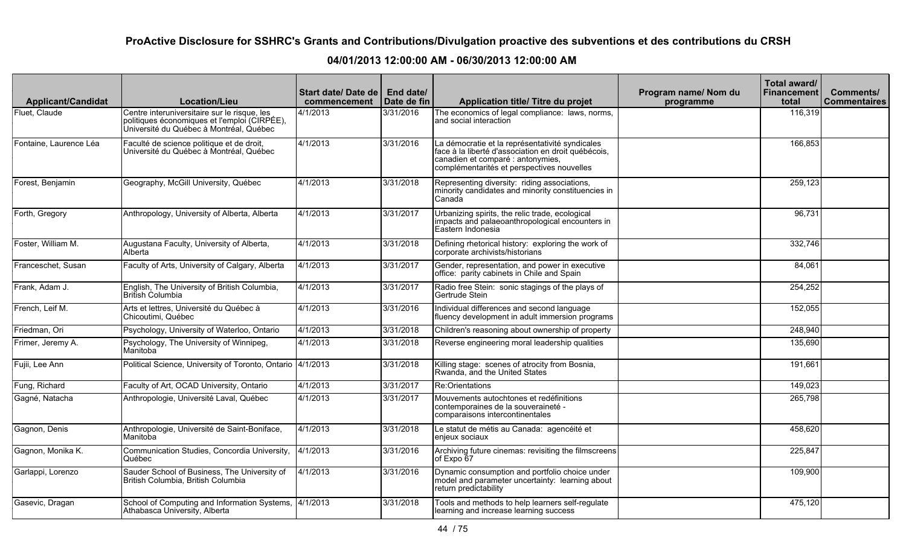# ProActive Disclosure for SSHRC's Grants and Contributions/Divulgation proactive des subventions et des contributions du CRSH

## 04/01/2013 12:00:00 AM - 06/30/2013 12:00:00 AM

| Applicant/Candidat | Location/Lieu | Start date/ Date de commencement | End date/ Date de fin | Application title/ Titre du projet | Program name/ Nom du programme | Total award/ Financement total | Comments/ Commentaires |
|---|---|---|---|---|---|---|---|
| Fluet, Claude | Centre interuniversitaire sur le risque, les politiques économiques et l'emploi (CIRPÉE), Université du Québec à Montréal, Québec | 4/1/2013 | 3/31/2016 | The economics of legal compliance: laws, norms, and social interaction | | 116,319 | |
| Fontaine, Laurence Léa | Faculté de science politique et de droit, Université du Québec à Montréal, Québec | 4/1/2013 | 3/31/2016 | La démocratie et la représentativité syndicales face à la liberté d'association en droit québécois, canadien et comparé : antonymies, complémentarités et perspectives nouvelles | | 166,853 | |
| Forest, Benjamin | Geography, McGill University, Québec | 4/1/2013 | 3/31/2018 | Representing diversity: riding associations, minority candidates and minority constituencies in Canada | | 259,123 | |
| Forth, Gregory | Anthropology, University of Alberta, Alberta | 4/1/2013 | 3/31/2017 | Urbanizing spirits, the relic trade, ecological impacts and palaeoanthropological encounters in Eastern Indonesia | | 96,731 | |
| Foster, William M. | Augustana Faculty, University of Alberta, Alberta | 4/1/2013 | 3/31/2018 | Defining rhetorical history: exploring the work of corporate archivists/historians | | 332,746 | |
| Franceschet, Susan | Faculty of Arts, University of Calgary, Alberta | 4/1/2013 | 3/31/2017 | Gender, representation, and power in executive office: parity cabinets in Chile and Spain | | 84,061 | |
| Frank, Adam J. | English, The University of British Columbia, British Columbia | 4/1/2013 | 3/31/2017 | Radio free Stein: sonic stagings of the plays of Gertrude Stein | | 254,252 | |
| French, Leif M. | Arts et lettres, Université du Québec à Chicoutimi, Québec | 4/1/2013 | 3/31/2016 | Individual differences and second language fluency development in adult immersion programs | | 152,055 | |
| Friedman, Ori | Psychology, University of Waterloo, Ontario | 4/1/2013 | 3/31/2018 | Children's reasoning about ownership of property | | 248,940 | |
| Frimer, Jeremy A. | Psychology, The University of Winnipeg, Manitoba | 4/1/2013 | 3/31/2018 | Reverse engineering moral leadership qualities | | 135,690 | |
| Fujii, Lee Ann | Political Science, University of Toronto, Ontario | 4/1/2013 | 3/31/2018 | Killing stage: scenes of atrocity from Bosnia, Rwanda, and the United States | | 191,661 | |
| Fung, Richard | Faculty of Art, OCAD University, Ontario | 4/1/2013 | 3/31/2017 | Re:Orientations | | 149,023 | |
| Gagné, Natacha | Anthropologie, Université Laval, Québec | 4/1/2013 | 3/31/2017 | Mouvements autochtones et redéfinitions contemporaines de la souveraineté - comparaisons intercontinentales | | 265,798 | |
| Gagnon, Denis | Anthropologie, Université de Saint-Boniface, Manitoba | 4/1/2013 | 3/31/2018 | Le statut de métis au Canada: agencéité et enjeux sociaux | | 458,620 | |
| Gagnon, Monika K. | Communication Studies, Concordia University, Québec | 4/1/2013 | 3/31/2016 | Archiving future cinemas: revisiting the filmscreens of Expo 67 | | 225,847 | |
| Garlappi, Lorenzo | Sauder School of Business, The University of British Columbia, British Columbia | 4/1/2013 | 3/31/2016 | Dynamic consumption and portfolio choice under model and parameter uncertainty: learning about return predictability | | 109,900 | |
| Gasevic, Dragan | School of Computing and Information Systems, Athabasca University, Alberta | 4/1/2013 | 3/31/2018 | Tools and methods to help learners self-regulate learning and increase learning success | | 475,120 | |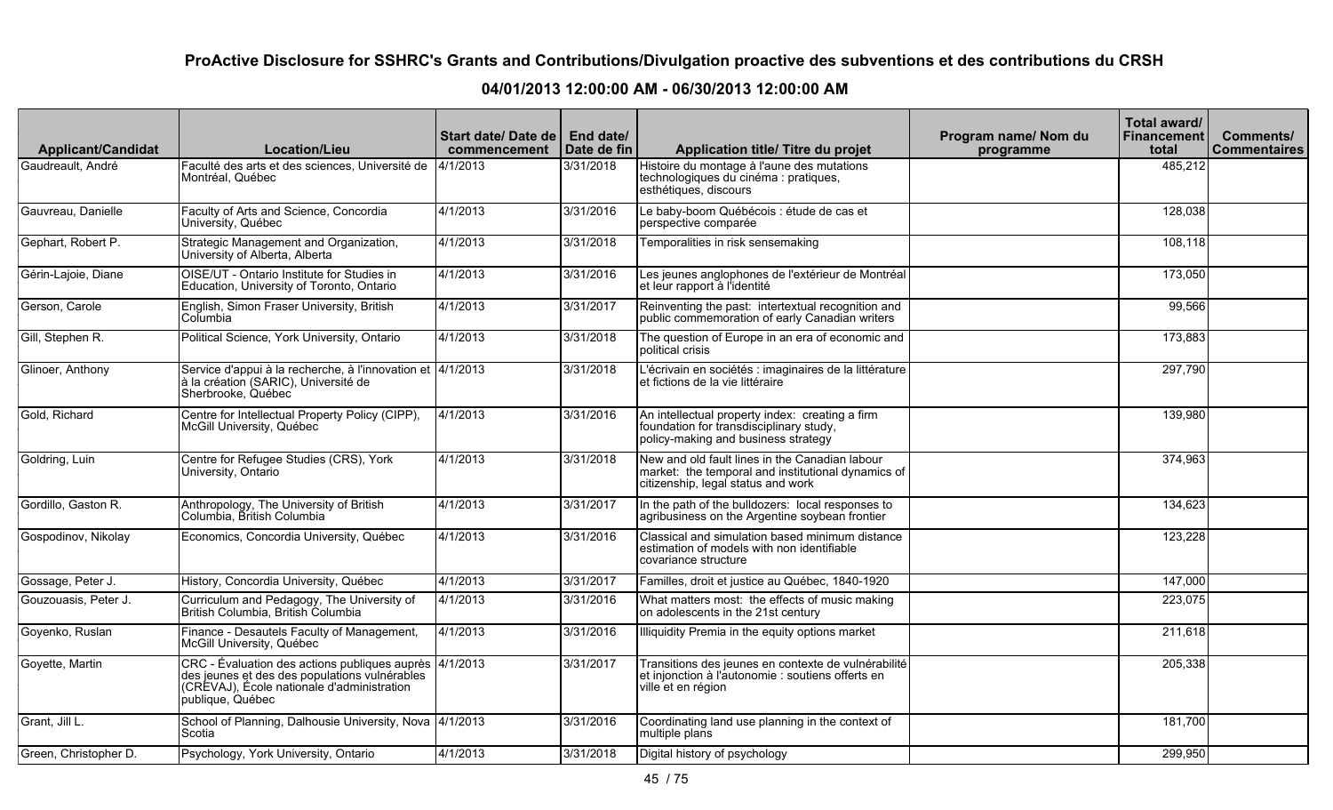# ProActive Disclosure for SSHRC's Grants and Contributions/Divulgation proactive des subventions et des contributions du CRSH

## 04/01/2013 12:00:00 AM - 06/30/2013 12:00:00 AM

| Applicant/Candidat | Location/Lieu | Start date/ Date de commencement | End date/ Date de fin | Application title/ Titre du projet | Program name/ Nom du programme | Total award/ Financement total | Comments/ Commentaires |
|---|---|---|---|---|---|---|---|
| Gaudreault, André | Faculté des arts et des sciences, Université de Montréal, Québec | 4/1/2013 | 3/31/2018 | Histoire du montage à l'aune des mutations technologiques du cinéma : pratiques, esthétiques, discours | | 485,212 | |
| Gauvreau, Danielle | Faculty of Arts and Science, Concordia University, Québec | 4/1/2013 | 3/31/2016 | Le baby-boom Québécois : étude de cas et perspective comparée | | 128,038 | |
| Gephart, Robert P. | Strategic Management and Organization, University of Alberta, Alberta | 4/1/2013 | 3/31/2018 | Temporalities in risk sensemaking | | 108,118 | |
| Gérin-Lajoie, Diane | OISE/UT - Ontario Institute for Studies in Education, University of Toronto, Ontario | 4/1/2013 | 3/31/2016 | Les jeunes anglophones de l'extérieur de Montréal et leur rapport à l'identité | | 173,050 | |
| Gerson, Carole | English, Simon Fraser University, British Columbia | 4/1/2013 | 3/31/2017 | Reinventing the past: intertextual recognition and public commemoration of early Canadian writers | | 99,566 | |
| Gill, Stephen R. | Political Science, York University, Ontario | 4/1/2013 | 3/31/2018 | The question of Europe in an era of economic and political crisis | | 173,883 | |
| Glinoer, Anthony | Service d'appui à la recherche, à l'innovation et à la création (SARIC), Université de Sherbrooke, Québec | 4/1/2013 | 3/31/2018 | L'écrivain en sociétés : imaginaires de la littérature et fictions de la vie littéraire | | 297,790 | |
| Gold, Richard | Centre for Intellectual Property Policy (CIPP), McGill University, Québec | 4/1/2013 | 3/31/2016 | An intellectual property index: creating a firm foundation for transdisciplinary study, policy-making and business strategy | | 139,980 | |
| Goldring, Luin | Centre for Refugee Studies (CRS), York University, Ontario | 4/1/2013 | 3/31/2018 | New and old fault lines in the Canadian labour market: the temporal and institutional dynamics of citizenship, legal status and work | | 374,963 | |
| Gordillo, Gaston R. | Anthropology, The University of British Columbia, British Columbia | 4/1/2013 | 3/31/2017 | In the path of the bulldozers: local responses to agribusiness on the Argentine soybean frontier | | 134,623 | |
| Gospodinov, Nikolay | Economics, Concordia University, Québec | 4/1/2013 | 3/31/2016 | Classical and simulation based minimum distance estimation of models with non identifiable covariance structure | | 123,228 | |
| Gossage, Peter J. | History, Concordia University, Québec | 4/1/2013 | 3/31/2017 | Familles, droit et justice au Québec, 1840-1920 | | 147,000 | |
| Gouzouasis, Peter J. | Curriculum and Pedagogy, The University of British Columbia, British Columbia | 4/1/2013 | 3/31/2016 | What matters most: the effects of music making on adolescents in the 21st century | | 223,075 | |
| Goyenko, Ruslan | Finance - Desautels Faculty of Management, McGill University, Québec | 4/1/2013 | 3/31/2016 | Illiquidity Premia in the equity options market | | 211,618 | |
| Goyette, Martin | CRC - Évaluation des actions publiques auprès des jeunes et des des populations vulnérables (CREVAJ), École nationale d'administration publique, Québec | 4/1/2013 | 3/31/2017 | Transitions des jeunes en contexte de vulnérabilité et injonction à l'autonomie : soutiens offerts en ville et en région | | 205,338 | |
| Grant, Jill L. | School of Planning, Dalhousie University, Nova Scotia | 4/1/2013 | 3/31/2016 | Coordinating land use planning in the context of multiple plans | | 181,700 | |
| Green, Christopher D. | Psychology, York University, Ontario | 4/1/2013 | 3/31/2018 | Digital history of psychology | | 299,950 | |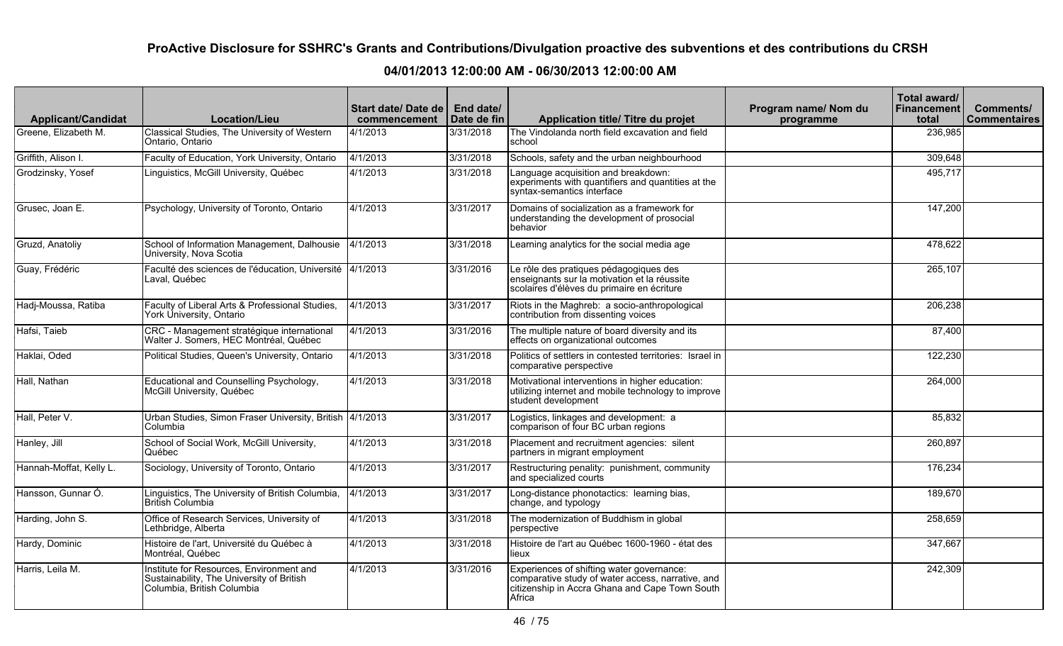## ProActive Disclosure for SSHRC's Grants and Contributions/Divulgation proactive des subventions et des contributions du CRSH

### 04/01/2013 12:00:00 AM - 06/30/2013 12:00:00 AM

| Applicant/Candidat | Location/Lieu | Start date/ Date de commencement | End date/ Date de fin | Application title/ Titre du projet | Program name/ Nom du programme | Total award/ Financement total | Comments/ Commentaires |
|---|---|---|---|---|---|---|---|
| Greene, Elizabeth M. | Classical Studies, The University of Western Ontario, Ontario | 4/1/2013 | 3/31/2018 | The Vindolanda north field excavation and field school | | 236,985 | |
| Griffith, Alison I. | Faculty of Education, York University, Ontario | 4/1/2013 | 3/31/2018 | Schools, safety and the urban neighbourhood | | 309,648 | |
| Grodzinsky, Yosef | Linguistics, McGill University, Québec | 4/1/2013 | 3/31/2018 | Language acquisition and breakdown: experiments with quantifiers and quantities at the syntax-semantics interface | | 495,717 | |
| Grusec, Joan E. | Psychology, University of Toronto, Ontario | 4/1/2013 | 3/31/2017 | Domains of socialization as a framework for understanding the development of prosocial behavior | | 147,200 | |
| Gruzd, Anatoliy | School of Information Management, Dalhousie University, Nova Scotia | 4/1/2013 | 3/31/2018 | Learning analytics for the social media age | | 478,622 | |
| Guay, Frédéric | Faculté des sciences de l'éducation, Université Laval, Québec | 4/1/2013 | 3/31/2016 | Le rôle des pratiques pédagogiques des enseignants sur la motivation et la réussite scolaires d'élèves du primaire en écriture | | 265,107 | |
| Hadj-Moussa, Ratiba | Faculty of Liberal Arts & Professional Studies, York University, Ontario | 4/1/2013 | 3/31/2017 | Riots in the Maghreb: a socio-anthropological contribution from dissenting voices | | 206,238 | |
| Hafsi, Taieb | CRC - Management stratégique international Walter J. Somers, HEC Montréal, Québec | 4/1/2013 | 3/31/2016 | The multiple nature of board diversity and its effects on organizational outcomes | | 87,400 | |
| Haklai, Oded | Political Studies, Queen's University, Ontario | 4/1/2013 | 3/31/2018 | Politics of settlers in contested territories: Israel in comparative perspective | | 122,230 | |
| Hall, Nathan | Educational and Counselling Psychology, McGill University, Québec | 4/1/2013 | 3/31/2018 | Motivational interventions in higher education: utilizing internet and mobile technology to improve student development | | 264,000 | |
| Hall, Peter V. | Urban Studies, Simon Fraser University, British Columbia | 4/1/2013 | 3/31/2017 | Logistics, linkages and development: a comparison of four BC urban regions | | 85,832 | |
| Hanley, Jill | School of Social Work, McGill University, Québec | 4/1/2013 | 3/31/2018 | Placement and recruitment agencies: silent partners in migrant employment | | 260,897 | |
| Hannah-Moffat, Kelly L. | Sociology, University of Toronto, Ontario | 4/1/2013 | 3/31/2017 | Restructuring penality: punishment, community and specialized courts | | 176,234 | |
| Hansson, Gunnar Ó. | Linguistics, The University of British Columbia, British Columbia | 4/1/2013 | 3/31/2017 | Long-distance phonotactics: learning bias, change, and typology | | 189,670 | |
| Harding, John S. | Office of Research Services, University of Lethbridge, Alberta | 4/1/2013 | 3/31/2018 | The modernization of Buddhism in global perspective | | 258,659 | |
| Hardy, Dominic | Histoire de l'art, Université du Québec à Montréal, Québec | 4/1/2013 | 3/31/2018 | Histoire de l'art au Québec 1600-1960 - état des lieux | | 347,667 | |
| Harris, Leila M. | Institute for Resources, Environment and Sustainability, The University of British Columbia, British Columbia | 4/1/2013 | 3/31/2016 | Experiences of shifting water governance: comparative study of water access, narrative, and citizenship in Accra Ghana and Cape Town South Africa | | 242,309 | |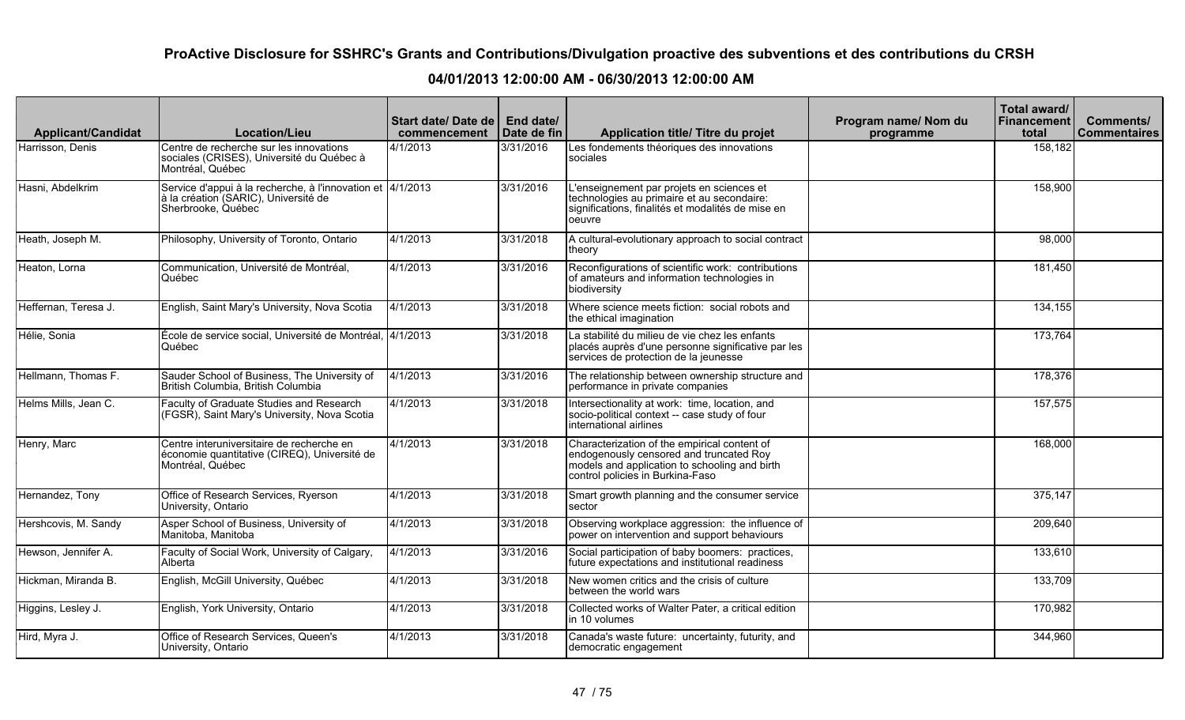# ProActive Disclosure for SSHRC's Grants and Contributions/Divulgation proactive des subventions et des contributions du CRSH

## 04/01/2013 12:00:00 AM - 06/30/2013 12:00:00 AM

| Applicant/Candidat | Location/Lieu | Start date/ Date de commencement | End date/ Date de fin | Application title/ Titre du projet | Program name/ Nom du programme | Total award/ Financement total | Comments/ Commentaires |
|---|---|---|---|---|---|---|---|
| Harrisson, Denis | Centre de recherche sur les innovations sociales (CRISES), Université du Québec à Montréal, Québec | 4/1/2013 | 3/31/2016 | Les fondements théoriques des innovations sociales | | 158,182 | |
| Hasni, Abdelkrim | Service d'appui à la recherche, à l'innovation et à la création (SARIC), Université de Sherbrooke, Québec | 4/1/2013 | 3/31/2016 | L'enseignement par projets en sciences et technologies au primaire et au secondaire: significations, finalités et modalités de mise en oeuvre | | 158,900 | |
| Heath, Joseph M. | Philosophy, University of Toronto, Ontario | 4/1/2013 | 3/31/2018 | A cultural-evolutionary approach to social contract theory | | 98,000 | |
| Heaton, Lorna | Communication, Université de Montréal, Québec | 4/1/2013 | 3/31/2016 | Reconfigurations of scientific work: contributions of amateurs and information technologies in biodiversity | | 181,450 | |
| Heffernan, Teresa J. | English, Saint Mary's University, Nova Scotia | 4/1/2013 | 3/31/2018 | Where science meets fiction: social robots and the ethical imagination | | 134,155 | |
| Hélie, Sonia | École de service social, Université de Montréal, Québec | 4/1/2013 | 3/31/2018 | La stabilité du milieu de vie chez les enfants placés auprès d'une personne significative par les services de protection de la jeunesse | | 173,764 | |
| Hellmann, Thomas F. | Sauder School of Business, The University of British Columbia, British Columbia | 4/1/2013 | 3/31/2016 | The relationship between ownership structure and performance in private companies | | 178,376 | |
| Helms Mills, Jean C. | Faculty of Graduate Studies and Research (FGSR), Saint Mary's University, Nova Scotia | 4/1/2013 | 3/31/2018 | Intersectionality at work: time, location, and socio-political context -- case study of four international airlines | | 157,575 | |
| Henry, Marc | Centre interuniversitaire de recherche en économie quantitative (CIREQ), Université de Montréal, Québec | 4/1/2013 | 3/31/2018 | Characterization of the empirical content of endogenously censored and truncated Roy models and application to schooling and birth control policies in Burkina-Faso | | 168,000 | |
| Hernandez, Tony | Office of Research Services, Ryerson University, Ontario | 4/1/2013 | 3/31/2018 | Smart growth planning and the consumer service sector | | 375,147 | |
| Hershcovis, M. Sandy | Asper School of Business, University of Manitoba, Manitoba | 4/1/2013 | 3/31/2018 | Observing workplace aggression: the influence of power on intervention and support behaviours | | 209,640 | |
| Hewson, Jennifer A. | Faculty of Social Work, University of Calgary, Alberta | 4/1/2013 | 3/31/2016 | Social participation of baby boomers: practices, future expectations and institutional readiness | | 133,610 | |
| Hickman, Miranda B. | English, McGill University, Québec | 4/1/2013 | 3/31/2018 | New women critics and the crisis of culture between the world wars | | 133,709 | |
| Higgins, Lesley J. | English, York University, Ontario | 4/1/2013 | 3/31/2018 | Collected works of Walter Pater, a critical edition in 10 volumes | | 170,982 | |
| Hird, Myra J. | Office of Research Services, Queen's University, Ontario | 4/1/2013 | 3/31/2018 | Canada's waste future: uncertainty, futurity, and democratic engagement | | 344,960 | |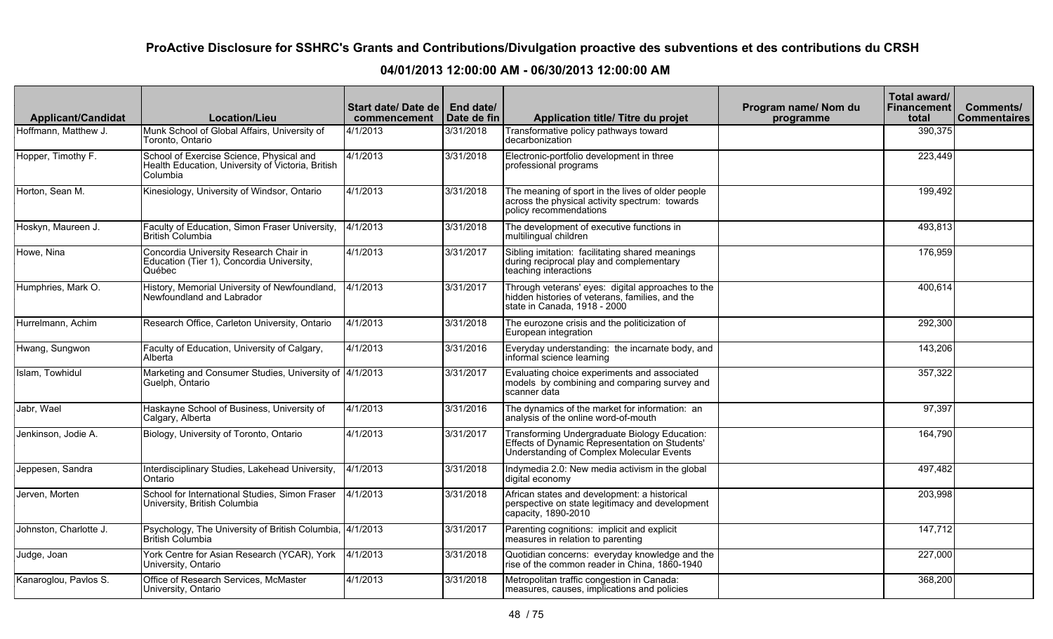# ProActive Disclosure for SSHRC's Grants and Contributions/Divulgation proactive des subventions et des contributions du CRSH

## 04/01/2013 12:00:00 AM - 06/30/2013 12:00:00 AM

| Applicant/Candidat | Location/Lieu | Start date/ Date de commencement | End date/ Date de fin | Application title/ Titre du projet | Program name/ Nom du programme | Total award/ Financement total | Comments/ Commentaires |
|---|---|---|---|---|---|---|---|
| Hoffmann, Matthew J. | Munk School of Global Affairs, University of Toronto, Ontario | 4/1/2013 | 3/31/2018 | Transformative policy pathways toward decarbonization | | 390,375 | |
| Hopper, Timothy F. | School of Exercise Science, Physical and Health Education, University of Victoria, British Columbia | 4/1/2013 | 3/31/2018 | Electronic-portfolio development in three professional programs | | 223,449 | |
| Horton, Sean M. | Kinesiology, University of Windsor, Ontario | 4/1/2013 | 3/31/2018 | The meaning of sport in the lives of older people across the physical activity spectrum: towards policy recommendations | | 199,492 | |
| Hoskyn, Maureen J. | Faculty of Education, Simon Fraser University, British Columbia | 4/1/2013 | 3/31/2018 | The development of executive functions in multilingual children | | 493,813 | |
| Howe, Nina | Concordia University Research Chair in Education (Tier 1), Concordia University, Québec | 4/1/2013 | 3/31/2017 | Sibling imitation: facilitating shared meanings during reciprocal play and complementary teaching interactions | | 176,959 | |
| Humphries, Mark O. | History, Memorial University of Newfoundland, Newfoundland and Labrador | 4/1/2013 | 3/31/2017 | Through veterans' eyes: digital approaches to the hidden histories of veterans, families, and the state in Canada, 1918 - 2000 | | 400,614 | |
| Hurrelmann, Achim | Research Office, Carleton University, Ontario | 4/1/2013 | 3/31/2018 | The eurozone crisis and the politicization of European integration | | 292,300 | |
| Hwang, Sungwon | Faculty of Education, University of Calgary, Alberta | 4/1/2013 | 3/31/2016 | Everyday understanding: the incarnate body, and informal science learning | | 143,206 | |
| Islam, Towhidul | Marketing and Consumer Studies, University of Guelph, Ontario | 4/1/2013 | 3/31/2017 | Evaluating choice experiments and associated models by combining and comparing survey and scanner data | | 357,322 | |
| Jabr, Wael | Haskayne School of Business, University of Calgary, Alberta | 4/1/2013 | 3/31/2016 | The dynamics of the market for information: an analysis of the online word-of-mouth | | 97,397 | |
| Jenkinson, Jodie A. | Biology, University of Toronto, Ontario | 4/1/2013 | 3/31/2017 | Transforming Undergraduate Biology Education: Effects of Dynamic Representation on Students' Understanding of Complex Molecular Events | | 164,790 | |
| Jeppesen, Sandra | Interdisciplinary Studies, Lakehead University, Ontario | 4/1/2013 | 3/31/2018 | Indymedia 2.0: New media activism in the global digital economy | | 497,482 | |
| Jerven, Morten | School for International Studies, Simon Fraser University, British Columbia | 4/1/2013 | 3/31/2018 | African states and development: a historical perspective on state legitimacy and development capacity, 1890-2010 | | 203,998 | |
| Johnston, Charlotte J. | Psychology, The University of British Columbia, British Columbia | 4/1/2013 | 3/31/2017 | Parenting cognitions: implicit and explicit measures in relation to parenting | | 147,712 | |
| Judge, Joan | York Centre for Asian Research (YCAR), York University, Ontario | 4/1/2013 | 3/31/2018 | Quotidian concerns: everyday knowledge and the rise of the common reader in China, 1860-1940 | | 227,000 | |
| Kanaroglou, Pavlos S. | Office of Research Services, McMaster University, Ontario | 4/1/2013 | 3/31/2018 | Metropolitan traffic congestion in Canada: measures, causes, implications and policies | | 368,200 | |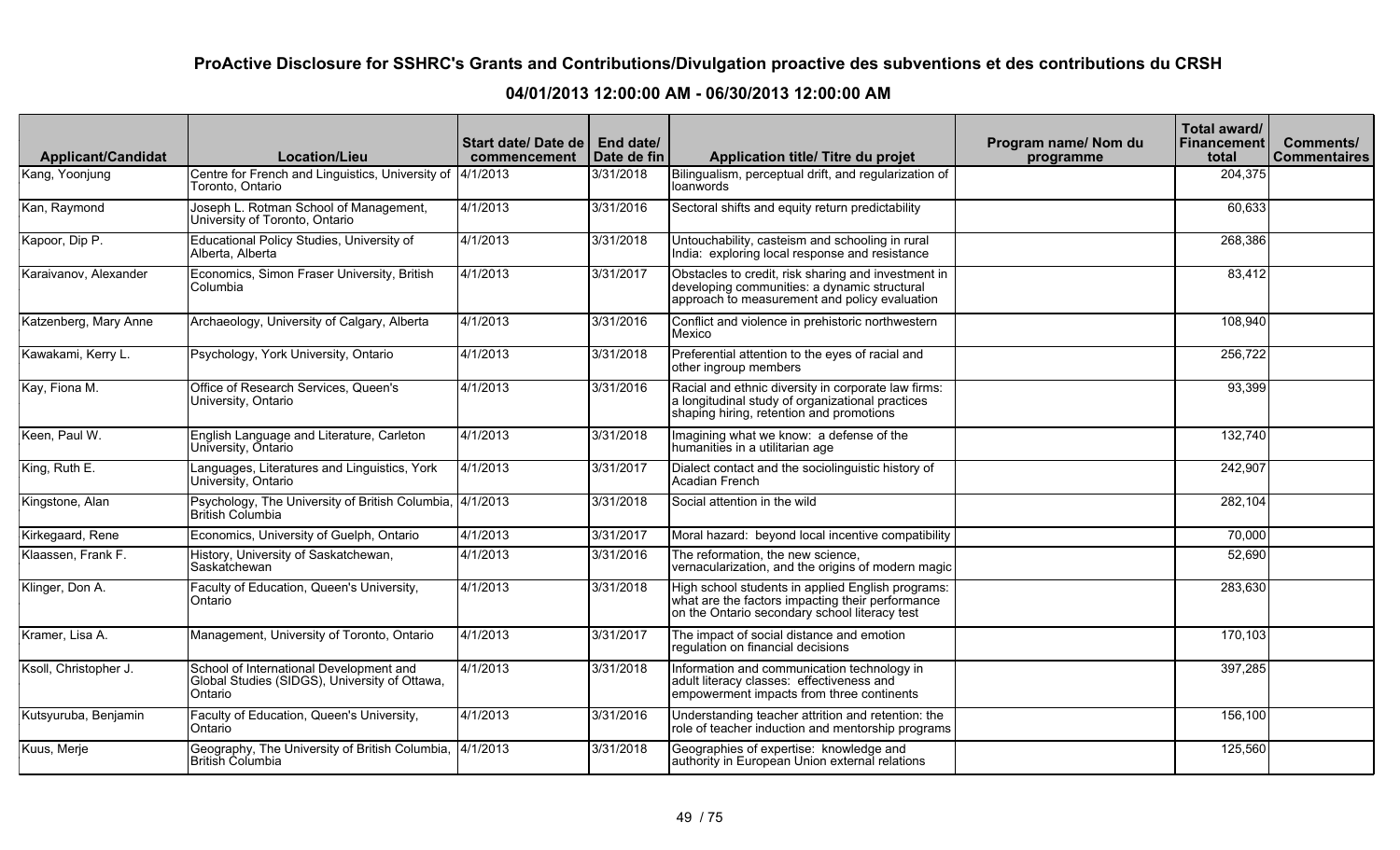## ProActive Disclosure for SSHRC's Grants and Contributions/Divulgation proactive des subventions et des contributions du CRSH

### 04/01/2013 12:00:00 AM - 06/30/2013 12:00:00 AM

| Applicant/Candidat | Location/Lieu | Start date/ Date de commencement | End date/ Date de fin | Application title/ Titre du projet | Program name/ Nom du programme | Total award/ Financement total | Comments/ Commentaires |
|---|---|---|---|---|---|---|---|
| Kang, Yoonjung | Centre for French and Linguistics, University of Toronto, Ontario | 4/1/2013 | 3/31/2018 | Bilingualism, perceptual drift, and regularization of loanwords | | 204,375 | |
| Kan, Raymond | Joseph L. Rotman School of Management, University of Toronto, Ontario | 4/1/2013 | 3/31/2016 | Sectoral shifts and equity return predictability | | 60,633 | |
| Kapoor, Dip P. | Educational Policy Studies, University of Alberta, Alberta | 4/1/2013 | 3/31/2018 | Untouchability, casteism and schooling in rural India: exploring local response and resistance | | 268,386 | |
| Karaivanov, Alexander | Economics, Simon Fraser University, British Columbia | 4/1/2013 | 3/31/2017 | Obstacles to credit, risk sharing and investment in developing communities: a dynamic structural approach to measurement and policy evaluation | | 83,412 | |
| Katzenberg, Mary Anne | Archaeology, University of Calgary, Alberta | 4/1/2013 | 3/31/2016 | Conflict and violence in prehistoric northwestern Mexico | | 108,940 | |
| Kawakami, Kerry L. | Psychology, York University, Ontario | 4/1/2013 | 3/31/2018 | Preferential attention to the eyes of racial and other ingroup members | | 256,722 | |
| Kay, Fiona M. | Office of Research Services, Queen's University, Ontario | 4/1/2013 | 3/31/2016 | Racial and ethnic diversity in corporate law firms: a longitudinal study of organizational practices shaping hiring, retention and promotions | | 93,399 | |
| Keen, Paul W. | English Language and Literature, Carleton University, Ontario | 4/1/2013 | 3/31/2018 | Imagining what we know: a defense of the humanities in a utilitarian age | | 132,740 | |
| King, Ruth E. | Languages, Literatures and Linguistics, York University, Ontario | 4/1/2013 | 3/31/2017 | Dialect contact and the sociolinguistic history of Acadian French | | 242,907 | |
| Kingstone, Alan | Psychology, The University of British Columbia, British Columbia | 4/1/2013 | 3/31/2018 | Social attention in the wild | | 282,104 | |
| Kirkegaard, Rene | Economics, University of Guelph, Ontario | 4/1/2013 | 3/31/2017 | Moral hazard: beyond local incentive compatibility | | 70,000 | |
| Klaassen, Frank F. | History, University of Saskatchewan, Saskatchewan | 4/1/2013 | 3/31/2016 | The reformation, the new science, vernacularization, and the origins of modern magic | | 52,690 | |
| Klinger, Don A. | Faculty of Education, Queen's University, Ontario | 4/1/2013 | 3/31/2018 | High school students in applied English programs: what are the factors impacting their performance on the Ontario secondary school literacy test | | 283,630 | |
| Kramer, Lisa A. | Management, University of Toronto, Ontario | 4/1/2013 | 3/31/2017 | The impact of social distance and emotion regulation on financial decisions | | 170,103 | |
| Ksoll, Christopher J. | School of International Development and Global Studies (SIDGS), University of Ottawa, Ontario | 4/1/2013 | 3/31/2018 | Information and communication technology in adult literacy classes: effectiveness and empowerment impacts from three continents | | 397,285 | |
| Kutsyuruba, Benjamin | Faculty of Education, Queen's University, Ontario | 4/1/2013 | 3/31/2016 | Understanding teacher attrition and retention: the role of teacher induction and mentorship programs | | 156,100 | |
| Kuus, Merje | Geography, The University of British Columbia, British Columbia | 4/1/2013 | 3/31/2018 | Geographies of expertise: knowledge and authority in European Union external relations | | 125,560 | |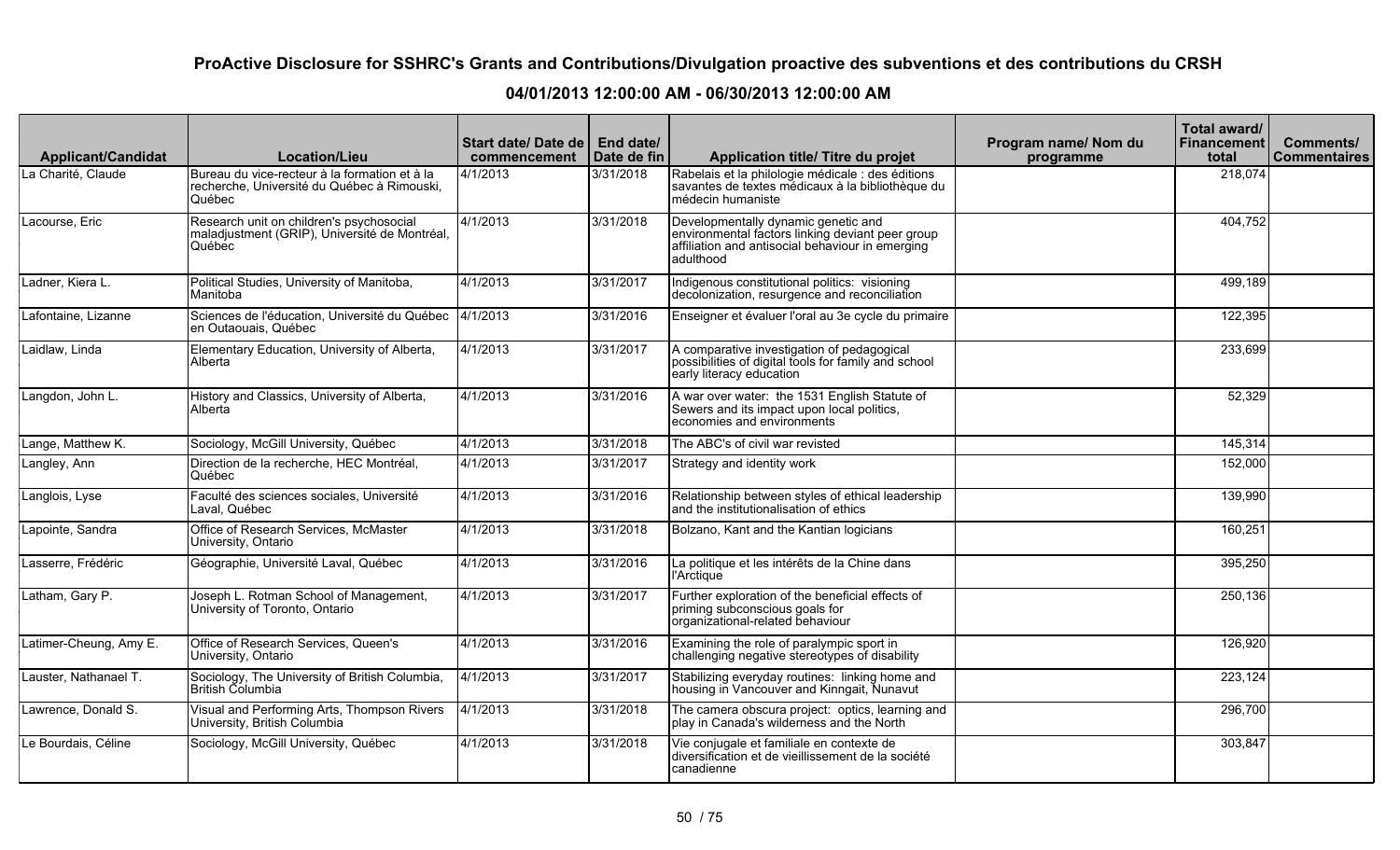**ProActive Disclosure for SSHRC's Grants and Contributions/Divulgation proactive des subventions et des contributions du CRSH**

**04/01/2013 12:00:00 AM - 06/30/2013 12:00:00 AM**

| Applicant/Candidat | Location/Lieu | Start date/ Date de commencement | End date/ Date de fin | Application title/ Titre du projet | Program name/ Nom du programme | Total award/ Financement total | Comments/ Commentaires |
|---|---|---|---|---|---|---|---|
| La Charité, Claude | Bureau du vice-recteur à la formation et à la recherche, Université du Québec à Rimouski, Québec | 4/1/2013 | 3/31/2018 | Rabelais et la philologie médicale : des éditions savantes de textes médicaux à la bibliothèque du médecin humaniste | | 218,074 | |
| Lacourse, Eric | Research unit on children's psychosocial maladjustment (GRIP), Université de Montréal, Québec | 4/1/2013 | 3/31/2018 | Developmentally dynamic genetic and environmental factors linking deviant peer group affiliation and antisocial behaviour in emerging adulthood | | 404,752 | |
| Ladner, Kiera L. | Political Studies, University of Manitoba, Manitoba | 4/1/2013 | 3/31/2017 | Indigenous constitutional politics: visioning decolonization, resurgence and reconciliation | | 499,189 | |
| Lafontaine, Lizanne | Sciences de l'éducation, Université du Québec en Outaouais, Québec | 4/1/2013 | 3/31/2016 | Enseigner et évaluer l'oral au 3e cycle du primaire | | 122,395 | |
| Laidlaw, Linda | Elementary Education, University of Alberta, Alberta | 4/1/2013 | 3/31/2017 | A comparative investigation of pedagogical possibilities of digital tools for family and school early literacy education | | 233,699 | |
| Langdon, John L. | History and Classics, University of Alberta, Alberta | 4/1/2013 | 3/31/2016 | A war over water: the 1531 English Statute of Sewers and its impact upon local politics, economies and environments | | 52,329 | |
| Lange, Matthew K. | Sociology, McGill University, Québec | 4/1/2013 | 3/31/2018 | The ABC's of civil war revisted | | 145,314 | |
| Langley, Ann | Direction de la recherche, HEC Montréal, Québec | 4/1/2013 | 3/31/2017 | Strategy and identity work | | 152,000 | |
| Langlois, Lyse | Faculté des sciences sociales, Université Laval, Québec | 4/1/2013 | 3/31/2016 | Relationship between styles of ethical leadership and the institutionalisation of ethics | | 139,990 | |
| Lapointe, Sandra | Office of Research Services, McMaster University, Ontario | 4/1/2013 | 3/31/2018 | Bolzano, Kant and the Kantian logicians | | 160,251 | |
| Lasserre, Frédéric | Géographie, Université Laval, Québec | 4/1/2013 | 3/31/2016 | La politique et les intérêts de la Chine dans l'Arctique | | 395,250 | |
| Latham, Gary P. | Joseph L. Rotman School of Management, University of Toronto, Ontario | 4/1/2013 | 3/31/2017 | Further exploration of the beneficial effects of priming subconscious goals for organizational-related behaviour | | 250,136 | |
| Latimer-Cheung, Amy E. | Office of Research Services, Queen's University, Ontario | 4/1/2013 | 3/31/2016 | Examining the role of paralympic sport in challenging negative stereotypes of disability | | 126,920 | |
| Lauster, Nathanael T. | Sociology, The University of British Columbia, British Columbia | 4/1/2013 | 3/31/2017 | Stabilizing everyday routines: linking home and housing in Vancouver and Kinngait, Nunavut | | 223,124 | |
| Lawrence, Donald S. | Visual and Performing Arts, Thompson Rivers University, British Columbia | 4/1/2013 | 3/31/2018 | The camera obscura project: optics, learning and play in Canada's wilderness and the North | | 296,700 | |
| Le Bourdais, Céline | Sociology, McGill University, Québec | 4/1/2013 | 3/31/2018 | Vie conjugale et familiale en contexte de diversification et de vieillissement de la société canadienne | | 303,847 | |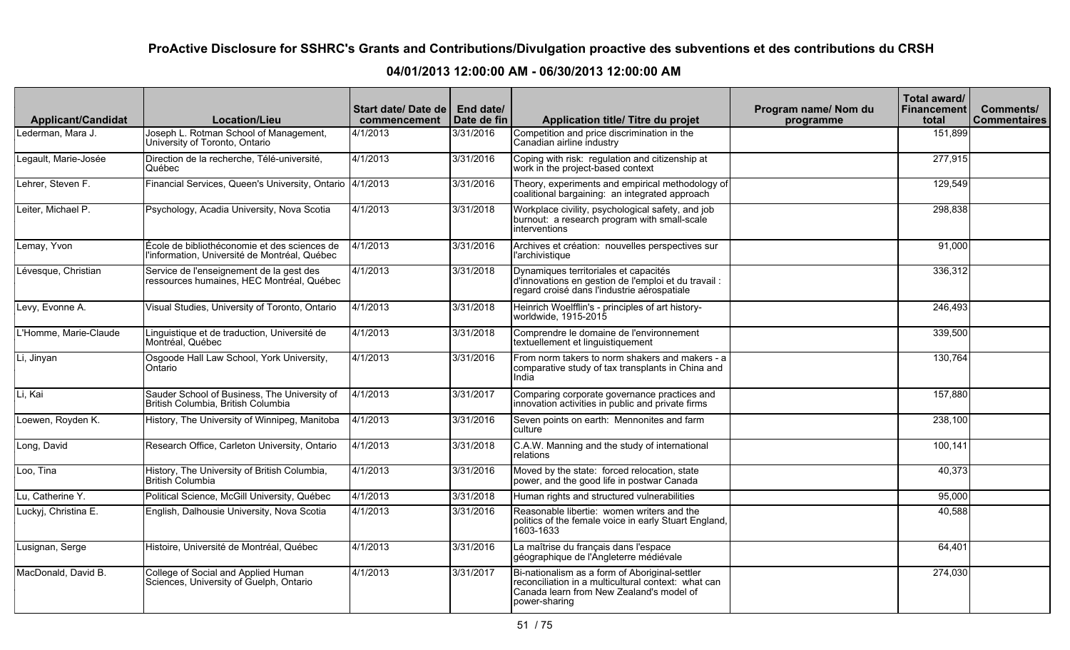## ProActive Disclosure for SSHRC's Grants and Contributions/Divulgation proactive des subventions et des contributions du CRSH

### 04/01/2013 12:00:00 AM - 06/30/2013 12:00:00 AM

| Applicant/Candidat | Location/Lieu | Start date/ Date de commencement | End date/ Date de fin | Application title/ Titre du projet | Program name/ Nom du programme | Total award/ Financement total | Comments/ Commentaires |
|---|---|---|---|---|---|---|---|
| Lederman, Mara J. | Joseph L. Rotman School of Management, University of Toronto, Ontario | 4/1/2013 | 3/31/2016 | Competition and price discrimination in the Canadian airline industry | | 151,899 | |
| Legault, Marie-Josée | Direction de la recherche, Télé-université, Québec | 4/1/2013 | 3/31/2016 | Coping with risk: regulation and citizenship at work in the project-based context | | 277,915 | |
| Lehrer, Steven F. | Financial Services, Queen's University, Ontario | 4/1/2013 | 3/31/2016 | Theory, experiments and empirical methodology of coalitional bargaining: an integrated approach | | 129,549 | |
| Leiter, Michael P. | Psychology, Acadia University, Nova Scotia | 4/1/2013 | 3/31/2018 | Workplace civility, psychological safety, and job burnout: a research program with small-scale interventions | | 298,838 | |
| Lemay, Yvon | École de bibliothéconomie et des sciences de l'information, Université de Montréal, Québec | 4/1/2013 | 3/31/2016 | Archives et création: nouvelles perspectives sur l'archivistique | | 91,000 | |
| Lévesque, Christian | Service de l'enseignement de la gest des ressources humaines, HEC Montréal, Québec | 4/1/2013 | 3/31/2018 | Dynamiques territoriales et capacités d'innovations en gestion de l'emploi et du travail : regard croisé dans l'industrie aérospatiale | | 336,312 | |
| Levy, Evonne A. | Visual Studies, University of Toronto, Ontario | 4/1/2013 | 3/31/2018 | Heinrich Woelfflin's - principles of art history- worldwide, 1915-2015 | | 246,493 | |
| L'Homme, Marie-Claude | Linguistique et de traduction, Université de Montréal, Québec | 4/1/2013 | 3/31/2018 | Comprendre le domaine de l'environnement textuellement et linguistiquement | | 339,500 | |
| Li, Jinyan | Osgoode Hall Law School, York University, Ontario | 4/1/2013 | 3/31/2016 | From norm takers to norm shakers and makers - a comparative study of tax transplants in China and India | | 130,764 | |
| Li, Kai | Sauder School of Business, The University of British Columbia, British Columbia | 4/1/2013 | 3/31/2017 | Comparing corporate governance practices and innovation activities in public and private firms | | 157,880 | |
| Loewen, Royden K. | History, The University of Winnipeg, Manitoba | 4/1/2013 | 3/31/2016 | Seven points on earth: Mennonites and farm culture | | 238,100 | |
| Long, David | Research Office, Carleton University, Ontario | 4/1/2013 | 3/31/2018 | C.A.W. Manning and the study of international relations | | 100,141 | |
| Loo, Tina | History, The University of British Columbia, British Columbia | 4/1/2013 | 3/31/2016 | Moved by the state: forced relocation, state power, and the good life in postwar Canada | | 40,373 | |
| Lu, Catherine Y. | Political Science, McGill University, Québec | 4/1/2013 | 3/31/2018 | Human rights and structured vulnerabilities | | 95,000 | |
| Luckyj, Christina E. | English, Dalhousie University, Nova Scotia | 4/1/2013 | 3/31/2016 | Reasonable libertie: women writers and the politics of the female voice in early Stuart England, 1603-1633 | | 40,588 | |
| Lusignan, Serge | Histoire, Université de Montréal, Québec | 4/1/2013 | 3/31/2016 | La maîtrise du français dans l'espace géographique de l'Angleterre médiévale | | 64,401 | |
| MacDonald, David B. | College of Social and Applied Human Sciences, University of Guelph, Ontario | 4/1/2013 | 3/31/2017 | Bi-nationalism as a form of Aboriginal-settler reconciliation in a multicultural context: what can Canada learn from New Zealand's model of power-sharing | | 274,030 | |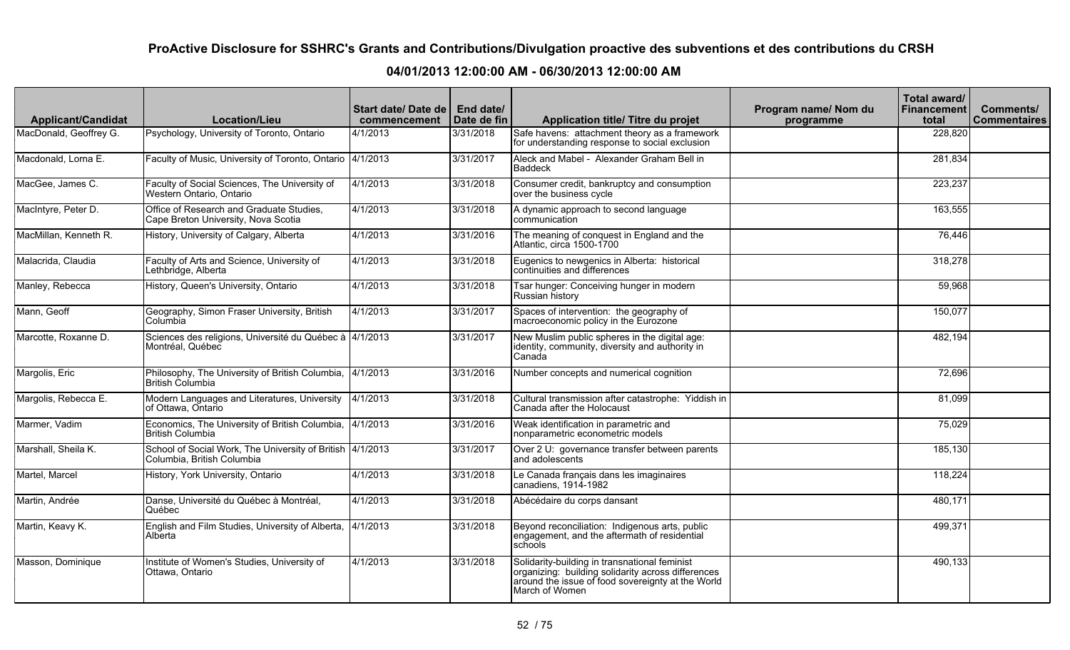## ProActive Disclosure for SSHRC's Grants and Contributions/Divulgation proactive des subventions et des contributions du CRSH

### 04/01/2013 12:00:00 AM - 06/30/2013 12:00:00 AM

| Applicant/Candidat | Location/Lieu | Start date/ Date de commencement | End date/ Date de fin | Application title/ Titre du projet | Program name/ Nom du programme | Total award/ Financement total | Comments/ Commentaires |
|---|---|---|---|---|---|---|---|
| MacDonald, Geoffrey G. | Psychology, University of Toronto, Ontario | 4/1/2013 | 3/31/2018 | Safe havens: attachment theory as a framework for understanding response to social exclusion | | 228,820 | |
| Macdonald, Lorna E. | Faculty of Music, University of Toronto, Ontario | 4/1/2013 | 3/31/2017 | Aleck and Mabel - Alexander Graham Bell in Baddeck | | 281,834 | |
| MacGee, James C. | Faculty of Social Sciences, The University of Western Ontario, Ontario | 4/1/2013 | 3/31/2018 | Consumer credit, bankruptcy and consumption over the business cycle | | 223,237 | |
| MacIntyre, Peter D. | Office of Research and Graduate Studies, Cape Breton University, Nova Scotia | 4/1/2013 | 3/31/2018 | A dynamic approach to second language communication | | 163,555 | |
| MacMillan, Kenneth R. | History, University of Calgary, Alberta | 4/1/2013 | 3/31/2016 | The meaning of conquest in England and the Atlantic, circa 1500-1700 | | 76,446 | |
| Malacrida, Claudia | Faculty of Arts and Science, University of Lethbridge, Alberta | 4/1/2013 | 3/31/2018 | Eugenics to newgenics in Alberta: historical continuities and differences | | 318,278 | |
| Manley, Rebecca | History, Queen's University, Ontario | 4/1/2013 | 3/31/2018 | Tsar hunger: Conceiving hunger in modern Russian history | | 59,968 | |
| Mann, Geoff | Geography, Simon Fraser University, British Columbia | 4/1/2013 | 3/31/2017 | Spaces of intervention: the geography of macroeconomic policy in the Eurozone | | 150,077 | |
| Marcotte, Roxanne D. | Sciences des religions, Université du Québec à Montréal, Québec | 4/1/2013 | 3/31/2017 | New Muslim public spheres in the digital age: identity, community, diversity and authority in Canada | | 482,194 | |
| Margolis, Eric | Philosophy, The University of British Columbia, British Columbia | 4/1/2013 | 3/31/2016 | Number concepts and numerical cognition | | 72,696 | |
| Margolis, Rebecca E. | Modern Languages and Literatures, University of Ottawa, Ontario | 4/1/2013 | 3/31/2018 | Cultural transmission after catastrophe: Yiddish in Canada after the Holocaust | | 81,099 | |
| Marmer, Vadim | Economics, The University of British Columbia, British Columbia | 4/1/2013 | 3/31/2016 | Weak identification in parametric and nonparametric econometric models | | 75,029 | |
| Marshall, Sheila K. | School of Social Work, The University of British Columbia, British Columbia | 4/1/2013 | 3/31/2017 | Over 2 U: governance transfer between parents and adolescents | | 185,130 | |
| Martel, Marcel | History, York University, Ontario | 4/1/2013 | 3/31/2018 | Le Canada français dans les imaginaires canadiens, 1914-1982 | | 118,224 | |
| Martin, Andrée | Danse, Université du Québec à Montréal, Québec | 4/1/2013 | 3/31/2018 | Abécédaire du corps dansant | | 480,171 | |
| Martin, Keavy K. | English and Film Studies, University of Alberta, Alberta | 4/1/2013 | 3/31/2018 | Beyond reconciliation: Indigenous arts, public engagement, and the aftermath of residential schools | | 499,371 | |
| Masson, Dominique | Institute of Women's Studies, University of Ottawa, Ontario | 4/1/2013 | 3/31/2018 | Solidarity-building in transnational feminist organizing: building solidarity across differences around the issue of food sovereignty at the World March of Women | | 490,133 | |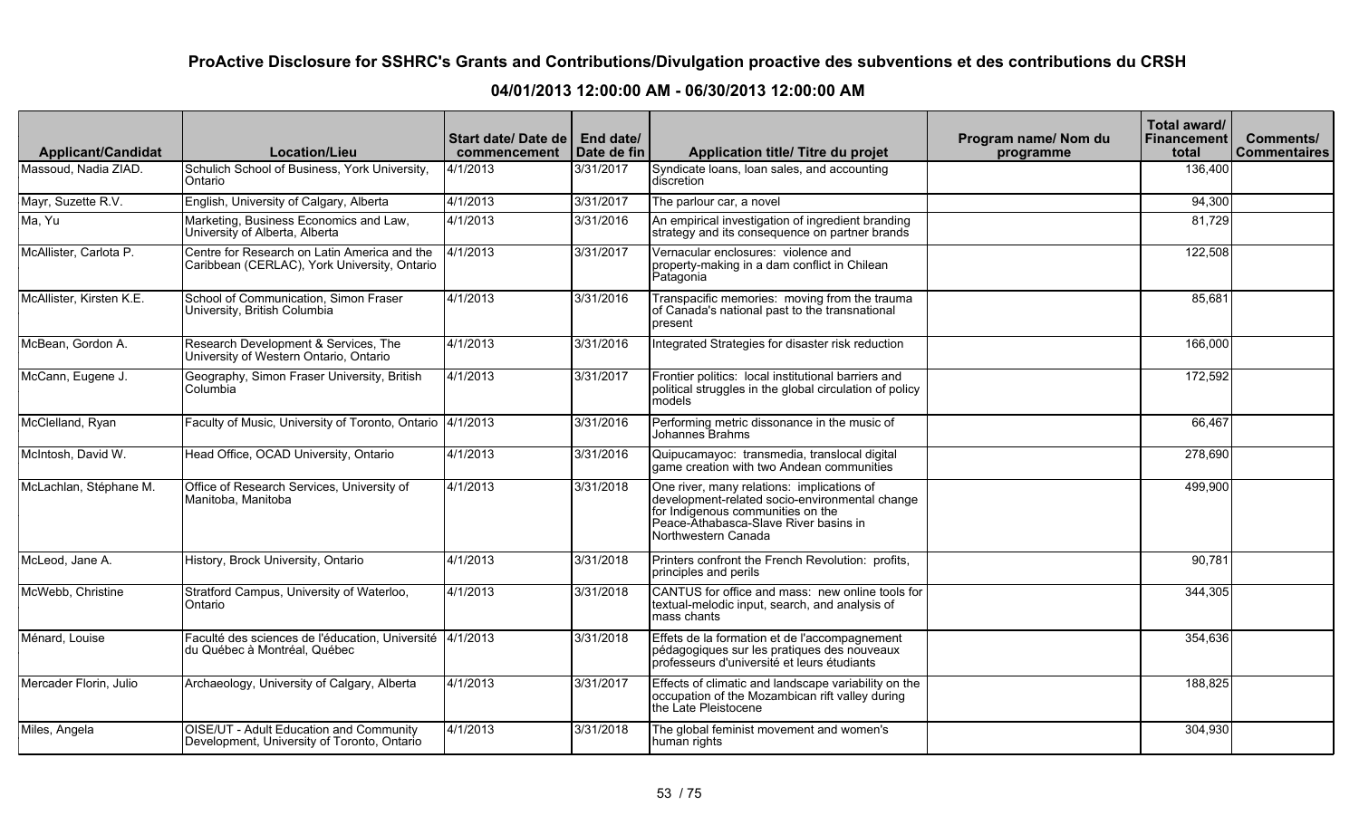## ProActive Disclosure for SSHRC's Grants and Contributions/Divulgation proactive des subventions et des contributions du CRSH

### 04/01/2013 12:00:00 AM - 06/30/2013 12:00:00 AM

| Applicant/Candidat | Location/Lieu | Start date/ Date de commencement | End date/ Date de fin | Application title/ Titre du projet | Program name/ Nom du programme | Total award/ Financement total | Comments/ Commentaires |
|---|---|---|---|---|---|---|---|
| Massoud, Nadia ZIAD. | Schulich School of Business, York University, Ontario | 4/1/2013 | 3/31/2017 | Syndicate loans, loan sales, and accounting discretion | | 136,400 | |
| Mayr, Suzette R.V. | English, University of Calgary, Alberta | 4/1/2013 | 3/31/2017 | The parlour car, a novel | | 94,300 | |
| Ma, Yu | Marketing, Business Economics and Law, University of Alberta, Alberta | 4/1/2013 | 3/31/2016 | An empirical investigation of ingredient branding strategy and its consequence on partner brands | | 81,729 | |
| McAllister, Carlota P. | Centre for Research on Latin America and the Caribbean (CERLAC), York University, Ontario | 4/1/2013 | 3/31/2017 | Vernacular enclosures: violence and property-making in a dam conflict in Chilean Patagonia | | 122,508 | |
| McAllister, Kirsten K.E. | School of Communication, Simon Fraser University, British Columbia | 4/1/2013 | 3/31/2016 | Transpacific memories: moving from the trauma of Canada's national past to the transnational present | | 85,681 | |
| McBean, Gordon A. | Research Development & Services, The University of Western Ontario, Ontario | 4/1/2013 | 3/31/2016 | Integrated Strategies for disaster risk reduction | | 166,000 | |
| McCann, Eugene J. | Geography, Simon Fraser University, British Columbia | 4/1/2013 | 3/31/2017 | Frontier politics: local institutional barriers and political struggles in the global circulation of policy models | | 172,592 | |
| McClelland, Ryan | Faculty of Music, University of Toronto, Ontario | 4/1/2013 | 3/31/2016 | Performing metric dissonance in the music of Johannes Brahms | | 66,467 | |
| McIntosh, David W. | Head Office, OCAD University, Ontario | 4/1/2013 | 3/31/2016 | Quipucamayoc: transmedia, translocal digital game creation with two Andean communities | | 278,690 | |
| McLachlan, Stéphane M. | Office of Research Services, University of Manitoba, Manitoba | 4/1/2013 | 3/31/2018 | One river, many relations: implications of development-related socio-environmental change for Indigenous communities on the Peace-Athabasca-Slave River basins in Northwestern Canada | | 499,900 | |
| McLeod, Jane A. | History, Brock University, Ontario | 4/1/2013 | 3/31/2018 | Printers confront the French Revolution: profits, principles and perils | | 90,781 | |
| McWebb, Christine | Stratford Campus, University of Waterloo, Ontario | 4/1/2013 | 3/31/2018 | CANTUS for office and mass: new online tools for textual-melodic input, search, and analysis of mass chants | | 344,305 | |
| Ménard, Louise | Faculté des sciences de l'éducation, Université du Québec à Montréal, Québec | 4/1/2013 | 3/31/2018 | Effets de la formation et de l'accompagnement pédagogiques sur les pratiques des nouveaux professeurs d'université et leurs étudiants | | 354,636 | |
| Mercader Florin, Julio | Archaeology, University of Calgary, Alberta | 4/1/2013 | 3/31/2017 | Effects of climatic and landscape variability on the occupation of the Mozambican rift valley during the Late Pleistocene | | 188,825 | |
| Miles, Angela | OISE/UT - Adult Education and Community Development, University of Toronto, Ontario | 4/1/2013 | 3/31/2018 | The global feminist movement and women's human rights | | 304,930 | |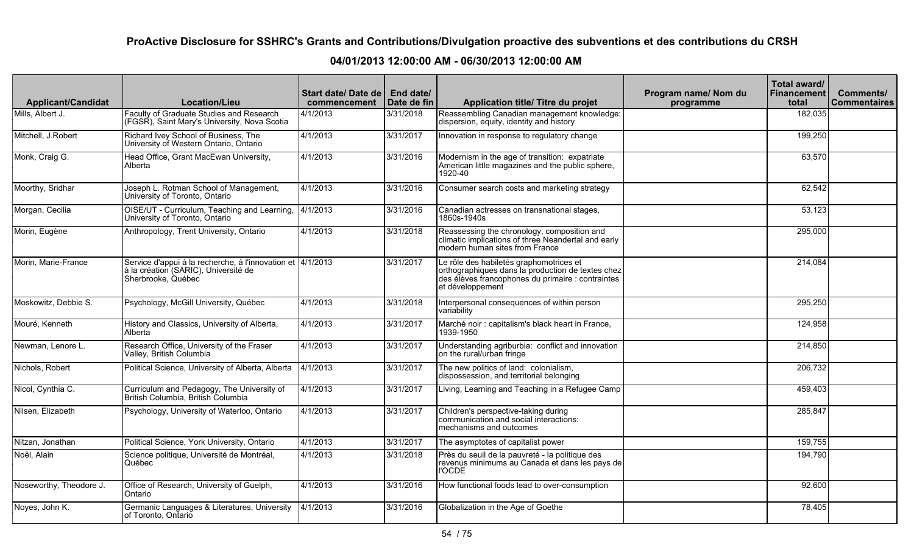# ProActive Disclosure for SSHRC's Grants and Contributions/Divulgation proactive des subventions et des contributions du CRSH

## 04/01/2013 12:00:00 AM - 06/30/2013 12:00:00 AM

| Applicant/Candidat | Location/Lieu | Start date/ Date de commencement | End date/ Date de fin | Application title/ Titre du projet | Program name/ Nom du programme | Total award/ Financement total | Comments/ Commentaires |
|---|---|---|---|---|---|---|---|
| Mills, Albert J. | Faculty of Graduate Studies and Research (FGSR), Saint Mary's University, Nova Scotia | 4/1/2013 | 3/31/2018 | Reassembling Canadian management knowledge: dispersion, equity, identity and history | | 182,035 | |
| Mitchell, J.Robert | Richard Ivey School of Business, The University of Western Ontario, Ontario | 4/1/2013 | 3/31/2017 | Innovation in response to regulatory change | | 199,250 | |
| Monk, Craig G. | Head Office, Grant MacEwan University, Alberta | 4/1/2013 | 3/31/2016 | Modernism in the age of transition: expatriate American little magazines and the public sphere, 1920-40 | | 63,570 | |
| Moorthy, Sridhar | Joseph L. Rotman School of Management, University of Toronto, Ontario | 4/1/2013 | 3/31/2016 | Consumer search costs and marketing strategy | | 62,542 | |
| Morgan, Cecilia | OISE/UT - Curriculum, Teaching and Learning, University of Toronto, Ontario | 4/1/2013 | 3/31/2016 | Canadian actresses on transnational stages, 1860s-1940s | | 53,123 | |
| Morin, Eugène | Anthropology, Trent University, Ontario | 4/1/2013 | 3/31/2018 | Reassessing the chronology, composition and climatic implications of three Neandertal and early modern human sites from France | | 295,000 | |
| Morin, Marie-France | Service d'appui à la recherche, à l'innovation et à la création (SARIC), Université de Sherbrooke, Québec | 4/1/2013 | 3/31/2017 | Le rôle des habiletés graphomotrices et orthographiques dans la production de textes chez des élèves francophones du primaire : contraintes et développement | | 214,084 | |
| Moskowitz, Debbie S. | Psychology, McGill University, Québec | 4/1/2013 | 3/31/2018 | Interpersonal consequences of within person variability | | 295,250 | |
| Mouré, Kenneth | History and Classics, University of Alberta, Alberta | 4/1/2013 | 3/31/2017 | Marché noir : capitalism's black heart in France, 1939-1950 | | 124,958 | |
| Newman, Lenore L. | Research Office, University of the Fraser Valley, British Columbia | 4/1/2013 | 3/31/2017 | Understanding agriburbia: conflict and innovation on the rural/urban fringe | | 214,850 | |
| Nichols, Robert | Political Science, University of Alberta, Alberta | 4/1/2013 | 3/31/2017 | The new politics of land: colonialism, dispossession, and territorial belonging | | 206,732 | |
| Nicol, Cynthia C. | Curriculum and Pedagogy, The University of British Columbia, British Columbia | 4/1/2013 | 3/31/2017 | Living, Learning and Teaching in a Refugee Camp | | 459,403 | |
| Nilsen, Elizabeth | Psychology, University of Waterloo, Ontario | 4/1/2013 | 3/31/2017 | Children's perspective-taking during communication and social interactions: mechanisms and outcomes | | 285,847 | |
| Nitzan, Jonathan | Political Science, York University, Ontario | 4/1/2013 | 3/31/2017 | The asymptotes of capitalist power | | 159,755 | |
| Noël, Alain | Science politique, Université de Montréal, Québec | 4/1/2013 | 3/31/2018 | Près du seuil de la pauvreté - la politique des revenus minimums au Canada et dans les pays de l'OCDE | | 194,790 | |
| Noseworthy, Theodore J. | Office of Research, University of Guelph, Ontario | 4/1/2013 | 3/31/2016 | How functional foods lead to over-consumption | | 92,600 | |
| Noyes, John K. | Germanic Languages & Literatures, University of Toronto, Ontario | 4/1/2013 | 3/31/2016 | Globalization in the Age of Goethe | | 78,405 | |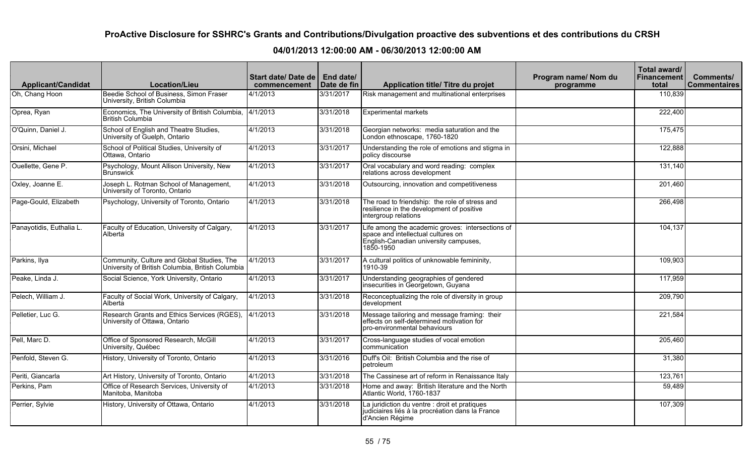## ProActive Disclosure for SSHRC's Grants and Contributions/Divulgation proactive des subventions et des contributions du CRSH

### 04/01/2013 12:00:00 AM - 06/30/2013 12:00:00 AM

| Applicant/Candidat | Location/Lieu | Start date/ Date de commencement | End date/ Date de fin | Application title/ Titre du projet | Program name/ Nom du programme | Total award/ Financement total | Comments/ Commentaires |
|---|---|---|---|---|---|---|---|
| Oh, Chang Hoon | Beedie School of Business, Simon Fraser University, British Columbia | 4/1/2013 | 3/31/2017 | Risk management and multinational enterprises | | 110,839 | |
| Oprea, Ryan | Economics, The University of British Columbia, British Columbia | 4/1/2013 | 3/31/2018 | Experimental markets | | 222,400 | |
| O'Quinn, Daniel J. | School of English and Theatre Studies, University of Guelph, Ontario | 4/1/2013 | 3/31/2018 | Georgian networks: media saturation and the London ethnoscape, 1760-1820 | | 175,475 | |
| Orsini, Michael | School of Political Studies, University of Ottawa, Ontario | 4/1/2013 | 3/31/2017 | Understanding the role of emotions and stigma in policy discourse | | 122,888 | |
| Ouellette, Gene P. | Psychology, Mount Allison University, New Brunswick | 4/1/2013 | 3/31/2017 | Oral vocabulary and word reading: complex relations across development | | 131,140 | |
| Oxley, Joanne E. | Joseph L. Rotman School of Management, University of Toronto, Ontario | 4/1/2013 | 3/31/2018 | Outsourcing, innovation and competitiveness | | 201,460 | |
| Page-Gould, Elizabeth | Psychology, University of Toronto, Ontario | 4/1/2013 | 3/31/2018 | The road to friendship: the role of stress and resilience in the development of positive intergroup relations | | 266,498 | |
| Panayotidis, Euthalia L. | Faculty of Education, University of Calgary, Alberta | 4/1/2013 | 3/31/2017 | Life among the academic groves: intersections of space and intellectual cultures on English-Canadian university campuses, 1850-1950 | | 104,137 | |
| Parkins, Ilya | Community, Culture and Global Studies, The University of British Columbia, British Columbia | 4/1/2013 | 3/31/2017 | A cultural politics of unknowable femininity, 1910-39 | | 109,903 | |
| Peake, Linda J. | Social Science, York University, Ontario | 4/1/2013 | 3/31/2017 | Understanding geographies of gendered insecurities in Georgetown, Guyana | | 117,959 | |
| Pelech, William J. | Faculty of Social Work, University of Calgary, Alberta | 4/1/2013 | 3/31/2018 | Reconceptualizing the role of diversity in group development | | 209,790 | |
| Pelletier, Luc G. | Research Grants and Ethics Services (RGES), University of Ottawa, Ontario | 4/1/2013 | 3/31/2018 | Message tailoring and message framing: their effects on self-determined motivation for pro-environmental behaviours | | 221,584 | |
| Pell, Marc D. | Office of Sponsored Research, McGill University, Québec | 4/1/2013 | 3/31/2017 | Cross-language studies of vocal emotion communication | | 205,460 | |
| Penfold, Steven G. | History, University of Toronto, Ontario | 4/1/2013 | 3/31/2016 | Duff's Oil: British Columbia and the rise of petroleum | | 31,380 | |
| Periti, Giancarla | Art History, University of Toronto, Ontario | 4/1/2013 | 3/31/2018 | The Cassinese art of reform in Renaissance Italy | | 123,761 | |
| Perkins, Pam | Office of Research Services, University of Manitoba, Manitoba | 4/1/2013 | 3/31/2018 | Home and away: British literature and the North Atlantic World, 1760-1837 | | 59,489 | |
| Perrier, Sylvie | History, University of Ottawa, Ontario | 4/1/2013 | 3/31/2018 | La juridiction du ventre : droit et pratiques judiciaires liés à la procréation dans la France d'Ancien Régime | | 107,309 | |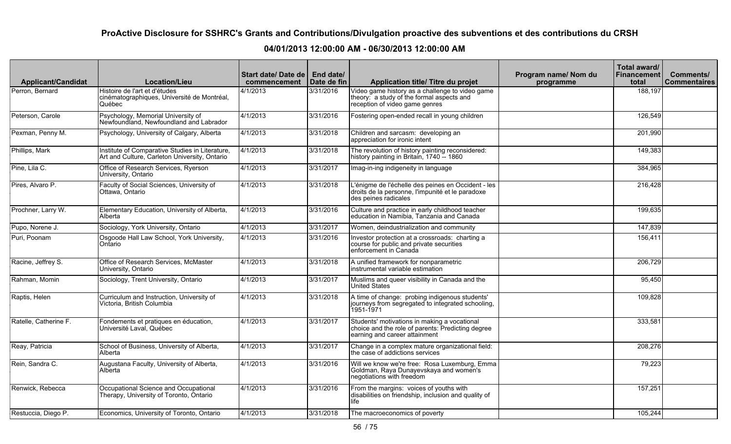## ProActive Disclosure for SSHRC's Grants and Contributions/Divulgation proactive des subventions et des contributions du CRSH

### 04/01/2013 12:00:00 AM - 06/30/2013 12:00:00 AM

| Applicant/Candidat | Location/Lieu | Start date/ Date de commencement | End date/ Date de fin | Application title/ Titre du projet | Program name/ Nom du programme | Total award/ Financement total | Comments/ Commentaires |
|---|---|---|---|---|---|---|---|
| Perron, Bernard | Histoire de l'art et d'études cinématographiques, Université de Montréal, Québec | 4/1/2013 | 3/31/2016 | Video game history as a challenge to video game theory: a study of the formal aspects and reception of video game genres | | 188,197 | |
| Peterson, Carole | Psychology, Memorial University of Newfoundland, Newfoundland and Labrador | 4/1/2013 | 3/31/2016 | Fostering open-ended recall in young children | | 126,549 | |
| Pexman, Penny M. | Psychology, University of Calgary, Alberta | 4/1/2013 | 3/31/2018 | Children and sarcasm: developing an appreciation for ironic intent | | 201,990 | |
| Phillips, Mark | Institute of Comparative Studies in Literature, Art and Culture, Carleton University, Ontario | 4/1/2013 | 3/31/2018 | The revolution of history painting reconsidered: history painting in Britain, 1740 -- 1860 | | 149,383 | |
| Pine, Lila C. | Office of Research Services, Ryerson University, Ontario | 4/1/2013 | 3/31/2017 | Imag-in-ing indigeneity in language | | 384,965 | |
| Pires, Alvaro P. | Faculty of Social Sciences, University of Ottawa, Ontario | 4/1/2013 | 3/31/2018 | L'énigme de l'échelle des peines en Occident - les droits de la personne, l'impunité et le paradoxe des peines radicales | | 216,428 | |
| Prochner, Larry W. | Elementary Education, University of Alberta, Alberta | 4/1/2013 | 3/31/2016 | Culture and practice in early childhood teacher education in Namibia, Tanzania and Canada | | 199,635 | |
| Pupo, Norene J. | Sociology, York University, Ontario | 4/1/2013 | 3/31/2017 | Women, deindustrialization and community | | 147,839 | |
| Puri, Poonam | Osgoode Hall Law School, York University, Ontario | 4/1/2013 | 3/31/2016 | Investor protection at a crossroads: charting a course for public and private securities enforcement in Canada | | 156,411 | |
| Racine, Jeffrey S. | Office of Research Services, McMaster University, Ontario | 4/1/2013 | 3/31/2018 | A unified framework for nonparametric instrumental variable estimation | | 206,729 | |
| Rahman, Momin | Sociology, Trent University, Ontario | 4/1/2013 | 3/31/2017 | Muslims and queer visibility in Canada and the United States | | 95,450 | |
| Raptis, Helen | Curriculum and Instruction, University of Victoria, British Columbia | 4/1/2013 | 3/31/2018 | A time of change: probing indigenous students' journeys from segregated to integrated schooling, 1951-1971 | | 109,828 | |
| Ratelle, Catherine F. | Fondements et pratiques en éducation, Université Laval, Québec | 4/1/2013 | 3/31/2017 | Students' motivations in making a vocational choice and the role of parents: Predicting degree earning and career attainment | | 333,581 | |
| Reay, Patricia | School of Business, University of Alberta, Alberta | 4/1/2013 | 3/31/2017 | Change in a complex mature organizational field: the case of addictions services | | 208,276 | |
| Rein, Sandra C. | Augustana Faculty, University of Alberta, Alberta | 4/1/2013 | 3/31/2016 | Will we know we're free: Rosa Luxemburg, Emma Goldman, Raya Dunayevskaya and women's negotiations with freedom | | 79,223 | |
| Renwick, Rebecca | Occupational Science and Occupational Therapy, University of Toronto, Ontario | 4/1/2013 | 3/31/2016 | From the margins: voices of youths with disabilities on friendship, inclusion and quality of life | | 157,251 | |
| Restuccia, Diego P. | Economics, University of Toronto, Ontario | 4/1/2013 | 3/31/2018 | The macroeconomics of poverty | | 105,244 | |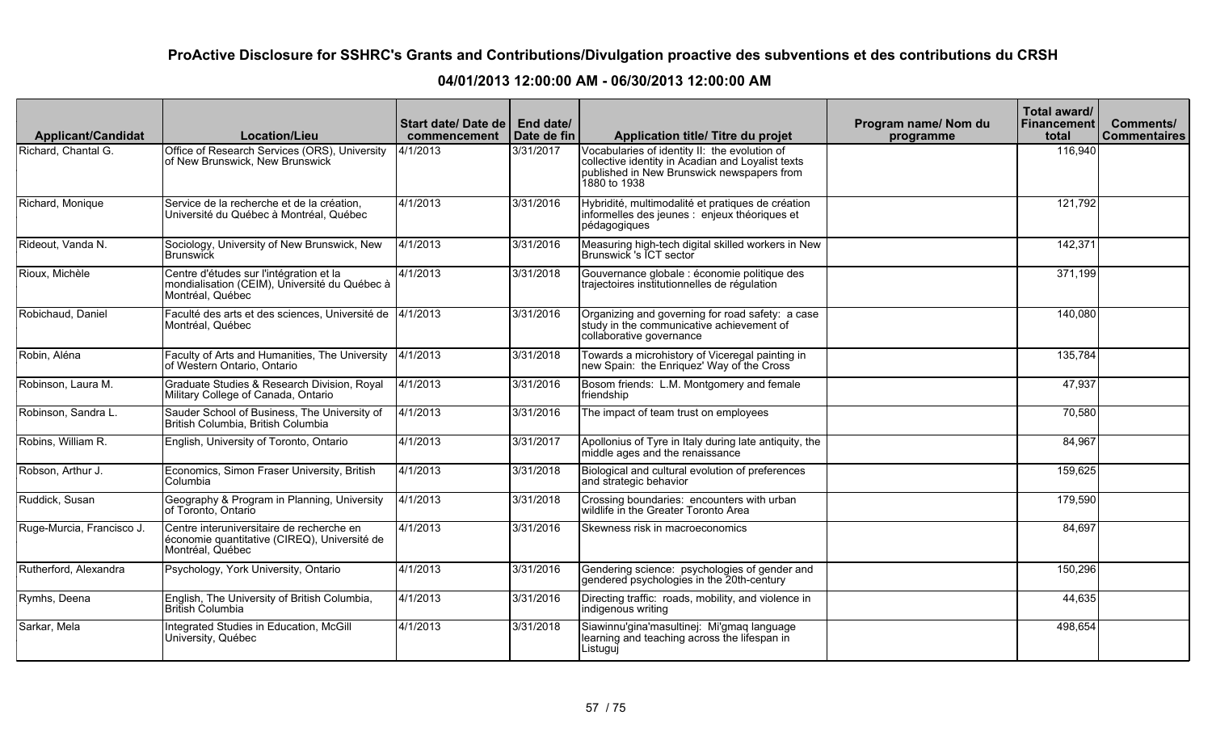## ProActive Disclosure for SSHRC's Grants and Contributions/Divulgation proactive des subventions et des contributions du CRSH

### 04/01/2013 12:00:00 AM - 06/30/2013 12:00:00 AM

| Applicant/Candidat | Location/Lieu | Start date/ Date de commencement | End date/ Date de fin | Application title/ Titre du projet | Program name/ Nom du programme | Total award/ Financement total | Comments/ Commentaires |
|---|---|---|---|---|---|---|---|
| Richard, Chantal G. | Office of Research Services (ORS), University of New Brunswick, New Brunswick | 4/1/2013 | 3/31/2017 | Vocabularies of identity II: the evolution of collective identity in Acadian and Loyalist texts published in New Brunswick newspapers from 1880 to 1938 | | 116,940 | |
| Richard, Monique | Service de la recherche et de la création, Université du Québec à Montréal, Québec | 4/1/2013 | 3/31/2016 | Hybridité, multimodalité et pratiques de création informelles des jeunes : enjeux théoriques et pédagogiques | | 121,792 | |
| Rideout, Vanda N. | Sociology, University of New Brunswick, New Brunswick | 4/1/2013 | 3/31/2016 | Measuring high-tech digital skilled workers in New Brunswick 's ICT sector | | 142,371 | |
| Rioux, Michèle | Centre d'études sur l'intégration et la mondialisation (CEIM), Université du Québec à Montréal, Québec | 4/1/2013 | 3/31/2018 | Gouvernance globale : économie politique des trajectoires institutionnelles de régulation | | 371,199 | |
| Robichaud, Daniel | Faculté des arts et des sciences, Université de Montréal, Québec | 4/1/2013 | 3/31/2016 | Organizing and governing for road safety: a case study in the communicative achievement of collaborative governance | | 140,080 | |
| Robin, Aléna | Faculty of Arts and Humanities, The University of Western Ontario, Ontario | 4/1/2013 | 3/31/2018 | Towards a microhistory of Viceregal painting in new Spain: the Enriquez' Way of the Cross | | 135,784 | |
| Robinson, Laura M. | Graduate Studies & Research Division, Royal Military College of Canada, Ontario | 4/1/2013 | 3/31/2016 | Bosom friends: L.M. Montgomery and female friendship | | 47,937 | |
| Robinson, Sandra L. | Sauder School of Business, The University of British Columbia, British Columbia | 4/1/2013 | 3/31/2016 | The impact of team trust on employees | | 70,580 | |
| Robins, William R. | English, University of Toronto, Ontario | 4/1/2013 | 3/31/2017 | Apollonius of Tyre in Italy during late antiquity, the middle ages and the renaissance | | 84,967 | |
| Robson, Arthur J. | Economics, Simon Fraser University, British Columbia | 4/1/2013 | 3/31/2018 | Biological and cultural evolution of preferences and strategic behavior | | 159,625 | |
| Ruddick, Susan | Geography & Program in Planning, University of Toronto, Ontario | 4/1/2013 | 3/31/2018 | Crossing boundaries: encounters with urban wildlife in the Greater Toronto Area | | 179,590 | |
| Ruge-Murcia, Francisco J. | Centre interuniversitaire de recherche en économie quantitative (CIREQ), Université de Montréal, Québec | 4/1/2013 | 3/31/2016 | Skewness risk in macroeconomics | | 84,697 | |
| Rutherford, Alexandra | Psychology, York University, Ontario | 4/1/2013 | 3/31/2016 | Gendering science: psychologies of gender and gendered psychologies in the 20th-century | | 150,296 | |
| Rymhs, Deena | English, The University of British Columbia, British Columbia | 4/1/2013 | 3/31/2016 | Directing traffic: roads, mobility, and violence in indigenous writing | | 44,635 | |
| Sarkar, Mela | Integrated Studies in Education, McGill University, Québec | 4/1/2013 | 3/31/2018 | Siawinnu'gina'masultinej: Mi'gmaq language learning and teaching across the lifespan in Listuguj | | 498,654 | |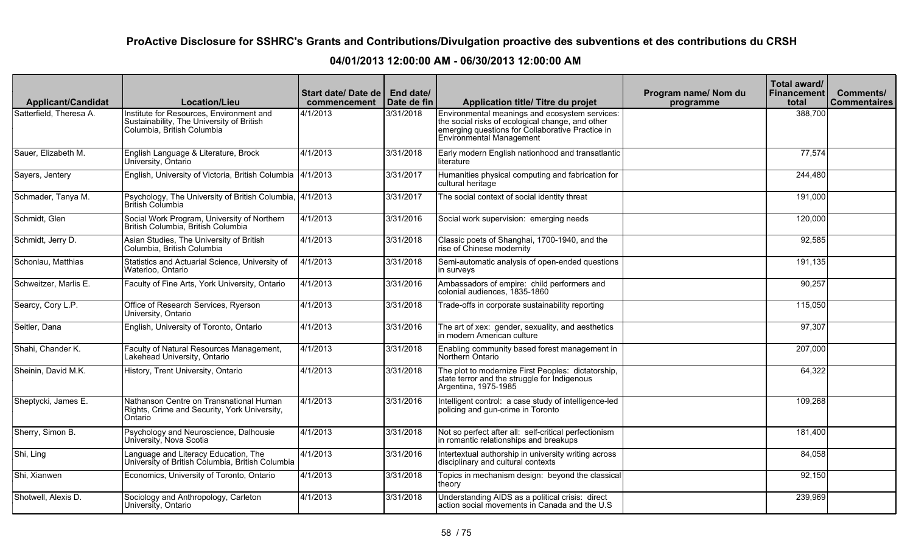## ProActive Disclosure for SSHRC's Grants and Contributions/Divulgation proactive des subventions et des contributions du CRSH

### 04/01/2013 12:00:00 AM - 06/30/2013 12:00:00 AM

| Applicant/Candidat | Location/Lieu | Start date/ Date de commencement | End date/ Date de fin | Application title/ Titre du projet | Program name/ Nom du programme | Total award/ Financement total | Comments/ Commentaires |
|---|---|---|---|---|---|---|---|
| Satterfield, Theresa A. | Institute for Resources, Environment and Sustainability, The University of British Columbia, British Columbia | 4/1/2013 | 3/31/2018 | Environmental meanings and ecosystem services: the social risks of ecological change, and other emerging questions for Collaborative Practice in Environmental Management | | 388,700 | |
| Sauer, Elizabeth M. | English Language & Literature, Brock University, Ontario | 4/1/2013 | 3/31/2018 | Early modern English nationhood and transatlantic literature | | 77,574 | |
| Sayers, Jentery | English, University of Victoria, British Columbia | 4/1/2013 | 3/31/2017 | Humanities physical computing and fabrication for cultural heritage | | 244,480 | |
| Schmader, Tanya M. | Psychology, The University of British Columbia, British Columbia | 4/1/2013 | 3/31/2017 | The social context of social identity threat | | 191,000 | |
| Schmidt, Glen | Social Work Program, University of Northern British Columbia, British Columbia | 4/1/2013 | 3/31/2016 | Social work supervision: emerging needs | | 120,000 | |
| Schmidt, Jerry D. | Asian Studies, The University of British Columbia, British Columbia | 4/1/2013 | 3/31/2018 | Classic poets of Shanghai, 1700-1940, and the rise of Chinese modernity | | 92,585 | |
| Schonlau, Matthias | Statistics and Actuarial Science, University of Waterloo, Ontario | 4/1/2013 | 3/31/2018 | Semi-automatic analysis of open-ended questions in surveys | | 191,135 | |
| Schweitzer, Marlis E. | Faculty of Fine Arts, York University, Ontario | 4/1/2013 | 3/31/2016 | Ambassadors of empire: child performers and colonial audiences, 1835-1860 | | 90,257 | |
| Searcy, Cory L.P. | Office of Research Services, Ryerson University, Ontario | 4/1/2013 | 3/31/2018 | Trade-offs in corporate sustainability reporting | | 115,050 | |
| Seitler, Dana | English, University of Toronto, Ontario | 4/1/2013 | 3/31/2016 | The art of xex: gender, sexuality, and aesthetics in modern American culture | | 97,307 | |
| Shahi, Chander K. | Faculty of Natural Resources Management, Lakehead University, Ontario | 4/1/2013 | 3/31/2018 | Enabling community based forest management in Northern Ontario | | 207,000 | |
| Sheinin, David M.K. | History, Trent University, Ontario | 4/1/2013 | 3/31/2018 | The plot to modernize First Peoples: dictatorship, state terror and the struggle for Indigenous Argentina, 1975-1985 | | 64,322 | |
| Sheptycki, James E. | Nathanson Centre on Transnational Human Rights, Crime and Security, York University, Ontario | 4/1/2013 | 3/31/2016 | Intelligent control: a case study of intelligence-led policing and gun-crime in Toronto | | 109,268 | |
| Sherry, Simon B. | Psychology and Neuroscience, Dalhousie University, Nova Scotia | 4/1/2013 | 3/31/2018 | Not so perfect after all: self-critical perfectionism in romantic relationships and breakups | | 181,400 | |
| Shi, Ling | Language and Literacy Education, The University of British Columbia, British Columbia | 4/1/2013 | 3/31/2016 | Intertextual authorship in university writing across disciplinary and cultural contexts | | 84,058 | |
| Shi, Xianwen | Economics, University of Toronto, Ontario | 4/1/2013 | 3/31/2018 | Topics in mechanism design: beyond the classical theory | | 92,150 | |
| Shotwell, Alexis D. | Sociology and Anthropology, Carleton University, Ontario | 4/1/2013 | 3/31/2018 | Understanding AIDS as a political crisis: direct action social movements in Canada and the U.S | | 239,969 | |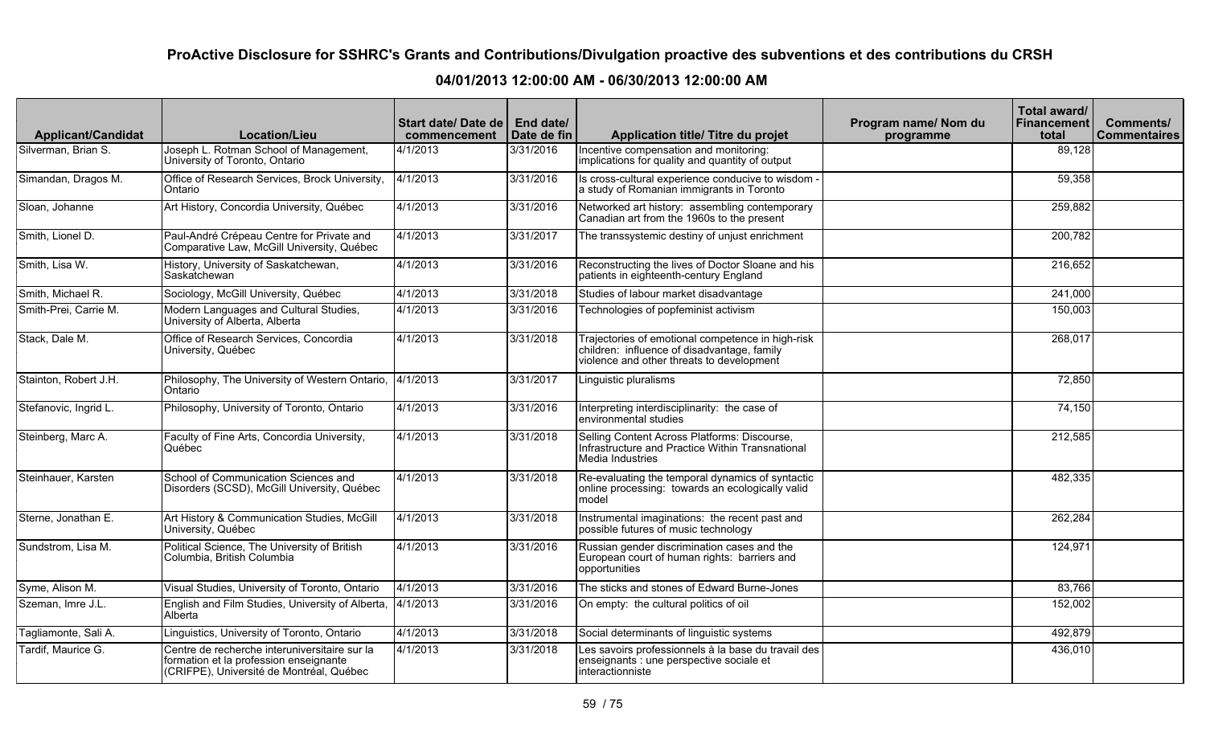## ProActive Disclosure for SSHRC's Grants and Contributions/Divulgation proactive des subventions et des contributions du CRSH

### 04/01/2013 12:00:00 AM - 06/30/2013 12:00:00 AM

| Applicant/Candidat | Location/Lieu | Start date/ Date de commencement | End date/ Date de fin | Application title/ Titre du projet | Program name/ Nom du programme | Total award/ Financement total | Comments/ Commentaires |
|---|---|---|---|---|---|---|---|
| Silverman, Brian S. | Joseph L. Rotman School of Management, University of Toronto, Ontario | 4/1/2013 | 3/31/2016 | Incentive compensation and monitoring: implications for quality and quantity of output | | 89,128 | |
| Simandan, Dragos M. | Office of Research Services, Brock University, Ontario | 4/1/2013 | 3/31/2016 | Is cross-cultural experience conducive to wisdom - a study of Romanian immigrants in Toronto | | 59,358 | |
| Sloan, Johanne | Art History, Concordia University, Québec | 4/1/2013 | 3/31/2016 | Networked art history: assembling contemporary Canadian art from the 1960s to the present | | 259,882 | |
| Smith, Lionel D. | Paul-André Crépeau Centre for Private and Comparative Law, McGill University, Québec | 4/1/2013 | 3/31/2017 | The transsystemic destiny of unjust enrichment | | 200,782 | |
| Smith, Lisa W. | History, University of Saskatchewan, Saskatchewan | 4/1/2013 | 3/31/2016 | Reconstructing the lives of Doctor Sloane and his patients in eighteenth-century England | | 216,652 | |
| Smith, Michael R. | Sociology, McGill University, Québec | 4/1/2013 | 3/31/2018 | Studies of labour market disadvantage | | 241,000 | |
| Smith-Prei, Carrie M. | Modern Languages and Cultural Studies, University of Alberta, Alberta | 4/1/2013 | 3/31/2016 | Technologies of popfeminist activism | | 150,003 | |
| Stack, Dale M. | Office of Research Services, Concordia University, Québec | 4/1/2013 | 3/31/2018 | Trajectories of emotional competence in high-risk children: influence of disadvantage, family violence and other threats to development | | 268,017 | |
| Stainton, Robert J.H. | Philosophy, The University of Western Ontario, Ontario | 4/1/2013 | 3/31/2017 | Linguistic pluralisms | | 72,850 | |
| Stefanovic, Ingrid L. | Philosophy, University of Toronto, Ontario | 4/1/2013 | 3/31/2016 | Interpreting interdisciplinarity: the case of environmental studies | | 74,150 | |
| Steinberg, Marc A. | Faculty of Fine Arts, Concordia University, Québec | 4/1/2013 | 3/31/2018 | Selling Content Across Platforms: Discourse, Infrastructure and Practice Within Transnational Media Industries | | 212,585 | |
| Steinhauer, Karsten | School of Communication Sciences and Disorders (SCSD), McGill University, Québec | 4/1/2013 | 3/31/2018 | Re-evaluating the temporal dynamics of syntactic online processing: towards an ecologically valid model | | 482,335 | |
| Sterne, Jonathan E. | Art History & Communication Studies, McGill University, Québec | 4/1/2013 | 3/31/2018 | Instrumental imaginations: the recent past and possible futures of music technology | | 262,284 | |
| Sundstrom, Lisa M. | Political Science, The University of British Columbia, British Columbia | 4/1/2013 | 3/31/2016 | Russian gender discrimination cases and the European court of human rights: barriers and opportunities | | 124,971 | |
| Syme, Alison M. | Visual Studies, University of Toronto, Ontario | 4/1/2013 | 3/31/2016 | The sticks and stones of Edward Burne-Jones | | 83,766 | |
| Szeman, Imre J.L. | English and Film Studies, University of Alberta, Alberta | 4/1/2013 | 3/31/2016 | On empty: the cultural politics of oil | | 152,002 | |
| Tagliamonte, Sali A. | Linguistics, University of Toronto, Ontario | 4/1/2013 | 3/31/2018 | Social determinants of linguistic systems | | 492,879 | |
| Tardif, Maurice G. | Centre de recherche interuniversitaire sur la formation et la profession enseignante (CRIFPE), Université de Montréal, Québec | 4/1/2013 | 3/31/2018 | Les savoirs professionnels à la base du travail des enseignants : une perspective sociale et interactionniste | | 436,010 | |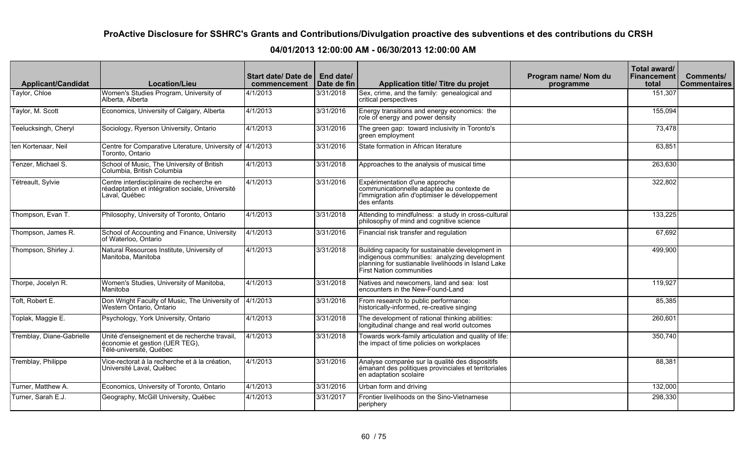## ProActive Disclosure for SSHRC's Grants and Contributions/Divulgation proactive des subventions et des contributions du CRSH

### 04/01/2013 12:00:00 AM - 06/30/2013 12:00:00 AM

| Applicant/Candidat | Location/Lieu | Start date/ Date de commencement | End date/ Date de fin | Application title/ Titre du projet | Program name/ Nom du programme | Total award/ Financement total | Comments/ Commentaires |
|---|---|---|---|---|---|---|---|
| Taylor, Chloe | Women's Studies Program, University of Alberta, Alberta | 4/1/2013 | 3/31/2018 | Sex, crime, and the family: genealogical and critical perspectives | | 151,307 | |
| Taylor, M. Scott | Economics, University of Calgary, Alberta | 4/1/2013 | 3/31/2016 | Energy transitions and energy economics: the role of energy and power density | | 155,094 | |
| Teelucksingh, Cheryl | Sociology, Ryerson University, Ontario | 4/1/2013 | 3/31/2016 | The green gap: toward inclusivity in Toronto's green employment | | 73,478 | |
| ten Kortenaar, Neil | Centre for Comparative Literature, University of Toronto, Ontario | 4/1/2013 | 3/31/2016 | State formation in African literature | | 63,851 | |
| Tenzer, Michael S. | School of Music, The University of British Columbia, British Columbia | 4/1/2013 | 3/31/2018 | Approaches to the analysis of musical time | | 263,630 | |
| Tétreault, Sylvie | Centre interdisciplinaire de recherche en réadaptation et intégration sociale, Université Laval, Québec | 4/1/2013 | 3/31/2016 | Expérimentation d'une approche communicationnelle adaptée au contexte de l'immigration afin d'optimiser le développement des enfants | | 322,802 | |
| Thompson, Evan T. | Philosophy, University of Toronto, Ontario | 4/1/2013 | 3/31/2018 | Attending to mindfulness: a study in cross-cultural philosophy of mind and cognitive science | | 133,225 | |
| Thompson, James R. | School of Accounting and Finance, University of Waterloo, Ontario | 4/1/2013 | 3/31/2016 | Financial risk transfer and regulation | | 67,692 | |
| Thompson, Shirley J. | Natural Resources Institute, University of Manitoba, Manitoba | 4/1/2013 | 3/31/2018 | Building capacity for sustainable development in indigenous communities: analyzing development planning for sustianable livelihoods in Island Lake First Nation communities | | 499,900 | |
| Thorpe, Jocelyn R. | Women's Studies, University of Manitoba, Manitoba | 4/1/2013 | 3/31/2018 | Natives and newcomers, land and sea: lost encounters in the New-Found-Land | | 119,927 | |
| Toft, Robert E. | Don Wright Faculty of Music, The University of Western Ontario, Ontario | 4/1/2013 | 3/31/2016 | From research to public performance: historically-informed, re-creative singing | | 85,385 | |
| Toplak, Maggie E. | Psychology, York University, Ontario | 4/1/2013 | 3/31/2018 | The development of rational thinking abilities: longitudinal change and real world outcomes | | 260,601 | |
| Tremblay, Diane-Gabrielle | Unité d'enseignement et de recherche travail, économie et gestion (UER TEG), Télé-université, Québec | 4/1/2013 | 3/31/2018 | Towards work-family articulation and quality of life: the impact of time policies on workplaces | | 350,740 | |
| Tremblay, Philippe | Vice-rectorat à la recherche et à la création, Université Laval, Québec | 4/1/2013 | 3/31/2016 | Analyse comparée sur la qualité des dispositifs émanant des politiques provinciales et territoriales en adaptation scolaire | | 88,381 | |
| Turner, Matthew A. | Economics, University of Toronto, Ontario | 4/1/2013 | 3/31/2016 | Urban form and driving | | 132,000 | |
| Turner, Sarah E.J. | Geography, McGill University, Québec | 4/1/2013 | 3/31/2017 | Frontier livelihoods on the Sino-Vietnamese periphery | | 298,330 | |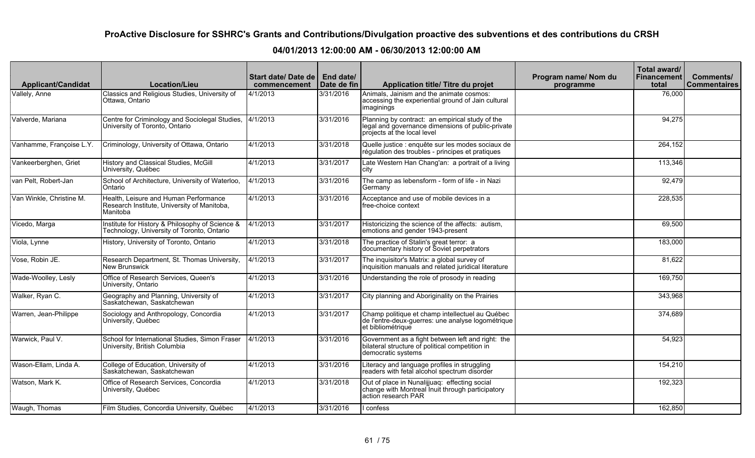## ProActive Disclosure for SSHRC's Grants and Contributions/Divulgation proactive des subventions et des contributions du CRSH

### 04/01/2013 12:00:00 AM - 06/30/2013 12:00:00 AM

| Applicant/Candidat | Location/Lieu | Start date/ Date de commencement | End date/ Date de fin | Application title/ Titre du projet | Program name/ Nom du programme | Total award/ Financement total | Comments/ Commentaires |
|---|---|---|---|---|---|---|---|
| Vallely, Anne | Classics and Religious Studies, University of Ottawa, Ontario | 4/1/2013 | 3/31/2016 | Animals, Jainism and the animate cosmos: accessing the experiential ground of Jain cultural imaginings | | 76,000 | |
| Valverde, Mariana | Centre for Criminology and Sociolegal Studies, University of Toronto, Ontario | 4/1/2013 | 3/31/2016 | Planning by contract: an empirical study of the legal and governance dimensions of public-private projects at the local level | | 94,275 | |
| Vanhamme, Françoise L.Y. | Criminology, University of Ottawa, Ontario | 4/1/2013 | 3/31/2018 | Quelle justice : enquête sur les modes sociaux de régulation des troubles - principes et pratiques | | 264,152 | |
| Vankeerberghen, Griet | History and Classical Studies, McGill University, Québec | 4/1/2013 | 3/31/2017 | Late Western Han Chang'an: a portrait of a living city | | 113,346 | |
| van Pelt, Robert-Jan | School of Architecture, University of Waterloo, Ontario | 4/1/2013 | 3/31/2016 | The camp as lebensform - form of life - in Nazi Germany | | 92,479 | |
| Van Winkle, Christine M. | Health, Leisure and Human Performance Research Institute, University of Manitoba, Manitoba | 4/1/2013 | 3/31/2016 | Acceptance and use of mobile devices in a free-choice context | | 228,535 | |
| Vicedo, Marga | Institute for History & Philosophy of Science & Technology, University of Toronto, Ontario | 4/1/2013 | 3/31/2017 | Historicizing the science of the affects: autism, emotions and gender 1943-present | | 69,500 | |
| Viola, Lynne | History, University of Toronto, Ontario | 4/1/2013 | 3/31/2018 | The practice of Stalin's great terror: a documentary history of Soviet perpetrators | | 183,000 | |
| Vose, Robin JE. | Research Department, St. Thomas University, New Brunswick | 4/1/2013 | 3/31/2017 | The inquisitor's Matrix: a global survey of inquisition manuals and related juridical literature | | 81,622 | |
| Wade-Woolley, Lesly | Office of Research Services, Queen's University, Ontario | 4/1/2013 | 3/31/2016 | Understanding the role of prosody in reading | | 169,750 | |
| Walker, Ryan C. | Geography and Planning, University of Saskatchewan, Saskatchewan | 4/1/2013 | 3/31/2017 | City planning and Aboriginality on the Prairies | | 343,968 | |
| Warren, Jean-Philippe | Sociology and Anthropology, Concordia University, Québec | 4/1/2013 | 3/31/2017 | Champ politique et champ intellectuel au Québec de l'entre-deux-guerres: une analyse logométrique et bibliométrique | | 374,689 | |
| Warwick, Paul V. | School for International Studies, Simon Fraser University, British Columbia | 4/1/2013 | 3/31/2016 | Government as a fight between left and right: the bilateral structure of political competition in democratic systems | | 54,923 | |
| Wason-Ellam, Linda A. | College of Education, University of Saskatchewan, Saskatchewan | 4/1/2013 | 3/31/2016 | Literacy and language profiles in struggling readers with fetal alcohol spectrum disorder | | 154,210 | |
| Watson, Mark K. | Office of Research Services, Concordia University, Québec | 4/1/2013 | 3/31/2018 | Out of place in Nunalijjuaq: effecting social change with Montreal Inuit through participatory action research PAR | | 192,323 | |
| Waugh, Thomas | Film Studies, Concordia University, Québec | 4/1/2013 | 3/31/2016 | I confess | | 162,850 | |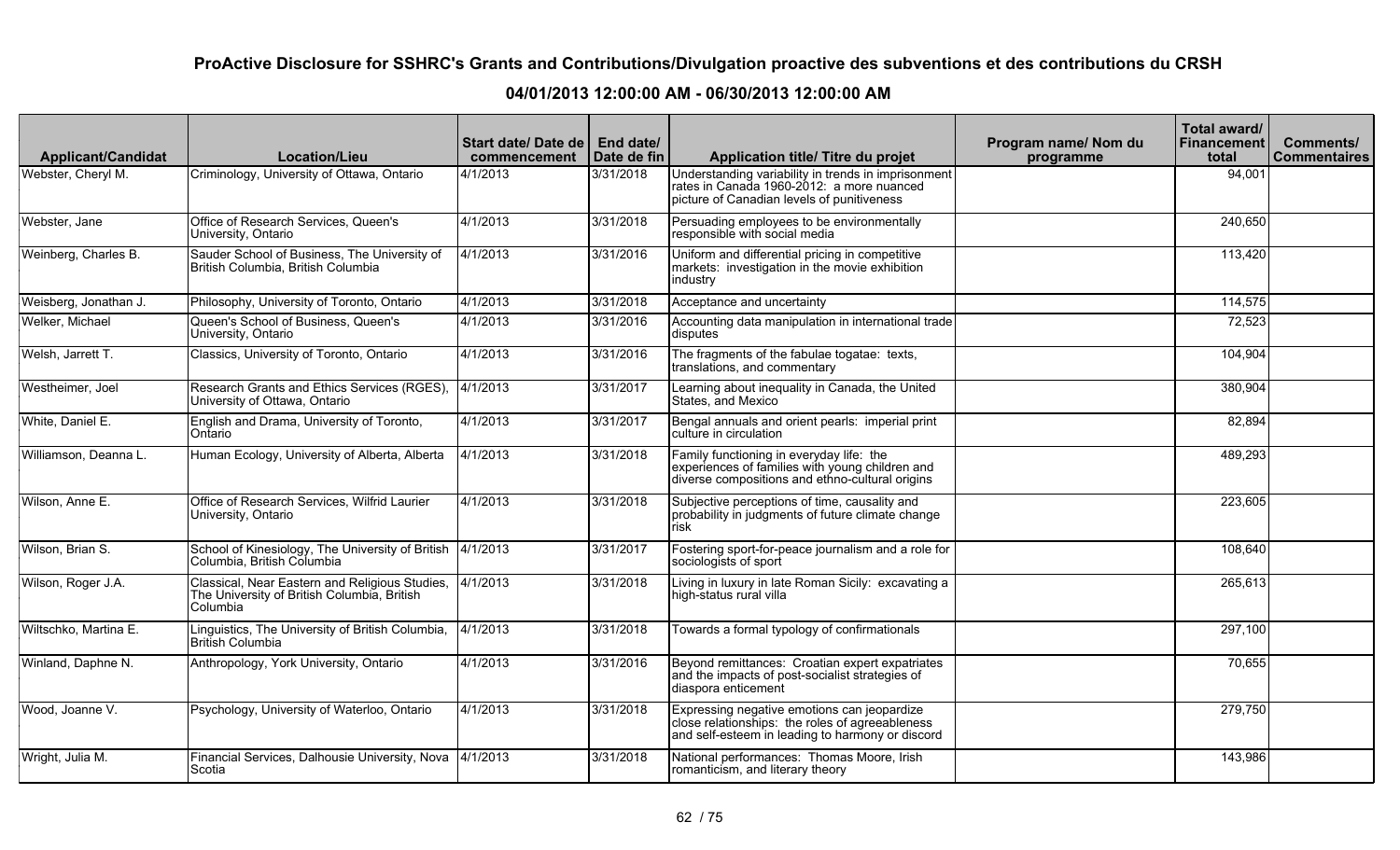## ProActive Disclosure for SSHRC's Grants and Contributions/Divulgation proactive des subventions et des contributions du CRSH

### 04/01/2013 12:00:00 AM - 06/30/2013 12:00:00 AM

| Applicant/Candidat | Location/Lieu | Start date/ Date de commencement | End date/ Date de fin | Application title/ Titre du projet | Program name/ Nom du programme | Total award/ Financement total | Comments/ Commentaires |
|---|---|---|---|---|---|---|---|
| Webster, Cheryl M. | Criminology, University of Ottawa, Ontario | 4/1/2013 | 3/31/2018 | Understanding variability in trends in imprisonment rates in Canada 1960-2012: a more nuanced picture of Canadian levels of punitiveness | | 94,001 | |
| Webster, Jane | Office of Research Services, Queen's University, Ontario | 4/1/2013 | 3/31/2018 | Persuading employees to be environmentally responsible with social media | | 240,650 | |
| Weinberg, Charles B. | Sauder School of Business, The University of British Columbia, British Columbia | 4/1/2013 | 3/31/2016 | Uniform and differential pricing in competitive markets: investigation in the movie exhibition industry | | 113,420 | |
| Weisberg, Jonathan J. | Philosophy, University of Toronto, Ontario | 4/1/2013 | 3/31/2018 | Acceptance and uncertainty | | 114,575 | |
| Welker, Michael | Queen's School of Business, Queen's University, Ontario | 4/1/2013 | 3/31/2016 | Accounting data manipulation in international trade disputes | | 72,523 | |
| Welsh, Jarrett T. | Classics, University of Toronto, Ontario | 4/1/2013 | 3/31/2016 | The fragments of the fabulae togatae: texts, translations, and commentary | | 104,904 | |
| Westheimer, Joel | Research Grants and Ethics Services (RGES), University of Ottawa, Ontario | 4/1/2013 | 3/31/2017 | Learning about inequality in Canada, the United States, and Mexico | | 380,904 | |
| White, Daniel E. | English and Drama, University of Toronto, Ontario | 4/1/2013 | 3/31/2017 | Bengal annuals and orient pearls: imperial print culture in circulation | | 82,894 | |
| Williamson, Deanna L. | Human Ecology, University of Alberta, Alberta | 4/1/2013 | 3/31/2018 | Family functioning in everyday life: the experiences of families with young children and diverse compositions and ethno-cultural origins | | 489,293 | |
| Wilson, Anne E. | Office of Research Services, Wilfrid Laurier University, Ontario | 4/1/2013 | 3/31/2018 | Subjective perceptions of time, causality and probability in judgments of future climate change risk | | 223,605 | |
| Wilson, Brian S. | School of Kinesiology, The University of British Columbia, British Columbia | 4/1/2013 | 3/31/2017 | Fostering sport-for-peace journalism and a role for sociologists of sport | | 108,640 | |
| Wilson, Roger J.A. | Classical, Near Eastern and Religious Studies, The University of British Columbia, British Columbia | 4/1/2013 | 3/31/2018 | Living in luxury in late Roman Sicily: excavating a high-status rural villa | | 265,613 | |
| Wiltschko, Martina E. | Linguistics, The University of British Columbia, British Columbia | 4/1/2013 | 3/31/2018 | Towards a formal typology of confirmationals | | 297,100 | |
| Winland, Daphne N. | Anthropology, York University, Ontario | 4/1/2013 | 3/31/2016 | Beyond remittances: Croatian expert expatriates and the impacts of post-socialist strategies of diaspora enticement | | 70,655 | |
| Wood, Joanne V. | Psychology, University of Waterloo, Ontario | 4/1/2013 | 3/31/2018 | Expressing negative emotions can jeopardize close relationships: the roles of agreeableness and self-esteem in leading to harmony or discord | | 279,750 | |
| Wright, Julia M. | Financial Services, Dalhousie University, Nova Scotia | 4/1/2013 | 3/31/2018 | National performances: Thomas Moore, Irish romanticism, and literary theory | | 143,986 | |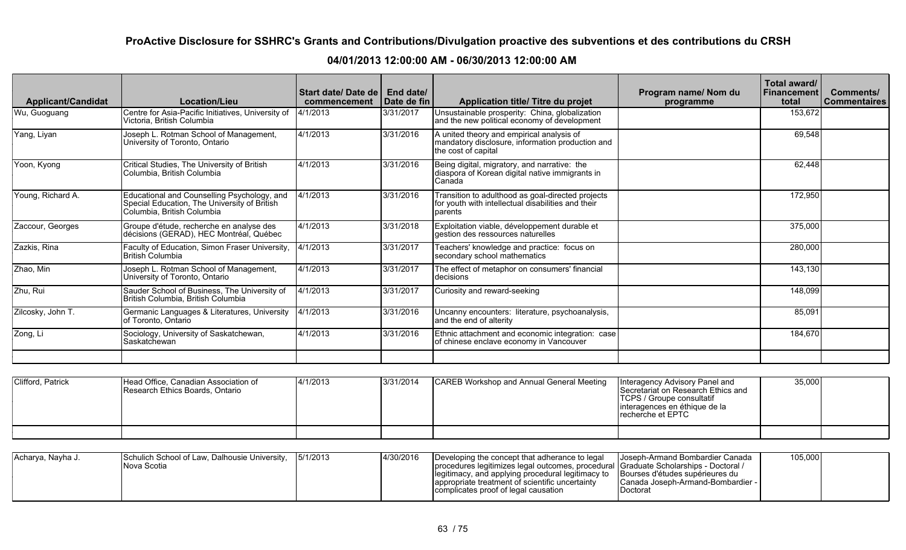## ProActive Disclosure for SSHRC's Grants and Contributions/Divulgation proactive des subventions et des contributions du CRSH

### 04/01/2013 12:00:00 AM - 06/30/2013 12:00:00 AM

| Applicant/Candidat | Location/Lieu | Start date/ Date de commencement | End date/ Date de fin | Application title/ Titre du projet | Program name/ Nom du programme | Total award/ Financement total | Comments/ Commentaires |
|---|---|---|---|---|---|---|---|
| Wu, Guoguang | Centre for Asia-Pacific Initiatives, University of Victoria, British Columbia | 4/1/2013 | 3/31/2017 | Unsustainable prosperity: China, globalization and the new political economy of development | | 153,672 | |
| Yang, Liyan | Joseph L. Rotman School of Management, University of Toronto, Ontario | 4/1/2013 | 3/31/2016 | A united theory and empirical analysis of mandatory disclosure, information production and the cost of capital | | 69,548 | |
| Yoon, Kyong | Critical Studies, The University of British Columbia, British Columbia | 4/1/2013 | 3/31/2016 | Being digital, migratory, and narrative: the diaspora of Korean digital native immigrants in Canada | | 62,448 | |
| Young, Richard A. | Educational and Counselling Psychology, and Special Education, The University of British Columbia, British Columbia | 4/1/2013 | 3/31/2016 | Transition to adulthood as goal-directed projects for youth with intellectual disabilities and their parents | | 172,950 | |
| Zaccour, Georges | Groupe d'étude, recherche en analyse des décisions (GERAD), HEC Montréal, Québec | 4/1/2013 | 3/31/2018 | Exploitation viable, développement durable et gestion des ressources naturelles | | 375,000 | |
| Zazkis, Rina | Faculty of Education, Simon Fraser University, British Columbia | 4/1/2013 | 3/31/2017 | Teachers' knowledge and practice: focus on secondary school mathematics | | 280,000 | |
| Zhao, Min | Joseph L. Rotman School of Management, University of Toronto, Ontario | 4/1/2013 | 3/31/2017 | The effect of metaphor on consumers' financial decisions | | 143,130 | |
| Zhu, Rui | Sauder School of Business, The University of British Columbia, British Columbia | 4/1/2013 | 3/31/2017 | Curiosity and reward-seeking | | 148,099 | |
| Zilcosky, John T. | Germanic Languages & Literatures, University of Toronto, Ontario | 4/1/2013 | 3/31/2016 | Uncanny encounters: literature, psychoanalysis, and the end of alterity | | 85,091 | |
| Zong, Li | Sociology, University of Saskatchewan, Saskatchewan | 4/1/2013 | 3/31/2016 | Ethnic attachment and economic integration: case of chinese enclave economy in Vancouver | | 184,670 | |
| | | | | | | | |
| Clifford, Patrick | Head Office, Canadian Association of Research Ethics Boards, Ontario | 4/1/2013 | 3/31/2014 | CAREB Workshop and Annual General Meeting | Interagency Advisory Panel and Secretariat on Research Ethics and TCPS / Groupe consultatif interagences en éthique de la recherche et EPTC | 35,000 | |
| | | | | | | | |
| Acharya, Nayha J. | Schulich School of Law, Dalhousie University, Nova Scotia | 5/1/2013 | 4/30/2016 | Developing the concept that adherance to legal procedures legitimizes legal outcomes, procedural legitimacy, and applying procedural legitimacy to appropriate treatment of scientific uncertainty complicates proof of legal causation | Joseph-Armand Bombardier Canada Graduate Scholarships - Doctoral / Bourses d'études supérieures du Canada Joseph-Armand-Bombardier - Doctorat | 105,000 | |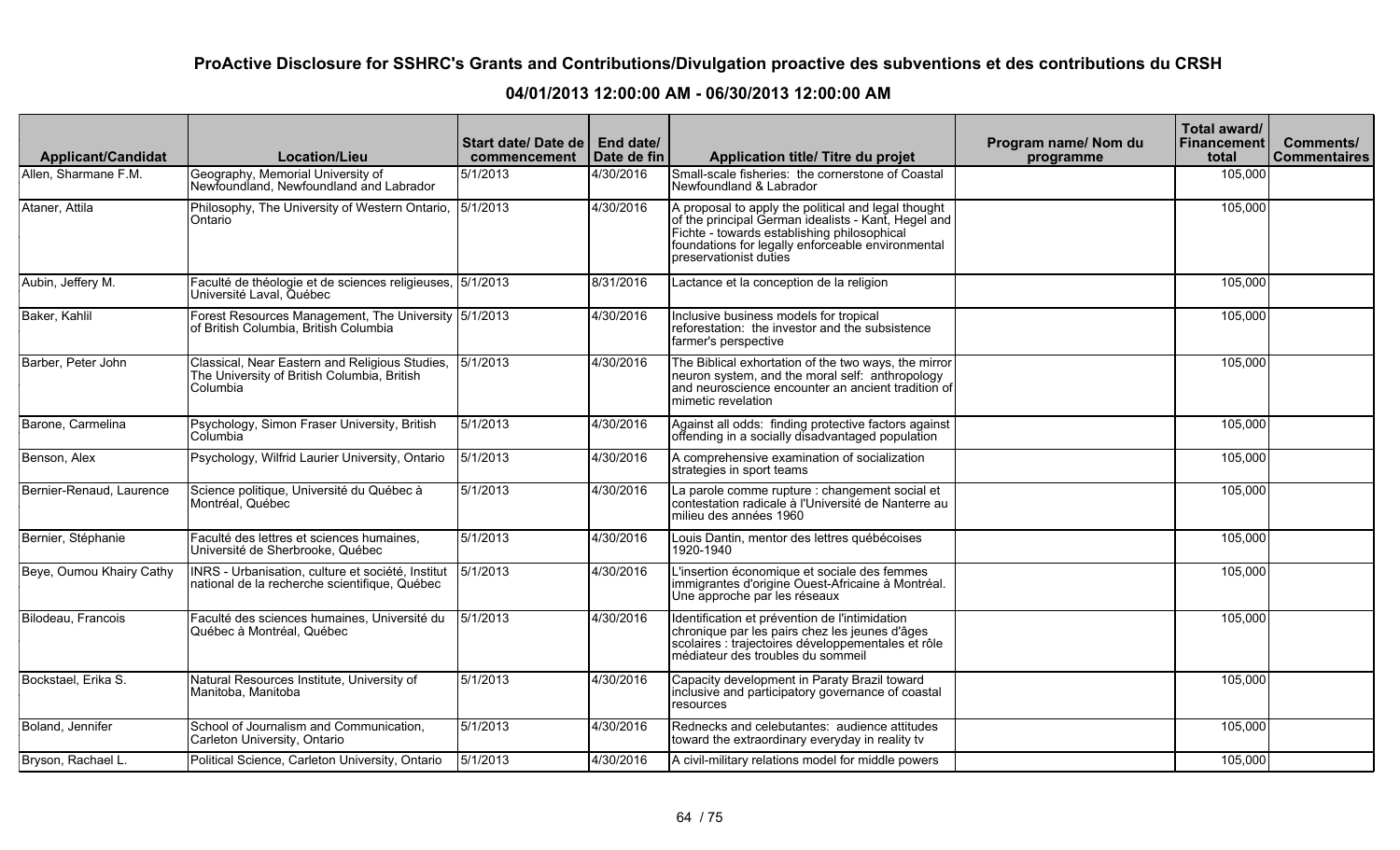## ProActive Disclosure for SSHRC's Grants and Contributions/Divulgation proactive des subventions et des contributions du CRSH

### 04/01/2013 12:00:00 AM - 06/30/2013 12:00:00 AM

| Applicant/Candidat | Location/Lieu | Start date/ Date de commencement | End date/ Date de fin | Application title/ Titre du projet | Program name/ Nom du programme | Total award/ Financement total | Comments/ Commentaires |
|---|---|---|---|---|---|---|---|
| Allen, Sharmane F.M. | Geography, Memorial University of Newfoundland, Newfoundland and Labrador | 5/1/2013 | 4/30/2016 | Small-scale fisheries: the cornerstone of Coastal Newfoundland & Labrador | | 105,000 | |
| Ataner, Attila | Philosophy, The University of Western Ontario, Ontario | 5/1/2013 | 4/30/2016 | A proposal to apply the political and legal thought of the principal German idealists - Kant, Hegel and Fichte - towards establishing philosophical foundations for legally enforceable environmental preservationist duties | | 105,000 | |
| Aubin, Jeffery M. | Faculté de théologie et de sciences religieuses, Université Laval, Québec | 5/1/2013 | 8/31/2016 | Lactance et la conception de la religion | | 105,000 | |
| Baker, Kahlil | Forest Resources Management, The University of British Columbia, British Columbia | 5/1/2013 | 4/30/2016 | Inclusive business models for tropical reforestation: the investor and the subsistence farmer's perspective | | 105,000 | |
| Barber, Peter John | Classical, Near Eastern and Religious Studies, The University of British Columbia, British Columbia | 5/1/2013 | 4/30/2016 | The Biblical exhortation of the two ways, the mirror neuron system, and the moral self: anthropology and neuroscience encounter an ancient tradition of mimetic revelation | | 105,000 | |
| Barone, Carmelina | Psychology, Simon Fraser University, British Columbia | 5/1/2013 | 4/30/2016 | Against all odds: finding protective factors against offending in a socially disadvantaged population | | 105,000 | |
| Benson, Alex | Psychology, Wilfrid Laurier University, Ontario | 5/1/2013 | 4/30/2016 | A comprehensive examination of socialization strategies in sport teams | | 105,000 | |
| Bernier-Renaud, Laurence | Science politique, Université du Québec à Montréal, Québec | 5/1/2013 | 4/30/2016 | La parole comme rupture : changement social et contestation radicale à l'Université de Nanterre au milieu des années 1960 | | 105,000 | |
| Bernier, Stéphanie | Faculté des lettres et sciences humaines, Université de Sherbrooke, Québec | 5/1/2013 | 4/30/2016 | Louis Dantin, mentor des lettres québécoises 1920-1940 | | 105,000 | |
| Beye, Oumou Khairy Cathy | INRS - Urbanisation, culture et société, Institut national de la recherche scientifique, Québec | 5/1/2013 | 4/30/2016 | L'insertion économique et sociale des femmes immigrantes d'origine Ouest-Africaine à Montréal. Une approche par les réseaux | | 105,000 | |
| Bilodeau, Francois | Faculté des sciences humaines, Université du Québec à Montréal, Québec | 5/1/2013 | 4/30/2016 | Identification et prévention de l'intimidation chronique par les pairs chez les jeunes d'âges scolaires : trajectoires développementales et rôle médiateur des troubles du sommeil | | 105,000 | |
| Bockstael, Erika S. | Natural Resources Institute, University of Manitoba, Manitoba | 5/1/2013 | 4/30/2016 | Capacity development in Paraty Brazil toward inclusive and participatory governance of coastal resources | | 105,000 | |
| Boland, Jennifer | School of Journalism and Communication, Carleton University, Ontario | 5/1/2013 | 4/30/2016 | Rednecks and celebutantes: audience attitudes toward the extraordinary everyday in reality tv | | 105,000 | |
| Bryson, Rachael L. | Political Science, Carleton University, Ontario | 5/1/2013 | 4/30/2016 | A civil-military relations model for middle powers | | 105,000 | |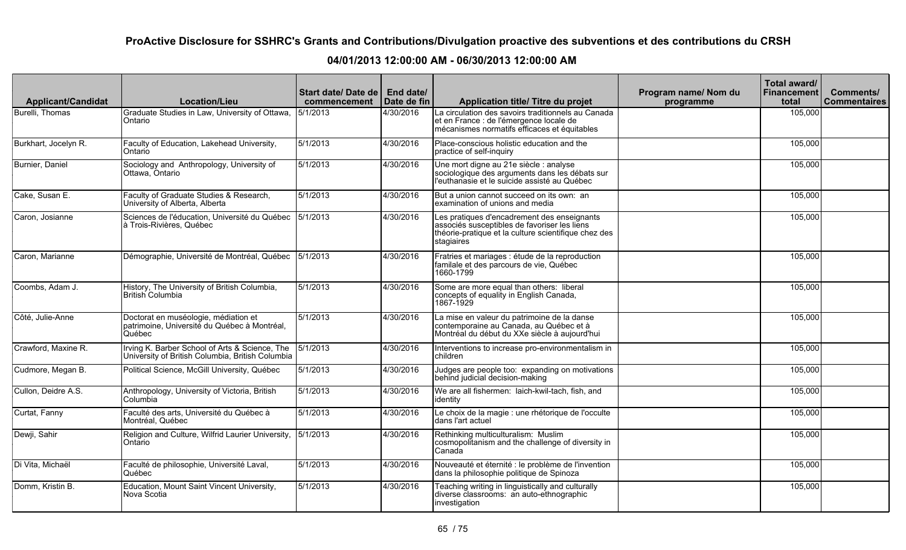## ProActive Disclosure for SSHRC's Grants and Contributions/Divulgation proactive des subventions et des contributions du CRSH

### 04/01/2013 12:00:00 AM - 06/30/2013 12:00:00 AM

| Applicant/Candidat | Location/Lieu | Start date/ Date de commencement | End date/ Date de fin | Application title/ Titre du projet | Program name/ Nom du programme | Total award/ Financement total | Comments/ Commentaires |
|---|---|---|---|---|---|---|---|
| Burelli, Thomas | Graduate Studies in Law, University of Ottawa, Ontario | 5/1/2013 | 4/30/2016 | La circulation des savoirs traditionnels au Canada et en France : de l'émergence locale de mécanismes normatifs efficaces et équitables | | 105,000 | |
| Burkhart, Jocelyn R. | Faculty of Education, Lakehead University, Ontario | 5/1/2013 | 4/30/2016 | Place-conscious holistic education and the practice of self-inquiry | | 105,000 | |
| Burnier, Daniel | Sociology and Anthropology, University of Ottawa, Ontario | 5/1/2013 | 4/30/2016 | Une mort digne au 21e siècle : analyse sociologique des arguments dans les débats sur l'euthanasie et le suicide assisté au Québec | | 105,000 | |
| Cake, Susan E. | Faculty of Graduate Studies & Research, University of Alberta, Alberta | 5/1/2013 | 4/30/2016 | But a union cannot succeed on its own: an examination of unions and media | | 105,000 | |
| Caron, Josianne | Sciences de l'éducation, Université du Québec à Trois-Rivières, Québec | 5/1/2013 | 4/30/2016 | Les pratiques d'encadrement des enseignants associés susceptibles de favoriser les liens théorie-pratique et la culture scientifique chez des stagiaires | | 105,000 | |
| Caron, Marianne | Démographie, Université de Montréal, Québec | 5/1/2013 | 4/30/2016 | Fratries et mariages : étude de la reproduction familale et des parcours de vie, Québec 1660-1799 | | 105,000 | |
| Coombs, Adam J. | History, The University of British Columbia, British Columbia | 5/1/2013 | 4/30/2016 | Some are more equal than others: liberal concepts of equality in English Canada, 1867-1929 | | 105,000 | |
| Côté, Julie-Anne | Doctorat en muséologie, médiation et patrimoine, Université du Québec à Montréal, Québec | 5/1/2013 | 4/30/2016 | La mise en valeur du patrimoine de la danse contemporaine au Canada, au Québec et à Montréal du début du XXe siècle à aujourd'hui | | 105,000 | |
| Crawford, Maxine R. | Irving K. Barber School of Arts & Science, The University of British Columbia, British Columbia | 5/1/2013 | 4/30/2016 | Interventions to increase pro-environmentalism in children | | 105,000 | |
| Cudmore, Megan B. | Political Science, McGill University, Québec | 5/1/2013 | 4/30/2016 | Judges are people too: expanding on motivations behind judicial decision-making | | 105,000 | |
| Cullon, Deidre A.S. | Anthropology, University of Victoria, British Columbia | 5/1/2013 | 4/30/2016 | We are all fishermen: laich-kwil-tach, fish, and identity | | 105,000 | |
| Curtat, Fanny | Faculté des arts, Université du Québec à Montréal, Québec | 5/1/2013 | 4/30/2016 | Le choix de la magie : une rhétorique de l'occulte dans l'art actuel | | 105,000 | |
| Dewji, Sahir | Religion and Culture, Wilfrid Laurier University, Ontario | 5/1/2013 | 4/30/2016 | Rethinking multiculturalism: Muslim cosmopolitanism and the challenge of diversity in Canada | | 105,000 | |
| Di Vita, Michaël | Faculté de philosophie, Université Laval, Québec | 5/1/2013 | 4/30/2016 | Nouveauté et éternité : le problème de l'invention dans la philosophie politique de Spinoza | | 105,000 | |
| Domm, Kristin B. | Education, Mount Saint Vincent University, Nova Scotia | 5/1/2013 | 4/30/2016 | Teaching writing in linguistically and culturally diverse classrooms: an auto-ethnographic investigation | | 105,000 | |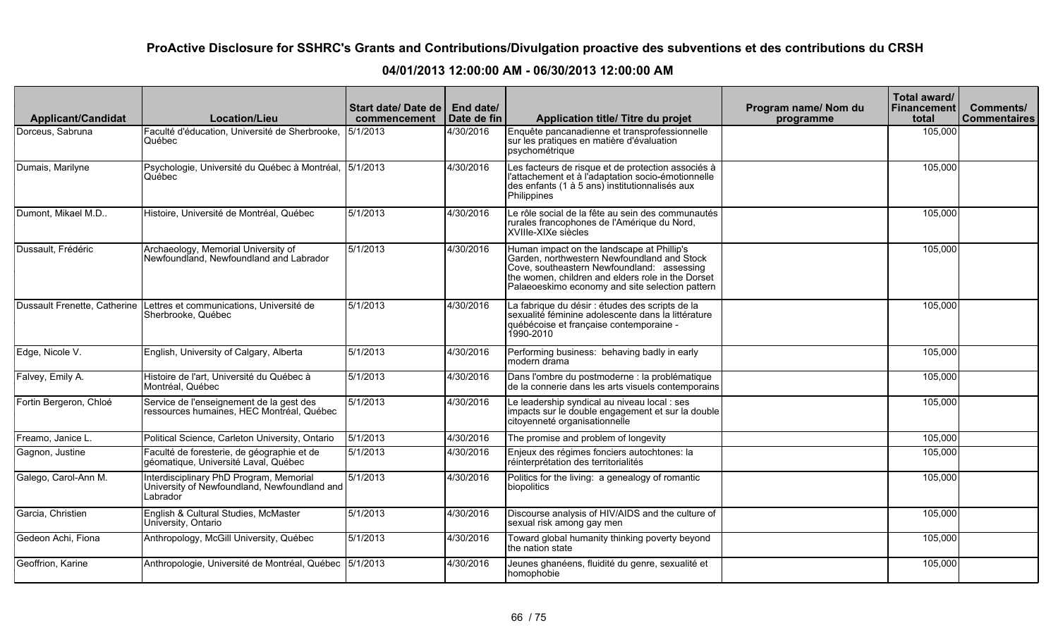## ProActive Disclosure for SSHRC's Grants and Contributions/Divulgation proactive des subventions et des contributions du CRSH

### 04/01/2013 12:00:00 AM - 06/30/2013 12:00:00 AM

| Applicant/Candidat | Location/Lieu | Start date/ Date de commencement | End date/ Date de fin | Application title/ Titre du projet | Program name/ Nom du programme | Total award/ Financement total | Comments/ Commentaires |
|---|---|---|---|---|---|---|---|
| Dorceus, Sabruna | Faculté d'éducation, Université de Sherbrooke, Québec | 5/1/2013 | 4/30/2016 | Enquête pancanadienne et transprofessionnelle sur les pratiques en matière d'évaluation psychométrique | | 105,000 | |
| Dumais, Marilyne | Psychologie, Université du Québec à Montréal, Québec | 5/1/2013 | 4/30/2016 | Les facteurs de risque et de protection associés à l'attachement et à l'adaptation socio-émotionnelle des enfants (1 à 5 ans) institutionnalisés aux Philippines | | 105,000 | |
| Dumont, Mikael M.D.. | Histoire, Université de Montréal, Québec | 5/1/2013 | 4/30/2016 | Le rôle social de la fête au sein des communautés rurales francophones de l'Amérique du Nord, XVIIIe-XIXe siècles | | 105,000 | |
| Dussault, Frédéric | Archaeology, Memorial University of Newfoundland, Newfoundland and Labrador | 5/1/2013 | 4/30/2016 | Human impact on the landscape at Phillip's Garden, northwestern Newfoundland and Stock Cove, southeastern Newfoundland: assessing the women, children and elders role in the Dorset Palaeoeskimo economy and site selection pattern | | 105,000 | |
| Dussault Frenette, Catherine | Lettres et communications, Université de Sherbrooke, Québec | 5/1/2013 | 4/30/2016 | La fabrique du désir : études des scripts de la sexualité féminine adolescente dans la littérature québécoise et française contemporaine - 1990-2010 | | 105,000 | |
| Edge, Nicole V. | English, University of Calgary, Alberta | 5/1/2013 | 4/30/2016 | Performing business: behaving badly in early modern drama | | 105,000 | |
| Falvey, Emily A. | Histoire de l'art, Université du Québec à Montréal, Québec | 5/1/2013 | 4/30/2016 | Dans l'ombre du postmoderne : la problématique de la connerie dans les arts visuels contemporains | | 105,000 | |
| Fortin Bergeron, Chloé | Service de l'enseignement de la gest des ressources humaines, HEC Montréal, Québec | 5/1/2013 | 4/30/2016 | Le leadership syndical au niveau local : ses impacts sur le double engagement et sur la double citoyenneté organisationnelle | | 105,000 | |
| Freamo, Janice L. | Political Science, Carleton University, Ontario | 5/1/2013 | 4/30/2016 | The promise and problem of longevity | | 105,000 | |
| Gagnon, Justine | Faculté de foresterie, de géographie et de géomatique, Université Laval, Québec | 5/1/2013 | 4/30/2016 | Enjeux des régimes fonciers autochtones: la réinterprétation des territorialités | | 105,000 | |
| Galego, Carol-Ann M. | Interdisciplinary PhD Program, Memorial University of Newfoundland, Newfoundland and Labrador | 5/1/2013 | 4/30/2016 | Politics for the living: a genealogy of romantic biopolitics | | 105,000 | |
| Garcia, Christien | English & Cultural Studies, McMaster University, Ontario | 5/1/2013 | 4/30/2016 | Discourse analysis of HIV/AIDS and the culture of sexual risk among gay men | | 105,000 | |
| Gedeon Achi, Fiona | Anthropology, McGill University, Québec | 5/1/2013 | 4/30/2016 | Toward global humanity thinking poverty beyond the nation state | | 105,000 | |
| Geoffrion, Karine | Anthropologie, Université de Montréal, Québec | 5/1/2013 | 4/30/2016 | Jeunes ghanéens, fluidité du genre, sexualité et homophobie | | 105,000 | |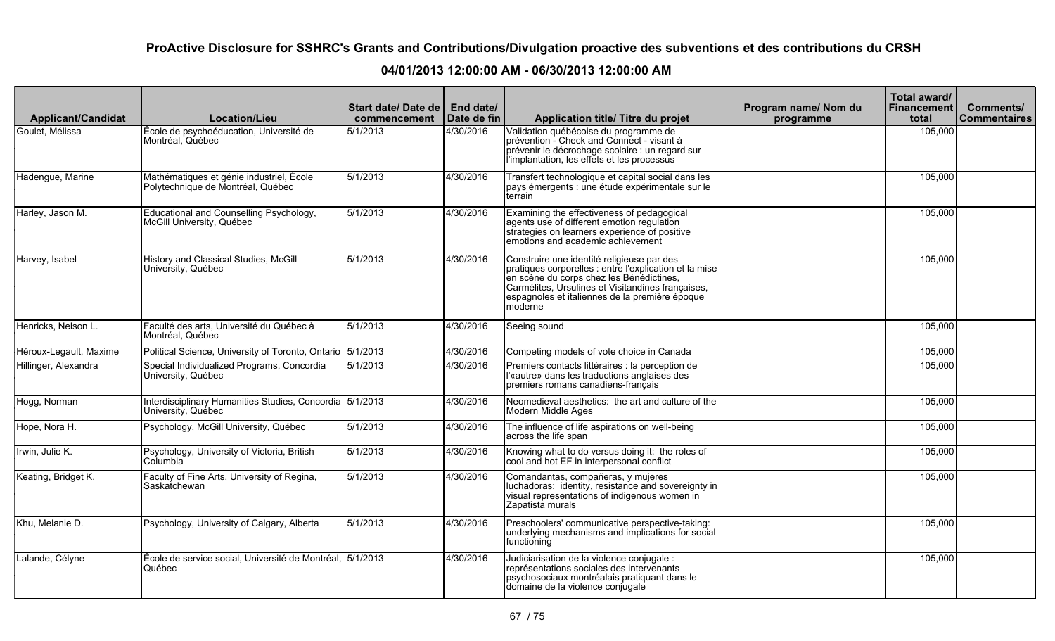## ProActive Disclosure for SSHRC's Grants and Contributions/Divulgation proactive des subventions et des contributions du CRSH

### 04/01/2013 12:00:00 AM - 06/30/2013 12:00:00 AM

| Applicant/Candidat | Location/Lieu | Start date/ Date de commencement | End date/ Date de fin | Application title/ Titre du projet | Program name/ Nom du programme | Total award/ Financement total | Comments/ Commentaires |
|---|---|---|---|---|---|---|---|
| Goulet, Mélissa | École de psychoéducation, Université de Montréal, Québec | 5/1/2013 | 4/30/2016 | Validation québécoise du programme de prévention - Check and Connect - visant à prévenir le décrochage scolaire : un regard sur l'implantation, les effets et les processus | | 105,000 | |
| Hadengue, Marine | Mathématiques et génie industriel, École Polytechnique de Montréal, Québec | 5/1/2013 | 4/30/2016 | Transfert technologique et capital social dans les pays émergents : une étude expérimentale sur le terrain | | 105,000 | |
| Harley, Jason M. | Educational and Counselling Psychology, McGill University, Québec | 5/1/2013 | 4/30/2016 | Examining the effectiveness of pedagogical agents use of different emotion regulation strategies on learners experience of positive emotions and academic achievement | | 105,000 | |
| Harvey, Isabel | History and Classical Studies, McGill University, Québec | 5/1/2013 | 4/30/2016 | Construire une identité religieuse par des pratiques corporelles : entre l'explication et la mise en scène du corps chez les Bénédictines, Carmélites, Ursulines et Visitandines françaises, espagnoles et italiennes de la première époque moderne | | 105,000 | |
| Henricks, Nelson L. | Faculté des arts, Université du Québec à Montréal, Québec | 5/1/2013 | 4/30/2016 | Seeing sound | | 105,000 | |
| Héroux-Legault, Maxime | Political Science, University of Toronto, Ontario | 5/1/2013 | 4/30/2016 | Competing models of vote choice in Canada | | 105,000 | |
| Hillinger, Alexandra | Special Individualized Programs, Concordia University, Québec | 5/1/2013 | 4/30/2016 | Premiers contacts littéraires : la perception de l'«autre» dans les traductions anglaises des premiers romans canadiens-français | | 105,000 | |
| Hogg, Norman | Interdisciplinary Humanities Studies, Concordia University, Québec | 5/1/2013 | 4/30/2016 | Neomedieval aesthetics: the art and culture of the Modern Middle Ages | | 105,000 | |
| Hope, Nora H. | Psychology, McGill University, Québec | 5/1/2013 | 4/30/2016 | The influence of life aspirations on well-being across the life span | | 105,000 | |
| Irwin, Julie K. | Psychology, University of Victoria, British Columbia | 5/1/2013 | 4/30/2016 | Knowing what to do versus doing it: the roles of cool and hot EF in interpersonal conflict | | 105,000 | |
| Keating, Bridget K. | Faculty of Fine Arts, University of Regina, Saskatchewan | 5/1/2013 | 4/30/2016 | Comandantas, compañeras, y mujeres luchadoras: identity, resistance and sovereignty in visual representations of indigenous women in Zapatista murals | | 105,000 | |
| Khu, Melanie D. | Psychology, University of Calgary, Alberta | 5/1/2013 | 4/30/2016 | Preschoolers' communicative perspective-taking: underlying mechanisms and implications for social functioning | | 105,000 | |
| Lalande, Célyne | École de service social, Université de Montréal, Québec | 5/1/2013 | 4/30/2016 | Judiciarisation de la violence conjugale : représentations sociales des intervenants psychosociaux montréalais pratiquant dans le domaine de la violence conjugale | | 105,000 | |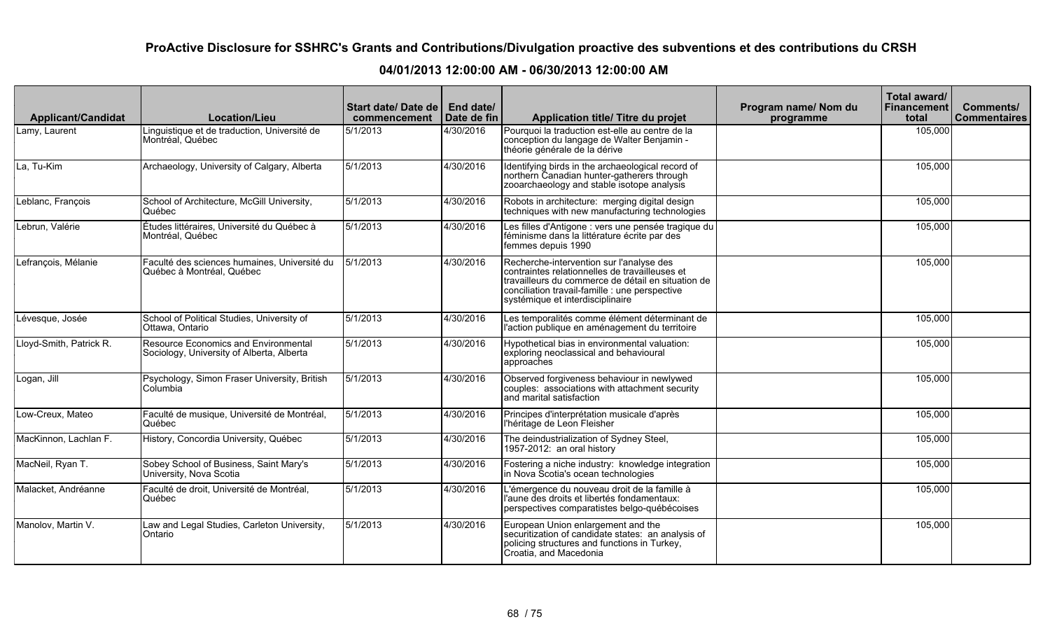# ProActive Disclosure for SSHRC's Grants and Contributions/Divulgation proactive des subventions et des contributions du CRSH

## 04/01/2013 12:00:00 AM - 06/30/2013 12:00:00 AM

| Applicant/Candidat | Location/Lieu | Start date/ Date de commencement | End date/ Date de fin | Application title/ Titre du projet | Program name/ Nom du programme | Total award/ Financement total | Comments/ Commentaires |
|---|---|---|---|---|---|---|---|
| Lamy, Laurent | Linguistique et de traduction, Université de Montréal, Québec | 5/1/2013 | 4/30/2016 | Pourquoi la traduction est-elle au centre de la conception du langage de Walter Benjamin - théorie générale de la dérive | | 105,000 | |
| La, Tu-Kim | Archaeology, University of Calgary, Alberta | 5/1/2013 | 4/30/2016 | Identifying birds in the archaeological record of northern Canadian hunter-gatherers through zooarchaeology and stable isotope analysis | | 105,000 | |
| Leblanc, François | School of Architecture, McGill University, Québec | 5/1/2013 | 4/30/2016 | Robots in architecture: merging digital design techniques with new manufacturing technologies | | 105,000 | |
| Lebrun, Valérie | Études littéraires, Université du Québec à Montréal, Québec | 5/1/2013 | 4/30/2016 | Les filles d'Antigone : vers une pensée tragique du féminisme dans la littérature écrite par des femmes depuis 1990 | | 105,000 | |
| Lefrançois, Mélanie | Faculté des sciences humaines, Université du Québec à Montréal, Québec | 5/1/2013 | 4/30/2016 | Recherche-intervention sur l'analyse des contraintes relationnelles de travailleuses et travailleurs du commerce de détail en situation de conciliation travail-famille : une perspective systémique et interdisciplinaire | | 105,000 | |
| Lévesque, Josée | School of Political Studies, University of Ottawa, Ontario | 5/1/2013 | 4/30/2016 | Les temporalités comme élément déterminant de l'action publique en aménagement du territoire | | 105,000 | |
| Lloyd-Smith, Patrick R. | Resource Economics and Environmental Sociology, University of Alberta, Alberta | 5/1/2013 | 4/30/2016 | Hypothetical bias in environmental valuation: exploring neoclassical and behavioural approaches | | 105,000 | |
| Logan, Jill | Psychology, Simon Fraser University, British Columbia | 5/1/2013 | 4/30/2016 | Observed forgiveness behaviour in newlywed couples: associations with attachment security and marital satisfaction | | 105,000 | |
| Low-Creux, Mateo | Faculté de musique, Université de Montréal, Québec | 5/1/2013 | 4/30/2016 | Principes d'interprétation musicale d'après l'héritage de Leon Fleisher | | 105,000 | |
| MacKinnon, Lachlan F. | History, Concordia University, Québec | 5/1/2013 | 4/30/2016 | The deindustrialization of Sydney Steel, 1957-2012: an oral history | | 105,000 | |
| MacNeil, Ryan T. | Sobey School of Business, Saint Mary's University, Nova Scotia | 5/1/2013 | 4/30/2016 | Fostering a niche industry: knowledge integration in Nova Scotia's ocean technologies | | 105,000 | |
| Malacket, Andréanne | Faculté de droit, Université de Montréal, Québec | 5/1/2013 | 4/30/2016 | L'émergence du nouveau droit de la famille à l'aune des droits et libertés fondamentaux: perspectives comparatistes belgo-québécoises | | 105,000 | |
| Manolov, Martin V. | Law and Legal Studies, Carleton University, Ontario | 5/1/2013 | 4/30/2016 | European Union enlargement and the securitization of candidate states: an analysis of policing structures and functions in Turkey, Croatia, and Macedonia | | 105,000 | |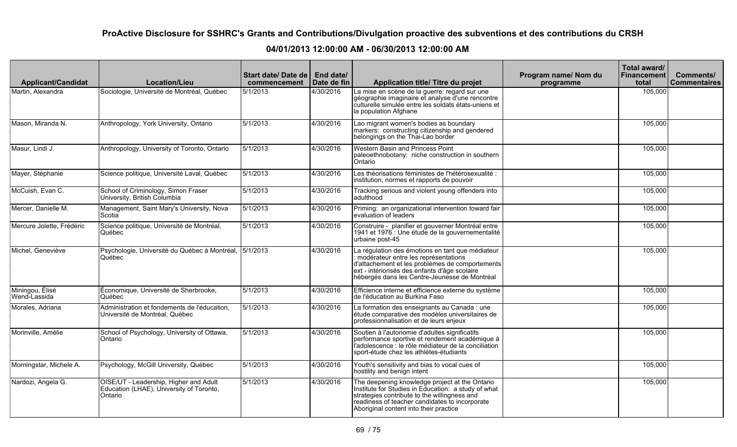## ProActive Disclosure for SSHRC's Grants and Contributions/Divulgation proactive des subventions et des contributions du CRSH

### 04/01/2013 12:00:00 AM - 06/30/2013 12:00:00 AM

| Applicant/Candidat | Location/Lieu | Start date/ Date de commencement | End date/ Date de fin | Application title/ Titre du projet | Program name/ Nom du programme | Total award/ Financement total | Comments/ Commentaires |
|---|---|---|---|---|---|---|---|
| Martin, Alexandra | Sociologie, Université de Montréal, Québec | 5/1/2013 | 4/30/2016 | La mise en scène de la guerre: regard sur une géographie imaginaire et analyse d'une rencontre culturelle simulée entre les soldats états-uniens et la population Afghane | | 105,000 | |
| Mason, Miranda N. | Anthropology, York University, Ontario | 5/1/2013 | 4/30/2016 | Lao migrant women's bodies as boundary markers: constructing citizenship and gendered belongings on the Thai-Lao border | | 105,000 | |
| Masur, Lindi J. | Anthropology, University of Toronto, Ontario | 5/1/2013 | 4/30/2016 | Western Basin and Princess Point paleoethnobotany: niche construction in southern Ontario | | 105,000 | |
| Mayer, Stéphanie | Science politique, Université Laval, Québec | 5/1/2013 | 4/30/2016 | Les théorisations féministes de l'hétérosexualité : institution, normes et rapports de pouvoir | | 105,000 | |
| McCuish, Evan C. | School of Criminology, Simon Fraser University, British Columbia | 5/1/2013 | 4/30/2016 | Tracking serious and violent young offenders into adulthood | | 105,000 | |
| Mercer, Danielle M. | Management, Saint Mary's University, Nova Scotia | 5/1/2013 | 4/30/2016 | Priming: an organizational intervention toward fair evaluation of leaders | | 105,000 | |
| Mercure Jolette, Frédéric | Science politique, Université de Montréal, Québec | 5/1/2013 | 4/30/2016 | Construire - planifier et gouverner Montréal entre 1941 et 1976 : Une étude de la gouvernementalité urbaine post-45 | | 105,000 | |
| Michel, Geneviève | Psychologie, Université du Québec à Montréal, Québec | 5/1/2013 | 4/30/2016 | La régulation des émotions en tant que médiateur : modérateur entre les représentations d'attachement et les problèmes de comportements ext - intériorisés des enfants d'âge scolaire hébergés dans les Centre-Jeunesse de Montréal | | 105,000 | |
| Miningou, Élisé Wend-Lassida | Économique, Université de Sherbrooke, Québec | 5/1/2013 | 4/30/2016 | Efficience interne et efficience externe du système de l'éducation au Burkina Faso | | 105,000 | |
| Morales, Adriana | Administration et fondements de l'éducation, Université de Montréal, Québec | 5/1/2013 | 4/30/2016 | La formation des enseignants au Canada : une étude comparative des modèles universitaires de professionnalisation et de leurs enjeux | | 105,000 | |
| Morinville, Amélie | School of Psychology, University of Ottawa, Ontario | 5/1/2013 | 4/30/2016 | Soutien à l'autonomie d'adultes significatifs performance sportive et rendement académique à l'adolescence : le rôle médiateur de la conciliation sport-étude chez les athlètes-étudiants | | 105,000 | |
| Morningstar, Michele A. | Psychology, McGill University, Québec | 5/1/2013 | 4/30/2016 | Youth's sensitivity and bias to vocal cues of hostility and benign intent | | 105,000 | |
| Nardozi, Angela G. | OISE/UT - Leadership, Higher and Adult Education (LHAE), University of Toronto, Ontario | 5/1/2013 | 4/30/2016 | The deepening knowledge project at the Ontario Institute for Studies in Education: a study of what strategies contribute to the willingness and readiness of teacher candidates to incorporate Aboriginal content into their practice | | 105,000 | |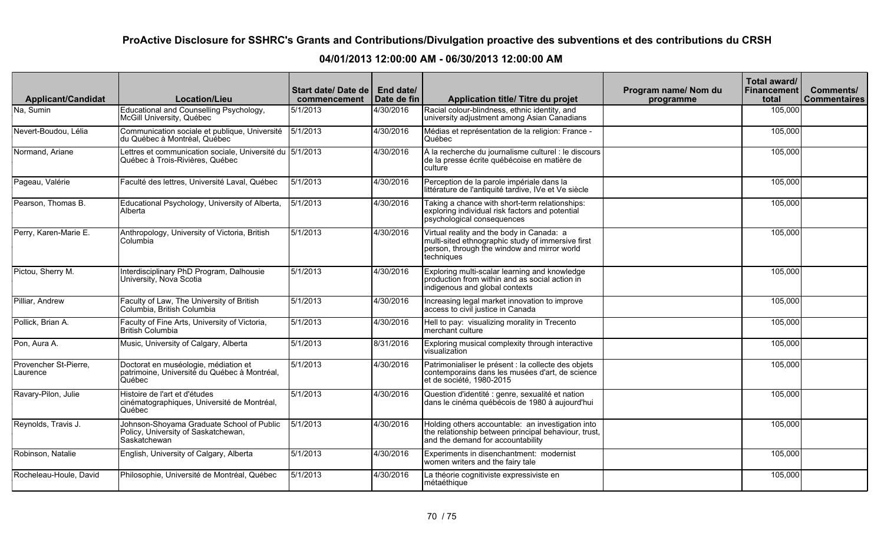**ProActive Disclosure for SSHRC's Grants and Contributions/Divulgation proactive des subventions et des contributions du CRSH**

**04/01/2013 12:00:00 AM - 06/30/2013 12:00:00 AM**

| Applicant/Candidat | Location/Lieu | Start date/ Date de commencement | End date/ Date de fin | Application title/ Titre du projet | Program name/ Nom du programme | Total award/ Financement total | Comments/ Commentaires |
|---|---|---|---|---|---|---|---|
| Na, Sumin | Educational and Counselling Psychology, McGill University, Québec | 5/1/2013 | 4/30/2016 | Racial colour-blindness, ethnic identity, and university adjustment among Asian Canadians | | 105,000 | |
| Nevert-Boudou, Lélia | Communication sociale et publique, Université du Québec à Montréal, Québec | 5/1/2013 | 4/30/2016 | Médias et représentation de la religion: France - Québec | | 105,000 | |
| Normand, Ariane | Lettres et communication sociale, Université du Québec à Trois-Rivières, Québec | 5/1/2013 | 4/30/2016 | À la recherche du journalisme culturel : le discours de la presse écrite québécoise en matière de culture | | 105,000 | |
| Pageau, Valérie | Faculté des lettres, Université Laval, Québec | 5/1/2013 | 4/30/2016 | Perception de la parole impériale dans la littérature de l'antiquité tardive, IVe et Ve siècle | | 105,000 | |
| Pearson, Thomas B. | Educational Psychology, University of Alberta, Alberta | 5/1/2013 | 4/30/2016 | Taking a chance with short-term relationships: exploring individual risk factors and potential psychological consequences | | 105,000 | |
| Perry, Karen-Marie E. | Anthropology, University of Victoria, British Columbia | 5/1/2013 | 4/30/2016 | Virtual reality and the body in Canada: a multi-sited ethnographic study of immersive first person, through the window and mirror world techniques | | 105,000 | |
| Pictou, Sherry M. | Interdisciplinary PhD Program, Dalhousie University, Nova Scotia | 5/1/2013 | 4/30/2016 | Exploring multi-scalar learning and knowledge production from within and as social action in indigenous and global contexts | | 105,000 | |
| Pilliar, Andrew | Faculty of Law, The University of British Columbia, British Columbia | 5/1/2013 | 4/30/2016 | Increasing legal market innovation to improve access to civil justice in Canada | | 105,000 | |
| Pollick, Brian A. | Faculty of Fine Arts, University of Victoria, British Columbia | 5/1/2013 | 4/30/2016 | Hell to pay: visualizing morality in Trecento merchant culture | | 105,000 | |
| Pon, Aura A. | Music, University of Calgary, Alberta | 5/1/2013 | 8/31/2016 | Exploring musical complexity through interactive visualization | | 105,000 | |
| Provencher St-Pierre, Laurence | Doctorat en muséologie, médiation et patrimoine, Université du Québec à Montréal, Québec | 5/1/2013 | 4/30/2016 | Patrimonialiser le présent : la collecte des objets contemporains dans les musées d'art, de science et de société, 1980-2015 | | 105,000 | |
| Ravary-Pilon, Julie | Histoire de l'art et d'études cinématographiques, Université de Montréal, Québec | 5/1/2013 | 4/30/2016 | Question d'identité : genre, sexualité et nation dans le cinéma québécois de 1980 à aujourd'hui | | 105,000 | |
| Reynolds, Travis J. | Johnson-Shoyama Graduate School of Public Policy, University of Saskatchewan, Saskatchewan | 5/1/2013 | 4/30/2016 | Holding others accountable: an investigation into the relationship between principal behaviour, trust, and the demand for accountability | | 105,000 | |
| Robinson, Natalie | English, University of Calgary, Alberta | 5/1/2013 | 4/30/2016 | Experiments in disenchantment: modernist women writers and the fairy tale | | 105,000 | |
| Rocheleau-Houle, David | Philosophie, Université de Montréal, Québec | 5/1/2013 | 4/30/2016 | La théorie cognitiviste expressiviste en métaéthique | | 105,000 | |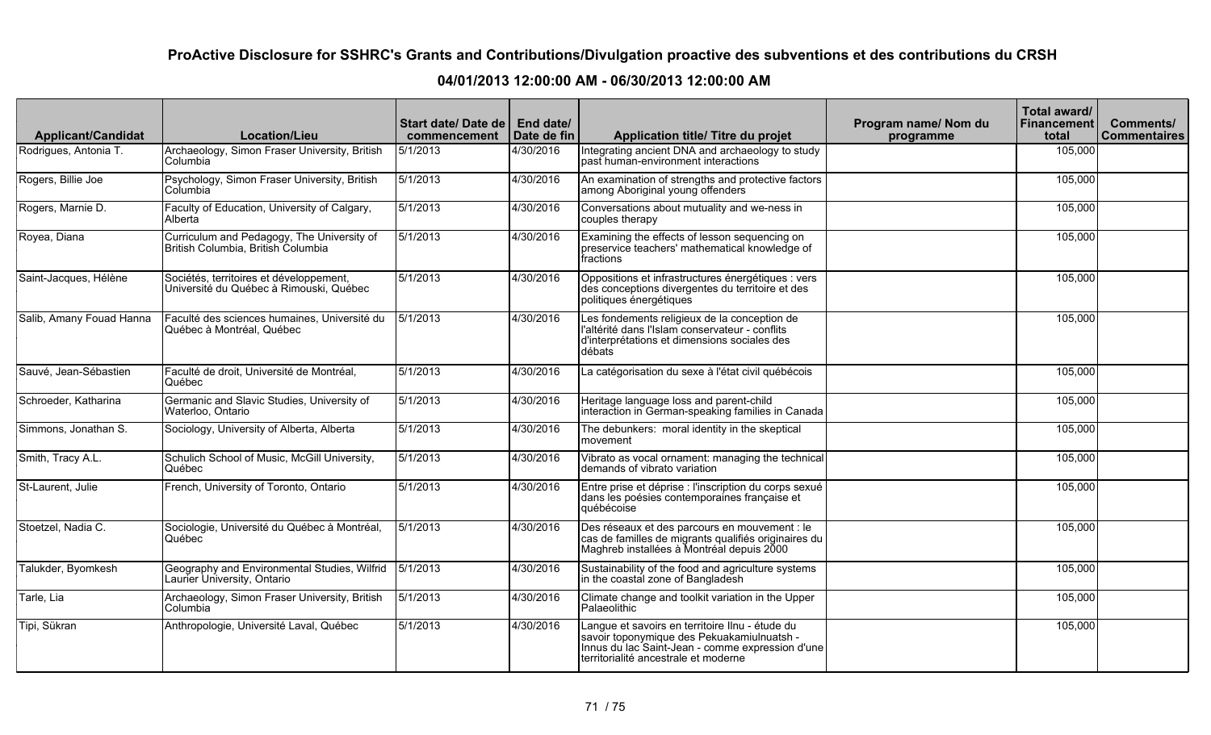## ProActive Disclosure for SSHRC's Grants and Contributions/Divulgation proactive des subventions et des contributions du CRSH

### 04/01/2013 12:00:00 AM - 06/30/2013 12:00:00 AM

| Applicant/Candidat | Location/Lieu | Start date/ Date de commencement | End date/ Date de fin | Application title/ Titre du projet | Program name/ Nom du programme | Total award/ Financement total | Comments/ Commentaires |
|---|---|---|---|---|---|---|---|
| Rodrigues, Antonia T. | Archaeology, Simon Fraser University, British Columbia | 5/1/2013 | 4/30/2016 | Integrating ancient DNA and archaeology to study past human-environment interactions | | 105,000 | |
| Rogers, Billie Joe | Psychology, Simon Fraser University, British Columbia | 5/1/2013 | 4/30/2016 | An examination of strengths and protective factors among Aboriginal young offenders | | 105,000 | |
| Rogers, Marnie D. | Faculty of Education, University of Calgary, Alberta | 5/1/2013 | 4/30/2016 | Conversations about mutuality and we-ness in couples therapy | | 105,000 | |
| Royea, Diana | Curriculum and Pedagogy, The University of British Columbia, British Columbia | 5/1/2013 | 4/30/2016 | Examining the effects of lesson sequencing on preservice teachers' mathematical knowledge of fractions | | 105,000 | |
| Saint-Jacques, Hélène | Sociétés, territoires et développement, Université du Québec à Rimouski, Québec | 5/1/2013 | 4/30/2016 | Oppositions et infrastructures énergétiques : vers des conceptions divergentes du territoire et des politiques énergétiques | | 105,000 | |
| Salib, Amany Fouad Hanna | Faculté des sciences humaines, Université du Québec à Montréal, Québec | 5/1/2013 | 4/30/2016 | Les fondements religieux de la conception de l'altérité dans l'Islam conservateur - conflits d'interprétations et dimensions sociales des débats | | 105,000 | |
| Sauvé, Jean-Sébastien | Faculté de droit, Université de Montréal, Québec | 5/1/2013 | 4/30/2016 | La catégorisation du sexe à l'état civil québécois | | 105,000 | |
| Schroeder, Katharina | Germanic and Slavic Studies, University of Waterloo, Ontario | 5/1/2013 | 4/30/2016 | Heritage language loss and parent-child interaction in German-speaking families in Canada | | 105,000 | |
| Simmons, Jonathan S. | Sociology, University of Alberta, Alberta | 5/1/2013 | 4/30/2016 | The debunkers: moral identity in the skeptical movement | | 105,000 | |
| Smith, Tracy A.L. | Schulich School of Music, McGill University, Québec | 5/1/2013 | 4/30/2016 | Vibrato as vocal ornament: managing the technical demands of vibrato variation | | 105,000 | |
| St-Laurent, Julie | French, University of Toronto, Ontario | 5/1/2013 | 4/30/2016 | Entre prise et déprise : l'inscription du corps sexué dans les poésies contemporaines française et québécoise | | 105,000 | |
| Stoetzel, Nadia C. | Sociologie, Université du Québec à Montréal, Québec | 5/1/2013 | 4/30/2016 | Des réseaux et des parcours en mouvement : le cas de familles de migrants qualifiés originaires du Maghreb installées à Montréal depuis 2000 | | 105,000 | |
| Talukder, Byomkesh | Geography and Environmental Studies, Wilfrid Laurier University, Ontario | 5/1/2013 | 4/30/2016 | Sustainability of the food and agriculture systems in the coastal zone of Bangladesh | | 105,000 | |
| Tarle, Lia | Archaeology, Simon Fraser University, British Columbia | 5/1/2013 | 4/30/2016 | Climate change and toolkit variation in the Upper Palaeolithic | | 105,000 | |
| Tipi, Sükran | Anthropologie, Université Laval, Québec | 5/1/2013 | 4/30/2016 | Langue et savoirs en territoire Ilnu - étude du savoir toponymique des Pekuakamiulnuatsh - Innus du lac Saint-Jean - comme expression d'une territorialité ancestrale et moderne | | 105,000 | |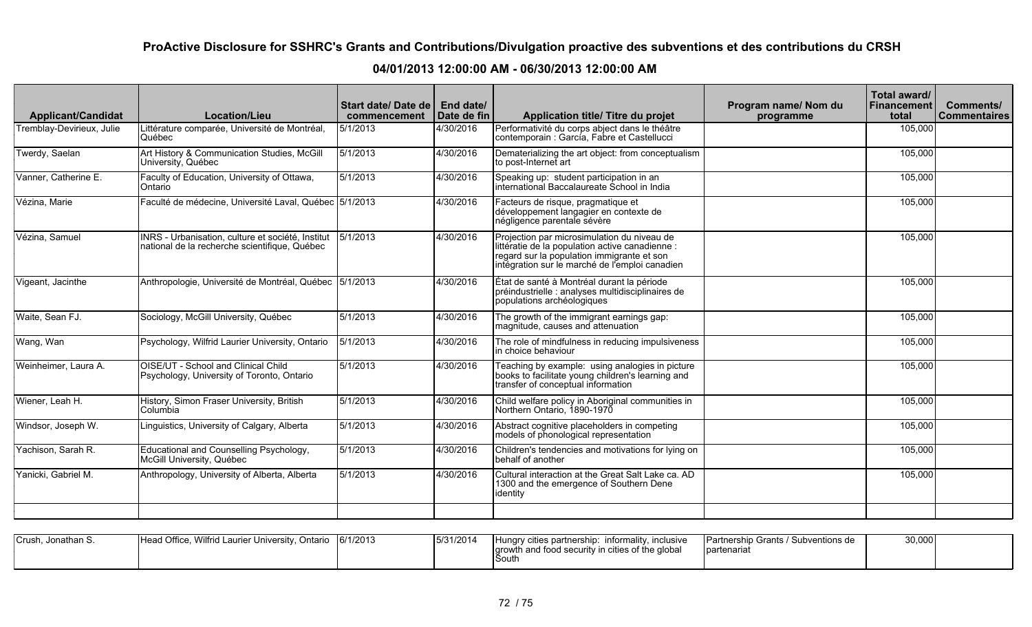# ProActive Disclosure for SSHRC's Grants and Contributions/Divulgation proactive des subventions et des contributions du CRSH

## 04/01/2013 12:00:00 AM - 06/30/2013 12:00:00 AM

| Applicant/Candidat | Location/Lieu | Start date/ Date de commencement | End date/ Date de fin | Application title/ Titre du projet | Program name/ Nom du programme | Total award/ Financement total | Comments/ Commentaires |
|---|---|---|---|---|---|---|---|
| Tremblay-Devirieux, Julie | Littérature comparée, Université de Montréal, Québec | 5/1/2013 | 4/30/2016 | Performativité du corps abject dans le théâtre contemporain : García, Fabre et Castellucci | | 105,000 | |
| Twerdy, Saelan | Art History & Communication Studies, McGill University, Québec | 5/1/2013 | 4/30/2016 | Dematerializing the art object: from conceptualism to post-Internet art | | 105,000 | |
| Vanner, Catherine E. | Faculty of Education, University of Ottawa, Ontario | 5/1/2013 | 4/30/2016 | Speaking up: student participation in an international Baccalaureate School in India | | 105,000 | |
| Vézina, Marie | Faculté de médecine, Université Laval, Québec | 5/1/2013 | 4/30/2016 | Facteurs de risque, pragmatique et développement langagier en contexte de négligence parentale sévère | | 105,000 | |
| Vézina, Samuel | INRS - Urbanisation, culture et société, Institut national de la recherche scientifique, Québec | 5/1/2013 | 4/30/2016 | Projection par microsimulation du niveau de littératie de la population active canadienne : regard sur la population immigrante et son intégration sur le marché de l'emploi canadien | | 105,000 | |
| Vigeant, Jacinthe | Anthropologie, Université de Montréal, Québec | 5/1/2013 | 4/30/2016 | État de santé à Montréal durant la période préindustrielle : analyses multidisciplinaires de populations archéologiques | | 105,000 | |
| Waite, Sean FJ. | Sociology, McGill University, Québec | 5/1/2013 | 4/30/2016 | The growth of the immigrant earnings gap: magnitude, causes and attenuation | | 105,000 | |
| Wang, Wan | Psychology, Wilfrid Laurier University, Ontario | 5/1/2013 | 4/30/2016 | The role of mindfulness in reducing impulsiveness in choice behaviour | | 105,000 | |
| Weinheimer, Laura A. | OISE/UT - School and Clinical Child Psychology, University of Toronto, Ontario | 5/1/2013 | 4/30/2016 | Teaching by example: using analogies in picture books to facilitate young children's learning and transfer of conceptual information | | 105,000 | |
| Wiener, Leah H. | History, Simon Fraser University, British Columbia | 5/1/2013 | 4/30/2016 | Child welfare policy in Aboriginal communities in Northern Ontario, 1890-1970 | | 105,000 | |
| Windsor, Joseph W. | Linguistics, University of Calgary, Alberta | 5/1/2013 | 4/30/2016 | Abstract cognitive placeholders in competing models of phonological representation | | 105,000 | |
| Yachison, Sarah R. | Educational and Counselling Psychology, McGill University, Québec | 5/1/2013 | 4/30/2016 | Children's tendencies and motivations for lying on behalf of another | | 105,000 | |
| Yanicki, Gabriel M. | Anthropology, University of Alberta, Alberta | 5/1/2013 | 4/30/2016 | Cultural interaction at the Great Salt Lake ca. AD 1300 and the emergence of Southern Dene identity | | 105,000 | |
| | | | | | | | |
| Crush, Jonathan S. | Head Office, Wilfrid Laurier University, Ontario | 6/1/2013 | 5/31/2014 | Hungry cities partnership: informality, inclusive growth and food security in cities of the global South | Partnership Grants / Subventions de partenariat | 30,000 | |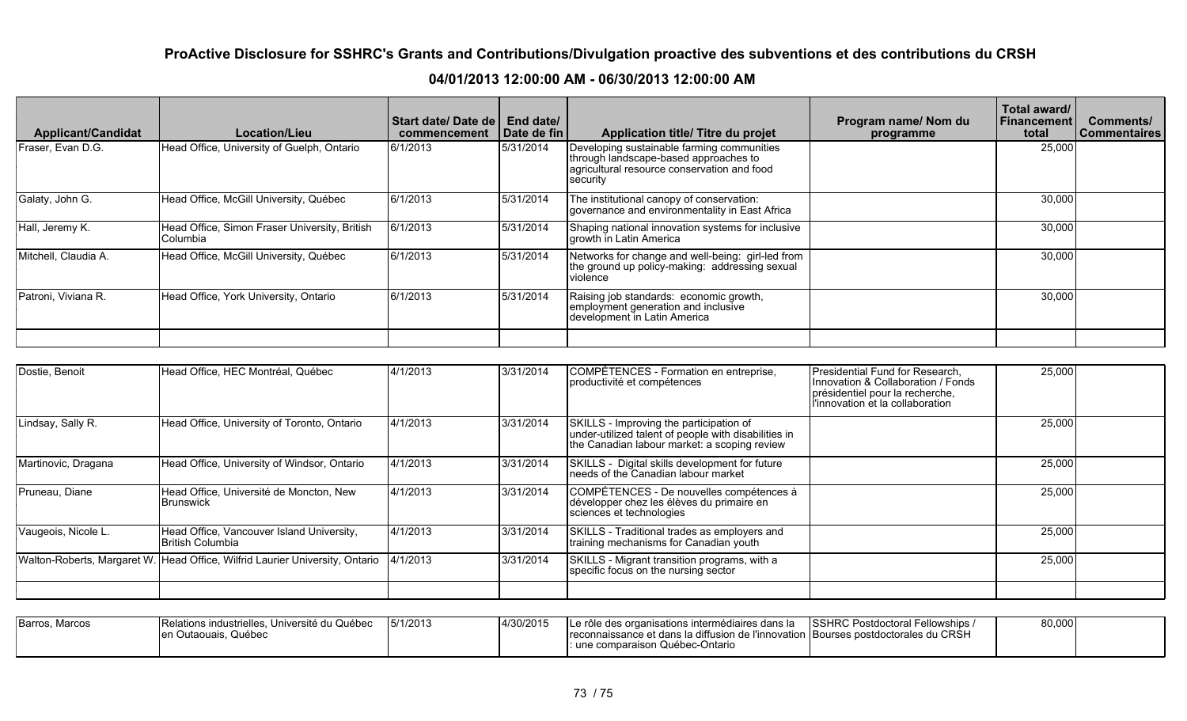# ProActive Disclosure for SSHRC's Grants and Contributions/Divulgation proactive des subventions et des contributions du CRSH

## 04/01/2013 12:00:00 AM - 06/30/2013 12:00:00 AM

| Applicant/Candidat | Location/Lieu | Start date/ Date de commencement | End date/ Date de fin | Application title/ Titre du projet | Program name/ Nom du programme | Total award/ Financement total | Comments/ Commentaires |
|---|---|---|---|---|---|---|---|
| Fraser, Evan D.G. | Head Office, University of Guelph, Ontario | 6/1/2013 | 5/31/2014 | Developing sustainable farming communities through landscape-based approaches to agricultural resource conservation and food security | | 25,000 | |
| Galaty, John G. | Head Office, McGill University, Québec | 6/1/2013 | 5/31/2014 | The institutional canopy of conservation: governance and environmentality in East Africa | | 30,000 | |
| Hall, Jeremy K. | Head Office, Simon Fraser University, British Columbia | 6/1/2013 | 5/31/2014 | Shaping national innovation systems for inclusive growth in Latin America | | 30,000 | |
| Mitchell, Claudia A. | Head Office, McGill University, Québec | 6/1/2013 | 5/31/2014 | Networks for change and well-being: girl-led from the ground up policy-making: addressing sexual violence | | 30,000 | |
| Patroni, Viviana R. | Head Office, York University, Ontario | 6/1/2013 | 5/31/2014 | Raising job standards: economic growth, employment generation and inclusive development in Latin America | | 30,000 | |
| | | | | | | | |
| Dostie, Benoit | Head Office, HEC Montréal, Québec | 4/1/2013 | 3/31/2014 | COMPÉTENCES - Formation en entreprise, productivité et compétences | Presidential Fund for Research, Innovation & Collaboration / Fonds présidentiel pour la recherche, l'innovation et la collaboration | 25,000 | |
| Lindsay, Sally R. | Head Office, University of Toronto, Ontario | 4/1/2013 | 3/31/2014 | SKILLS - Improving the participation of under-utilized talent of people with disabilities in the Canadian labour market: a scoping review | | 25,000 | |
| Martinovic, Dragana | Head Office, University of Windsor, Ontario | 4/1/2013 | 3/31/2014 | SKILLS - Digital skills development for future needs of the Canadian labour market | | 25,000 | |
| Pruneau, Diane | Head Office, Université de Moncton, New Brunswick | 4/1/2013 | 3/31/2014 | COMPÉTENCES - De nouvelles compétences à développer chez les élèves du primaire en sciences et technologies | | 25,000 | |
| Vaugeois, Nicole L. | Head Office, Vancouver Island University, British Columbia | 4/1/2013 | 3/31/2014 | SKILLS - Traditional trades as employers and training mechanisms for Canadian youth | | 25,000 | |
| Walton-Roberts, Margaret W. | Head Office, Wilfrid Laurier University, Ontario | 4/1/2013 | 3/31/2014 | SKILLS - Migrant transition programs, with a specific focus on the nursing sector | | 25,000 | |
| | | | | | | | |
| Barros, Marcos | Relations industrielles, Université du Québec en Outaouais, Québec | 5/1/2013 | 4/30/2015 | Le rôle des organisations intermédiaires dans la reconnaissance et dans la diffusion de l'innovation : une comparaison Québec-Ontario | SSHRC Postdoctoral Fellowships / Bourses postdoctorales du CRSH | 80,000 | |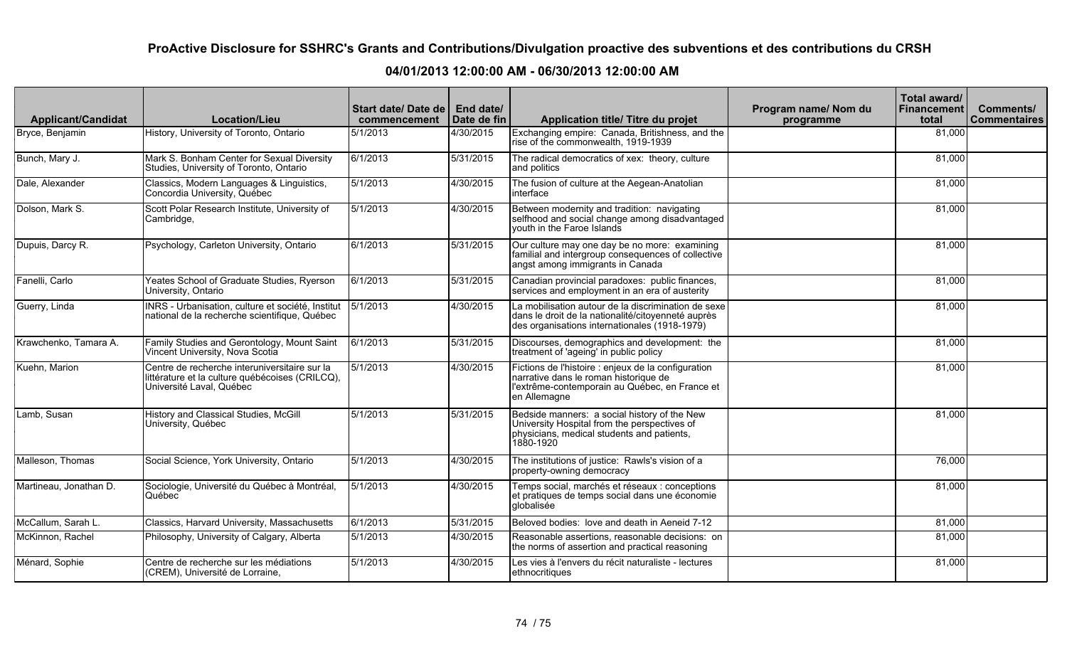## ProActive Disclosure for SSHRC's Grants and Contributions/Divulgation proactive des subventions et des contributions du CRSH

### 04/01/2013 12:00:00 AM - 06/30/2013 12:00:00 AM

| Applicant/Candidat | Location/Lieu | Start date/ Date de commencement | End date/ Date de fin | Application title/ Titre du projet | Program name/ Nom du programme | Total award/ Financement total | Comments/ Commentaires |
|---|---|---|---|---|---|---|---|
| Bryce, Benjamin | History, University of Toronto, Ontario | 5/1/2013 | 4/30/2015 | Exchanging empire: Canada, Britishness, and the rise of the commonwealth, 1919-1939 | | 81,000 | |
| Bunch, Mary J. | Mark S. Bonham Center for Sexual Diversity Studies, University of Toronto, Ontario | 6/1/2013 | 5/31/2015 | The radical democratics of xex: theory, culture and politics | | 81,000 | |
| Dale, Alexander | Classics, Modern Languages & Linguistics, Concordia University, Québec | 5/1/2013 | 4/30/2015 | The fusion of culture at the Aegean-Anatolian interface | | 81,000 | |
| Dolson, Mark S. | Scott Polar Research Institute, University of Cambridge, | 5/1/2013 | 4/30/2015 | Between modernity and tradition: navigating selfhood and social change among disadvantaged youth in the Faroe Islands | | 81,000 | |
| Dupuis, Darcy R. | Psychology, Carleton University, Ontario | 6/1/2013 | 5/31/2015 | Our culture may one day be no more: examining familial and intergroup consequences of collective angst among immigrants in Canada | | 81,000 | |
| Fanelli, Carlo | Yeates School of Graduate Studies, Ryerson University, Ontario | 6/1/2013 | 5/31/2015 | Canadian provincial paradoxes: public finances, services and employment in an era of austerity | | 81,000 | |
| Guerry, Linda | INRS - Urbanisation, culture et société, Institut national de la recherche scientifique, Québec | 5/1/2013 | 4/30/2015 | La mobilisation autour de la discrimination de sexe dans le droit de la nationalité/citoyenneté auprès des organisations internationales (1918-1979) | | 81,000 | |
| Krawchenko, Tamara A. | Family Studies and Gerontology, Mount Saint Vincent University, Nova Scotia | 6/1/2013 | 5/31/2015 | Discourses, demographics and development: the treatment of 'ageing' in public policy | | 81,000 | |
| Kuehn, Marion | Centre de recherche interuniversitaire sur la littérature et la culture québécoises (CRILCQ), Université Laval, Québec | 5/1/2013 | 4/30/2015 | Fictions de l'histoire : enjeux de la configuration narrative dans le roman historique de l'extrême-contemporain au Québec, en France et en Allemagne | | 81,000 | |
| Lamb, Susan | History and Classical Studies, McGill University, Québec | 5/1/2013 | 5/31/2015 | Bedside manners: a social history of the New University Hospital from the perspectives of physicians, medical students and patients, 1880-1920 | | 81,000 | |
| Malleson, Thomas | Social Science, York University, Ontario | 5/1/2013 | 4/30/2015 | The institutions of justice: Rawls's vision of a property-owning democracy | | 76,000 | |
| Martineau, Jonathan D. | Sociologie, Université du Québec à Montréal, Québec | 5/1/2013 | 4/30/2015 | Temps social, marchés et réseaux : conceptions et pratiques de temps social dans une économie globalisée | | 81,000 | |
| McCallum, Sarah L. | Classics, Harvard University, Massachusetts | 6/1/2013 | 5/31/2015 | Beloved bodies: love and death in Aeneid 7-12 | | 81,000 | |
| McKinnon, Rachel | Philosophy, University of Calgary, Alberta | 5/1/2013 | 4/30/2015 | Reasonable assertions, reasonable decisions: on the norms of assertion and practical reasoning | | 81,000 | |
| Ménard, Sophie | Centre de recherche sur les médiations (CREM), Université de Lorraine, | 5/1/2013 | 4/30/2015 | Les vies à l'envers du récit naturaliste - lectures ethnocritiques | | 81,000 | |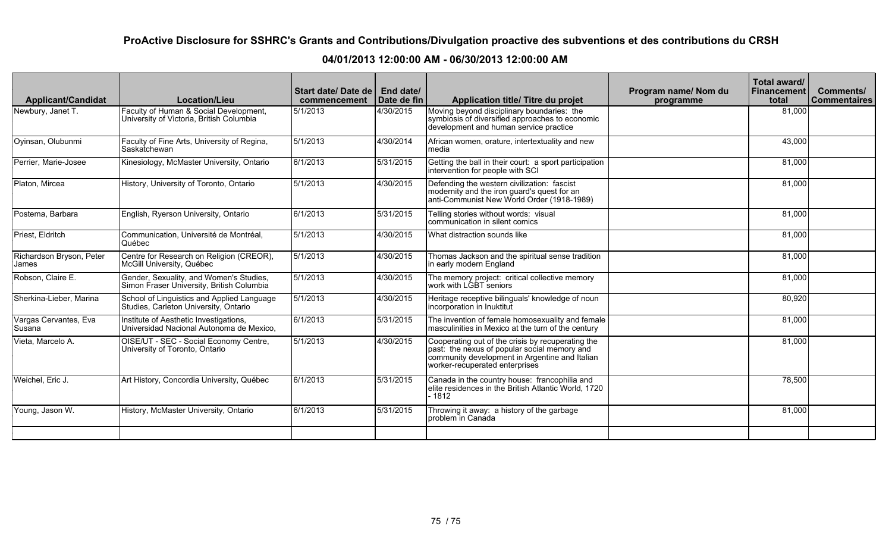# ProActive Disclosure for SSHRC's Grants and Contributions/Divulgation proactive des subventions et des contributions du CRSH

## 04/01/2013 12:00:00 AM - 06/30/2013 12:00:00 AM

| Applicant/Candidat | Location/Lieu | Start date/ Date de commencement | End date/ Date de fin | Application title/ Titre du projet | Program name/ Nom du programme | Total award/ Financement total | Comments/ Commentaires |
|---|---|---|---|---|---|---|---|
| Newbury, Janet T. | Faculty of Human & Social Development, University of Victoria, British Columbia | 5/1/2013 | 4/30/2015 | Moving beyond disciplinary boundaries: the symbiosis of diversified approaches to economic development and human service practice | | 81,000 | |
| Oyinsan, Olubunmi | Faculty of Fine Arts, University of Regina, Saskatchewan | 5/1/2013 | 4/30/2014 | African women, orature, intertextuality and new media | | 43,000 | |
| Perrier, Marie-Josee | Kinesiology, McMaster University, Ontario | 6/1/2013 | 5/31/2015 | Getting the ball in their court: a sport participation intervention for people with SCI | | 81,000 | |
| Platon, Mircea | History, University of Toronto, Ontario | 5/1/2013 | 4/30/2015 | Defending the western civilization: fascist modernity and the iron guard's quest for an anti-Communist New World Order (1918-1989) | | 81,000 | |
| Postema, Barbara | English, Ryerson University, Ontario | 6/1/2013 | 5/31/2015 | Telling stories without words: visual communication in silent comics | | 81,000 | |
| Priest, Eldritch | Communication, Université de Montréal, Québec | 5/1/2013 | 4/30/2015 | What distraction sounds like | | 81,000 | |
| Richardson Bryson, Peter James | Centre for Research on Religion (CREOR), McGill University, Québec | 5/1/2013 | 4/30/2015 | Thomas Jackson and the spiritual sense tradition in early modern England | | 81,000 | |
| Robson, Claire E. | Gender, Sexuality, and Women's Studies, Simon Fraser University, British Columbia | 5/1/2013 | 4/30/2015 | The memory project: critical collective memory work with LGBT seniors | | 81,000 | |
| Sherkina-Lieber, Marina | School of Linguistics and Applied Language Studies, Carleton University, Ontario | 5/1/2013 | 4/30/2015 | Heritage receptive bilinguals' knowledge of noun incorporation in Inuktitut | | 80,920 | |
| Vargas Cervantes, Eva Susana | Institute of Aesthetic Investigations, Universidad Nacional Autonoma de Mexico, | 6/1/2013 | 5/31/2015 | The invention of female homosexuality and female masculinities in Mexico at the turn of the century | | 81,000 | |
| Vieta, Marcelo A. | OISE/UT - SEC - Social Economy Centre, University of Toronto, Ontario | 5/1/2013 | 4/30/2015 | Cooperating out of the crisis by recuperating the past: the nexus of popular social memory and community development in Argentine and Italian worker-recuperated enterprises | | 81,000 | |
| Weichel, Eric J. | Art History, Concordia University, Québec | 6/1/2013 | 5/31/2015 | Canada in the country house: francophilia and elite residences in the British Atlantic World, 1720 - 1812 | | 78,500 | |
| Young, Jason W. | History, McMaster University, Ontario | 6/1/2013 | 5/31/2015 | Throwing it away: a history of the garbage problem in Canada | | 81,000 | |
| | | | | | | | |